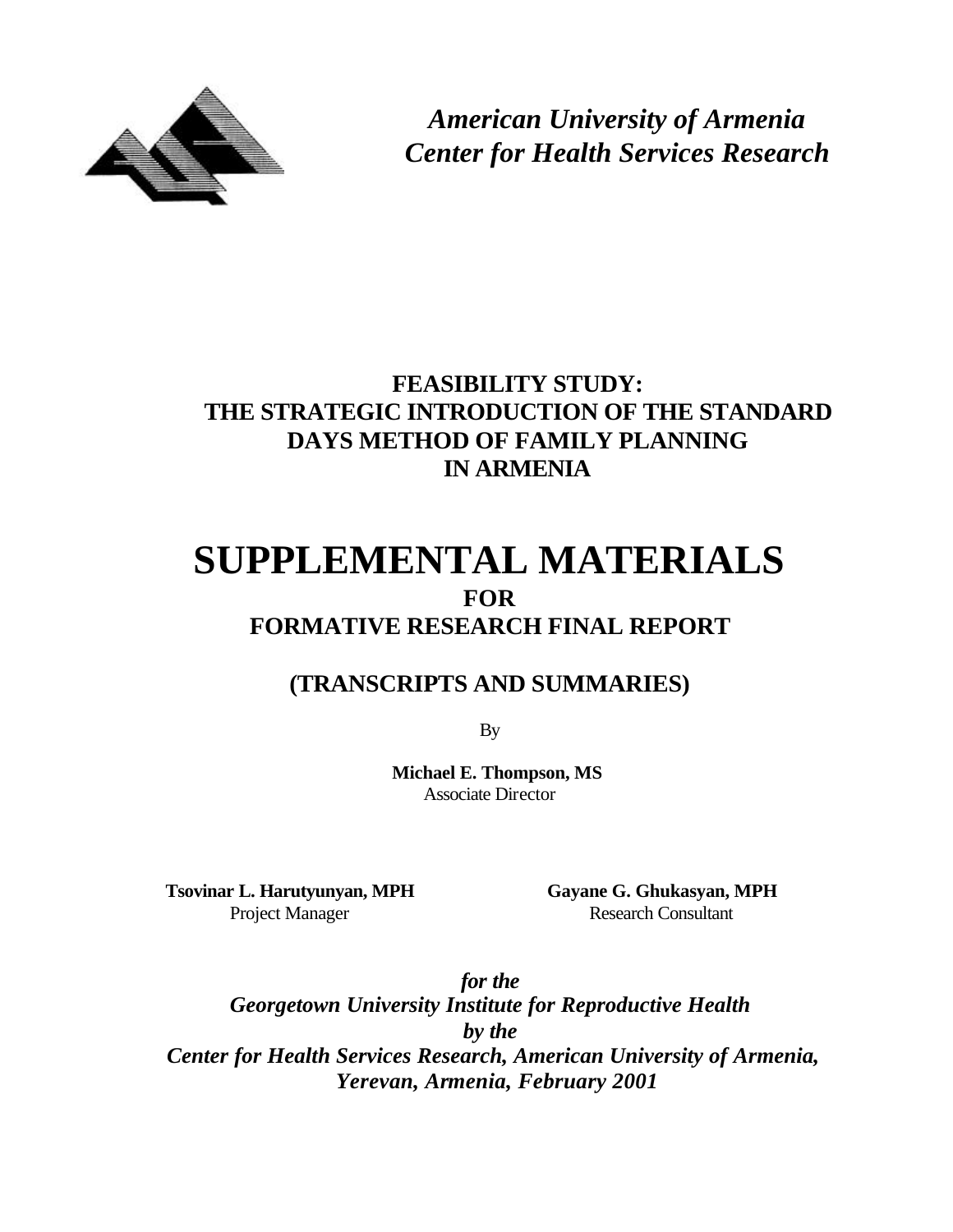*American University of Armenia*
*Center for Health Services Research*

# FEASIBILITY STUDY: THE STRATEGIC INTRODUCTION OF THE STANDARD DAYS METHOD OF FAMILY PLANNING IN ARMENIA

# SUPPLEMENTAL MATERIALS

## FOR

## FORMATIVE RESEARCH FINAL REPORT

## (TRANSCRIPTS AND SUMMARIES)

By

**Michael E. Thompson, MS**
Associate Director

**Tsovinar L. Harutyunyan, MPH**
Project Manager

**Gayane G. Ghukasyan, MPH**
Research Consultant

***for the***
***Georgetown University Institute for Reproductive Health***
***by the***
***Center for Health Services Research, American University of Armenia, Yerevan, Armenia, February 2001***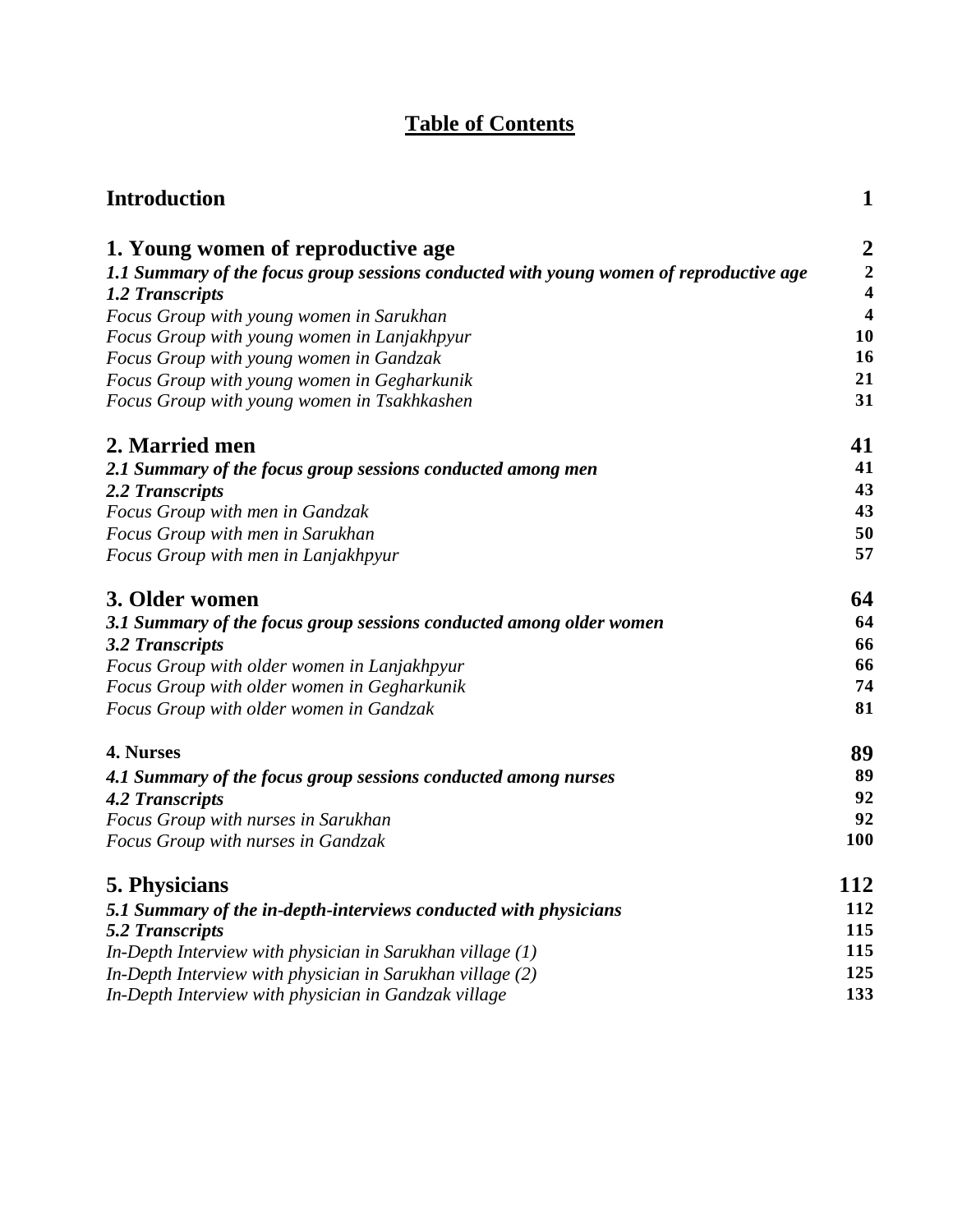# Table of Contents

| | |
|---|---|
| **Introduction** | **1** |
| **1. Young women of reproductive age** | **2** |
| ***1.1 Summary of the focus group sessions conducted with young women of reproductive age*** | **2** |
| ***1.2 Transcripts*** | **4** |
| *Focus Group with young women in Sarukhan* | **4** |
| *Focus Group with young women in Lanjakhpyur* | **10** |
| *Focus Group with young women in Gandzak* | **16** |
| *Focus Group with young women in Gegharkunik* | **21** |
| *Focus Group with young women in Tsakhkashen* | **31** |
| **2. Married men** | **41** |
| ***2.1 Summary of the focus group sessions conducted among men*** | **41** |
| ***2.2 Transcripts*** | **43** |
| *Focus Group with men in Gandzak* | **43** |
| *Focus Group with men in Sarukhan* | **50** |
| *Focus Group with men in Lanjakhpyur* | **57** |
| **3. Older women** | **64** |
| ***3.1 Summary of the focus group sessions conducted among older women*** | **64** |
| ***3.2 Transcripts*** | **66** |
| *Focus Group with older women in Lanjakhpyur* | **66** |
| *Focus Group with older women in Gegharkunik* | **74** |
| *Focus Group with older women in Gandzak* | **81** |
| **4. Nurses** | **89** |
| ***4.1 Summary of the focus group sessions conducted among nurses*** | **89** |
| ***4.2 Transcripts*** | **92** |
| *Focus Group with nurses in Sarukhan* | **92** |
| *Focus Group with nurses in Gandzak* | **100** |
| **5. Physicians** | **112** |
| ***5.1 Summary of the in-depth-interviews conducted with physicians*** | **112** |
| ***5.2 Transcripts*** | **115** |
| *In-Depth Interview with physician in Sarukhan village (1)* | **115** |
| *In-Depth Interview with physician in Sarukhan village (2)* | **125** |
| *In-Depth Interview with physician in Gandzak village* | **133** |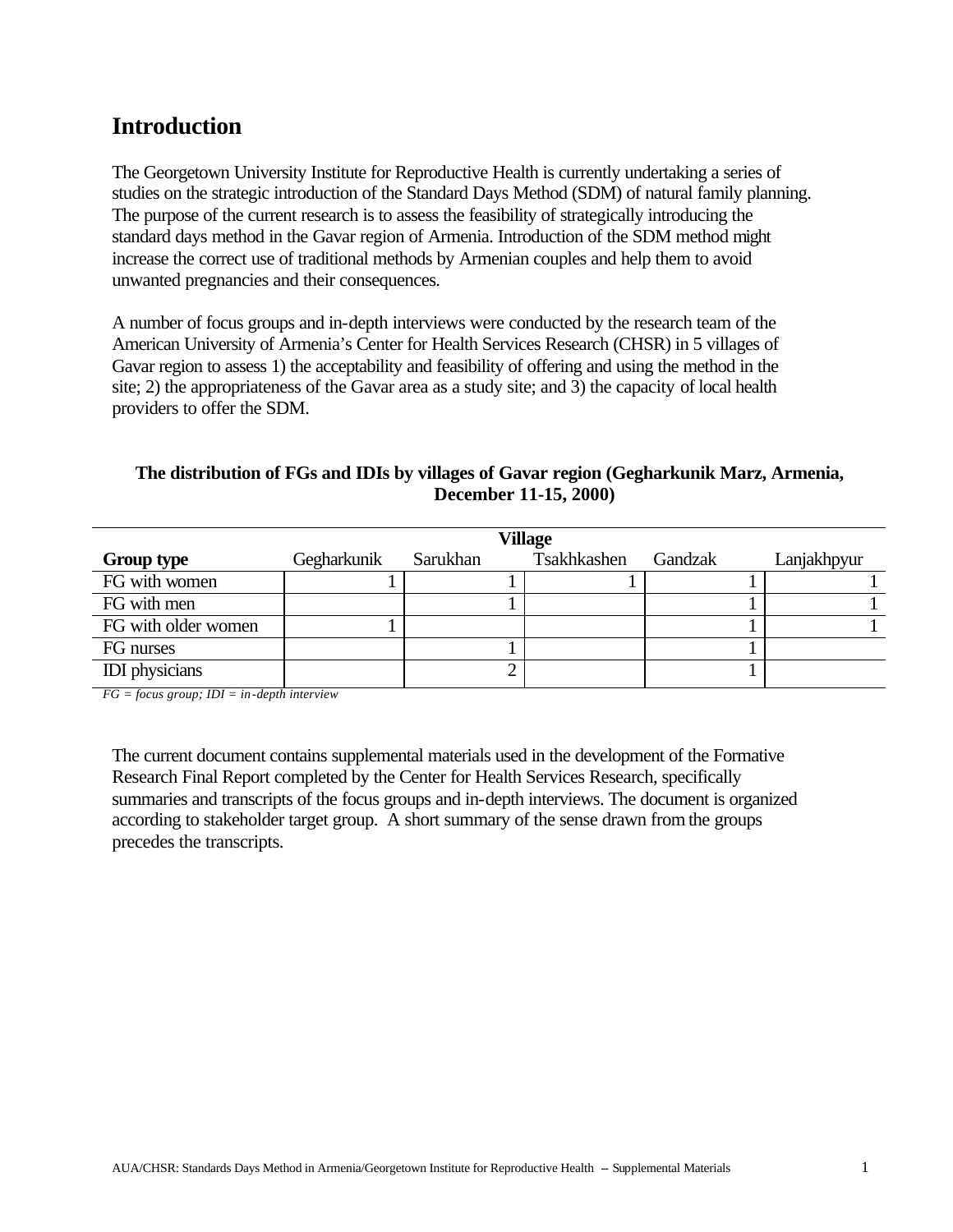# Introduction

The Georgetown University Institute for Reproductive Health is currently undertaking a series of studies on the strategic introduction of the Standard Days Method (SDM) of natural family planning. The purpose of the current research is to assess the feasibility of strategically introducing the standard days method in the Gavar region of Armenia. Introduction of the SDM method might increase the correct use of traditional methods by Armenian couples and help them to avoid unwanted pregnancies and their consequences.

A number of focus groups and in-depth interviews were conducted by the research team of the American University of Armenia's Center for Health Services Research (CHSR) in 5 villages of Gavar region to assess 1) the acceptability and feasibility of offering and using the method in the site; 2) the appropriateness of the Gavar area as a study site; and 3) the capacity of local health providers to offer the SDM.

**The distribution of FGs and IDIs by villages of Gavar region (Gegharkunik Marz, Armenia, December 11-15, 2000)**

| | Village | | | | |
|---|---|---|---|---|---|
| **Group type** | Gegharkunik | Sarukhan | Tsakhkashen | Gandzak | Lanjakhpyur |
| FG with women | 1 | 1 | 1 | 1 | 1 |
| FG with men | | 1 | | 1 | 1 |
| FG with older women | 1 | | | 1 | 1 |
| FG nurses | | 1 | | 1 | |
| IDI physicians | | 2 | | 1 | |

*FG = focus group; IDI = in-depth interview*

The current document contains supplemental materials used in the development of the Formative Research Final Report completed by the Center for Health Services Research, specifically summaries and transcripts of the focus groups and in-depth interviews. The document is organized according to stakeholder target group. A short summary of the sense drawn from the groups precedes the transcripts.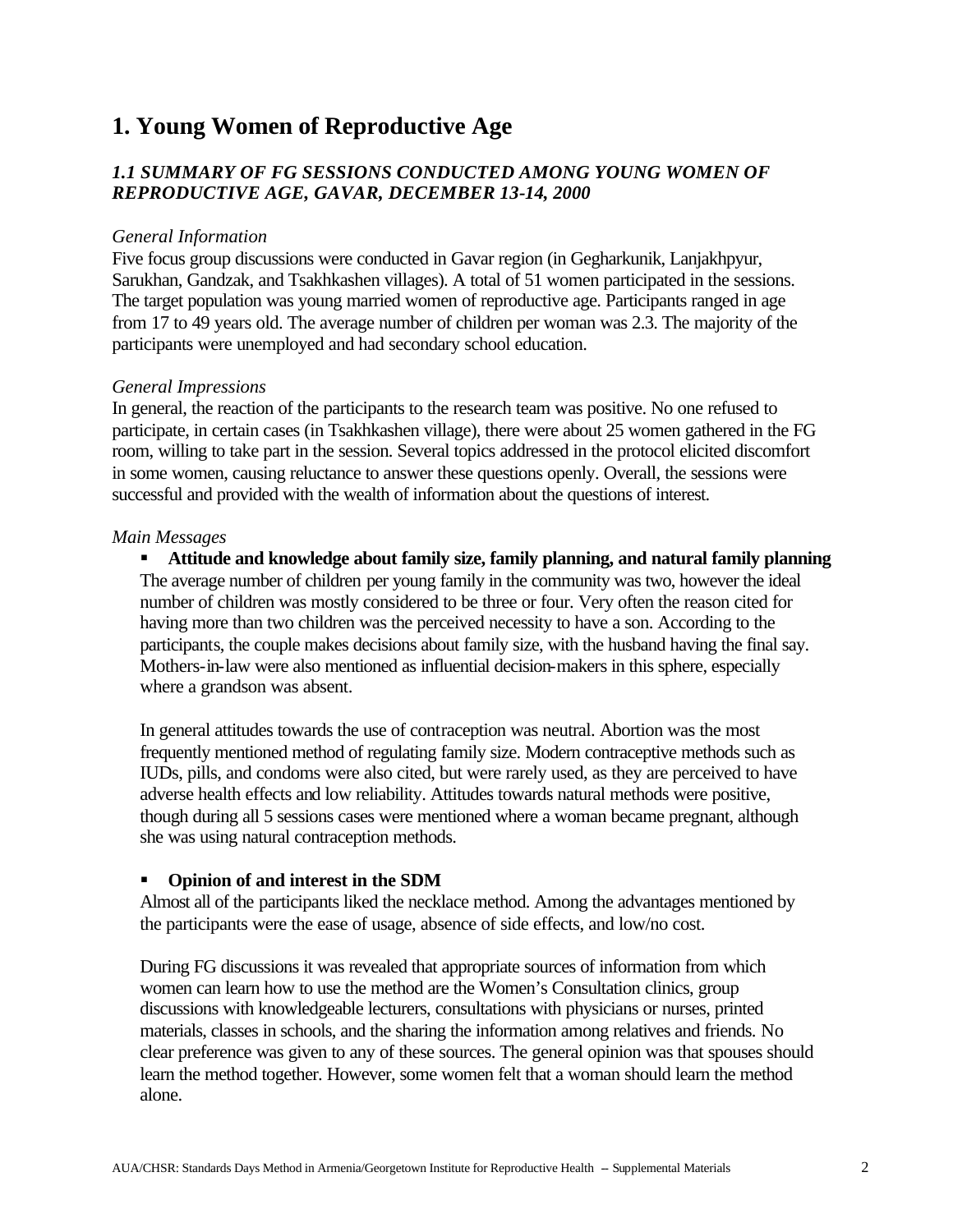# 1. Young Women of Reproductive Age

### *1.1 SUMMARY OF FG SESSIONS CONDUCTED AMONG YOUNG WOMEN OF REPRODUCTIVE AGE, GAVAR, DECEMBER 13-14, 2000*

*General Information*

Five focus group discussions were conducted in Gavar region (in Gegharkunik, Lanjakhpyur, Sarukhan, Gandzak, and Tsakhkashen villages). A total of 51 women participated in the sessions. The target population was young married women of reproductive age. Participants ranged in age from 17 to 49 years old. The average number of children per woman was 2.3. The majority of the participants were unemployed and had secondary school education.

*General Impressions*

In general, the reaction of the participants to the research team was positive. No one refused to participate, in certain cases (in Tsakhkashen village), there were about 25 women gathered in the FG room, willing to take part in the session. Several topics addressed in the protocol elicited discomfort in some women, causing reluctance to answer these questions openly. Overall, the sessions were successful and provided with the wealth of information about the questions of interest.

*Main Messages*

- **Attitude and knowledge about family size, family planning, and natural family planning**

  The average number of children per young family in the community was two, however the ideal number of children was mostly considered to be three or four. Very often the reason cited for having more than two children was the perceived necessity to have a son. According to the participants, the couple makes decisions about family size, with the husband having the final say. Mothers-in-law were also mentioned as influential decision-makers in this sphere, especially where a grandson was absent.

  In general attitudes towards the use of contraception was neutral. Abortion was the most frequently mentioned method of regulating family size. Modern contraceptive methods such as IUDs, pills, and condoms were also cited, but were rarely used, as they are perceived to have adverse health effects and low reliability. Attitudes towards natural methods were positive, though during all 5 sessions cases were mentioned where a woman became pregnant, although she was using natural contraception methods.

- **Opinion of and interest in the SDM**

  Almost all of the participants liked the necklace method. Among the advantages mentioned by the participants were the ease of usage, absence of side effects, and low/no cost.

  During FG discussions it was revealed that appropriate sources of information from which women can learn how to use the method are the Women's Consultation clinics, group discussions with knowledgeable lecturers, consultations with physicians or nurses, printed materials, classes in schools, and the sharing the information among relatives and friends. No clear preference was given to any of these sources. The general opinion was that spouses should learn the method together. However, some women felt that a woman should learn the method alone.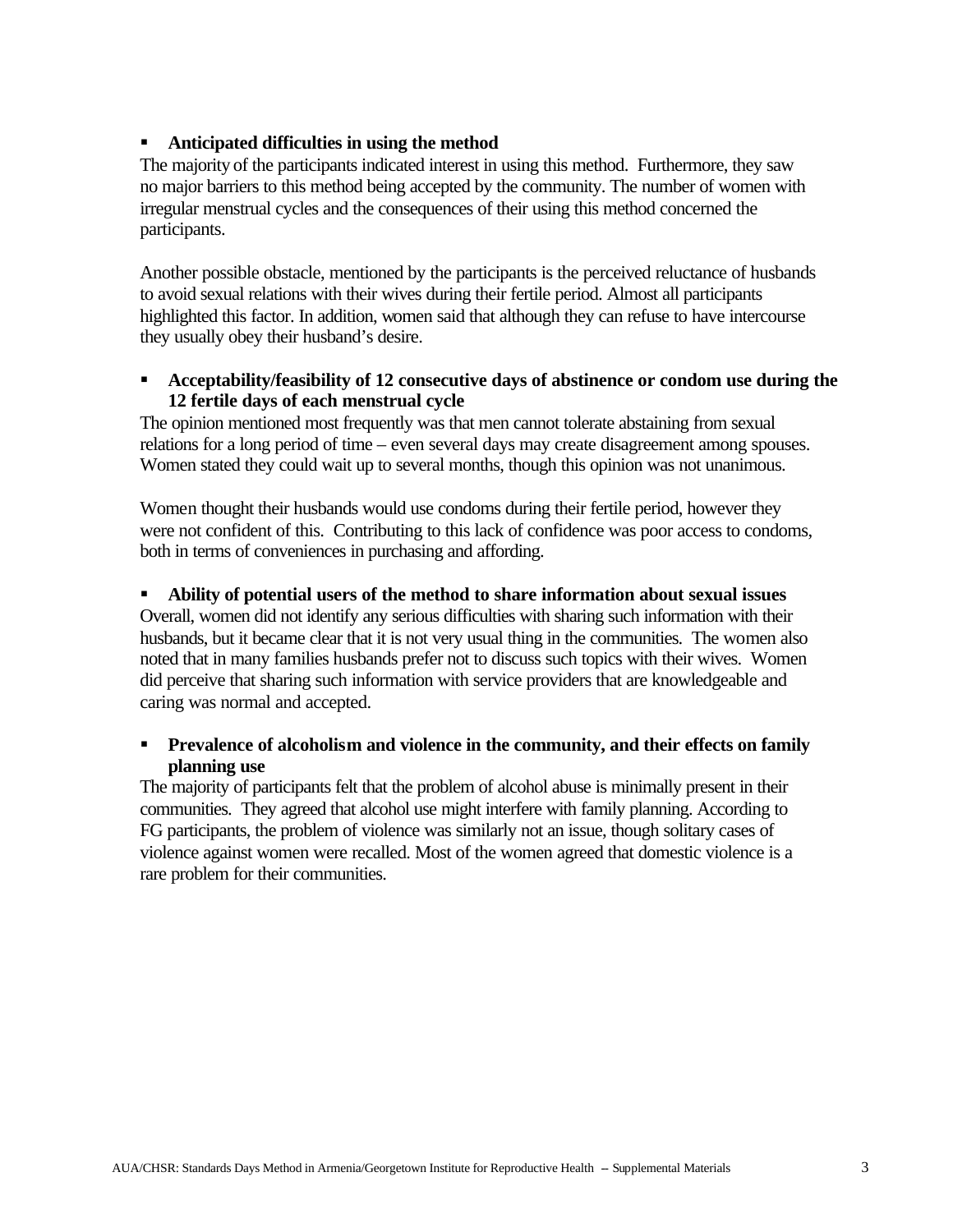- **Anticipated difficulties in using the method**

The majority of the participants indicated interest in using this method. Furthermore, they saw no major barriers to this method being accepted by the community. The number of women with irregular menstrual cycles and the consequences of their using this method concerned the participants.

Another possible obstacle, mentioned by the participants is the perceived reluctance of husbands to avoid sexual relations with their wives during their fertile period. Almost all participants highlighted this factor. In addition, women said that although they can refuse to have intercourse they usually obey their husband's desire.

- **Acceptability/feasibility of 12 consecutive days of abstinence or condom use during the 12 fertile days of each menstrual cycle**

The opinion mentioned most frequently was that men cannot tolerate abstaining from sexual relations for a long period of time – even several days may create disagreement among spouses. Women stated they could wait up to several months, though this opinion was not unanimous.

Women thought their husbands would use condoms during their fertile period, however they were not confident of this. Contributing to this lack of confidence was poor access to condoms, both in terms of conveniences in purchasing and affording.

- **Ability of potential users of the method to share information about sexual issues**

Overall, women did not identify any serious difficulties with sharing such information with their husbands, but it became clear that it is not very usual thing in the communities. The women also noted that in many families husbands prefer not to discuss such topics with their wives. Women did perceive that sharing such information with service providers that are knowledgeable and caring was normal and accepted.

- **Prevalence of alcoholism and violence in the community, and their effects on family planning use**

The majority of participants felt that the problem of alcohol abuse is minimally present in their communities. They agreed that alcohol use might interfere with family planning. According to FG participants, the problem of violence was similarly not an issue, though solitary cases of violence against women were recalled. Most of the women agreed that domestic violence is a rare problem for their communities.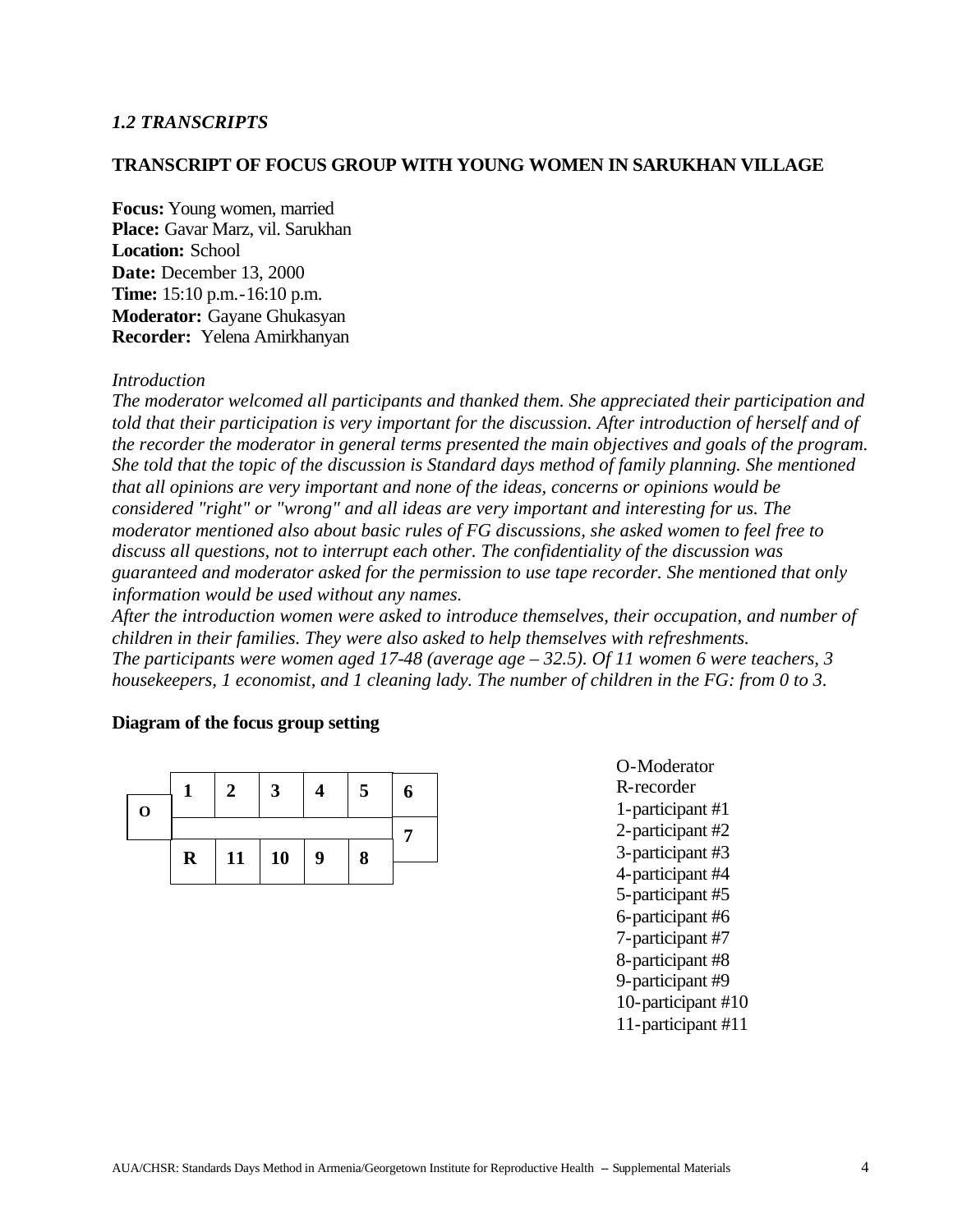### *1.2 TRANSCRIPTS*

**TRANSCRIPT OF FOCUS GROUP WITH YOUNG WOMEN IN SARUKHAN VILLAGE**

**Focus:** Young women, married
**Place:** Gavar Marz, vil. Sarukhan
**Location:** School
**Date:** December 13, 2000
**Time:** 15:10 p.m.-16:10 p.m.
**Moderator:** Gayane Ghukasyan
**Recorder:** Yelena Amirkhanyan

*Introduction*
*The moderator welcomed all participants and thanked them. She appreciated their participation and told that their participation is very important for the discussion. After introduction of herself and of the recorder the moderator in general terms presented the main objectives and goals of the program. She told that the topic of the discussion is Standard days method of family planning. She mentioned that all opinions are very important and none of the ideas, concerns or opinions would be considered "right" or "wrong" and all ideas are very important and interesting for us. The moderator mentioned also about basic rules of FG discussions, she asked women to feel free to discuss all questions, not to interrupt each other. The confidentiality of the discussion was guaranteed and moderator asked for the permission to use tape recorder. She mentioned that only information would be used without any names.*
*After the introduction women were asked to introduce themselves, their occupation, and number of children in their families. They were also asked to help themselves with refreshments.*
*The participants were women aged 17-48 (average age – 32.5). Of 11 women 6 were teachers, 3 housekeepers, 1 economist, and 1 cleaning lady. The number of children in the FG: from 0 to 3.*

**Diagram of the focus group setting**

| | | | | | | |
|---|---|---|---|---|---|---|
| | **1** | **2** | **3** | **4** | **5** | **6** |
| **O** | | | | | | **7** |
| | **R** | **11** | **10** | **9** | **8** | |

O-Moderator
R-recorder
1-participant #1
2-participant #2
3-participant #3
4-participant #4
5-participant #5
6-participant #6
7-participant #7
8-participant #8
9-participant #9
10-participant #10
11-participant #11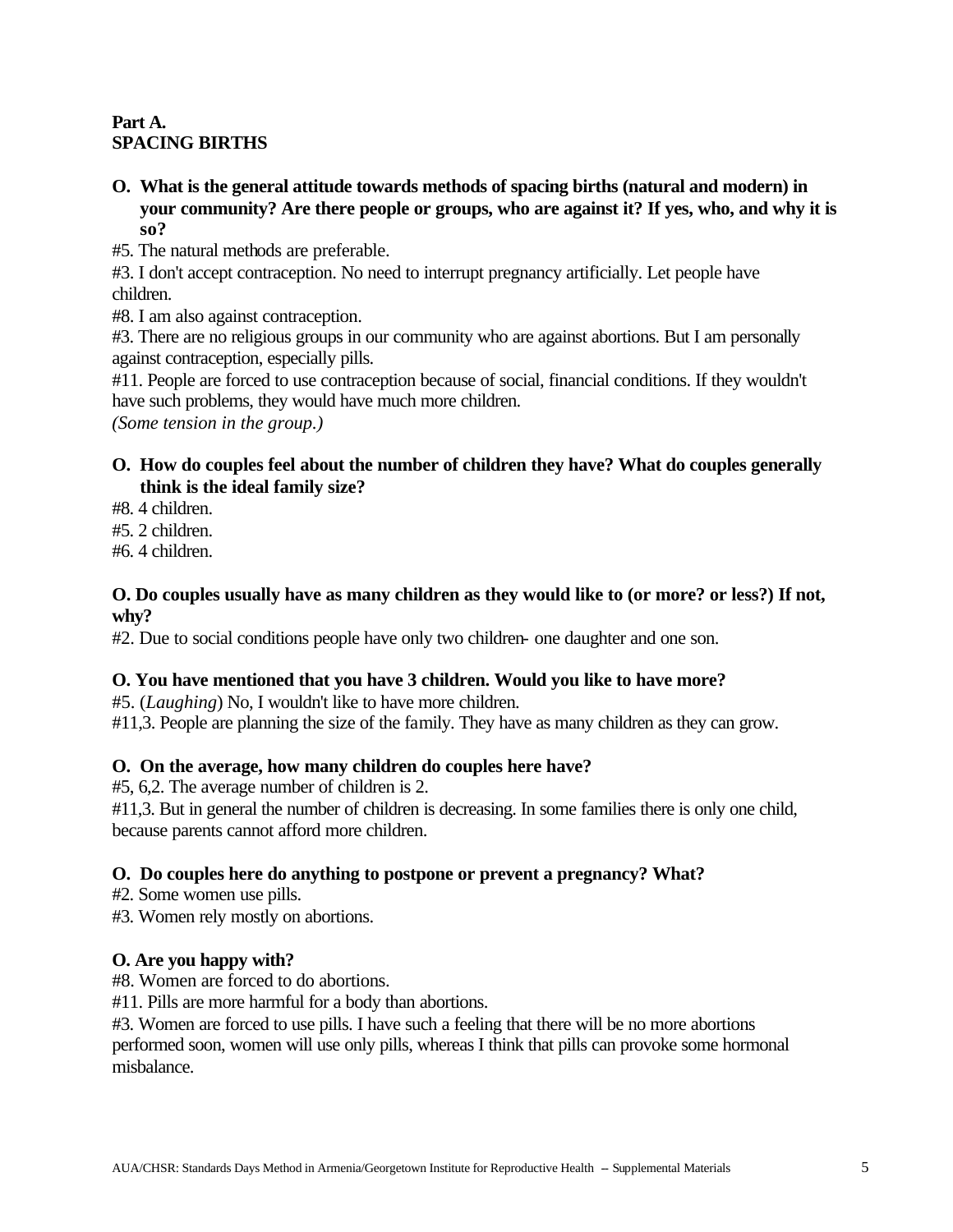**Part A.**
**SPACING BIRTHS**

**O. What is the general attitude towards methods of spacing births (natural and modern) in your community? Are there people or groups, who are against it? If yes, who, and why it is so?**

#5. The natural methods are preferable.

#3. I don't accept contraception. No need to interrupt pregnancy artificially. Let people have children.

#8. I am also against contraception.

#3. There are no religious groups in our community who are against abortions. But I am personally against contraception, especially pills.

#11. People are forced to use contraception because of social, financial conditions. If they wouldn't have such problems, they would have much more children.

*(Some tension in the group.)*

**O. How do couples feel about the number of children they have? What do couples generally think is the ideal family size?**

#8. 4 children.

#5. 2 children.

#6. 4 children.

**O. Do couples usually have as many children as they would like to (or more? or less?) If not, why?**

#2. Due to social conditions people have only two children- one daughter and one son.

**O. You have mentioned that you have 3 children. Would you like to have more?**

#5. (*Laughing*) No, I wouldn't like to have more children.

#11,3. People are planning the size of the family. They have as many children as they can grow.

**O. On the average, how many children do couples here have?**

#5, 6,2. The average number of children is 2.

#11,3. But in general the number of children is decreasing. In some families there is only one child, because parents cannot afford more children.

**O. Do couples here do anything to postpone or prevent a pregnancy? What?**

#2. Some women use pills.

#3. Women rely mostly on abortions.

**O. Are you happy with?**

#8. Women are forced to do abortions.

#11. Pills are more harmful for a body than abortions.

#3. Women are forced to use pills. I have such a feeling that there will be no more abortions performed soon, women will use only pills, whereas I think that pills can provoke some hormonal misbalance.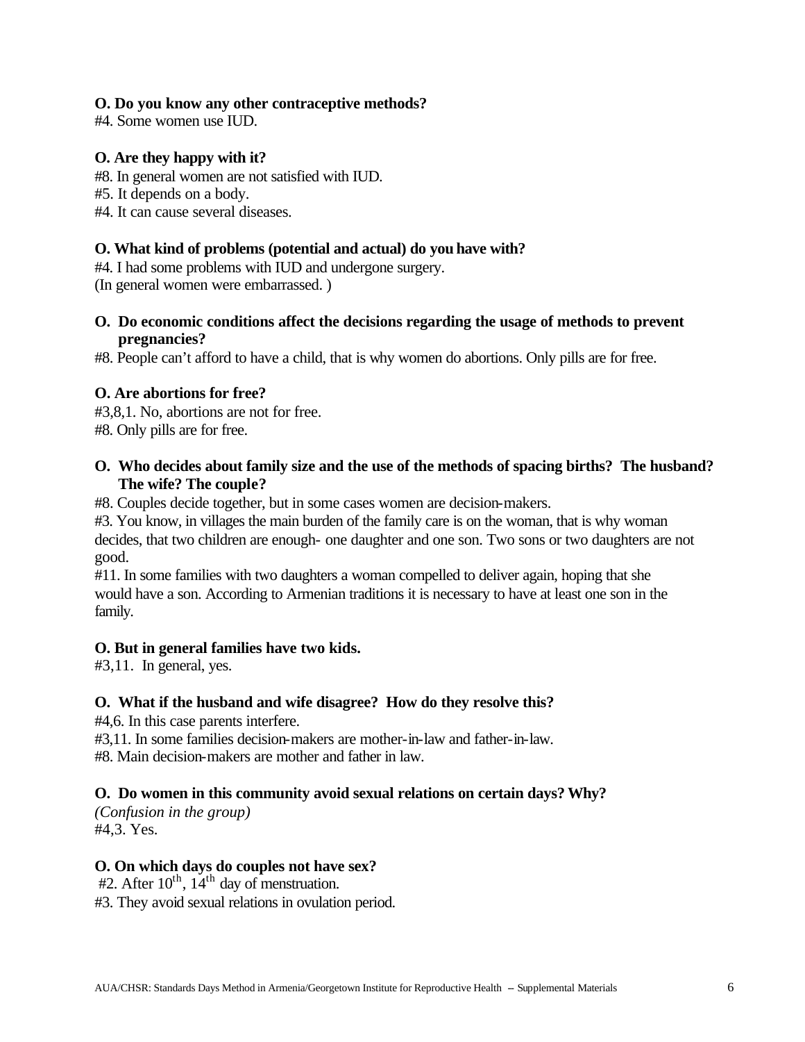**O. Do you know any other contraceptive methods?**
#4. Some women use IUD.

**O. Are they happy with it?**
#8. In general women are not satisfied with IUD.
#5. It depends on a body.
#4. It can cause several diseases.

**O. What kind of problems (potential and actual) do you have with?**
#4. I had some problems with IUD and undergone surgery.
(In general women were embarrassed. )

**O. Do economic conditions affect the decisions regarding the usage of methods to prevent pregnancies?**
#8. People can't afford to have a child, that is why women do abortions. Only pills are for free.

**O. Are abortions for free?**
#3,8,1. No, abortions are not for free.
#8. Only pills are for free.

**O. Who decides about family size and the use of the methods of spacing births? The husband? The wife? The couple?**
#8. Couples decide together, but in some cases women are decision-makers.
#3. You know, in villages the main burden of the family care is on the woman, that is why woman decides, that two children are enough- one daughter and one son. Two sons or two daughters are not good.
#11. In some families with two daughters a woman compelled to deliver again, hoping that she would have a son. According to Armenian traditions it is necessary to have at least one son in the family.

**O. But in general families have two kids.**
#3,11. In general, yes.

**O. What if the husband and wife disagree? How do they resolve this?**
#4,6. In this case parents interfere.
#3,11. In some families decision-makers are mother-in-law and father-in-law.
#8. Main decision-makers are mother and father in law.

**O. Do women in this community avoid sexual relations on certain days? Why?**
*(Confusion in the group)*
#4,3. Yes.

**O. On which days do couples not have sex?**
#2. After 10th, 14th day of menstruation.
#3. They avoid sexual relations in ovulation period.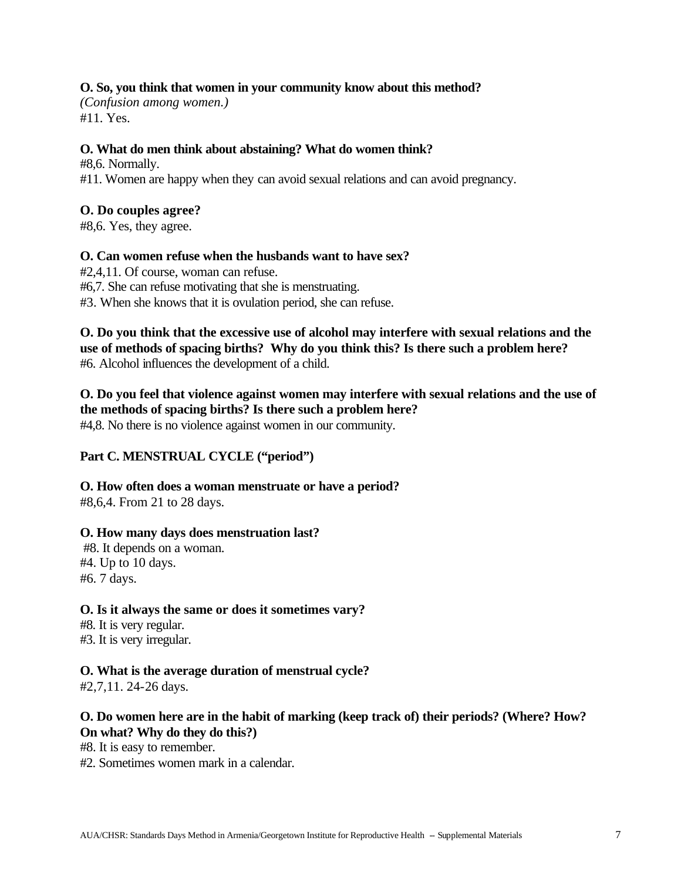**O. So, you think that women in your community know about this method?**
*(Confusion among women.)*
#11. Yes.

**O. What do men think about abstaining? What do women think?**
#8,6. Normally.
#11. Women are happy when they can avoid sexual relations and can avoid pregnancy.

**O. Do couples agree?**
#8,6. Yes, they agree.

**O. Can women refuse when the husbands want to have sex?**
#2,4,11. Of course, woman can refuse.
#6,7. She can refuse motivating that she is menstruating.
#3. When she knows that it is ovulation period, she can refuse.

**O. Do you think that the excessive use of alcohol may interfere with sexual relations and the use of methods of spacing births? Why do you think this? Is there such a problem here?**
#6. Alcohol influences the development of a child.

**O. Do you feel that violence against women may interfere with sexual relations and the use of the methods of spacing births? Is there such a problem here?**
#4,8. No there is no violence against women in our community.

**Part C. MENSTRUAL CYCLE ("period")**

**O. How often does a woman menstruate or have a period?**
#8,6,4. From 21 to 28 days.

**O. How many days does menstruation last?**
#8. It depends on a woman.
#4. Up to 10 days.
#6. 7 days.

**O. Is it always the same or does it sometimes vary?**
#8. It is very regular.
#3. It is very irregular.

**O. What is the average duration of menstrual cycle?**
#2,7,11. 24-26 days.

**O. Do women here are in the habit of marking (keep track of) their periods? (Where? How? On what? Why do they do this?)**
#8. It is easy to remember.
#2. Sometimes women mark in a calendar.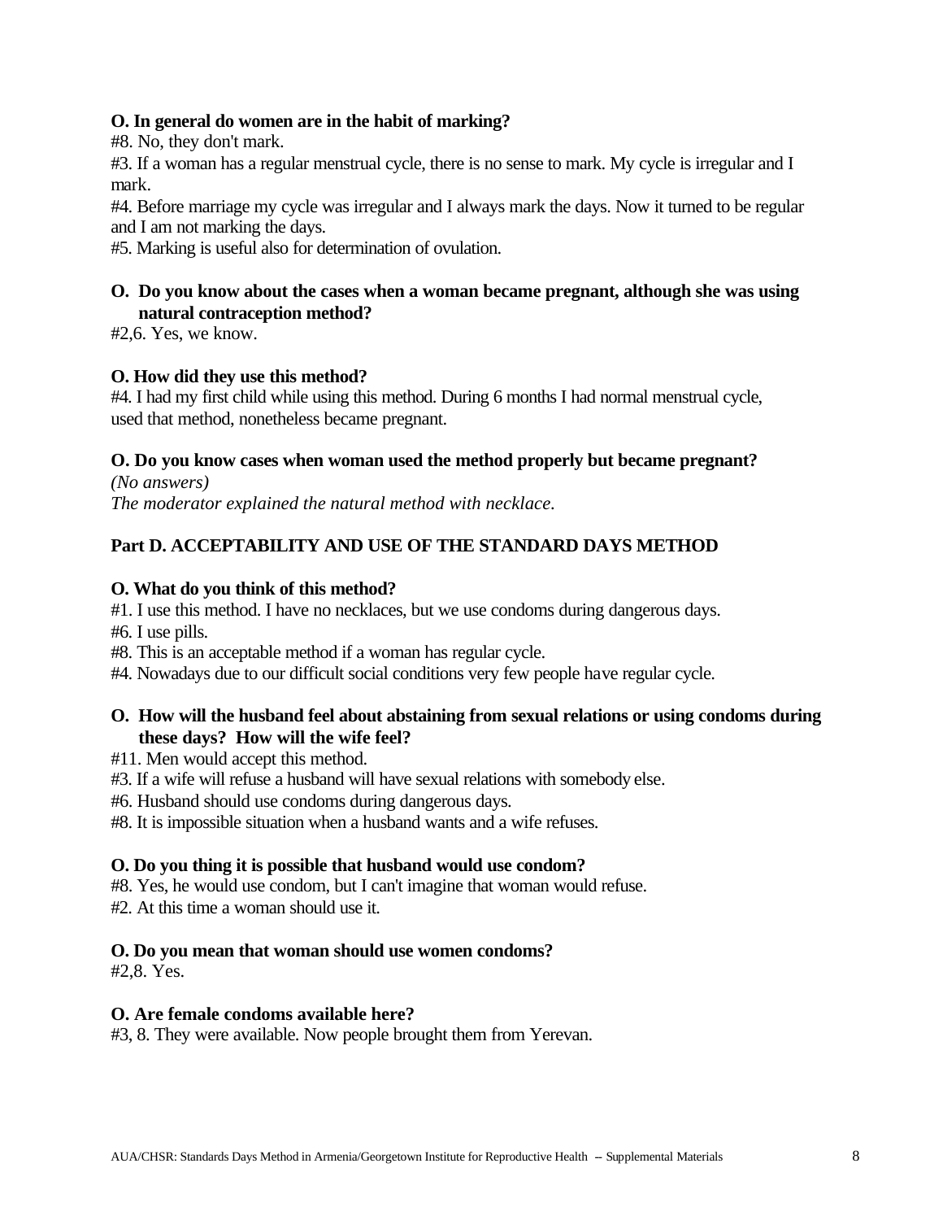**O. In general do women are in the habit of marking?**

#8. No, they don't mark.

#3. If a woman has a regular menstrual cycle, there is no sense to mark. My cycle is irregular and I mark.

#4. Before marriage my cycle was irregular and I always mark the days. Now it turned to be regular and I am not marking the days.

#5. Marking is useful also for determination of ovulation.

**O. Do you know about the cases when a woman became pregnant, although she was using natural contraception method?**

#2,6. Yes, we know.

**O. How did they use this method?**

#4. I had my first child while using this method. During 6 months I had normal menstrual cycle, used that method, nonetheless became pregnant.

**O. Do you know cases when woman used the method properly but became pregnant?**

*(No answers)*

*The moderator explained the natural method with necklace.*

## Part D. ACCEPTABILITY AND USE OF THE STANDARD DAYS METHOD

**O. What do you think of this method?**

#1. I use this method. I have no necklaces, but we use condoms during dangerous days.

#6. I use pills.

#8. This is an acceptable method if a woman has regular cycle.

#4. Nowadays due to our difficult social conditions very few people have regular cycle.

**O. How will the husband feel about abstaining from sexual relations or using condoms during these days? How will the wife feel?**

#11. Men would accept this method.

#3. If a wife will refuse a husband will have sexual relations with somebody else.

#6. Husband should use condoms during dangerous days.

#8. It is impossible situation when a husband wants and a wife refuses.

**O. Do you thing it is possible that husband would use condom?**

#8. Yes, he would use condom, but I can't imagine that woman would refuse.

#2. At this time a woman should use it.

**O. Do you mean that woman should use women condoms?**

#2,8. Yes.

**O. Are female condoms available here?**

#3, 8. They were available. Now people brought them from Yerevan.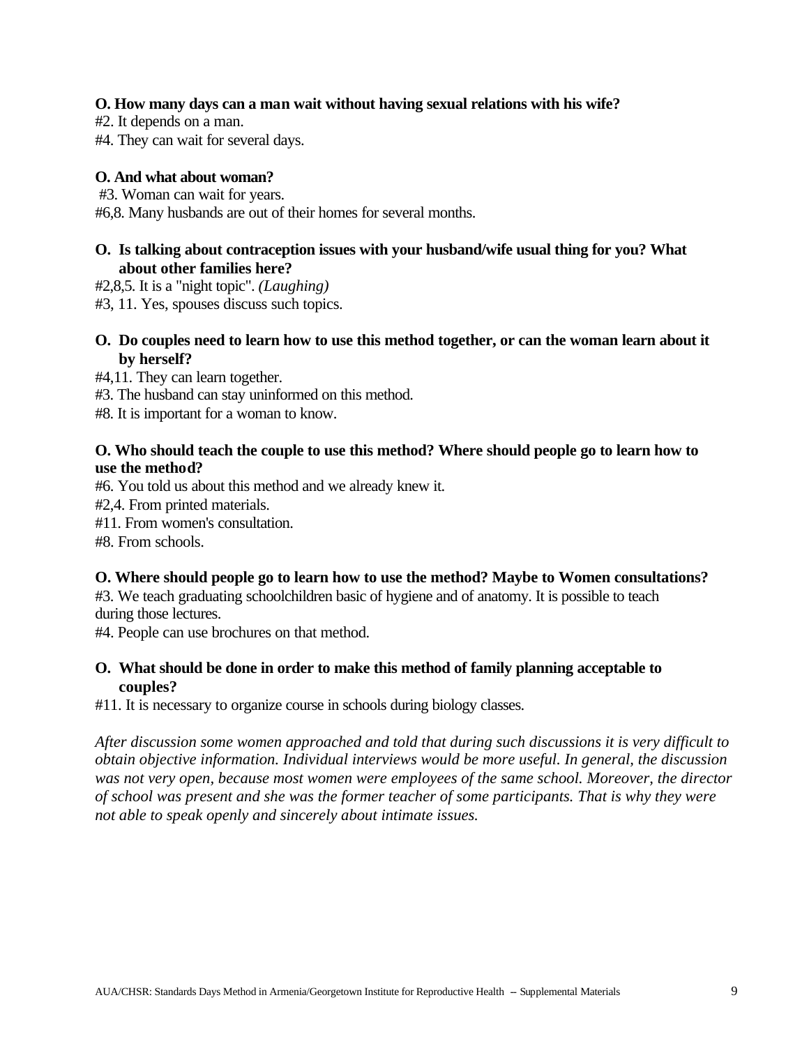**O. How many days can a man wait without having sexual relations with his wife?**

#2. It depends on a man.

#4. They can wait for several days.

**O. And what about woman?**

#3. Woman can wait for years.

#6,8. Many husbands are out of their homes for several months.

**O. Is talking about contraception issues with your husband/wife usual thing for you? What about other families here?**

#2,8,5. It is a "night topic". *(Laughing)*

#3, 11. Yes, spouses discuss such topics.

**O. Do couples need to learn how to use this method together, or can the woman learn about it by herself?**

#4,11. They can learn together.

#3. The husband can stay uninformed on this method.

#8. It is important for a woman to know.

**O. Who should teach the couple to use this method? Where should people go to learn how to use the method?**

#6. You told us about this method and we already knew it.

#2,4. From printed materials.

#11. From women's consultation.

#8. From schools.

**O. Where should people go to learn how to use the method? Maybe to Women consultations?**

#3. We teach graduating schoolchildren basic of hygiene and of anatomy. It is possible to teach during those lectures.

#4. People can use brochures on that method.

**O. What should be done in order to make this method of family planning acceptable to couples?**

#11. It is necessary to organize course in schools during biology classes.

*After discussion some women approached and told that during such discussions it is very difficult to obtain objective information. Individual interviews would be more useful. In general, the discussion was not very open, because most women were employees of the same school. Moreover, the director of school was present and she was the former teacher of some participants. That is why they were not able to speak openly and sincerely about intimate issues.*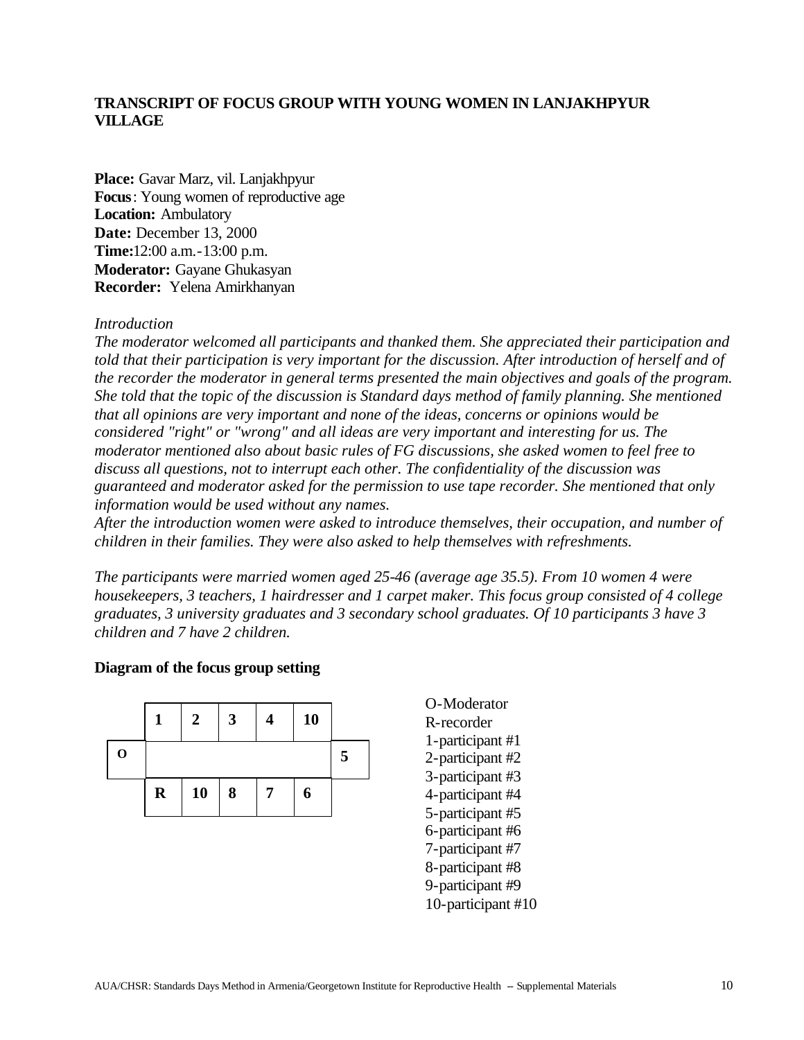## TRANSCRIPT OF FOCUS GROUP WITH YOUNG WOMEN IN LANJAKHPYUR VILLAGE

**Place:** Gavar Marz, vil. Lanjakhpyur
**Focus**: Young women of reproductive age
**Location:** Ambulatory
**Date:** December 13, 2000
**Time:**12:00 a.m.-13:00 p.m.
**Moderator:** Gayane Ghukasyan
**Recorder:** Yelena Amirkhanyan

*Introduction*

*The moderator welcomed all participants and thanked them. She appreciated their participation and told that their participation is very important for the discussion. After introduction of herself and of the recorder the moderator in general terms presented the main objectives and goals of the program. She told that the topic of the discussion is Standard days method of family planning. She mentioned that all opinions are very important and none of the ideas, concerns or opinions would be considered "right" or "wrong" and all ideas are very important and interesting for us. The moderator mentioned also about basic rules of FG discussions, she asked women to feel free to discuss all questions, not to interrupt each other. The confidentiality of the discussion was guaranteed and moderator asked for the permission to use tape recorder. She mentioned that only information would be used without any names.*

*After the introduction women were asked to introduce themselves, their occupation, and number of children in their families. They were also asked to help themselves with refreshments.*

*The participants were married women aged 25-46 (average age 35.5). From 10 women 4 were housekeepers, 3 teachers, 1 hairdresser and 1 carpet maker. This focus group consisted of 4 college graduates, 3 university graduates and 3 secondary school graduates. Of 10 participants 3 have 3 children and 7 have 2 children.*

**Diagram of the focus group setting**

| | 1 | 2 | 3 | 4 | 10 | |
|---|---|---|---|---|---|---|
| O | | | | | | 5 |
| | R | 10 | 8 | 7 | 6 | |

O-Moderator
R-recorder
1-participant #1
2-participant #2
3-participant #3
4-participant #4
5-participant #5
6-participant #6
7-participant #7
8-participant #8
9-participant #9
10-participant #10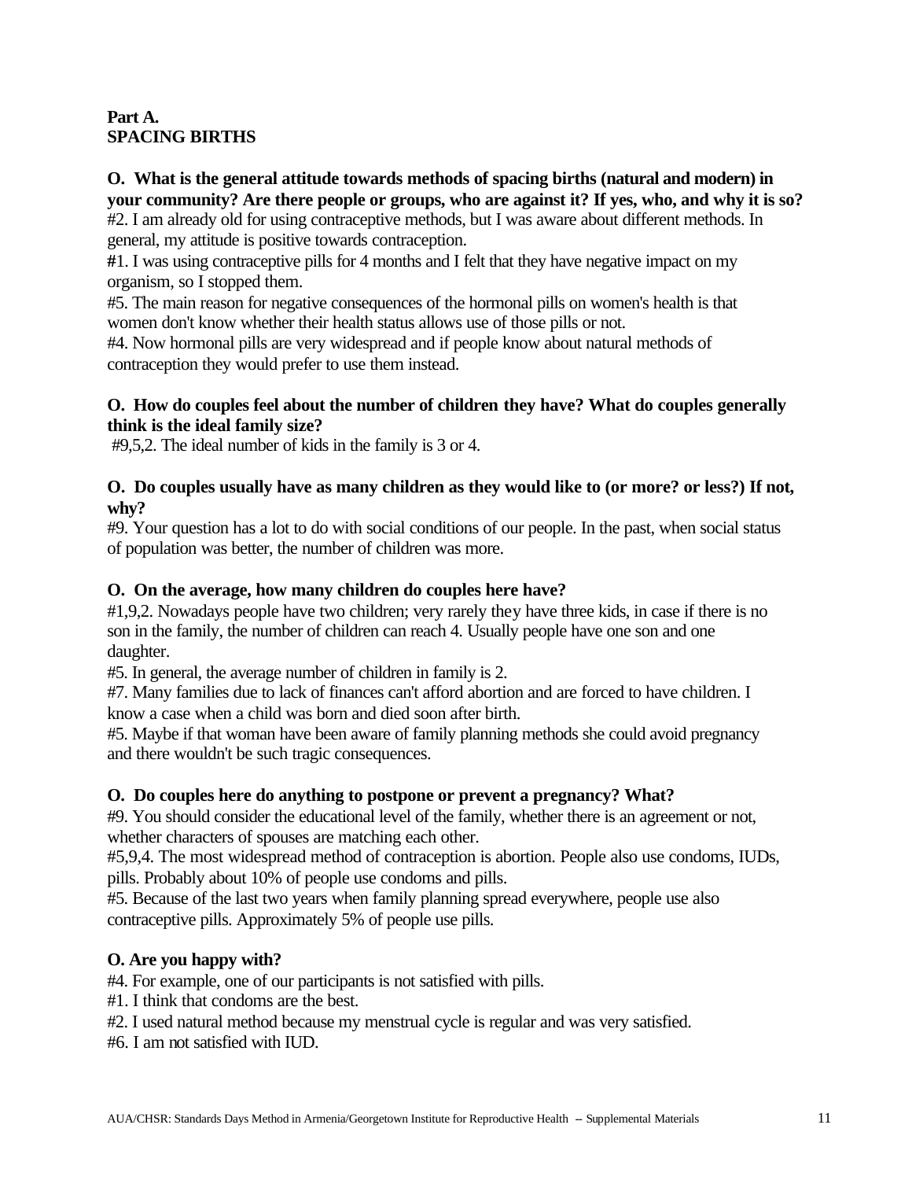**Part A.**
**SPACING BIRTHS**

**O. What is the general attitude towards methods of spacing births (natural and modern) in your community? Are there people or groups, who are against it? If yes, who, and why it is so?**

#2. I am already old for using contraceptive methods, but I was aware about different methods. In general, my attitude is positive towards contraception.

#1. I was using contraceptive pills for 4 months and I felt that they have negative impact on my organism, so I stopped them.

#5. The main reason for negative consequences of the hormonal pills on women's health is that women don't know whether their health status allows use of those pills or not.

#4. Now hormonal pills are very widespread and if people know about natural methods of contraception they would prefer to use them instead.

**O. How do couples feel about the number of children they have? What do couples generally think is the ideal family size?**

#9,5,2. The ideal number of kids in the family is 3 or 4.

**O. Do couples usually have as many children as they would like to (or more? or less?) If not, why?**

#9. Your question has a lot to do with social conditions of our people. In the past, when social status of population was better, the number of children was more.

**O. On the average, how many children do couples here have?**

#1,9,2. Nowadays people have two children; very rarely they have three kids, in case if there is no son in the family, the number of children can reach 4. Usually people have one son and one daughter.

#5. In general, the average number of children in family is 2.

#7. Many families due to lack of finances can't afford abortion and are forced to have children. I know a case when a child was born and died soon after birth.

#5. Maybe if that woman have been aware of family planning methods she could avoid pregnancy and there wouldn't be such tragic consequences.

**O. Do couples here do anything to postpone or prevent a pregnancy? What?**

#9. You should consider the educational level of the family, whether there is an agreement or not, whether characters of spouses are matching each other.

#5,9,4. The most widespread method of contraception is abortion. People also use condoms, IUDs, pills. Probably about 10% of people use condoms and pills.

#5. Because of the last two years when family planning spread everywhere, people use also contraceptive pills. Approximately 5% of people use pills.

**O. Are you happy with?**

#4. For example, one of our participants is not satisfied with pills.

#1. I think that condoms are the best.

#2. I used natural method because my menstrual cycle is regular and was very satisfied.

#6. I am not satisfied with IUD.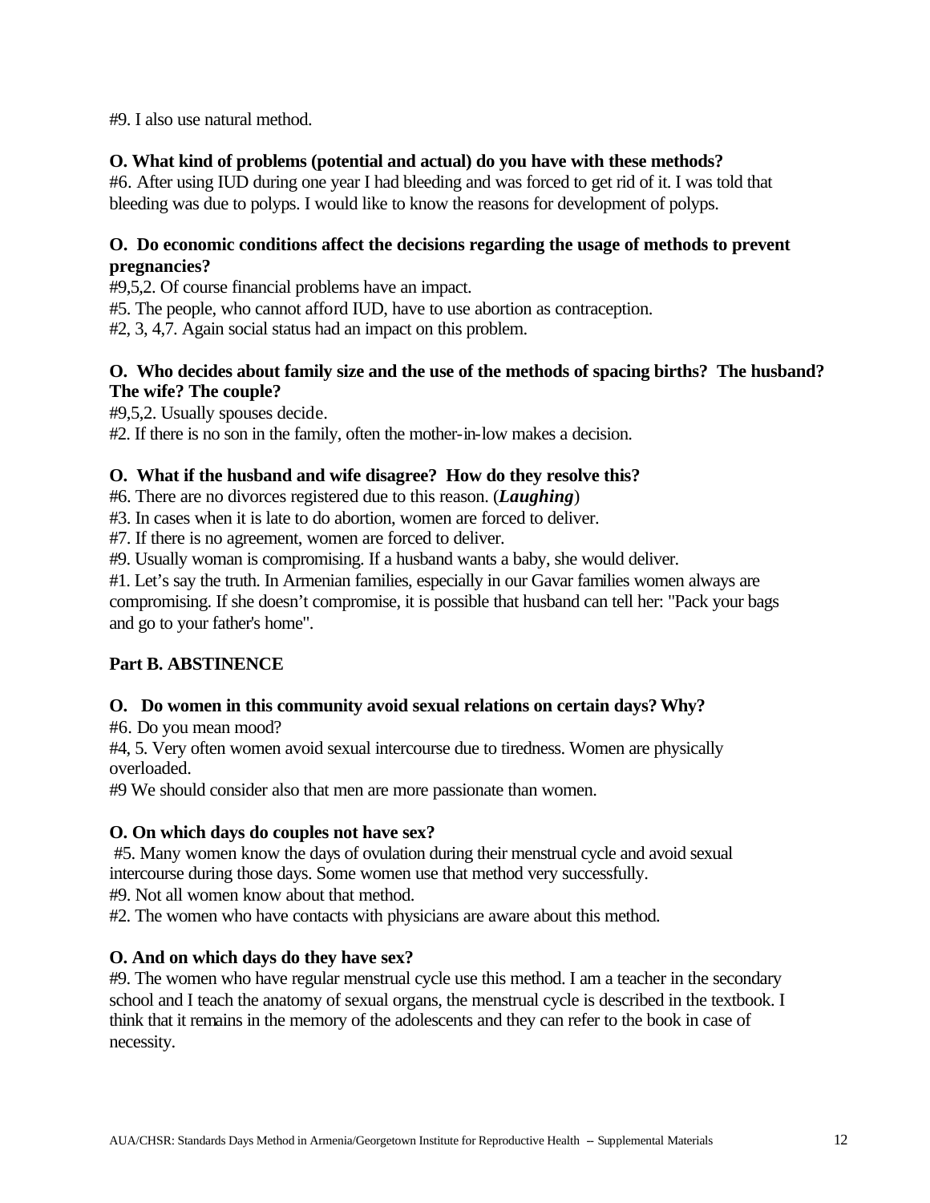#9. I also use natural method.

**O. What kind of problems (potential and actual) do you have with these methods?**

#6. After using IUD during one year I had bleeding and was forced to get rid of it. I was told that bleeding was due to polyps. I would like to know the reasons for development of polyps.

**O. Do economic conditions affect the decisions regarding the usage of methods to prevent pregnancies?**

#9,5,2. Of course financial problems have an impact.

#5. The people, who cannot afford IUD, have to use abortion as contraception.

#2, 3, 4,7. Again social status had an impact on this problem.

**O. Who decides about family size and the use of the methods of spacing births? The husband? The wife? The couple?**

#9,5,2. Usually spouses decide.

#2. If there is no son in the family, often the mother-in-low makes a decision.

**O. What if the husband and wife disagree? How do they resolve this?**

#6. There are no divorces registered due to this reason. (***Laughing***)

#3. In cases when it is late to do abortion, women are forced to deliver.

#7. If there is no agreement, women are forced to deliver.

#9. Usually woman is compromising. If a husband wants a baby, she would deliver.

#1. Let's say the truth. In Armenian families, especially in our Gavar families women always are compromising. If she doesn't compromise, it is possible that husband can tell her: "Pack your bags and go to your father's home".

**Part B. ABSTINENCE**

**O. Do women in this community avoid sexual relations on certain days? Why?**

#6. Do you mean mood?

#4, 5. Very often women avoid sexual intercourse due to tiredness. Women are physically overloaded.

#9 We should consider also that men are more passionate than women.

**O. On which days do couples not have sex?**

#5. Many women know the days of ovulation during their menstrual cycle and avoid sexual intercourse during those days. Some women use that method very successfully.

#9. Not all women know about that method.

#2. The women who have contacts with physicians are aware about this method.

**O. And on which days do they have sex?**

#9. The women who have regular menstrual cycle use this method. I am a teacher in the secondary school and I teach the anatomy of sexual organs, the menstrual cycle is described in the textbook. I think that it remains in the memory of the adolescents and they can refer to the book in case of necessity.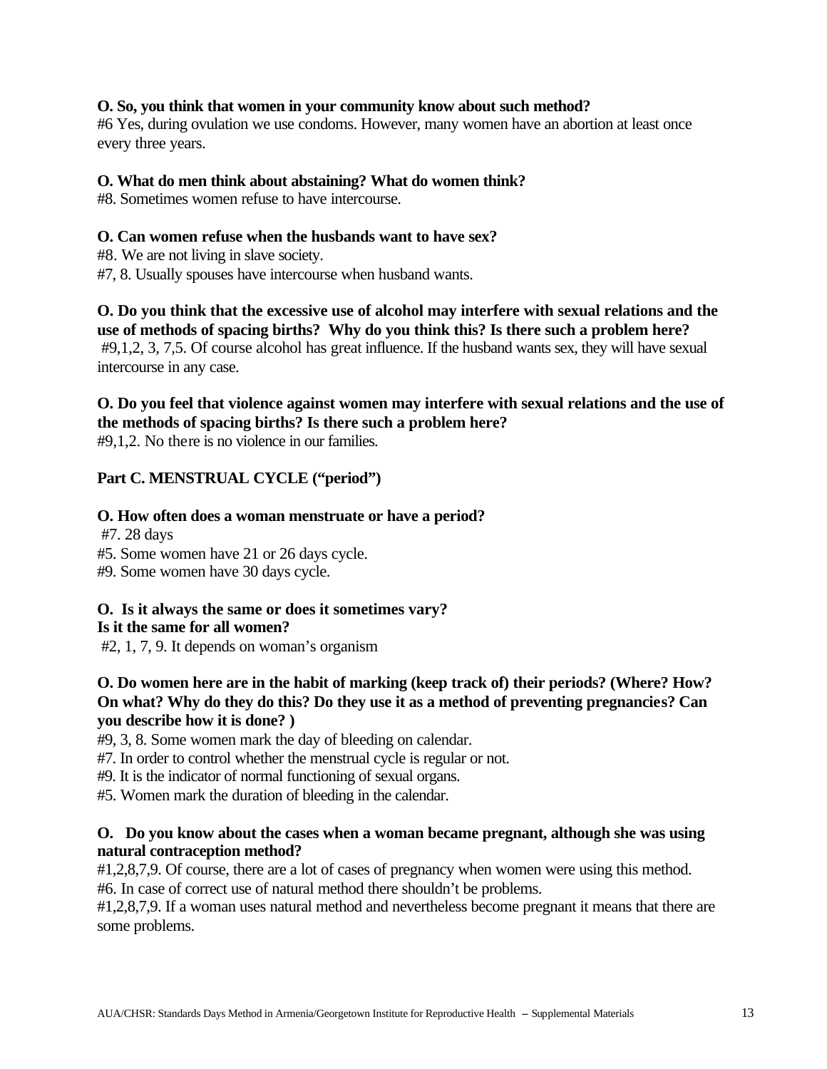**O. So, you think that women in your community know about such method?**

#6 Yes, during ovulation we use condoms. However, many women have an abortion at least once every three years.

**O. What do men think about abstaining? What do women think?**

#8. Sometimes women refuse to have intercourse.

**O. Can women refuse when the husbands want to have sex?**

#8. We are not living in slave society.

#7, 8. Usually spouses have intercourse when husband wants.

**O. Do you think that the excessive use of alcohol may interfere with sexual relations and the use of methods of spacing births? Why do you think this? Is there such a problem here?**

#9,1,2, 3, 7,5. Of course alcohol has great influence. If the husband wants sex, they will have sexual intercourse in any case.

**O. Do you feel that violence against women may interfere with sexual relations and the use of the methods of spacing births? Is there such a problem here?**

#9,1,2. No there is no violence in our families.

**Part C. MENSTRUAL CYCLE ("period")**

**O. How often does a woman menstruate or have a period?**

#7. 28 days

#5. Some women have 21 or 26 days cycle.

#9. Some women have 30 days cycle.

**O. Is it always the same or does it sometimes vary?**
**Is it the same for all women?**

#2, 1, 7, 9. It depends on woman's organism

**O. Do women here are in the habit of marking (keep track of) their periods? (Where? How? On what? Why do they do this? Do they use it as a method of preventing pregnancies? Can you describe how it is done? )**

#9, 3, 8. Some women mark the day of bleeding on calendar.

#7. In order to control whether the menstrual cycle is regular or not.

#9. It is the indicator of normal functioning of sexual organs.

#5. Women mark the duration of bleeding in the calendar.

**O. Do you know about the cases when a woman became pregnant, although she was using natural contraception method?**

#1,2,8,7,9. Of course, there are a lot of cases of pregnancy when women were using this method.

#6. In case of correct use of natural method there shouldn't be problems.

#1,2,8,7,9. If a woman uses natural method and nevertheless become pregnant it means that there are some problems.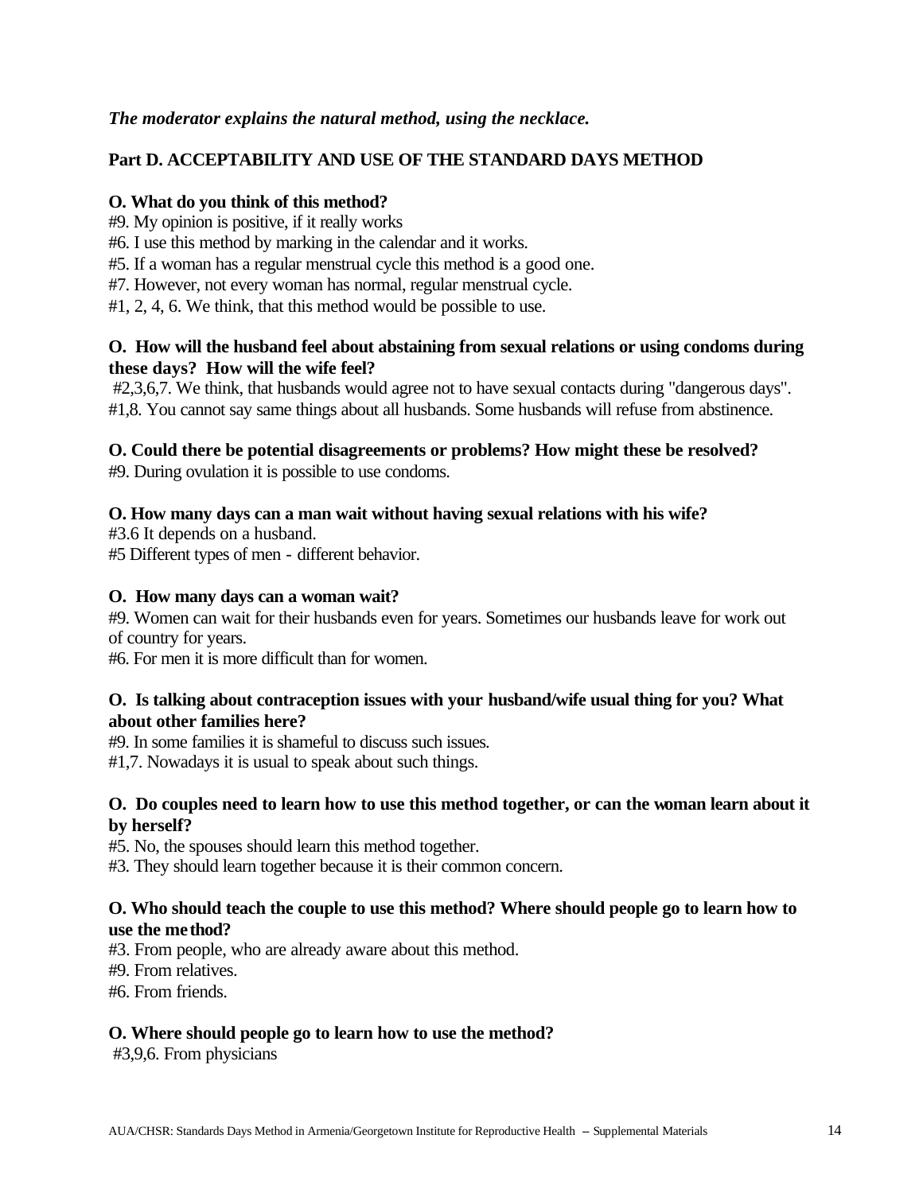***The moderator explains the natural method, using the necklace.***

**Part D. ACCEPTABILITY AND USE OF THE STANDARD DAYS METHOD**

**O. What do you think of this method?**

#9. My opinion is positive, if it really works

#6. I use this method by marking in the calendar and it works.

#5. If a woman has a regular menstrual cycle this method is a good one.

#7. However, not every woman has normal, regular menstrual cycle.

#1, 2, 4, 6. We think, that this method would be possible to use.

**O. How will the husband feel about abstaining from sexual relations or using condoms during these days? How will the wife feel?**

#2,3,6,7. We think, that husbands would agree not to have sexual contacts during "dangerous days".

#1,8. You cannot say same things about all husbands. Some husbands will refuse from abstinence.

**O. Could there be potential disagreements or problems? How might these be resolved?**

#9. During ovulation it is possible to use condoms.

**O. How many days can a man wait without having sexual relations with his wife?**

#3.6 It depends on a husband.

#5 Different types of men - different behavior.

**O. How many days can a woman wait?**

#9. Women can wait for their husbands even for years. Sometimes our husbands leave for work out of country for years.

#6. For men it is more difficult than for women.

**O. Is talking about contraception issues with your husband/wife usual thing for you? What about other families here?**

#9. In some families it is shameful to discuss such issues.

#1,7. Nowadays it is usual to speak about such things.

**O. Do couples need to learn how to use this method together, or can the woman learn about it by herself?**

#5. No, the spouses should learn this method together.

#3. They should learn together because it is their common concern.

**O. Who should teach the couple to use this method? Where should people go to learn how to use the method?**

#3. From people, who are already aware about this method.

#9. From relatives.

#6. From friends.

**O. Where should people go to learn how to use the method?**

#3,9,6. From physicians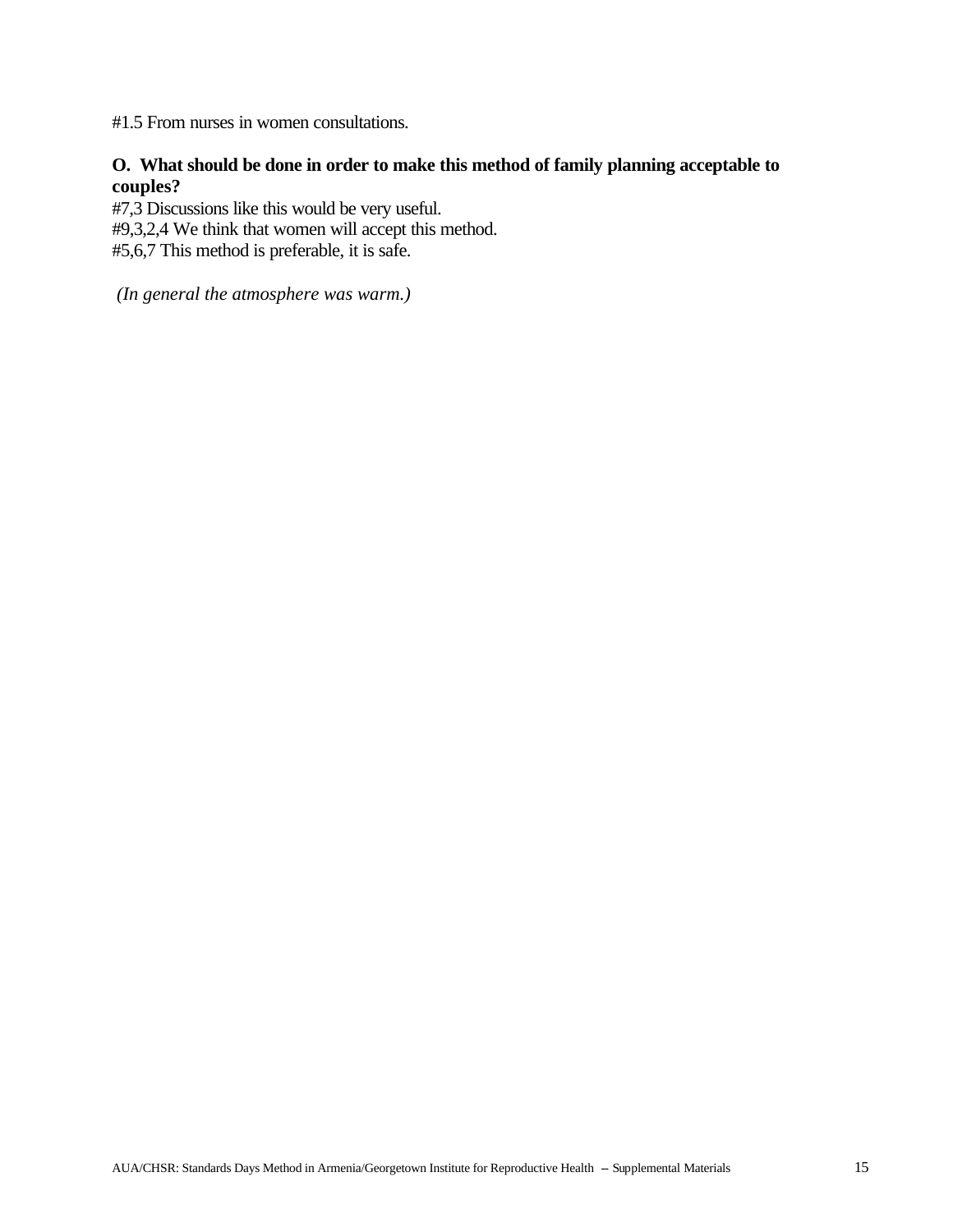#1.5 From nurses in women consultations.

**O. What should be done in order to make this method of family planning acceptable to couples?**

#7,3 Discussions like this would be very useful.
#9,3,2,4 We think that women will accept this method.
#5,6,7 This method is preferable, it is safe.

*(In general the atmosphere was warm.)*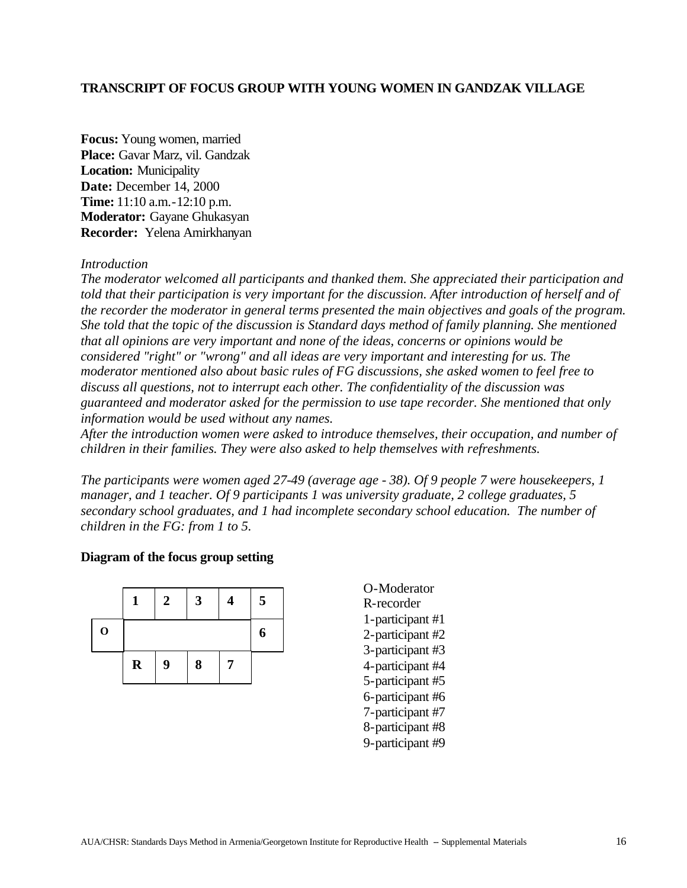**TRANSCRIPT OF FOCUS GROUP WITH YOUNG WOMEN IN GANDZAK VILLAGE**

**Focus:** Young women, married
**Place:** Gavar Marz, vil. Gandzak
**Location:** Municipality
**Date:** December 14, 2000
**Time:** 11:10 a.m.-12:10 p.m.
**Moderator:** Gayane Ghukasyan
**Recorder:** Yelena Amirkhanyan

*Introduction*

*The moderator welcomed all participants and thanked them. She appreciated their participation and told that their participation is very important for the discussion. After introduction of herself and of the recorder the moderator in general terms presented the main objectives and goals of the program. She told that the topic of the discussion is Standard days method of family planning. She mentioned that all opinions are very important and none of the ideas, concerns or opinions would be considered "right" or "wrong" and all ideas are very important and interesting for us. The moderator mentioned also about basic rules of FG discussions, she asked women to feel free to discuss all questions, not to interrupt each other. The confidentiality of the discussion was guaranteed and moderator asked for the permission to use tape recorder. She mentioned that only information would be used without any names.*

*After the introduction women were asked to introduce themselves, their occupation, and number of children in their families. They were also asked to help themselves with refreshments.*

*The participants were women aged 27-49 (average age - 38). Of 9 people 7 were housekeepers, 1 manager, and 1 teacher. Of 9 participants 1 was university graduate, 2 college graduates, 5 secondary school graduates, and 1 had incomplete secondary school education. The number of children in the FG: from 1 to 5.*

**Diagram of the focus group setting**

| | | | | | |
|---|---|---|---|---|---|
| | **1** | **2** | **3** | **4** | **5** |
| **O** | | | | | **6** |
| | **R** | **9** | **8** | **7** | |

O-Moderator
R-recorder
1-participant #1
2-participant #2
3-participant #3
4-participant #4
5-participant #5
6-participant #6
7-participant #7
8-participant #8
9-participant #9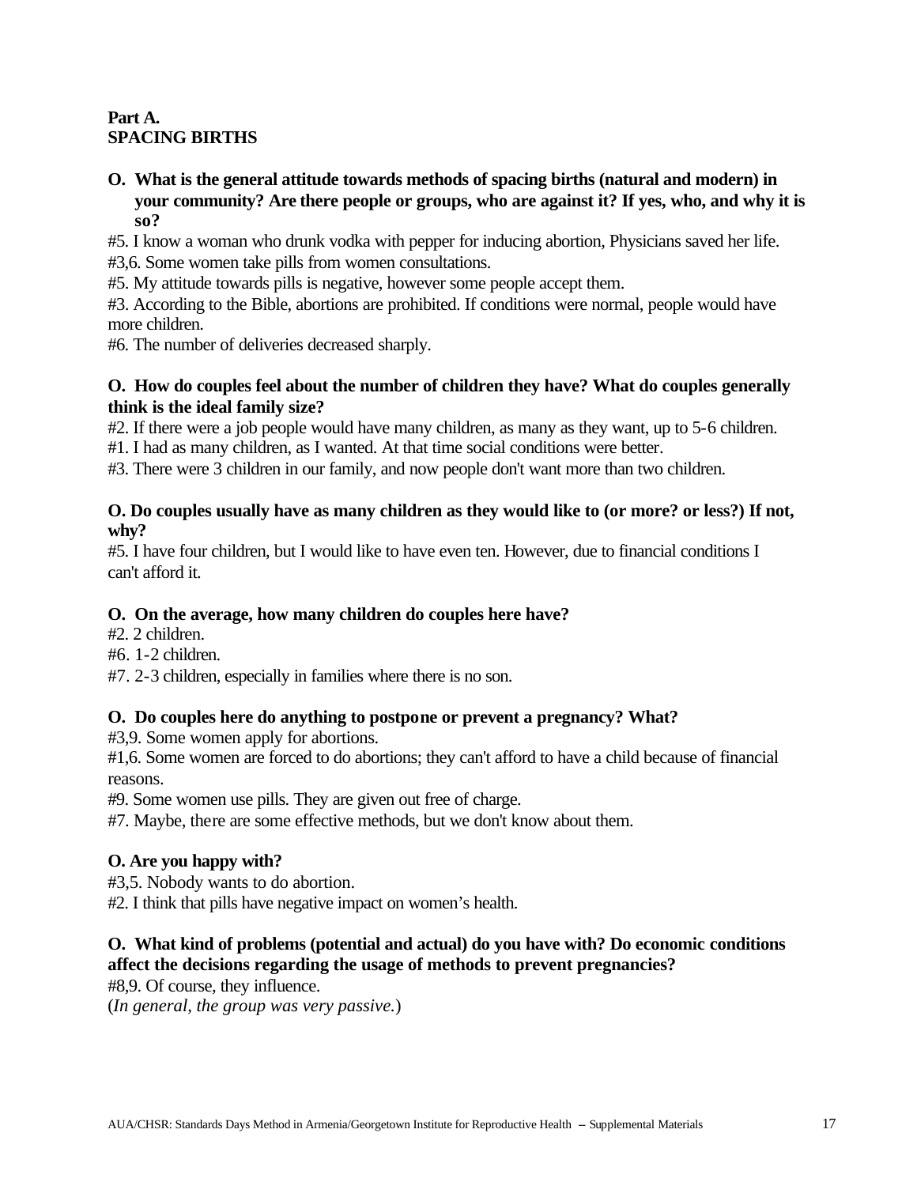**Part A.**
**SPACING BIRTHS**

**O. What is the general attitude towards methods of spacing births (natural and modern) in your community? Are there people or groups, who are against it? If yes, who, and why it is so?**

#5. I know a woman who drunk vodka with pepper for inducing abortion, Physicians saved her life.

#3,6. Some women take pills from women consultations.

#5. My attitude towards pills is negative, however some people accept them.

#3. According to the Bible, abortions are prohibited. If conditions were normal, people would have more children.

#6. The number of deliveries decreased sharply.

**O. How do couples feel about the number of children they have? What do couples generally think is the ideal family size?**

#2. If there were a job people would have many children, as many as they want, up to 5-6 children.

#1. I had as many children, as I wanted. At that time social conditions were better.

#3. There were 3 children in our family, and now people don't want more than two children.

**O. Do couples usually have as many children as they would like to (or more? or less?) If not, why?**

#5. I have four children, but I would like to have even ten. However, due to financial conditions I can't afford it.

**O. On the average, how many children do couples here have?**

#2. 2 children.

#6. 1-2 children.

#7. 2-3 children, especially in families where there is no son.

**O. Do couples here do anything to postpone or prevent a pregnancy? What?**

#3,9. Some women apply for abortions.

#1,6. Some women are forced to do abortions; they can't afford to have a child because of financial reasons.

#9. Some women use pills. They are given out free of charge.

#7. Maybe, there are some effective methods, but we don't know about them.

**O. Are you happy with?**

#3,5. Nobody wants to do abortion.

#2. I think that pills have negative impact on women's health.

**O. What kind of problems (potential and actual) do you have with? Do economic conditions affect the decisions regarding the usage of methods to prevent pregnancies?**

#8,9. Of course, they influence.

(*In general, the group was very passive.*)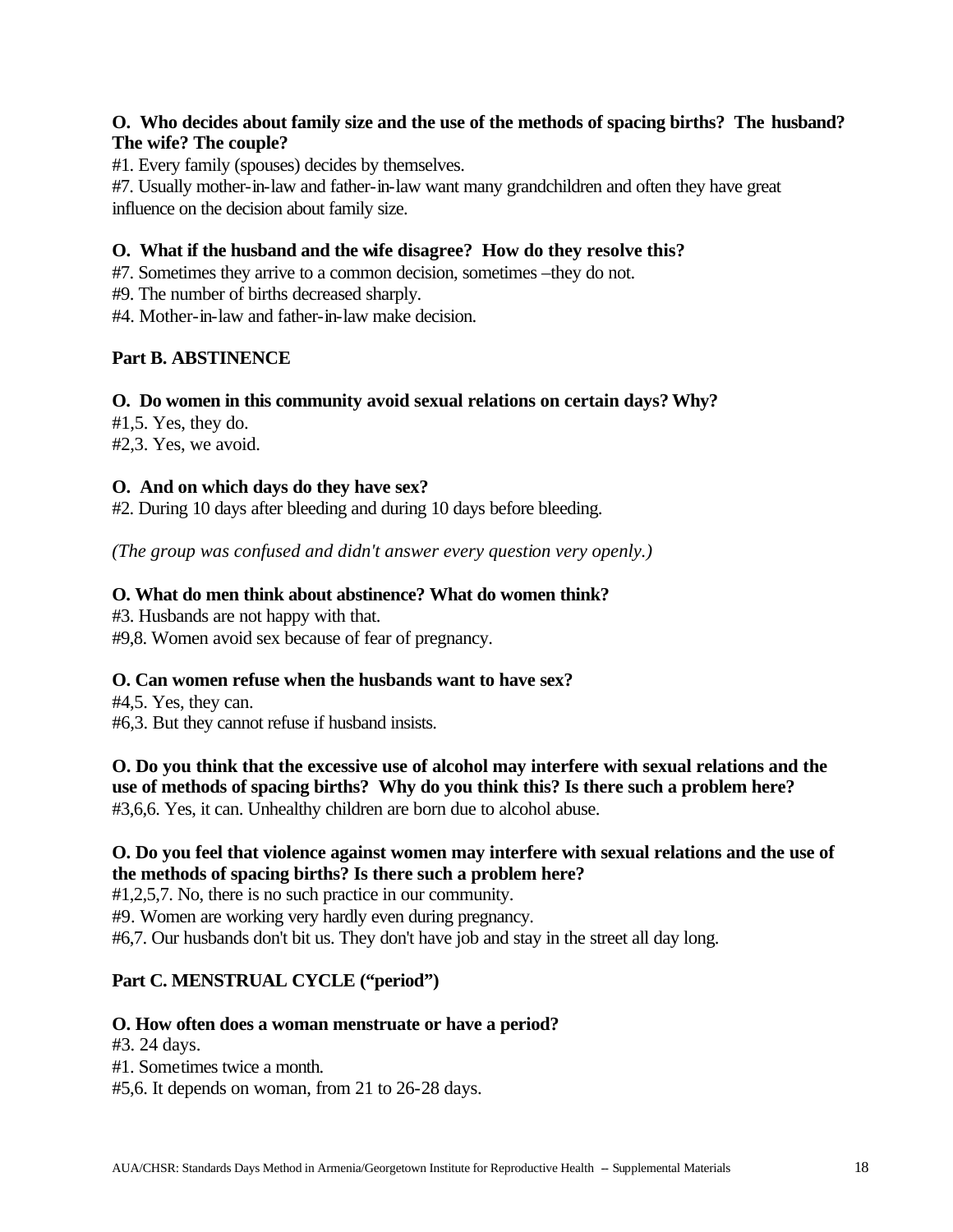**O. Who decides about family size and the use of the methods of spacing births? The husband? The wife? The couple?**

#1. Every family (spouses) decides by themselves.

#7. Usually mother-in-law and father-in-law want many grandchildren and often they have great influence on the decision about family size.

**O. What if the husband and the wife disagree? How do they resolve this?**

#7. Sometimes they arrive to a common decision, sometimes –they do not.

#9. The number of births decreased sharply.

#4. Mother-in-law and father-in-law make decision.

## Part B. ABSTINENCE

**O. Do women in this community avoid sexual relations on certain days? Why?**

#1,5. Yes, they do.

#2,3. Yes, we avoid.

**O. And on which days do they have sex?**

#2. During 10 days after bleeding and during 10 days before bleeding.

*(The group was confused and didn't answer every question very openly.)*

**O. What do men think about abstinence? What do women think?**

#3. Husbands are not happy with that.

#9,8. Women avoid sex because of fear of pregnancy.

**O. Can women refuse when the husbands want to have sex?**

#4,5. Yes, they can.

#6,3. But they cannot refuse if husband insists.

**O. Do you think that the excessive use of alcohol may interfere with sexual relations and the use of methods of spacing births? Why do you think this? Is there such a problem here?**

#3,6,6. Yes, it can. Unhealthy children are born due to alcohol abuse.

**O. Do you feel that violence against women may interfere with sexual relations and the use of the methods of spacing births? Is there such a problem here?**

#1,2,5,7. No, there is no such practice in our community.

#9. Women are working very hardly even during pregnancy.

#6,7. Our husbands don't bit us. They don't have job and stay in the street all day long.

## Part C. MENSTRUAL CYCLE ("period")

**O. How often does a woman menstruate or have a period?**

#3. 24 days.

#1. Sometimes twice a month.

#5,6. It depends on woman, from 21 to 26-28 days.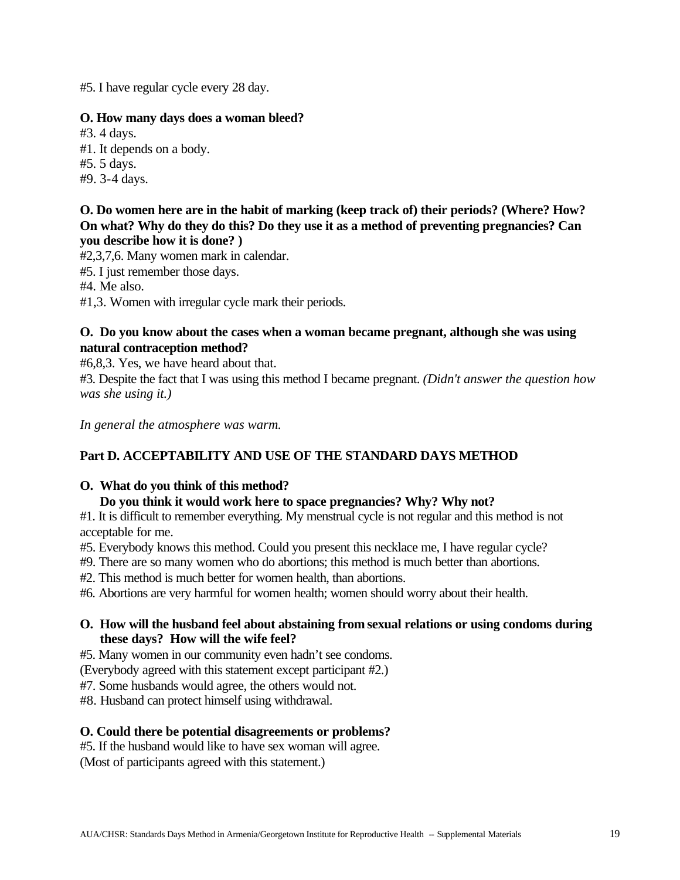#5. I have regular cycle every 28 day.

**O. How many days does a woman bleed?**

#3. 4 days.
#1. It depends on a body.
#5. 5 days.
#9. 3-4 days.

**O. Do women here are in the habit of marking (keep track of) their periods? (Where? How? On what? Why do they do this? Do they use it as a method of preventing pregnancies? Can you describe how it is done? )**

#2,3,7,6. Many women mark in calendar.
#5. I just remember those days.
#4. Me also.
#1,3. Women with irregular cycle mark their periods.

**O. Do you know about the cases when a woman became pregnant, although she was using natural contraception method?**

#6,8,3. Yes, we have heard about that.
#3. Despite the fact that I was using this method I became pregnant. *(Didn't answer the question how was she using it.)*

*In general the atmosphere was warm.*

**Part D. ACCEPTABILITY AND USE OF THE STANDARD DAYS METHOD**

**O. What do you think of this method?**
**Do you think it would work here to space pregnancies? Why? Why not?**

#1. It is difficult to remember everything. My menstrual cycle is not regular and this method is not acceptable for me.
#5. Everybody knows this method. Could you present this necklace me, I have regular cycle?
#9. There are so many women who do abortions; this method is much better than abortions.
#2. This method is much better for women health, than abortions.
#6. Abortions are very harmful for women health; women should worry about their health.

**O. How will the husband feel about abstaining from sexual relations or using condoms during these days? How will the wife feel?**

#5. Many women in our community even hadn't see condoms.
(Everybody agreed with this statement except participant #2.)
#7. Some husbands would agree, the others would not.
#8. Husband can protect himself using withdrawal.

**O. Could there be potential disagreements or problems?**

#5. If the husband would like to have sex woman will agree.
(Most of participants agreed with this statement.)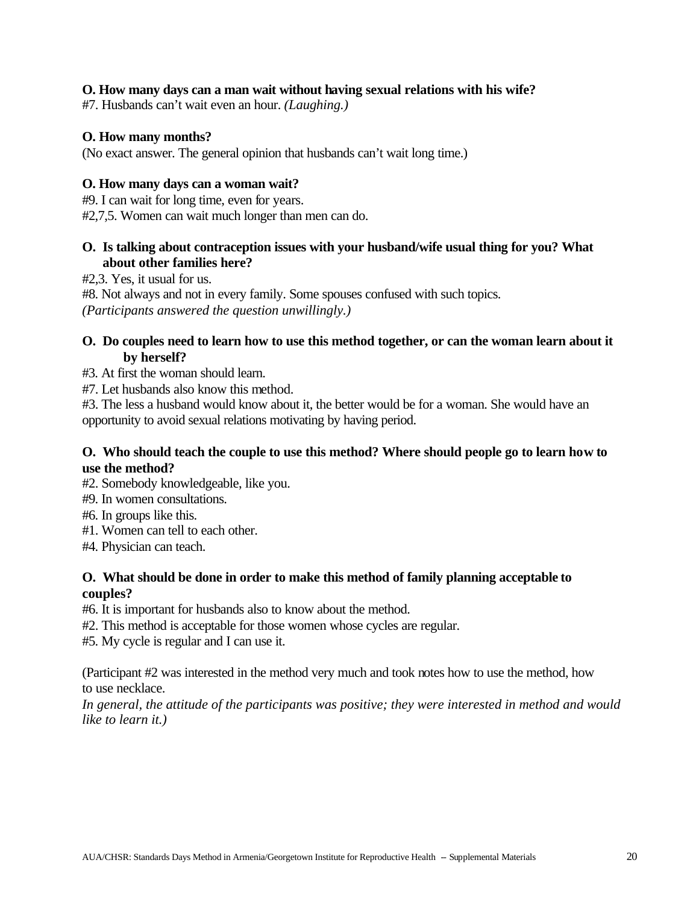**O. How many days can a man wait without having sexual relations with his wife?**
#7. Husbands can't wait even an hour. *(Laughing.)*

**O. How many months?**
(No exact answer. The general opinion that husbands can't wait long time.)

**O. How many days can a woman wait?**
#9. I can wait for long time, even for years.
#2,7,5. Women can wait much longer than men can do.

**O. Is talking about contraception issues with your husband/wife usual thing for you? What about other families here?**
#2,3. Yes, it usual for us.
#8. Not always and not in every family. Some spouses confused with such topics.
*(Participants answered the question unwillingly.)*

**O. Do couples need to learn how to use this method together, or can the woman learn about it by herself?**
#3. At first the woman should learn.
#7. Let husbands also know this method.
#3. The less a husband would know about it, the better would be for a woman. She would have an opportunity to avoid sexual relations motivating by having period.

**O. Who should teach the couple to use this method? Where should people go to learn how to use the method?**
#2. Somebody knowledgeable, like you.
#9. In women consultations.
#6. In groups like this.
#1. Women can tell to each other.
#4. Physician can teach.

**O. What should be done in order to make this method of family planning acceptable to couples?**
#6. It is important for husbands also to know about the method.
#2. This method is acceptable for those women whose cycles are regular.
#5. My cycle is regular and I can use it.

(Participant #2 was interested in the method very much and took notes how to use the method, how to use necklace.
*In general, the attitude of the participants was positive; they were interested in method and would like to learn it.)*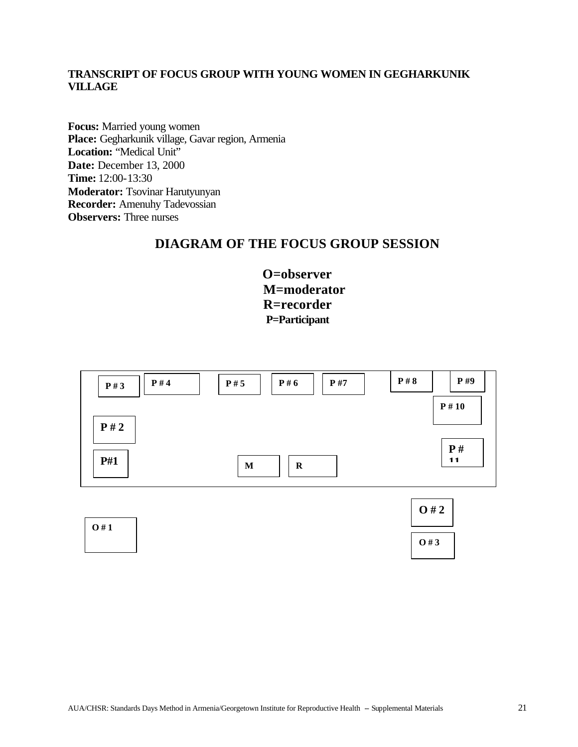**TRANSCRIPT OF FOCUS GROUP WITH YOUNG WOMEN IN GEGHARKUNIK VILLAGE**

**Focus:** Married young women
**Place:** Gegharkunik village, Gavar region, Armenia
**Location:** "Medical Unit"
**Date:** December 13, 2000
**Time:** 12:00-13:30
**Moderator:** Tsovinar Harutyunyan
**Recorder:** Amenuhy Tadevossian
**Observers:** Three nurses

## DIAGRAM OF THE FOCUS GROUP SESSION

**O=observer**
**M=moderator**
**R=recorder**
**P=Participant**

P # 3 P # 4 P # 5 P # 6 P #7 P # 8 P #9

P # 10

P # 2

P # 11

P#1 M R

O # 2

O # 1

O # 3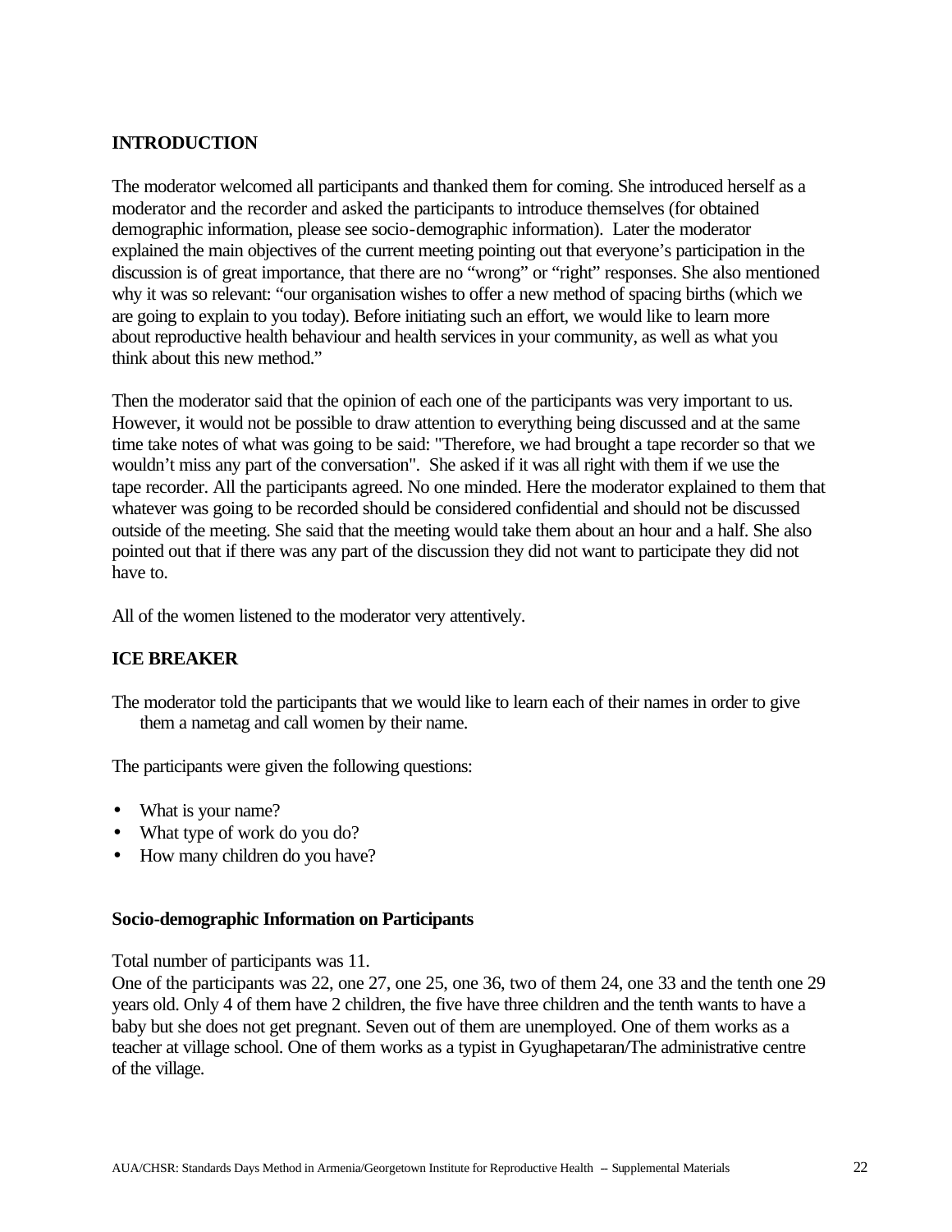**INTRODUCTION**

The moderator welcomed all participants and thanked them for coming. She introduced herself as a moderator and the recorder and asked the participants to introduce themselves (for obtained demographic information, please see socio-demographic information). Later the moderator explained the main objectives of the current meeting pointing out that everyone's participation in the discussion is of great importance, that there are no "wrong" or "right" responses. She also mentioned why it was so relevant: "our organisation wishes to offer a new method of spacing births (which we are going to explain to you today). Before initiating such an effort, we would like to learn more about reproductive health behaviour and health services in your community, as well as what you think about this new method."

Then the moderator said that the opinion of each one of the participants was very important to us. However, it would not be possible to draw attention to everything being discussed and at the same time take notes of what was going to be said: "Therefore, we had brought a tape recorder so that we wouldn't miss any part of the conversation". She asked if it was all right with them if we use the tape recorder. All the participants agreed. No one minded. Here the moderator explained to them that whatever was going to be recorded should be considered confidential and should not be discussed outside of the meeting. She said that the meeting would take them about an hour and a half. She also pointed out that if there was any part of the discussion they did not want to participate they did not have to.

All of the women listened to the moderator very attentively.

**ICE BREAKER**

The moderator told the participants that we would like to learn each of their names in order to give them a nametag and call women by their name.

The participants were given the following questions:

- What is your name?
- What type of work do you do?
- How many children do you have?

**Socio-demographic Information on Participants**

Total number of participants was 11.
One of the participants was 22, one 27, one 25, one 36, two of them 24, one 33 and the tenth one 29 years old. Only 4 of them have 2 children, the five have three children and the tenth wants to have a baby but she does not get pregnant. Seven out of them are unemployed. One of them works as a teacher at village school. One of them works as a typist in Gyughapetaran/The administrative centre of the village.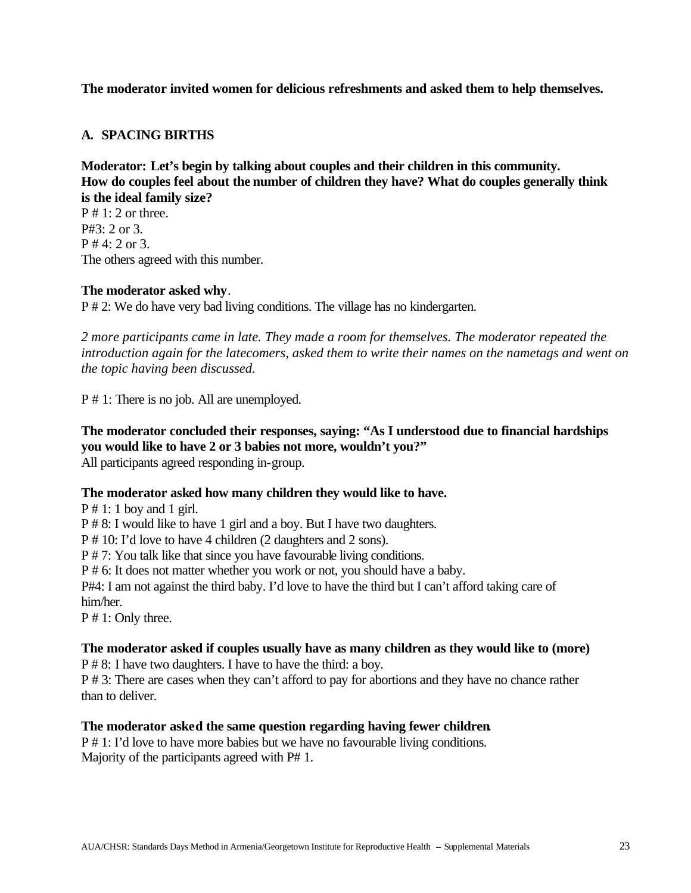**The moderator invited women for delicious refreshments and asked them to help themselves.**

## A. SPACING BIRTHS

**Moderator: Let's begin by talking about couples and their children in this community. How do couples feel about the number of children they have? What do couples generally think is the ideal family size?**

P # 1: 2 or three.
P#3: 2 or 3.
P # 4: 2 or 3.
The others agreed with this number.

**The moderator asked why**.
P # 2: We do have very bad living conditions. The village has no kindergarten.

*2 more participants came in late. They made a room for themselves. The moderator repeated the introduction again for the latecomers, asked them to write their names on the nametags and went on the topic having been discussed.*

P # 1: There is no job. All are unemployed.

**The moderator concluded their responses, saying: "As I understood due to financial hardships you would like to have 2 or 3 babies not more, wouldn't you?"**
All participants agreed responding in-group.

**The moderator asked how many children they would like to have.**
P # 1: 1 boy and 1 girl.
P # 8: I would like to have 1 girl and a boy. But I have two daughters.
P # 10: I'd love to have 4 children (2 daughters and 2 sons).
P # 7: You talk like that since you have favourable living conditions.
P # 6: It does not matter whether you work or not, you should have a baby.
P#4: I am not against the third baby. I'd love to have the third but I can't afford taking care of him/her.
P # 1: Only three.

**The moderator asked if couples usually have as many children as they would like to (more)**
P # 8: I have two daughters. I have to have the third: a boy.
P # 3: There are cases when they can't afford to pay for abortions and they have no chance rather than to deliver.

**The moderator asked the same question regarding having fewer children.**
P # 1: I'd love to have more babies but we have no favourable living conditions.
Majority of the participants agreed with P# 1.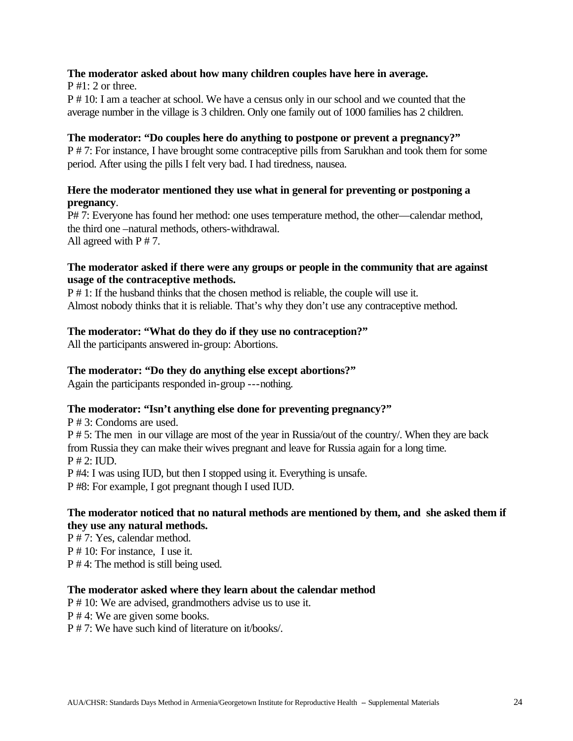**The moderator asked about how many children couples have here in average.**

P #1: 2 or three.

P # 10: I am a teacher at school. We have a census only in our school and we counted that the average number in the village is 3 children. Only one family out of 1000 families has 2 children.

**The moderator: "Do couples here do anything to postpone or prevent a pregnancy?"**

P # 7: For instance, I have brought some contraceptive pills from Sarukhan and took them for some period. After using the pills I felt very bad. I had tiredness, nausea.

**Here the moderator mentioned they use what in general for preventing or postponing a pregnancy**.

P# 7: Everyone has found her method: one uses temperature method, the other—calendar method, the third one –natural methods, others-withdrawal.

All agreed with P # 7.

**The moderator asked if there were any groups or people in the community that are against usage of the contraceptive methods.**

P # 1: If the husband thinks that the chosen method is reliable, the couple will use it. Almost nobody thinks that it is reliable. That's why they don't use any contraceptive method.

**The moderator: "What do they do if they use no contraception?"**

All the participants answered in-group: Abortions.

**The moderator: "Do they do anything else except abortions?"**

Again the participants responded in-group ---nothing.

**The moderator: "Isn't anything else done for preventing pregnancy?"**

P # 3: Condoms are used.

P # 5: The men in our village are most of the year in Russia/out of the country/. When they are back from Russia they can make their wives pregnant and leave for Russia again for a long time.

P # 2: IUD.

P #4: I was using IUD, but then I stopped using it. Everything is unsafe.

P #8: For example, I got pregnant though I used IUD.

**The moderator noticed that no natural methods are mentioned by them, and she asked them if they use any natural methods.**

P # 7: Yes, calendar method.

P # 10: For instance, I use it.

P # 4: The method is still being used.

**The moderator asked where they learn about the calendar method**

P # 10: We are advised, grandmothers advise us to use it.

P # 4: We are given some books.

P # 7: We have such kind of literature on it/books/.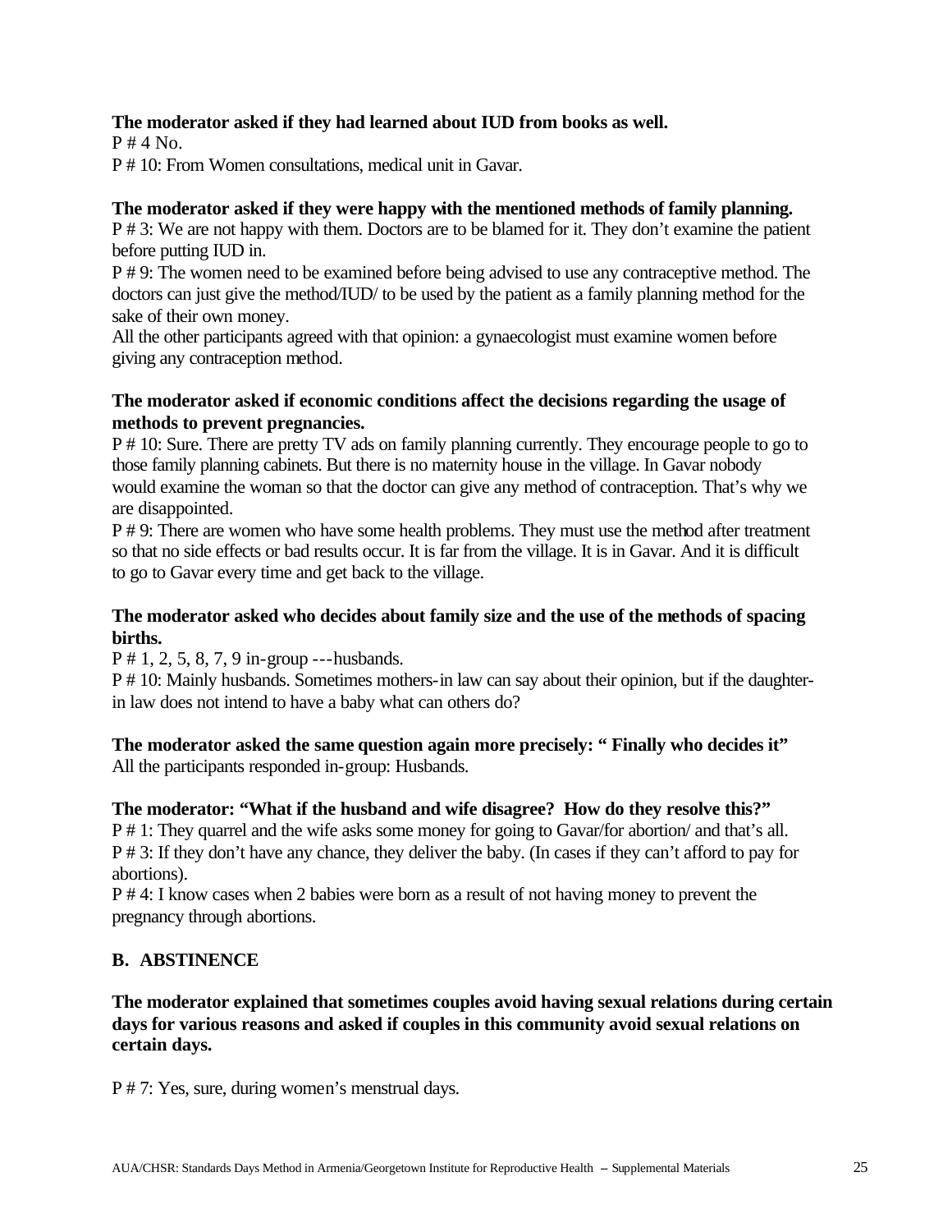**The moderator asked if they had learned about IUD from books as well.**

P # 4 No.

P # 10: From Women consultations, medical unit in Gavar.

**The moderator asked if they were happy with the mentioned methods of family planning.**

P # 3: We are not happy with them. Doctors are to be blamed for it. They don't examine the patient before putting IUD in.

P # 9: The women need to be examined before being advised to use any contraceptive method. The doctors can just give the method/IUD/ to be used by the patient as a family planning method for the sake of their own money.

All the other participants agreed with that opinion: a gynaecologist must examine women before giving any contraception method.

**The moderator asked if economic conditions affect the decisions regarding the usage of methods to prevent pregnancies.**

P # 10: Sure. There are pretty TV ads on family planning currently. They encourage people to go to those family planning cabinets. But there is no maternity house in the village. In Gavar nobody would examine the woman so that the doctor can give any method of contraception. That's why we are disappointed.

P # 9: There are women who have some health problems. They must use the method after treatment so that no side effects or bad results occur. It is far from the village. It is in Gavar. And it is difficult to go to Gavar every time and get back to the village.

**The moderator asked who decides about family size and the use of the methods of spacing births.**

P # 1, 2, 5, 8, 7, 9 in-group ---husbands.

P # 10: Mainly husbands. Sometimes mothers-in law can say about their opinion, but if the daughter-in law does not intend to have a baby what can others do?

**The moderator asked the same question again more precisely: " Finally who decides it"**

All the participants responded in-group: Husbands.

**The moderator: "What if the husband and wife disagree? How do they resolve this?"**

P # 1: They quarrel and the wife asks some money for going to Gavar/for abortion/ and that's all.

P # 3: If they don't have any chance, they deliver the baby. (In cases if they can't afford to pay for abortions).

P # 4: I know cases when 2 babies were born as a result of not having money to prevent the pregnancy through abortions.

## B. ABSTINENCE

**The moderator explained that sometimes couples avoid having sexual relations during certain days for various reasons and asked if couples in this community avoid sexual relations on certain days.**

P # 7: Yes, sure, during women's menstrual days.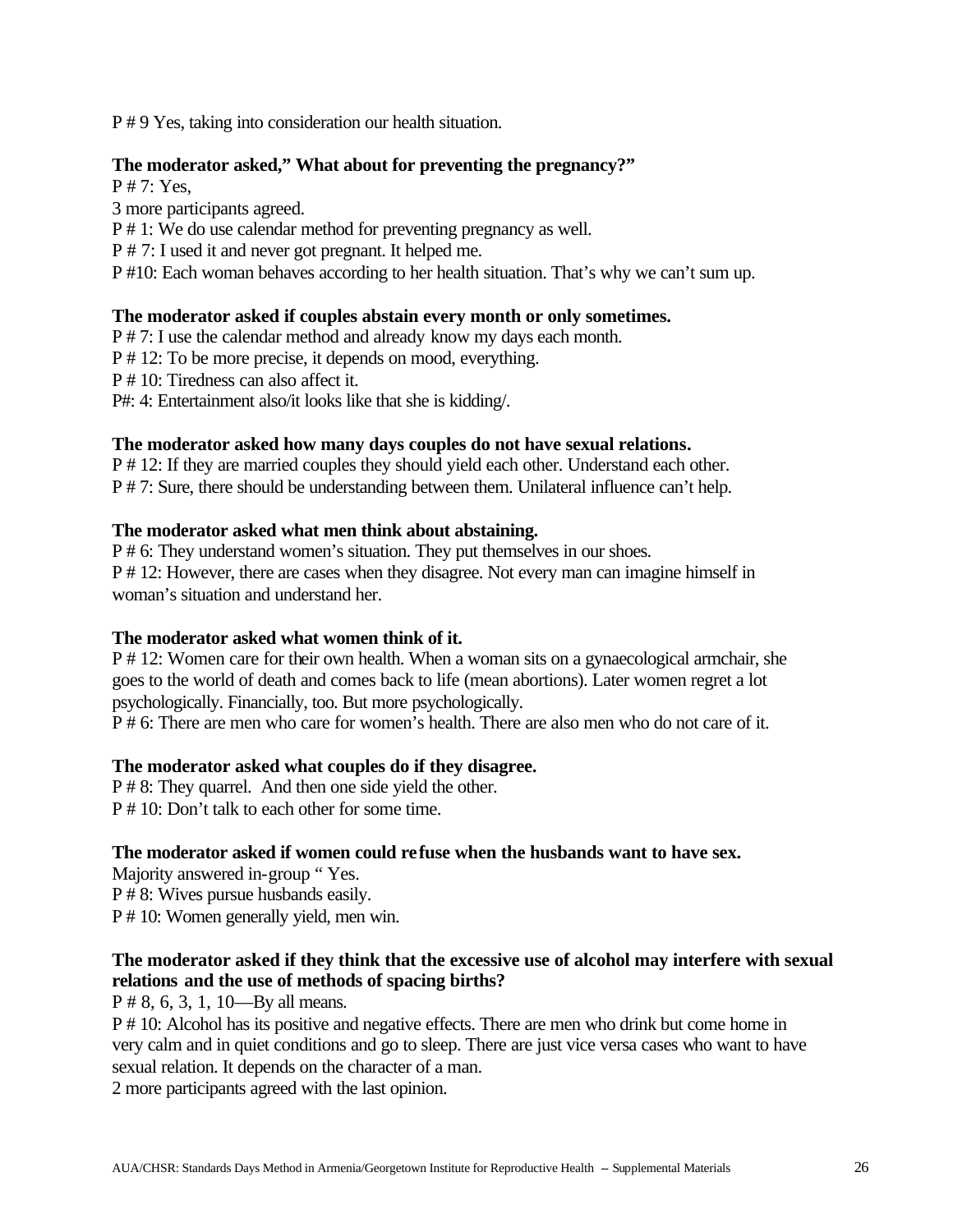P # 9 Yes, taking into consideration our health situation.

**The moderator asked," What about for preventing the pregnancy?"**

P # 7: Yes,

3 more participants agreed.

P # 1: We do use calendar method for preventing pregnancy as well.

P # 7: I used it and never got pregnant. It helped me.

P #10: Each woman behaves according to her health situation. That's why we can't sum up.

**The moderator asked if couples abstain every month or only sometimes.**

P # 7: I use the calendar method and already know my days each month.

P # 12: To be more precise, it depends on mood, everything.

P # 10: Tiredness can also affect it.

P#: 4: Entertainment also/it looks like that she is kidding/.

**The moderator asked how many days couples do not have sexual relations.**

P # 12: If they are married couples they should yield each other. Understand each other.

P # 7: Sure, there should be understanding between them. Unilateral influence can't help.

**The moderator asked what men think about abstaining.**

P # 6: They understand women's situation. They put themselves in our shoes.

P # 12: However, there are cases when they disagree. Not every man can imagine himself in woman's situation and understand her.

**The moderator asked what women think of it.**

P # 12: Women care for their own health. When a woman sits on a gynaecological armchair, she goes to the world of death and comes back to life (mean abortions). Later women regret a lot psychologically. Financially, too. But more psychologically.

P # 6: There are men who care for women's health. There are also men who do not care of it.

**The moderator asked what couples do if they disagree.**

P # 8: They quarrel. And then one side yield the other.

P # 10: Don't talk to each other for some time.

**The moderator asked if women could refuse when the husbands want to have sex.**

Majority answered in-group " Yes.

P # 8: Wives pursue husbands easily.

P # 10: Women generally yield, men win.

**The moderator asked if they think that the excessive use of alcohol may interfere with sexual relations and the use of methods of spacing births?**

P # 8, 6, 3, 1, 10—By all means.

P # 10: Alcohol has its positive and negative effects. There are men who drink but come home in very calm and in quiet conditions and go to sleep. There are just vice versa cases who want to have sexual relation. It depends on the character of a man.

2 more participants agreed with the last opinion.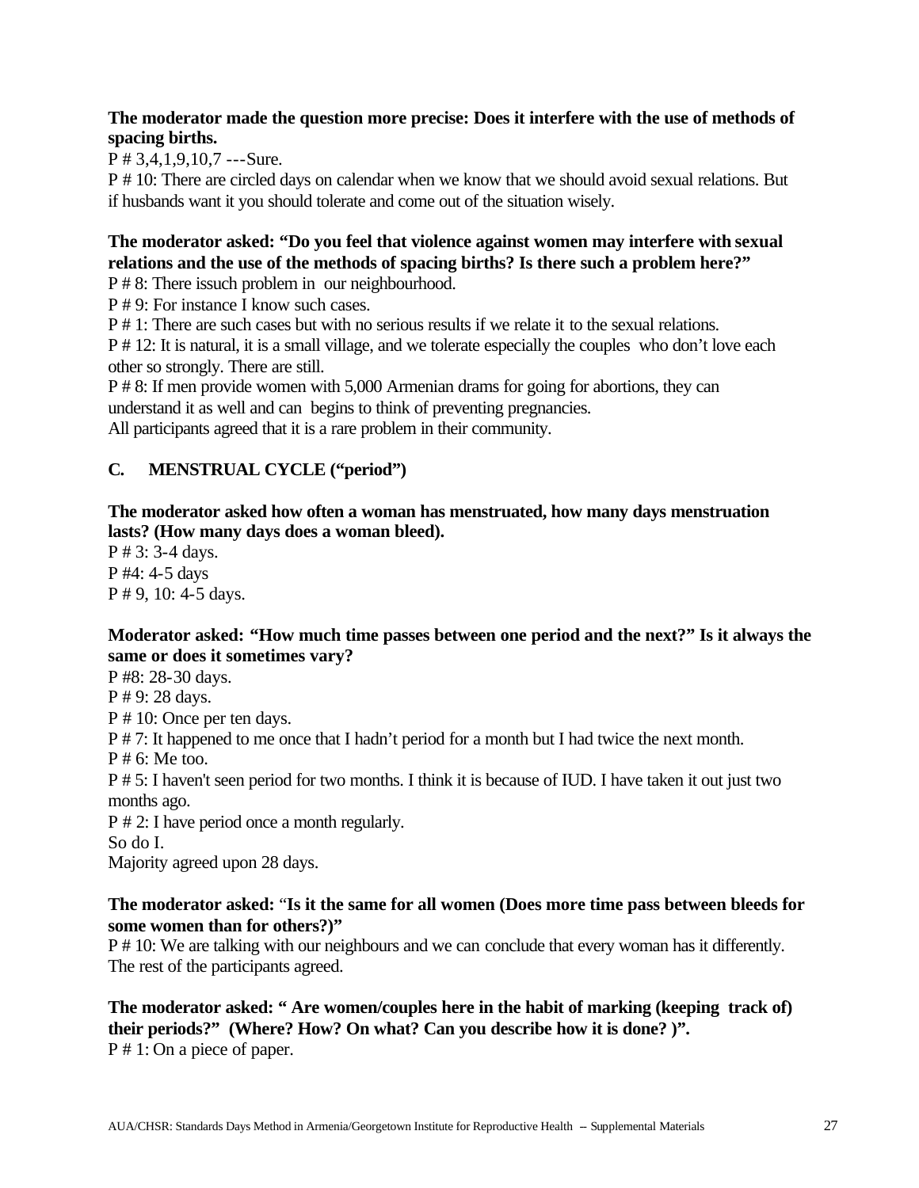**The moderator made the question more precise: Does it interfere with the use of methods of spacing births.**

P # 3,4,1,9,10,7 ---Sure.

P # 10: There are circled days on calendar when we know that we should avoid sexual relations. But if husbands want it you should tolerate and come out of the situation wisely.

**The moderator asked: "Do you feel that violence against women may interfere with sexual relations and the use of the methods of spacing births? Is there such a problem here?"**

P # 8: There issuch problem in our neighbourhood.

P # 9: For instance I know such cases.

P # 1: There are such cases but with no serious results if we relate it to the sexual relations.

P # 12: It is natural, it is a small village, and we tolerate especially the couples who don't love each other so strongly. There are still.

P # 8: If men provide women with 5,000 Armenian drams for going for abortions, they can understand it as well and can begins to think of preventing pregnancies.

All participants agreed that it is a rare problem in their community.

## C. MENSTRUAL CYCLE ("period")

**The moderator asked how often a woman has menstruated, how many days menstruation lasts? (How many days does a woman bleed).**

P # 3: 3-4 days.

P #4: 4-5 days

P # 9, 10: 4-5 days.

**Moderator asked: "How much time passes between one period and the next?" Is it always the same or does it sometimes vary?**

P #8: 28-30 days.

P # 9: 28 days.

P # 10: Once per ten days.

P # 7: It happened to me once that I hadn't period for a month but I had twice the next month.

P # 6: Me too.

P # 5: I haven't seen period for two months. I think it is because of IUD. I have taken it out just two months ago.

P # 2: I have period once a month regularly.

So do I.

Majority agreed upon 28 days.

**The moderator asked:** "**Is it the same for all women (Does more time pass between bleeds for some women than for others?)"**

P # 10: We are talking with our neighbours and we can conclude that every woman has it differently. The rest of the participants agreed.

**The moderator asked: " Are women/couples here in the habit of marking (keeping track of) their periods?" (Where? How? On what? Can you describe how it is done? )".**

P # 1: On a piece of paper.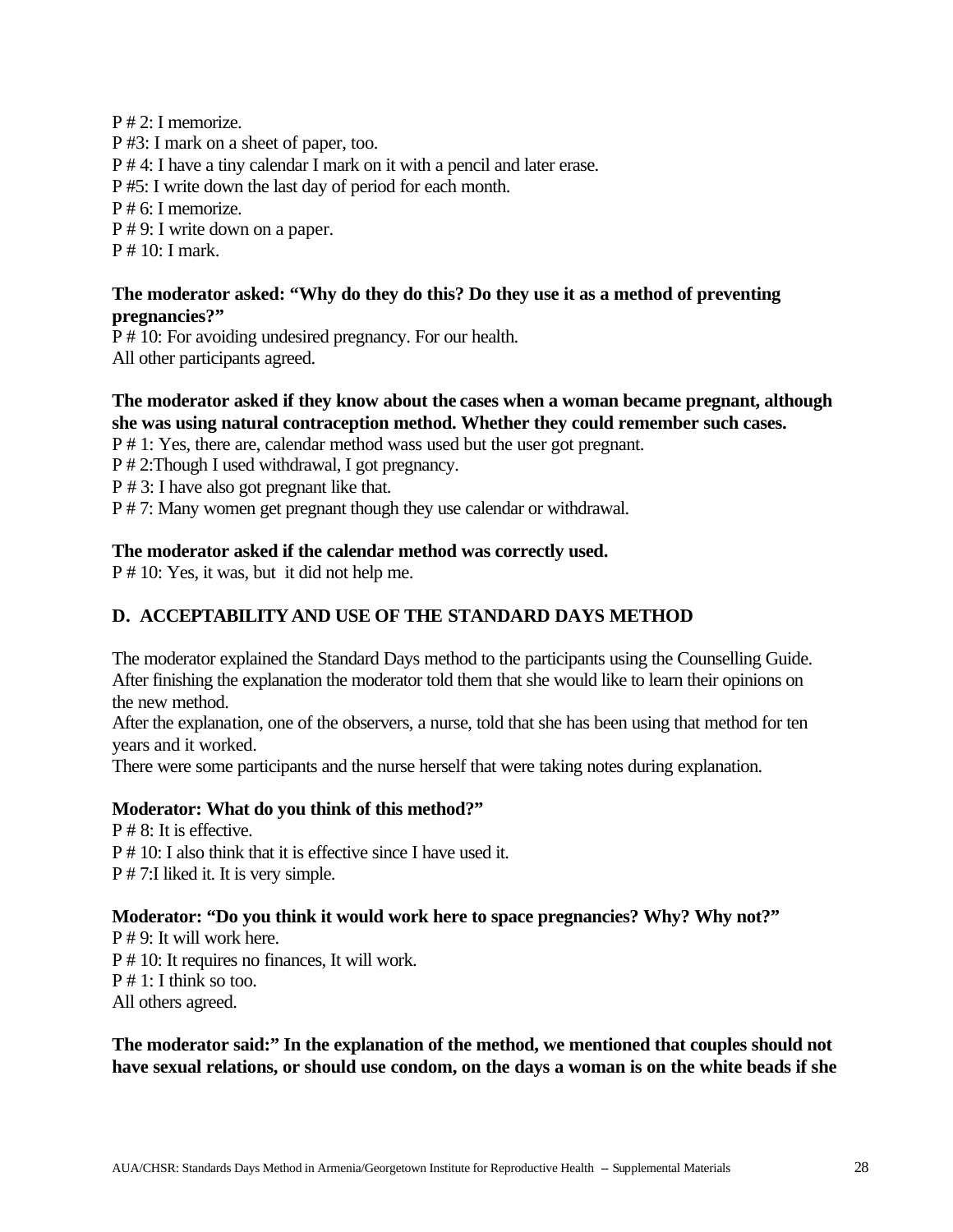P # 2: I memorize.
P #3: I mark on a sheet of paper, too.
P # 4: I have a tiny calendar I mark on it with a pencil and later erase.
P #5: I write down the last day of period for each month.
P # 6: I memorize.
P # 9: I write down on a paper.
P # 10: I mark.

**The moderator asked: "Why do they do this? Do they use it as a method of preventing pregnancies?"**

P # 10: For avoiding undesired pregnancy. For our health.
All other participants agreed.

**The moderator asked if they know about the cases when a woman became pregnant, although she was using natural contraception method. Whether they could remember such cases.**

P # 1: Yes, there are, calendar method wass used but the user got pregnant.
P # 2:Though I used withdrawal, I got pregnancy.
P # 3: I have also got pregnant like that.
P # 7: Many women get pregnant though they use calendar or withdrawal.

**The moderator asked if the calendar method was correctly used.**

P # 10: Yes, it was, but it did not help me.

## D. ACCEPTABILITY AND USE OF THE STANDARD DAYS METHOD

The moderator explained the Standard Days method to the participants using the Counselling Guide. After finishing the explanation the moderator told them that she would like to learn their opinions on the new method.
After the explanation, one of the observers, a nurse, told that she has been using that method for ten years and it worked.
There were some participants and the nurse herself that were taking notes during explanation.

**Moderator: What do you think of this method?"**

P # 8: It is effective.
P # 10: I also think that it is effective since I have used it.
P # 7:I liked it. It is very simple.

**Moderator: "Do you think it would work here to space pregnancies? Why? Why not?"**

P # 9: It will work here.
P # 10: It requires no finances, It will work.
P # 1: I think so too.
All others agreed.

**The moderator said:" In the explanation of the method, we mentioned that couples should not have sexual relations, or should use condom, on the days a woman is on the white beads if she**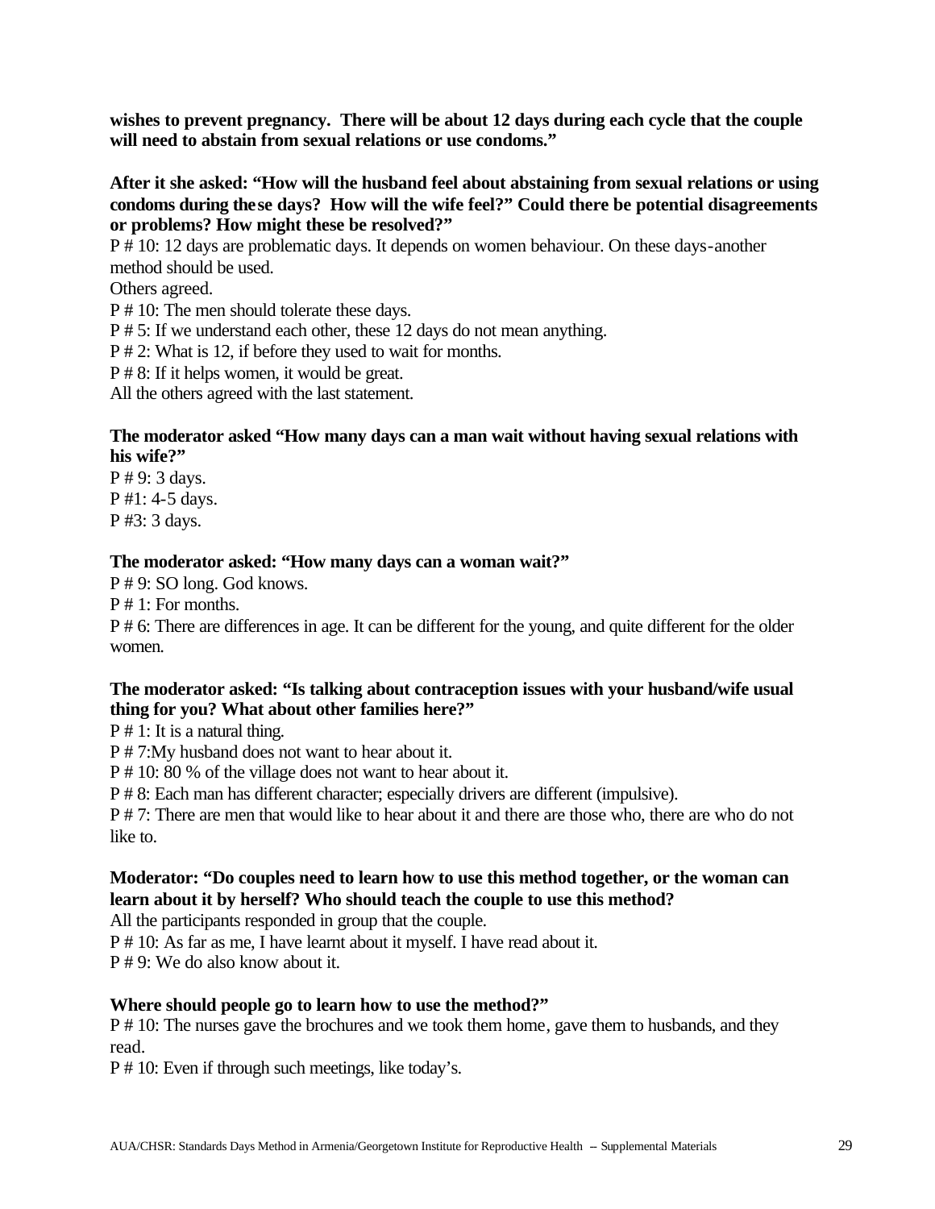**wishes to prevent pregnancy. There will be about 12 days during each cycle that the couple will need to abstain from sexual relations or use condoms."**

**After it she asked: "How will the husband feel about abstaining from sexual relations or using condoms during these days? How will the wife feel?" Could there be potential disagreements or problems? How might these be resolved?"**

P # 10: 12 days are problematic days. It depends on women behaviour. On these days-another method should be used.

Others agreed.

P # 10: The men should tolerate these days.

P # 5: If we understand each other, these 12 days do not mean anything.

P # 2: What is 12, if before they used to wait for months.

P # 8: If it helps women, it would be great.

All the others agreed with the last statement.

**The moderator asked "How many days can a man wait without having sexual relations with his wife?"**

P # 9: 3 days.

P #1: 4-5 days.

P #3: 3 days.

**The moderator asked: "How many days can a woman wait?"**

P # 9: SO long. God knows.

P # 1: For months.

P # 6: There are differences in age. It can be different for the young, and quite different for the older women.

**The moderator asked: "Is talking about contraception issues with your husband/wife usual thing for you? What about other families here?"**

P # 1: It is a natural thing.

P # 7:My husband does not want to hear about it.

P # 10: 80 % of the village does not want to hear about it.

P # 8: Each man has different character; especially drivers are different (impulsive).

P # 7: There are men that would like to hear about it and there are those who, there are who do not like to.

**Moderator: "Do couples need to learn how to use this method together, or the woman can learn about it by herself? Who should teach the couple to use this method?**

All the participants responded in group that the couple.

P # 10: As far as me, I have learnt about it myself. I have read about it.

P # 9: We do also know about it.

**Where should people go to learn how to use the method?"**

P # 10: The nurses gave the brochures and we took them home, gave them to husbands, and they read.

P # 10: Even if through such meetings, like today's.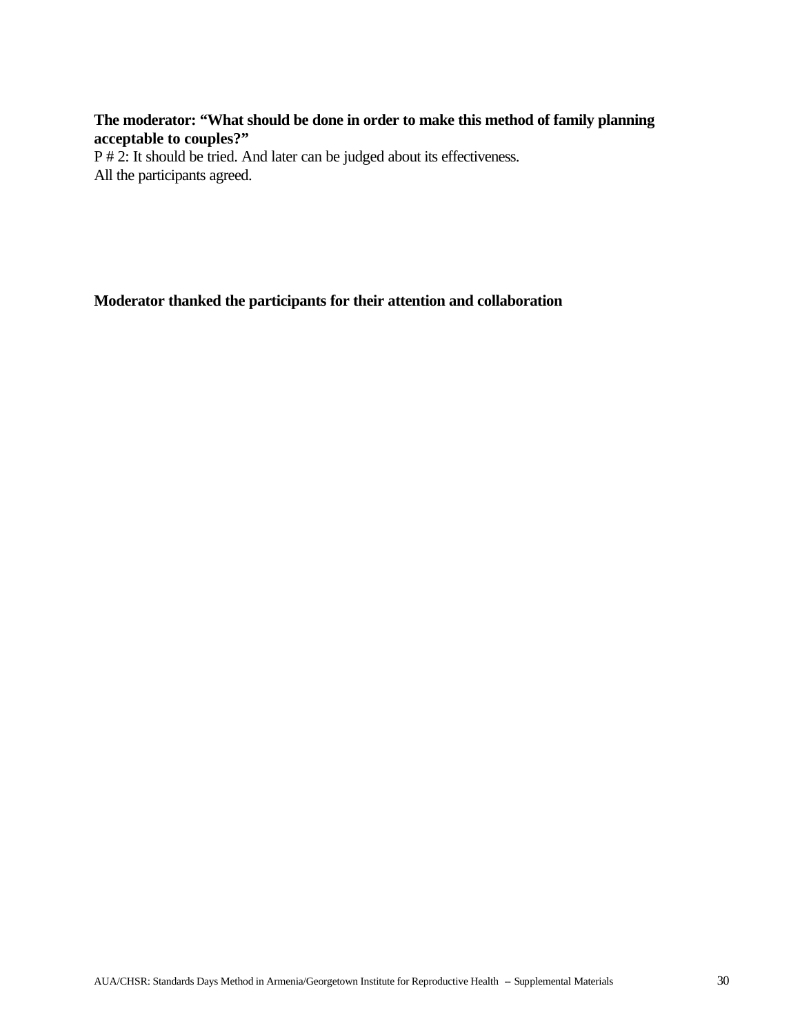**The moderator: “What should be done in order to make this method of family planning acceptable to couples?”**

P # 2: It should be tried. And later can be judged about its effectiveness.

All the participants agreed.

**Moderator thanked the participants for their attention and collaboration**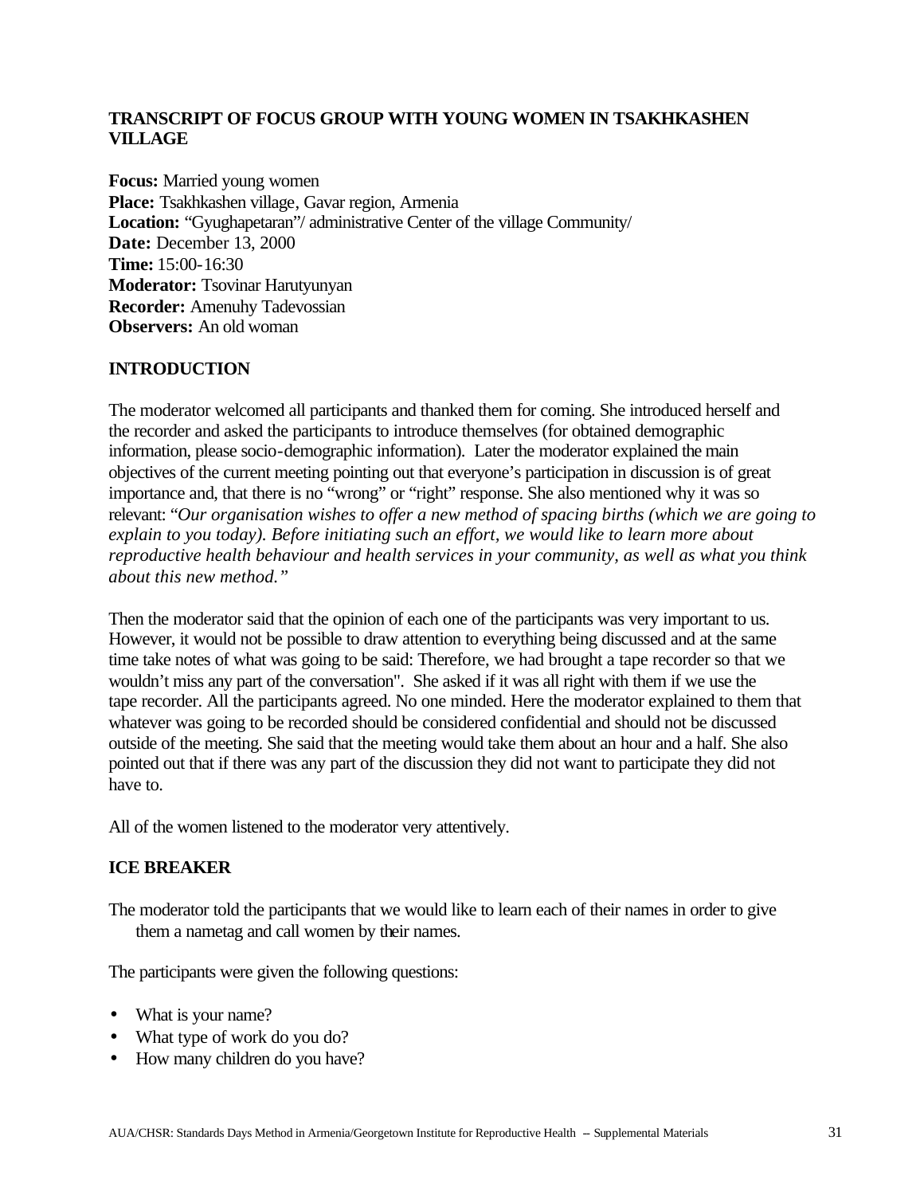## TRANSCRIPT OF FOCUS GROUP WITH YOUNG WOMEN IN TSAKHKASHEN VILLAGE

**Focus:** Married young women
**Place:** Tsakhkashen village, Gavar region, Armenia
**Location:** "Gyughapetaran"/ administrative Center of the village Community/
**Date:** December 13, 2000
**Time:** 15:00-16:30
**Moderator:** Tsovinar Harutyunyan
**Recorder:** Amenuhy Tadevossian
**Observers:** An old woman

### INTRODUCTION

The moderator welcomed all participants and thanked them for coming. She introduced herself and the recorder and asked the participants to introduce themselves (for obtained demographic information, please socio-demographic information). Later the moderator explained the main objectives of the current meeting pointing out that everyone's participation in discussion is of great importance and, that there is no "wrong" or "right" response. She also mentioned why it was so relevant: "*Our organisation wishes to offer a new method of spacing births (which we are going to explain to you today). Before initiating such an effort, we would like to learn more about reproductive health behaviour and health services in your community, as well as what you think about this new method.*"

Then the moderator said that the opinion of each one of the participants was very important to us. However, it would not be possible to draw attention to everything being discussed and at the same time take notes of what was going to be said: Therefore, we had brought a tape recorder so that we wouldn't miss any part of the conversation". She asked if it was all right with them if we use the tape recorder. All the participants agreed. No one minded. Here the moderator explained to them that whatever was going to be recorded should be considered confidential and should not be discussed outside of the meeting. She said that the meeting would take them about an hour and a half. She also pointed out that if there was any part of the discussion they did not want to participate they did not have to.

All of the women listened to the moderator very attentively.

### ICE BREAKER

The moderator told the participants that we would like to learn each of their names in order to give them a nametag and call women by their names.

The participants were given the following questions:

- What is your name?
- What type of work do you do?
- How many children do you have?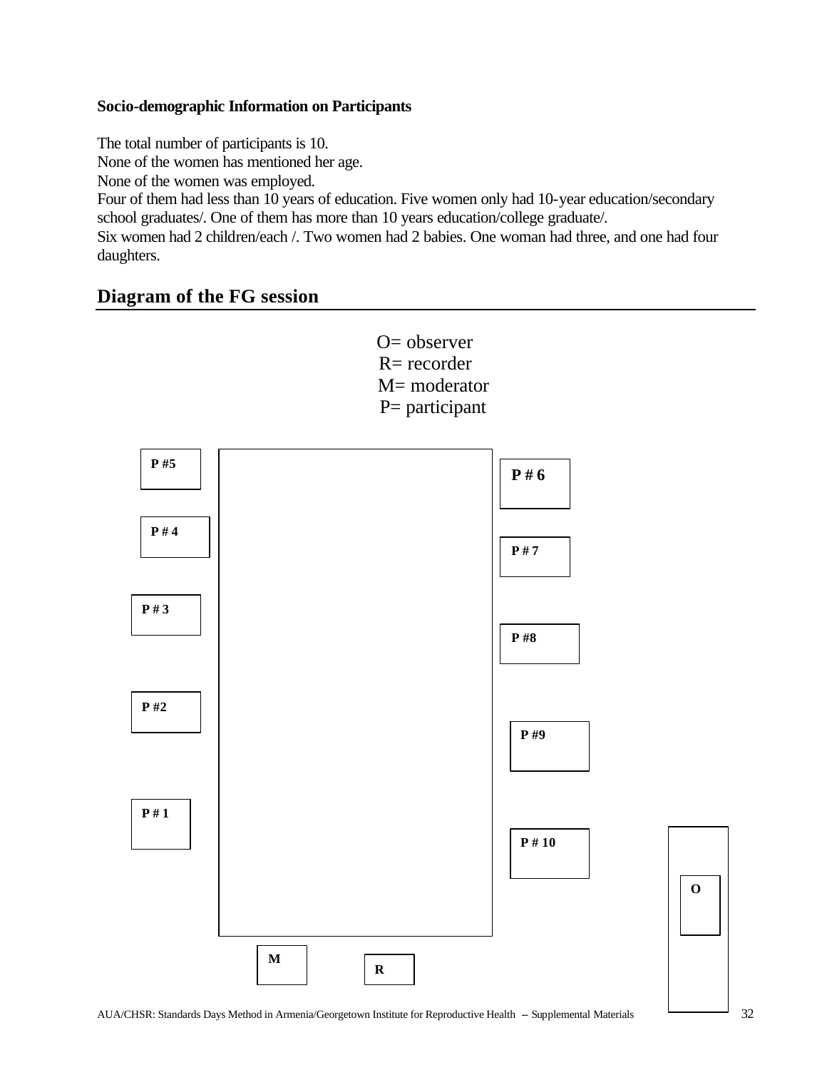**Socio-demographic Information on Participants**

The total number of participants is 10.
None of the women has mentioned her age.
None of the women was employed.
Four of them had less than 10 years of education. Five women only had 10-year education/secondary school graduates/. One of them has more than 10 years education/college graduate/.
Six women had 2 children/each /. Two women had 2 babies. One woman had three, and one had four daughters.

## Diagram of the FG session

O= observer
R= recorder
M= moderator
P= participant

P #5

P # 6

P # 4

P # 7

P # 3

P #8

P #2

P #9

P # 1

P # 10

O

M

R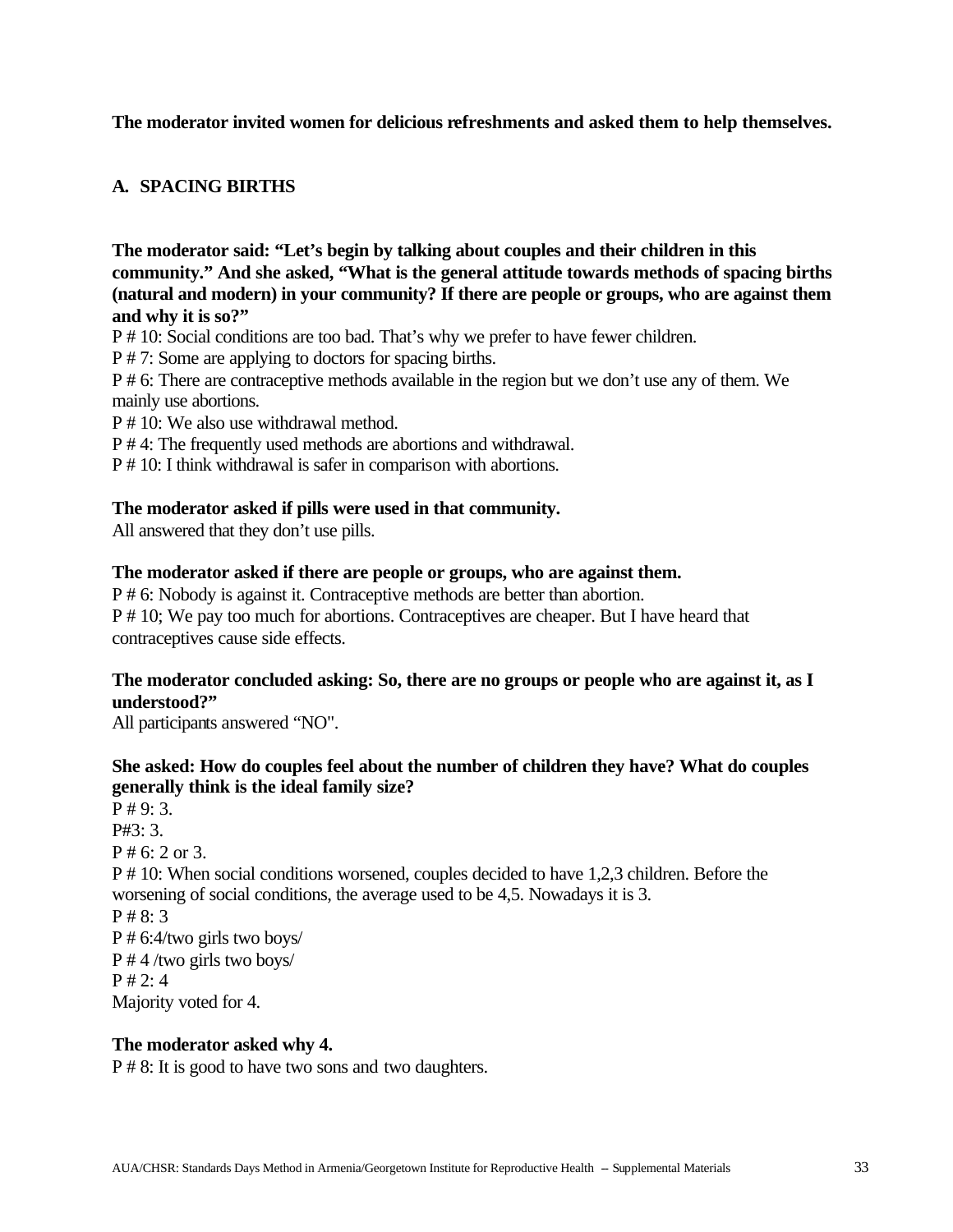**The moderator invited women for delicious refreshments and asked them to help themselves.**

## A. SPACING BIRTHS

**The moderator said: "Let's begin by talking about couples and their children in this community." And she asked, "What is the general attitude towards methods of spacing births (natural and modern) in your community? If there are people or groups, who are against them and why it is so?"**

P # 10: Social conditions are too bad. That's why we prefer to have fewer children.

P # 7: Some are applying to doctors for spacing births.

P # 6: There are contraceptive methods available in the region but we don't use any of them. We mainly use abortions.

P # 10: We also use withdrawal method.

P # 4: The frequently used methods are abortions and withdrawal.

P # 10: I think withdrawal is safer in comparison with abortions.

**The moderator asked if pills were used in that community.**

All answered that they don't use pills.

**The moderator asked if there are people or groups, who are against them.**

P # 6: Nobody is against it. Contraceptive methods are better than abortion.

P # 10; We pay too much for abortions. Contraceptives are cheaper. But I have heard that contraceptives cause side effects.

**The moderator concluded asking: So, there are no groups or people who are against it, as I understood?"**

All participants answered "NO".

**She asked: How do couples feel about the number of children they have? What do couples generally think is the ideal family size?**

P # 9: 3.

P#3: 3.

P # 6: 2 or 3.

P # 10: When social conditions worsened, couples decided to have 1,2,3 children. Before the worsening of social conditions, the average used to be 4,5. Nowadays it is 3.

P # 8: 3

P # 6:4/two girls two boys/

P # 4 /two girls two boys/

P # 2: 4

Majority voted for 4.

**The moderator asked why 4.**

P # 8: It is good to have two sons and two daughters.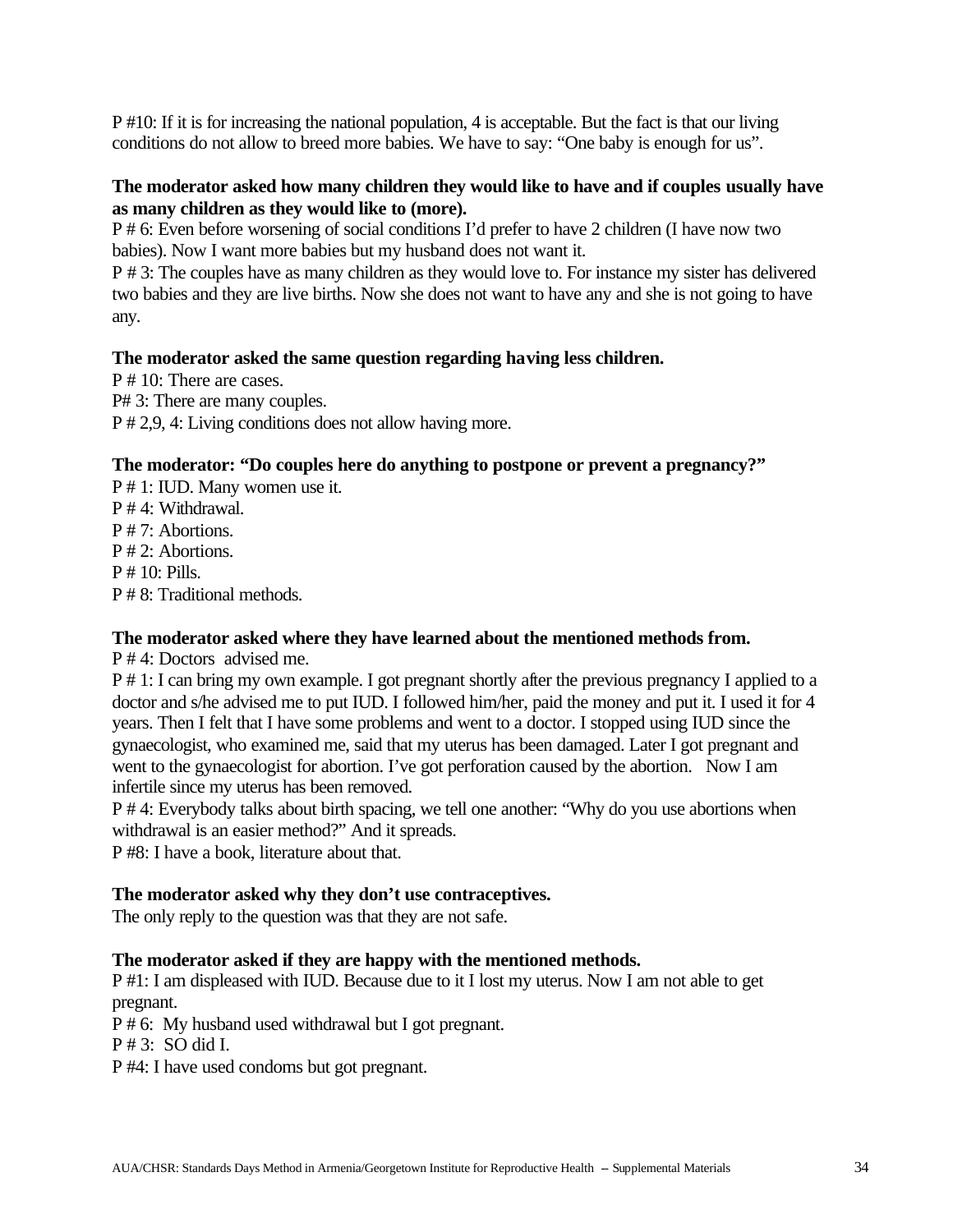P #10: If it is for increasing the national population, 4 is acceptable. But the fact is that our living conditions do not allow to breed more babies. We have to say: "One baby is enough for us".

**The moderator asked how many children they would like to have and if couples usually have as many children as they would like to (more).**

P # 6: Even before worsening of social conditions I'd prefer to have 2 children (I have now two babies). Now I want more babies but my husband does not want it.

P # 3: The couples have as many children as they would love to. For instance my sister has delivered two babies and they are live births. Now she does not want to have any and she is not going to have any.

**The moderator asked the same question regarding having less children.**

P # 10: There are cases.

P# 3: There are many couples.

P # 2,9, 4: Living conditions does not allow having more.

**The moderator: "Do couples here do anything to postpone or prevent a pregnancy?"**

P # 1: IUD. Many women use it.

P # 4: Withdrawal.

P # 7: Abortions.

P # 2: Abortions.

P # 10: Pills.

P # 8: Traditional methods.

**The moderator asked where they have learned about the mentioned methods from.**

P # 4: Doctors advised me.

P # 1: I can bring my own example. I got pregnant shortly after the previous pregnancy I applied to a doctor and s/he advised me to put IUD. I followed him/her, paid the money and put it. I used it for 4 years. Then I felt that I have some problems and went to a doctor. I stopped using IUD since the gynaecologist, who examined me, said that my uterus has been damaged. Later I got pregnant and went to the gynaecologist for abortion. I've got perforation caused by the abortion. Now I am infertile since my uterus has been removed.

P # 4: Everybody talks about birth spacing, we tell one another: "Why do you use abortions when withdrawal is an easier method?" And it spreads.

P #8: I have a book, literature about that.

**The moderator asked why they don't use contraceptives.**

The only reply to the question was that they are not safe.

**The moderator asked if they are happy with the mentioned methods.**

P #1: I am displeased with IUD. Because due to it I lost my uterus. Now I am not able to get pregnant.

P # 6: My husband used withdrawal but I got pregnant.

P # 3: SO did I.

P #4: I have used condoms but got pregnant.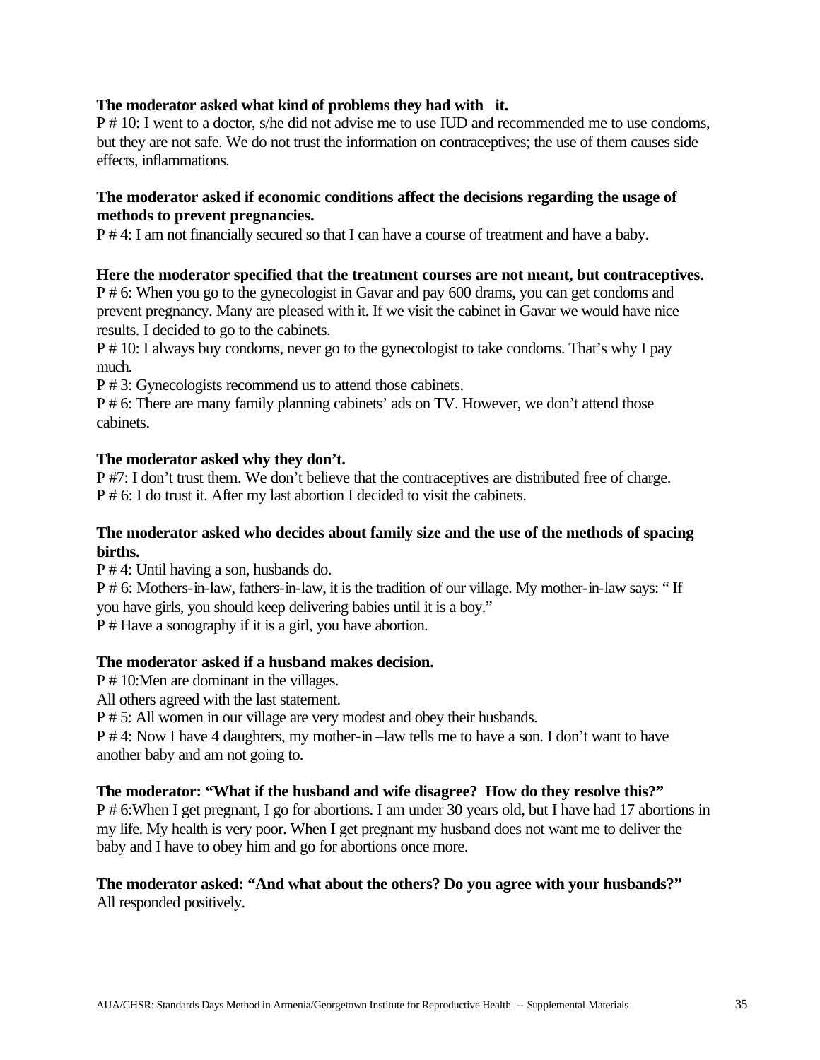**The moderator asked what kind of problems they had with it.**

P # 10: I went to a doctor, s/he did not advise me to use IUD and recommended me to use condoms, but they are not safe. We do not trust the information on contraceptives; the use of them causes side effects, inflammations.

**The moderator asked if economic conditions affect the decisions regarding the usage of methods to prevent pregnancies.**

P # 4: I am not financially secured so that I can have a course of treatment and have a baby.

**Here the moderator specified that the treatment courses are not meant, but contraceptives.**

P # 6: When you go to the gynecologist in Gavar and pay 600 drams, you can get condoms and prevent pregnancy. Many are pleased with it. If we visit the cabinet in Gavar we would have nice results. I decided to go to the cabinets.

P # 10: I always buy condoms, never go to the gynecologist to take condoms. That's why I pay much.

P # 3: Gynecologists recommend us to attend those cabinets.

P # 6: There are many family planning cabinets' ads on TV. However, we don't attend those cabinets.

**The moderator asked why they don't.**

P #7: I don't trust them. We don't believe that the contraceptives are distributed free of charge.

P # 6: I do trust it. After my last abortion I decided to visit the cabinets.

**The moderator asked who decides about family size and the use of the methods of spacing births.**

P # 4: Until having a son, husbands do.

P # 6: Mothers-in-law, fathers-in-law, it is the tradition of our village. My mother-in-law says: " If you have girls, you should keep delivering babies until it is a boy."

P # Have a sonography if it is a girl, you have abortion.

**The moderator asked if a husband makes decision.**

P # 10:Men are dominant in the villages.

All others agreed with the last statement.

P # 5: All women in our village are very modest and obey their husbands.

P # 4: Now I have 4 daughters, my mother-in –law tells me to have a son. I don't want to have another baby and am not going to.

**The moderator: "What if the husband and wife disagree? How do they resolve this?"**

P # 6:When I get pregnant, I go for abortions. I am under 30 years old, but I have had 17 abortions in my life. My health is very poor. When I get pregnant my husband does not want me to deliver the baby and I have to obey him and go for abortions once more.

**The moderator asked: "And what about the others? Do you agree with your husbands?"**

All responded positively.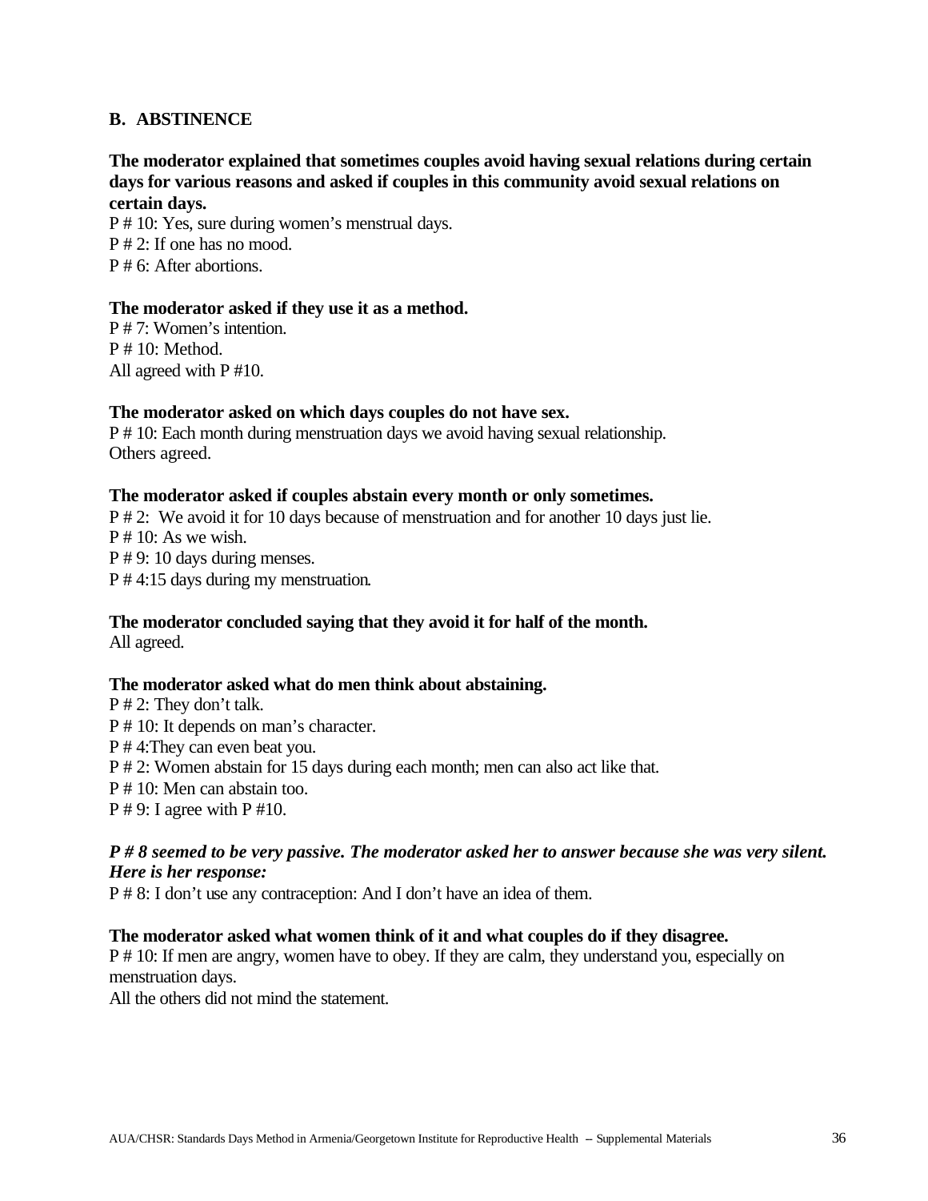## B. ABSTINENCE

**The moderator explained that sometimes couples avoid having sexual relations during certain days for various reasons and asked if couples in this community avoid sexual relations on certain days.**

P # 10: Yes, sure during women's menstrual days.
P # 2: If one has no mood.
P # 6: After abortions.

**The moderator asked if they use it as a method.**

P # 7: Women's intention.
P # 10: Method.
All agreed with P #10.

**The moderator asked on which days couples do not have sex.**

P # 10: Each month during menstruation days we avoid having sexual relationship.
Others agreed.

**The moderator asked if couples abstain every month or only sometimes.**

P # 2: We avoid it for 10 days because of menstruation and for another 10 days just lie.
P # 10: As we wish.
P # 9: 10 days during menses.
P # 4:15 days during my menstruation.

**The moderator concluded saying that they avoid it for half of the month.**

All agreed.

**The moderator asked what do men think about abstaining.**

P # 2: They don't talk.
P # 10: It depends on man's character.
P # 4:They can even beat you.
P # 2: Women abstain for 15 days during each month; men can also act like that.
P # 10: Men can abstain too.
P # 9: I agree with P #10.

***P # 8 seemed to be very passive. The moderator asked her to answer because she was very silent. Here is her response:***

P # 8: I don't use any contraception: And I don't have an idea of them.

**The moderator asked what women think of it and what couples do if they disagree.**

P # 10: If men are angry, women have to obey. If they are calm, they understand you, especially on menstruation days.
All the others did not mind the statement.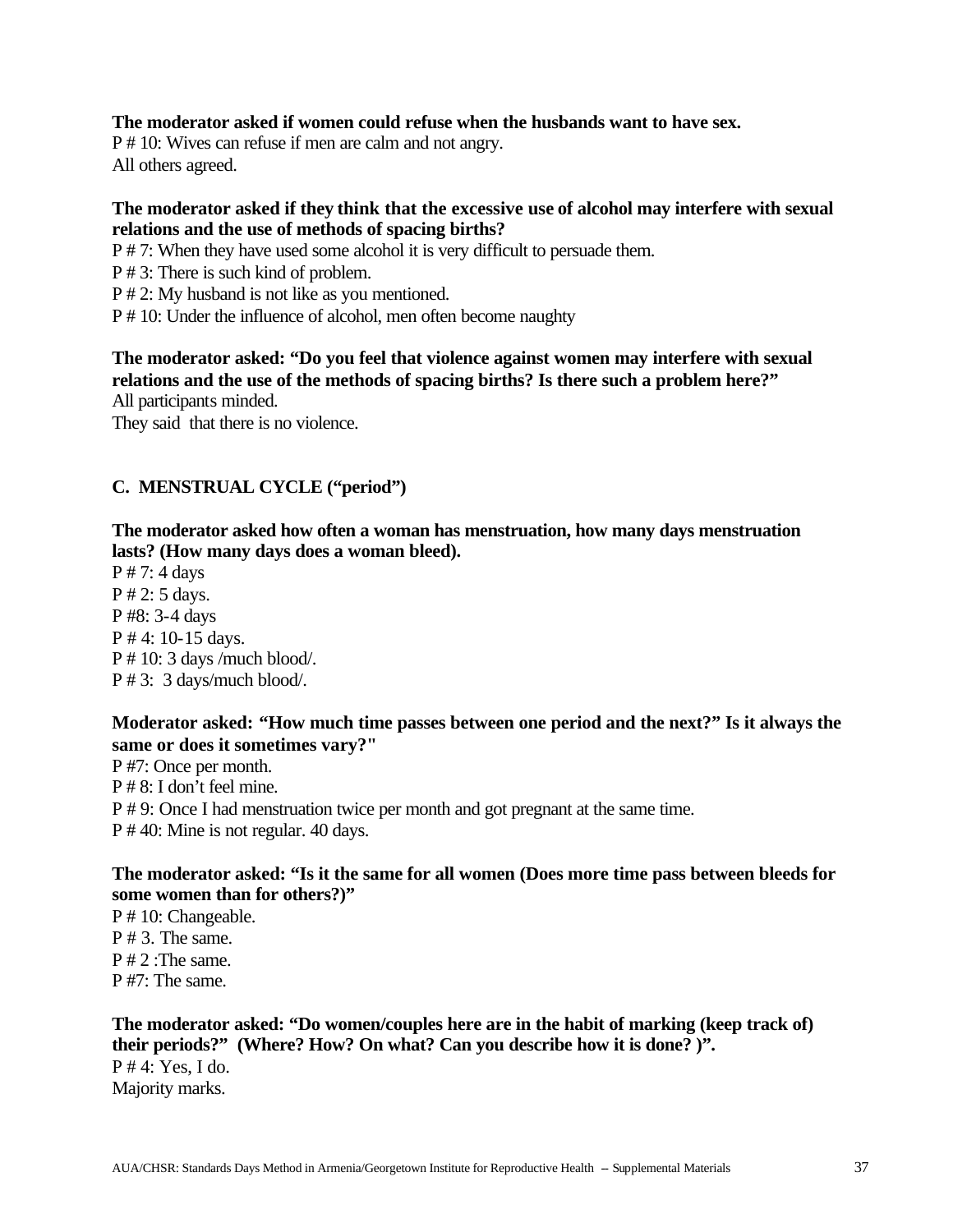**The moderator asked if women could refuse when the husbands want to have sex.**
P # 10: Wives can refuse if men are calm and not angry.
All others agreed.

**The moderator asked if they think that the excessive use of alcohol may interfere with sexual relations and the use of methods of spacing births?**
P # 7: When they have used some alcohol it is very difficult to persuade them.
P # 3: There is such kind of problem.
P # 2: My husband is not like as you mentioned.
P # 10: Under the influence of alcohol, men often become naughty

**The moderator asked: "Do you feel that violence against women may interfere with sexual relations and the use of the methods of spacing births? Is there such a problem here?"**
All participants minded.
They said that there is no violence.

## C. MENSTRUAL CYCLE ("period")

**The moderator asked how often a woman has menstruation, how many days menstruation lasts? (How many days does a woman bleed).**
P # 7: 4 days
P # 2: 5 days.
P #8: 3-4 days
P # 4: 10-15 days.
P # 10: 3 days /much blood/.
P # 3: 3 days/much blood/.

**Moderator asked: "How much time passes between one period and the next?" Is it always the same or does it sometimes vary?"**
P #7: Once per month.
P # 8: I don't feel mine.
P # 9: Once I had menstruation twice per month and got pregnant at the same time.
P # 40: Mine is not regular. 40 days.

**The moderator asked: "Is it the same for all women (Does more time pass between bleeds for some women than for others?)"**
P # 10: Changeable.
P # 3. The same.
P # 2 :The same.
P #7: The same.

**The moderator asked: "Do women/couples here are in the habit of marking (keep track of) their periods?" (Where? How? On what? Can you describe how it is done? )".**
P # 4: Yes, I do.
Majority marks.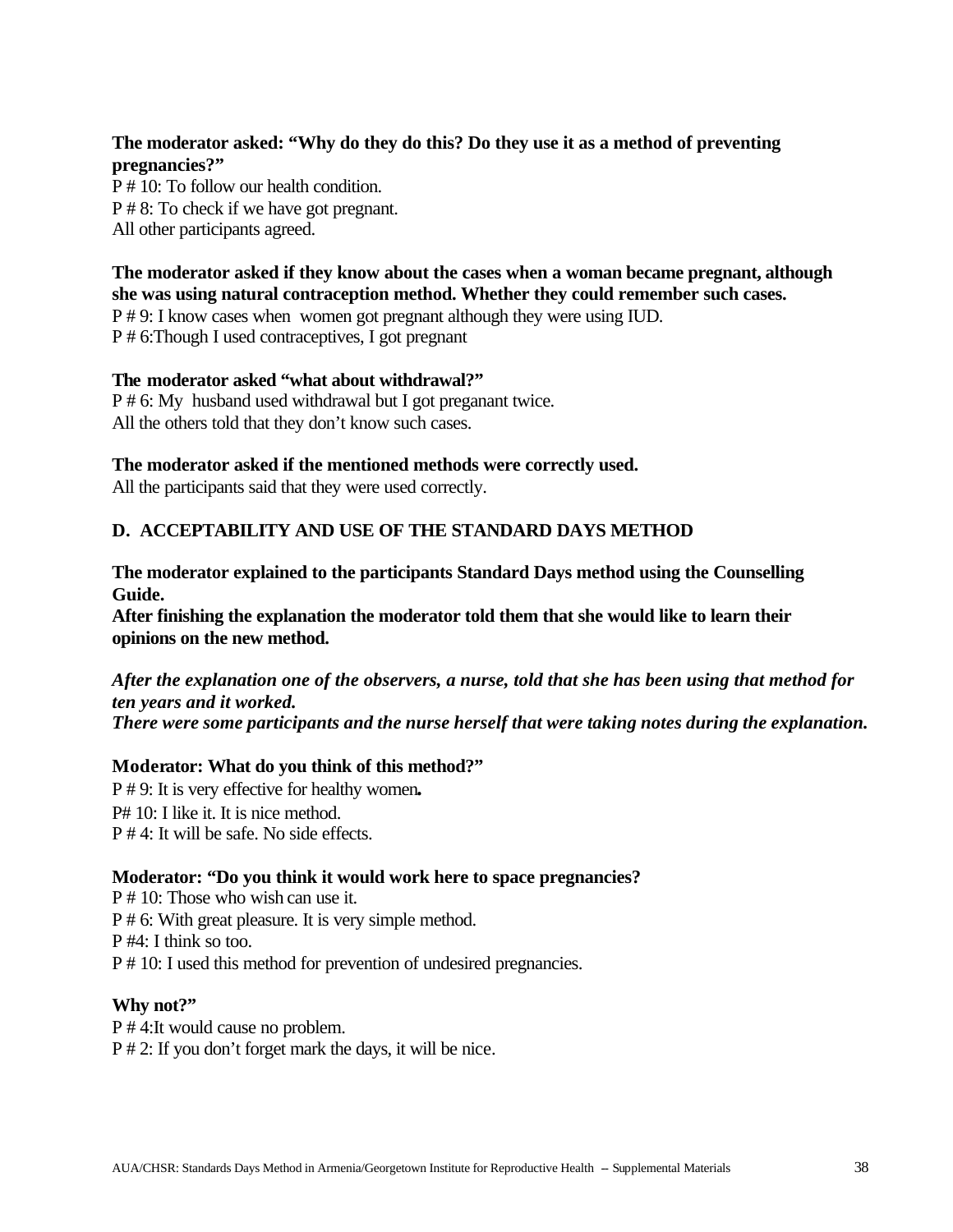**The moderator asked: "Why do they do this? Do they use it as a method of preventing pregnancies?"**

P # 10: To follow our health condition.
P # 8: To check if we have got pregnant.
All other participants agreed.

**The moderator asked if they know about the cases when a woman became pregnant, although she was using natural contraception method. Whether they could remember such cases.**

P # 9: I know cases when women got pregnant although they were using IUD.
P # 6:Though I used contraceptives, I got pregnant

**The moderator asked "what about withdrawal?"**

P # 6: My husband used withdrawal but I got preganant twice.
All the others told that they don't know such cases.

**The moderator asked if the mentioned methods were correctly used.**

All the participants said that they were used correctly.

## D. ACCEPTABILITY AND USE OF THE STANDARD DAYS METHOD

**The moderator explained to the participants Standard Days method using the Counselling Guide.**
**After finishing the explanation the moderator told them that she would like to learn their opinions on the new method.**

***After the explanation one of the observers, a nurse, told that she has been using that method for ten years and it worked.***
***There were some participants and the nurse herself that were taking notes during the explanation.***

**Moderator: What do you think of this method?"**

P # 9: It is very effective for healthy women**.**
P# 10: I like it. It is nice method.
P # 4: It will be safe. No side effects.

**Moderator: "Do you think it would work here to space pregnancies?**

P # 10: Those who wish can use it.
P # 6: With great pleasure. It is very simple method.
P #4: I think so too.
P # 10: I used this method for prevention of undesired pregnancies.

**Why not?"**

P # 4:It would cause no problem.
P # 2: If you don't forget mark the days, it will be nice.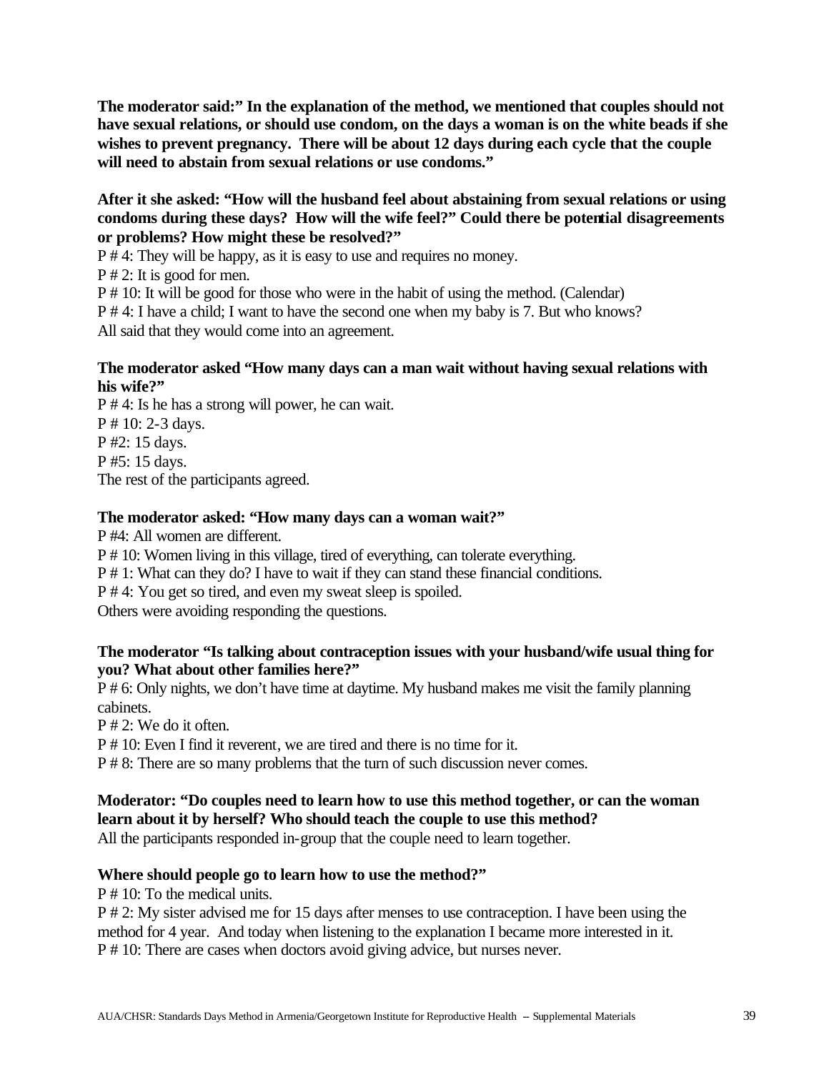**The moderator said:" In the explanation of the method, we mentioned that couples should not have sexual relations, or should use condom, on the days a woman is on the white beads if she wishes to prevent pregnancy. There will be about 12 days during each cycle that the couple will need to abstain from sexual relations or use condoms."**

**After it she asked: "How will the husband feel about abstaining from sexual relations or using condoms during these days? How will the wife feel?" Could there be potential disagreements or problems? How might these be resolved?"**

P # 4: They will be happy, as it is easy to use and requires no money.
P # 2: It is good for men.
P # 10: It will be good for those who were in the habit of using the method. (Calendar)
P # 4: I have a child; I want to have the second one when my baby is 7. But who knows?
All said that they would come into an agreement.

**The moderator asked "How many days can a man wait without having sexual relations with his wife?"**

P # 4: Is he has a strong will power, he can wait.
P # 10: 2-3 days.
P #2: 15 days.
P #5: 15 days.
The rest of the participants agreed.

**The moderator asked: "How many days can a woman wait?"**

P #4: All women are different.
P # 10: Women living in this village, tired of everything, can tolerate everything.
P # 1: What can they do? I have to wait if they can stand these financial conditions.
P # 4: You get so tired, and even my sweat sleep is spoiled.
Others were avoiding responding the questions.

**The moderator "Is talking about contraception issues with your husband/wife usual thing for you? What about other families here?"**

P # 6: Only nights, we don't have time at daytime. My husband makes me visit the family planning cabinets.
P # 2: We do it often.
P # 10: Even I find it reverent, we are tired and there is no time for it.
P # 8: There are so many problems that the turn of such discussion never comes.

**Moderator: "Do couples need to learn how to use this method together, or can the woman learn about it by herself? Who should teach the couple to use this method?**

All the participants responded in-group that the couple need to learn together.

**Where should people go to learn how to use the method?"**

P # 10: To the medical units.
P # 2: My sister advised me for 15 days after menses to use contraception. I have been using the method for 4 year. And today when listening to the explanation I became more interested in it.
P # 10: There are cases when doctors avoid giving advice, but nurses never.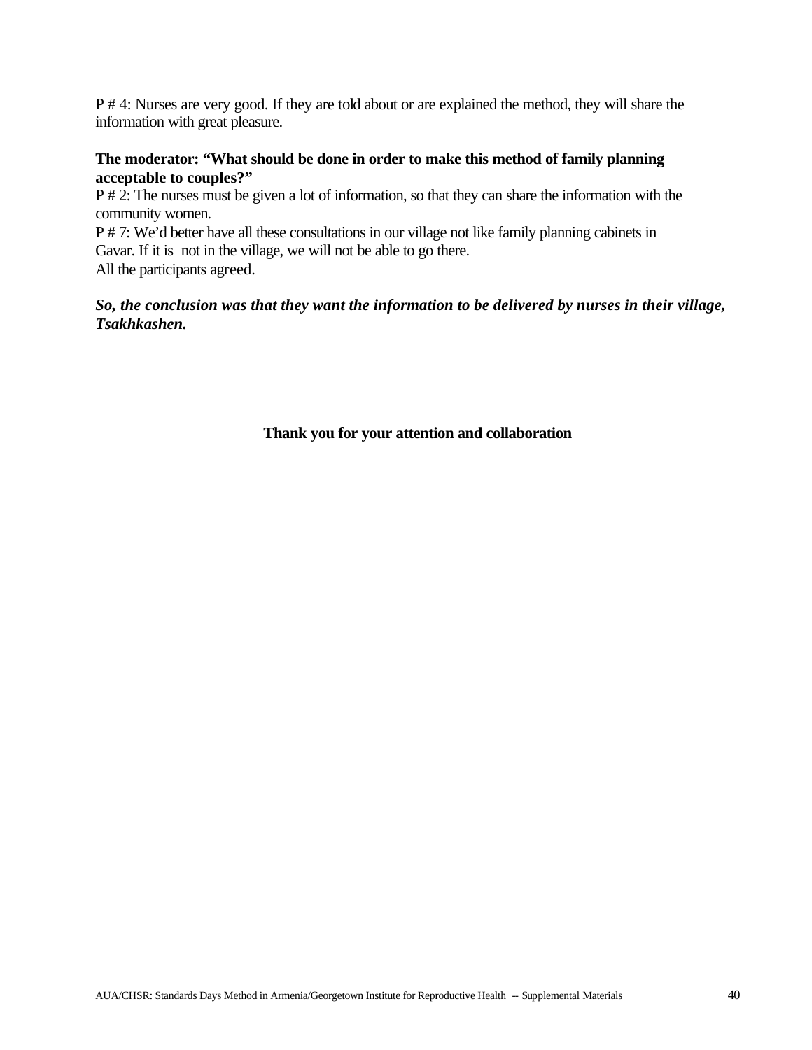P # 4: Nurses are very good. If they are told about or are explained the method, they will share the information with great pleasure.

**The moderator: "What should be done in order to make this method of family planning acceptable to couples?"**
P # 2: The nurses must be given a lot of information, so that they can share the information with the community women.
P # 7: We'd better have all these consultations in our village not like family planning cabinets in Gavar. If it is not in the village, we will not be able to go there.
All the participants agreed.

***So, the conclusion was that they want the information to be delivered by nurses in their village, Tsakhkashen.***

**Thank you for your attention and collaboration**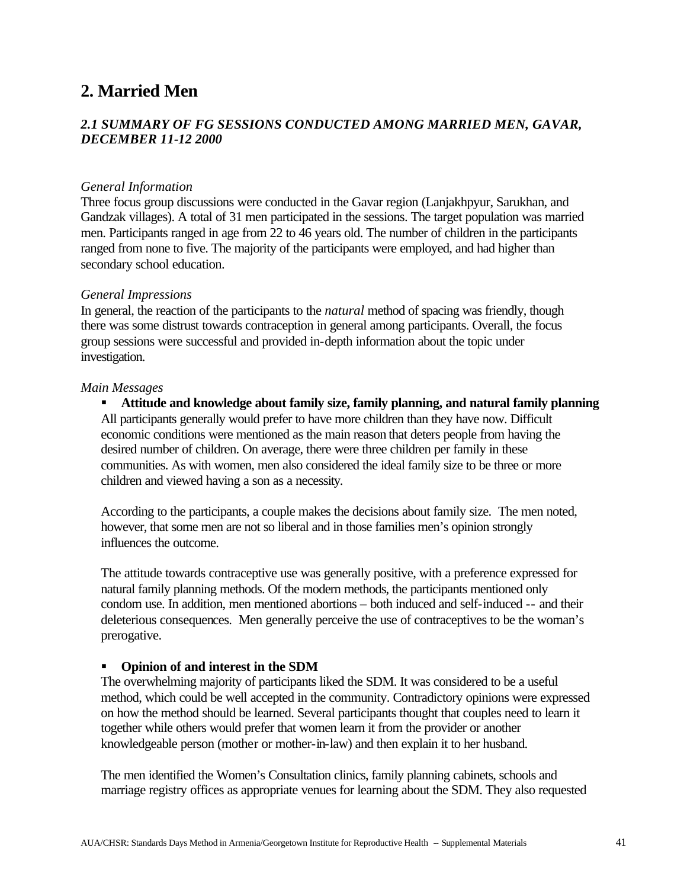# 2. Married Men

### *2.1 SUMMARY OF FG SESSIONS CONDUCTED AMONG MARRIED MEN, GAVAR, DECEMBER 11-12 2000*

*General Information*

Three focus group discussions were conducted in the Gavar region (Lanjakhpyur, Sarukhan, and Gandzak villages). A total of 31 men participated in the sessions. The target population was married men. Participants ranged in age from 22 to 46 years old. The number of children in the participants ranged from none to five. The majority of the participants were employed, and had higher than secondary school education.

*General Impressions*

In general, the reaction of the participants to the *natural* method of spacing was friendly, though there was some distrust towards contraception in general among participants. Overall, the focus group sessions were successful and provided in-depth information about the topic under investigation.

*Main Messages*

- **Attitude and knowledge about family size, family planning, and natural family planning**

  All participants generally would prefer to have more children than they have now. Difficult economic conditions were mentioned as the main reason that deters people from having the desired number of children. On average, there were three children per family in these communities. As with women, men also considered the ideal family size to be three or more children and viewed having a son as a necessity.

  According to the participants, a couple makes the decisions about family size. The men noted, however, that some men are not so liberal and in those families men's opinion strongly influences the outcome.

  The attitude towards contraceptive use was generally positive, with a preference expressed for natural family planning methods. Of the modern methods, the participants mentioned only condom use. In addition, men mentioned abortions – both induced and self-induced -- and their deleterious consequences. Men generally perceive the use of contraceptives to be the woman's prerogative.

- **Opinion of and interest in the SDM**

  The overwhelming majority of participants liked the SDM. It was considered to be a useful method, which could be well accepted in the community. Contradictory opinions were expressed on how the method should be learned. Several participants thought that couples need to learn it together while others would prefer that women learn it from the provider or another knowledgeable person (mother or mother-in-law) and then explain it to her husband.

  The men identified the Women's Consultation clinics, family planning cabinets, schools and marriage registry offices as appropriate venues for learning about the SDM. They also requested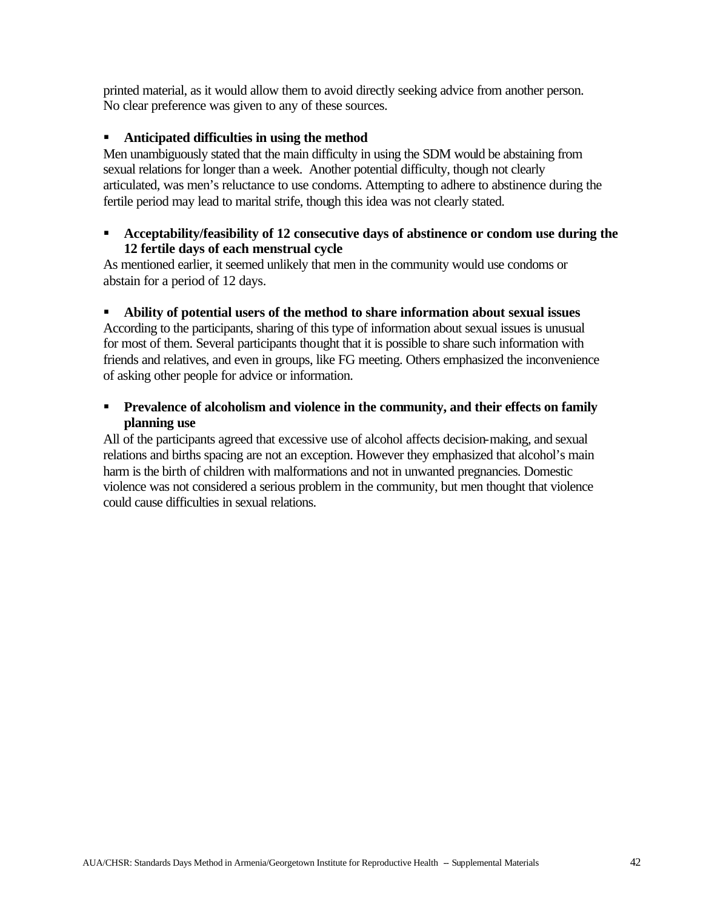printed material, as it would allow them to avoid directly seeking advice from another person. No clear preference was given to any of these sources.

- **Anticipated difficulties in using the method**

Men unambiguously stated that the main difficulty in using the SDM would be abstaining from sexual relations for longer than a week. Another potential difficulty, though not clearly articulated, was men's reluctance to use condoms. Attempting to adhere to abstinence during the fertile period may lead to marital strife, though this idea was not clearly stated.

- **Acceptability/feasibility of 12 consecutive days of abstinence or condom use during the 12 fertile days of each menstrual cycle**

As mentioned earlier, it seemed unlikely that men in the community would use condoms or abstain for a period of 12 days.

- **Ability of potential users of the method to share information about sexual issues**

According to the participants, sharing of this type of information about sexual issues is unusual for most of them. Several participants thought that it is possible to share such information with friends and relatives, and even in groups, like FG meeting. Others emphasized the inconvenience of asking other people for advice or information.

- **Prevalence of alcoholism and violence in the community, and their effects on family planning use**

All of the participants agreed that excessive use of alcohol affects decision-making, and sexual relations and births spacing are not an exception. However they emphasized that alcohol's main harm is the birth of children with malformations and not in unwanted pregnancies. Domestic violence was not considered a serious problem in the community, but men thought that violence could cause difficulties in sexual relations.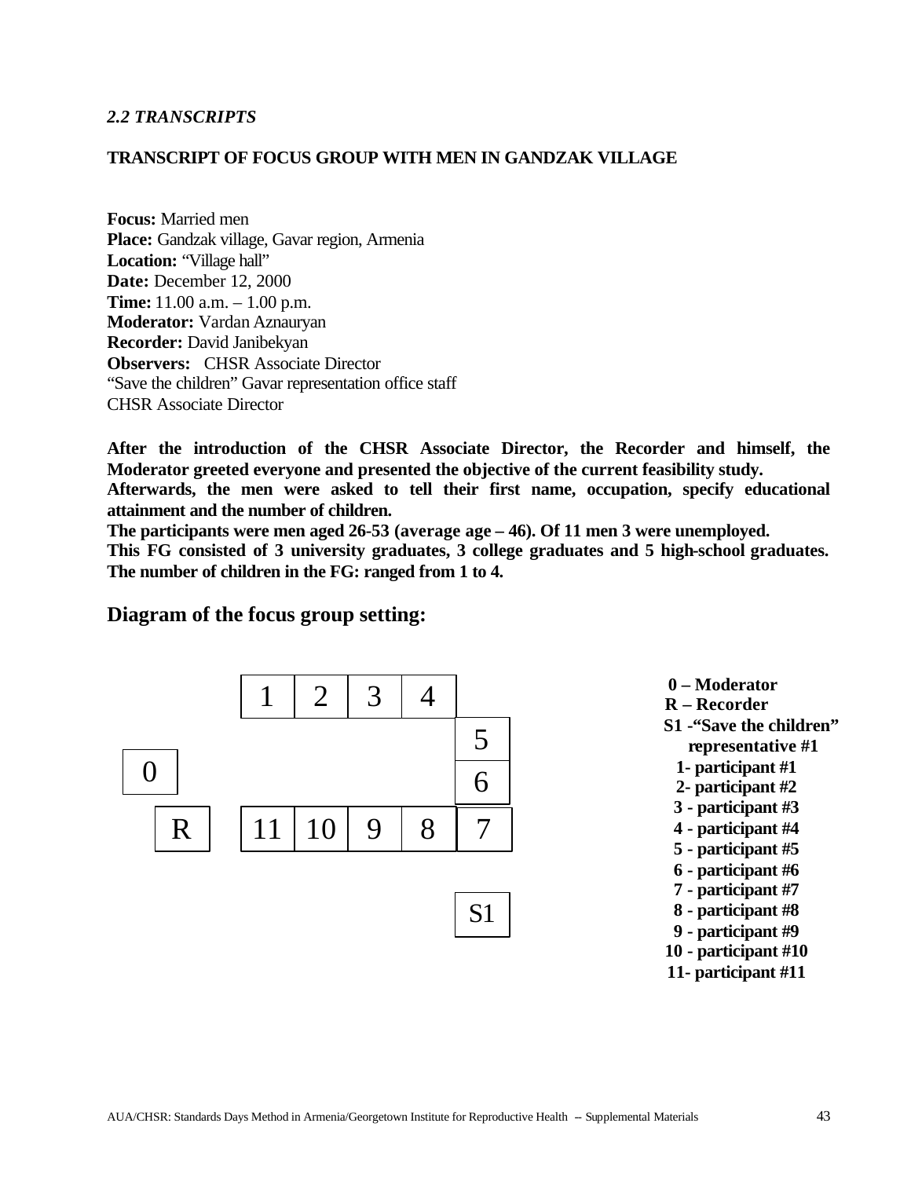*2.2 TRANSCRIPTS*

**TRANSCRIPT OF FOCUS GROUP WITH MEN IN GANDZAK VILLAGE**

**Focus:** Married men
**Place:** Gandzak village, Gavar region, Armenia
**Location:** "Village hall"
**Date:** December 12, 2000
**Time:** 11.00 a.m. – 1.00 p.m.
**Moderator:** Vardan Aznauryan
**Recorder:** David Janibekyan
**Observers:** CHSR Associate Director
"Save the children" Gavar representation office staff
CHSR Associate Director

**After the introduction of the CHSR Associate Director, the Recorder and himself, the Moderator greeted everyone and presented the objective of the current feasibility study.**
**Afterwards, the men were asked to tell their first name, occupation, specify educational attainment and the number of children.**
**The participants were men aged 26-53 (average age – 46). Of 11 men 3 were unemployed.**
**This FG consisted of 3 university graduates, 3 college graduates and 5 high-school graduates. The number of children in the FG: ranged from 1 to 4.**

## Diagram of the focus group setting:

| | | 1 | 2 | 3 | 4 | |
|---|---|---|---|---|---|---|
| | | | | | | 5 |
| 0 | | | | | | 6 |
| | R | 11 | 10 | 9 | 8 | 7 |
| | | | | | | S1 |

**0 – Moderator**
**R – Recorder**
**S1 -"Save the children" representative #1**
**1- participant #1**
**2- participant #2**
**3 - participant #3**
**4 - participant #4**
**5 - participant #5**
**6 - participant #6**
**7 - participant #7**
**8 - participant #8**
**9 - participant #9**
**10 - participant #10**
**11- participant #11**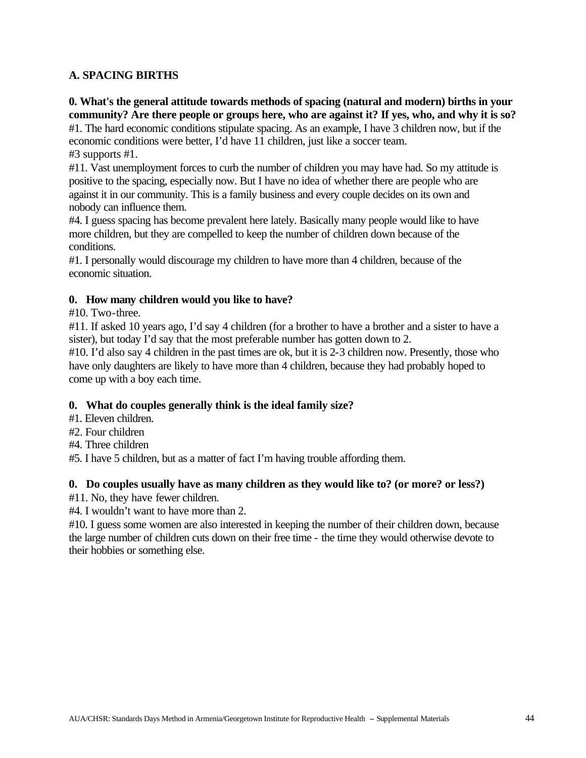## A. SPACING BIRTHS

**0. What's the general attitude towards methods of spacing (natural and modern) births in your community? Are there people or groups here, who are against it? If yes, who, and why it is so?**

#1. The hard economic conditions stipulate spacing. As an example, I have 3 children now, but if the economic conditions were better, I'd have 11 children, just like a soccer team.

#3 supports #1.

#11. Vast unemployment forces to curb the number of children you may have had. So my attitude is positive to the spacing, especially now. But I have no idea of whether there are people who are against it in our community. This is a family business and every couple decides on its own and nobody can influence them.

#4. I guess spacing has become prevalent here lately. Basically many people would like to have more children, but they are compelled to keep the number of children down because of the conditions.

#1. I personally would discourage my children to have more than 4 children, because of the economic situation.

**0. How many children would you like to have?**

#10. Two-three.

#11. If asked 10 years ago, I'd say 4 children (for a brother to have a brother and a sister to have a sister), but today I'd say that the most preferable number has gotten down to 2.

#10. I'd also say 4 children in the past times are ok, but it is 2-3 children now. Presently, those who have only daughters are likely to have more than 4 children, because they had probably hoped to come up with a boy each time.

**0. What do couples generally think is the ideal family size?**

#1. Eleven children.

#2. Four children

#4. Three children

#5. I have 5 children, but as a matter of fact I'm having trouble affording them.

**0. Do couples usually have as many children as they would like to? (or more? or less?)**

#11. No, they have fewer children.

#4. I wouldn't want to have more than 2.

#10. I guess some women are also interested in keeping the number of their children down, because the large number of children cuts down on their free time - the time they would otherwise devote to their hobbies or something else.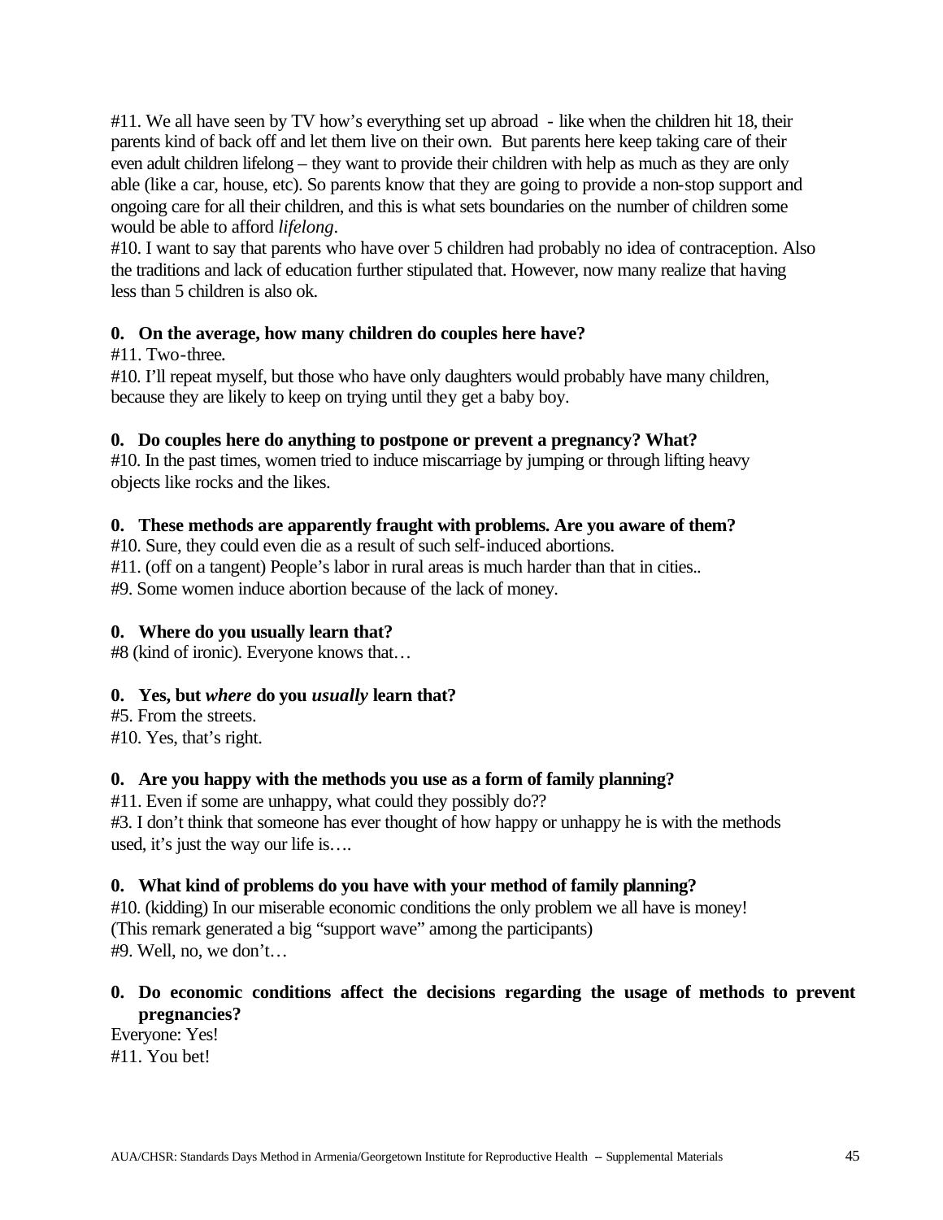#11. We all have seen by TV how's everything set up abroad - like when the children hit 18, their parents kind of back off and let them live on their own. But parents here keep taking care of their even adult children lifelong – they want to provide their children with help as much as they are only able (like a car, house, etc). So parents know that they are going to provide a non-stop support and ongoing care for all their children, and this is what sets boundaries on the number of children some would be able to afford *lifelong*.

#10. I want to say that parents who have over 5 children had probably no idea of contraception. Also the traditions and lack of education further stipulated that. However, now many realize that having less than 5 children is also ok.

**0. On the average, how many children do couples here have?**

#11. Two-three.

#10. I'll repeat myself, but those who have only daughters would probably have many children, because they are likely to keep on trying until they get a baby boy.

**0. Do couples here do anything to postpone or prevent a pregnancy? What?**

#10. In the past times, women tried to induce miscarriage by jumping or through lifting heavy objects like rocks and the likes.

**0. These methods are apparently fraught with problems. Are you aware of them?**

#10. Sure, they could even die as a result of such self-induced abortions.

#11. (off on a tangent) People's labor in rural areas is much harder than that in cities..

#9. Some women induce abortion because of the lack of money.

**0. Where do you usually learn that?**

#8 (kind of ironic). Everyone knows that…

**0. Yes, but *where* do you *usually* learn that?**

#5. From the streets.

#10. Yes, that's right.

**0. Are you happy with the methods you use as a form of family planning?**

#11. Even if some are unhappy, what could they possibly do??

#3. I don't think that someone has ever thought of how happy or unhappy he is with the methods used, it's just the way our life is….

**0. What kind of problems do you have with your method of family planning?**

#10. (kidding) In our miserable economic conditions the only problem we all have is money! (This remark generated a big "support wave" among the participants)

#9. Well, no, we don't…

**0. Do economic conditions affect the decisions regarding the usage of methods to prevent pregnancies?**

Everyone: Yes!

#11. You bet!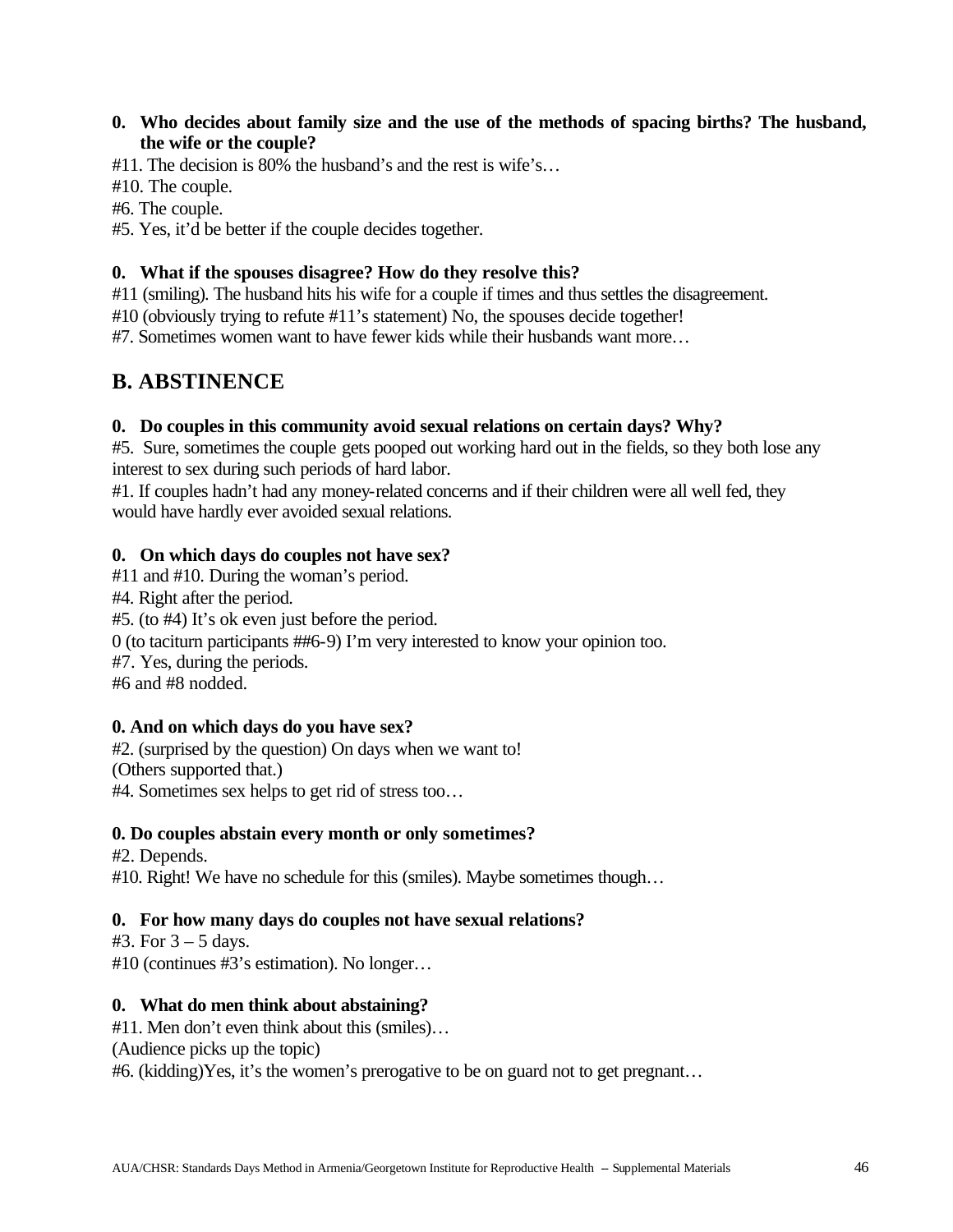**0. Who decides about family size and the use of the methods of spacing births? The husband, the wife or the couple?**

#11. The decision is 80% the husband's and the rest is wife's…

#10. The couple.

#6. The couple.

#5. Yes, it'd be better if the couple decides together.

**0. What if the spouses disagree? How do they resolve this?**

#11 (smiling). The husband hits his wife for a couple if times and thus settles the disagreement.

#10 (obviously trying to refute #11's statement) No, the spouses decide together!

#7. Sometimes women want to have fewer kids while their husbands want more…

## B. ABSTINENCE

**0. Do couples in this community avoid sexual relations on certain days? Why?**

#5. Sure, sometimes the couple gets pooped out working hard out in the fields, so they both lose any interest to sex during such periods of hard labor.

#1. If couples hadn't had any money-related concerns and if their children were all well fed, they would have hardly ever avoided sexual relations.

**0. On which days do couples not have sex?**

#11 and #10. During the woman's period.

#4. Right after the period.

#5. (to #4) It's ok even just before the period.

0 (to taciturn participants ##6-9) I'm very interested to know your opinion too.

#7. Yes, during the periods.

#6 and #8 nodded.

**0. And on which days do you have sex?**

#2. (surprised by the question) On days when we want to!

(Others supported that.)

#4. Sometimes sex helps to get rid of stress too…

**0. Do couples abstain every month or only sometimes?**

#2. Depends.

#10. Right! We have no schedule for this (smiles). Maybe sometimes though…

**0. For how many days do couples not have sexual relations?**

#3. For 3 – 5 days.

#10 (continues #3's estimation). No longer…

**0. What do men think about abstaining?**

#11. Men don't even think about this (smiles)…

(Audience picks up the topic)

#6. (kidding)Yes, it's the women's prerogative to be on guard not to get pregnant…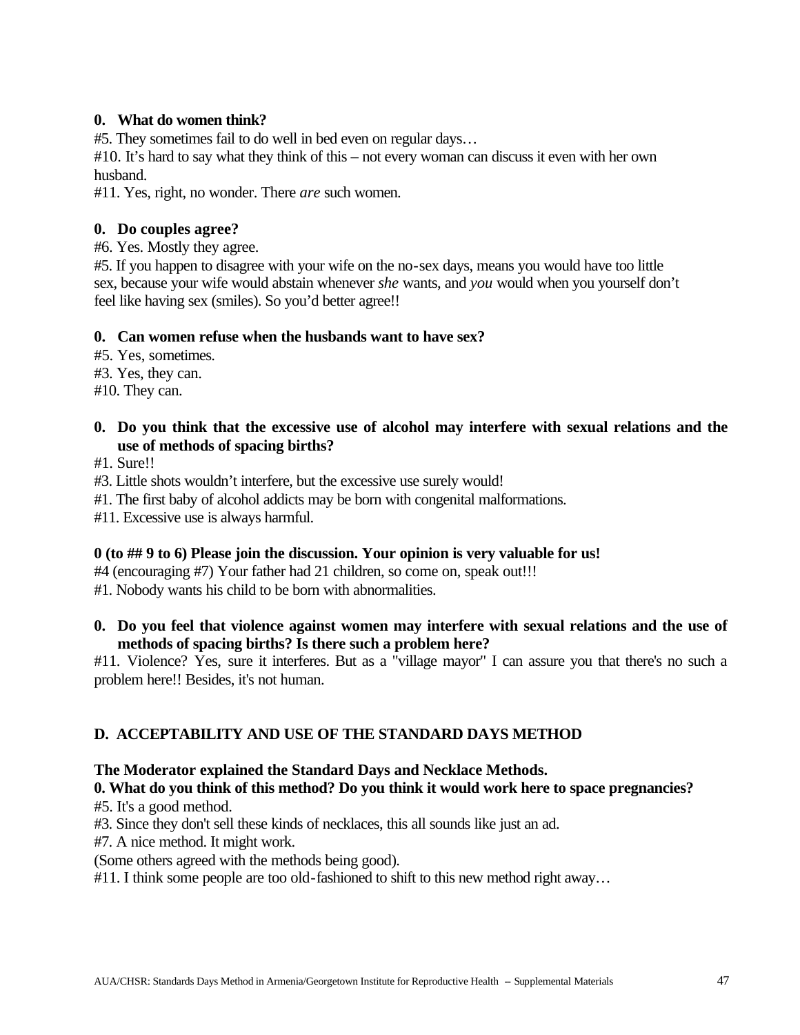**0. What do women think?**

#5. They sometimes fail to do well in bed even on regular days…

#10. It's hard to say what they think of this – not every woman can discuss it even with her own husband.

#11. Yes, right, no wonder. There *are* such women.

**0. Do couples agree?**

#6. Yes. Mostly they agree.

#5. If you happen to disagree with your wife on the no-sex days, means you would have too little sex, because your wife would abstain whenever *she* wants, and *you* would when you yourself don't feel like having sex (smiles). So you'd better agree!!

**0. Can women refuse when the husbands want to have sex?**

#5. Yes, sometimes.

#3. Yes, they can.

#10. They can.

**0. Do you think that the excessive use of alcohol may interfere with sexual relations and the use of methods of spacing births?**

#1. Sure!!

#3. Little shots wouldn't interfere, but the excessive use surely would!

#1. The first baby of alcohol addicts may be born with congenital malformations.

#11. Excessive use is always harmful.

**0 (to ## 9 to 6) Please join the discussion. Your opinion is very valuable for us!**

#4 (encouraging #7) Your father had 21 children, so come on, speak out!!!

#1. Nobody wants his child to be born with abnormalities.

**0. Do you feel that violence against women may interfere with sexual relations and the use of methods of spacing births? Is there such a problem here?**

#11. Violence? Yes, sure it interferes. But as a "village mayor" I can assure you that there's no such a problem here!! Besides, it's not human.

## D. ACCEPTABILITY AND USE OF THE STANDARD DAYS METHOD

**The Moderator explained the Standard Days and Necklace Methods.**

**0. What do you think of this method? Do you think it would work here to space pregnancies?**

#5. It's a good method.

#3. Since they don't sell these kinds of necklaces, this all sounds like just an ad.

#7. A nice method. It might work.

(Some others agreed with the methods being good).

#11. I think some people are too old-fashioned to shift to this new method right away…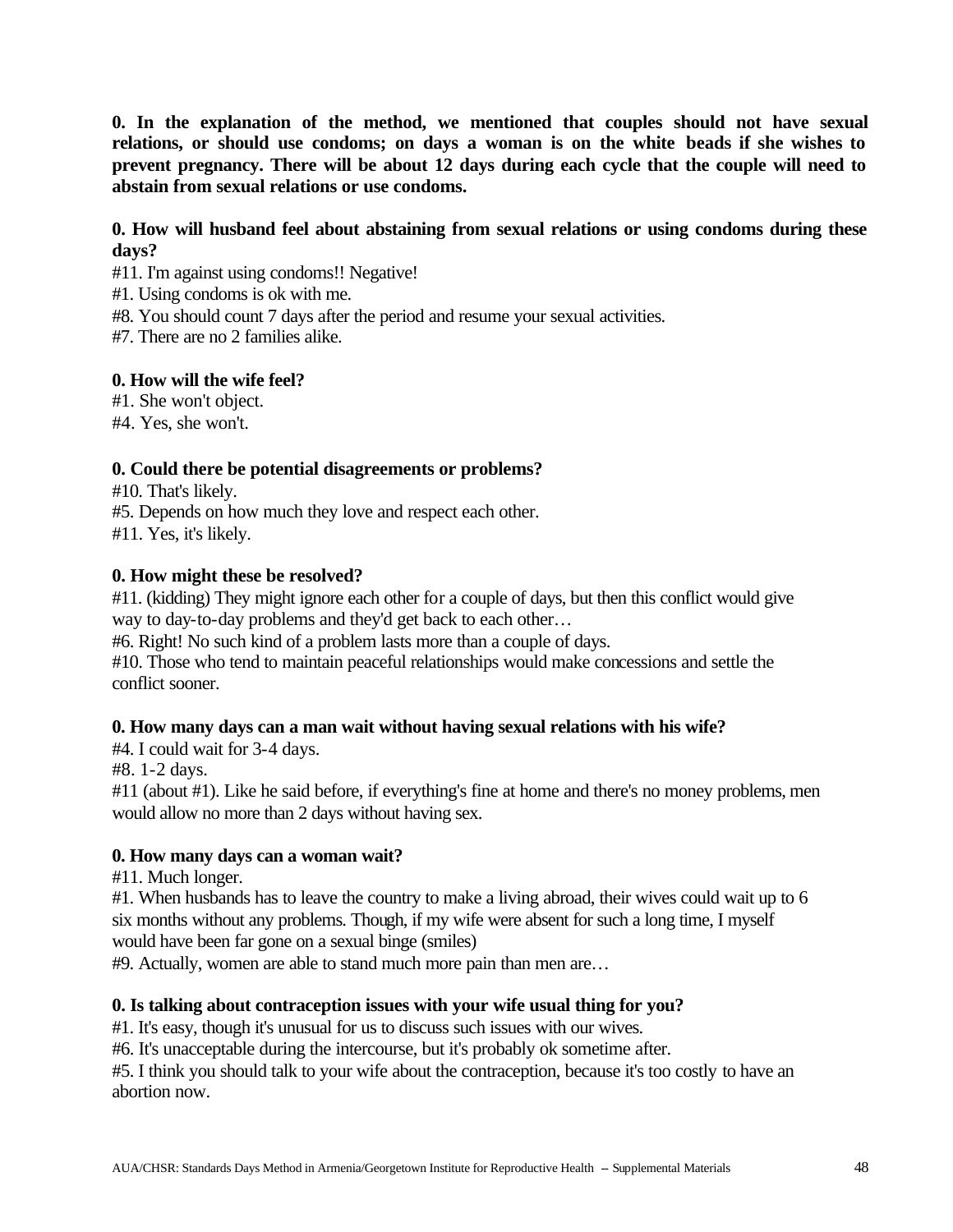**0. In the explanation of the method, we mentioned that couples should not have sexual relations, or should use condoms; on days a woman is on the white beads if she wishes to prevent pregnancy. There will be about 12 days during each cycle that the couple will need to abstain from sexual relations or use condoms.**

**0. How will husband feel about abstaining from sexual relations or using condoms during these days?**

#11. I'm against using condoms!! Negative!
#1. Using condoms is ok with me.
#8. You should count 7 days after the period and resume your sexual activities.
#7. There are no 2 families alike.

**0. How will the wife feel?**

#1. She won't object.
#4. Yes, she won't.

**0. Could there be potential disagreements or problems?**

#10. That's likely.
#5. Depends on how much they love and respect each other.
#11. Yes, it's likely.

**0. How might these be resolved?**

#11. (kidding) They might ignore each other for a couple of days, but then this conflict would give way to day-to-day problems and they'd get back to each other…
#6. Right! No such kind of a problem lasts more than a couple of days.
#10. Those who tend to maintain peaceful relationships would make concessions and settle the conflict sooner.

**0. How many days can a man wait without having sexual relations with his wife?**

#4. I could wait for 3-4 days.
#8. 1-2 days.
#11 (about #1). Like he said before, if everything's fine at home and there's no money problems, men would allow no more than 2 days without having sex.

**0. How many days can a woman wait?**

#11. Much longer.
#1. When husbands has to leave the country to make a living abroad, their wives could wait up to 6 six months without any problems. Though, if my wife were absent for such a long time, I myself would have been far gone on a sexual binge (smiles)
#9. Actually, women are able to stand much more pain than men are…

**0. Is talking about contraception issues with your wife usual thing for you?**

#1. It's easy, though it's unusual for us to discuss such issues with our wives.
#6. It's unacceptable during the intercourse, but it's probably ok sometime after.
#5. I think you should talk to your wife about the contraception, because it's too costly to have an abortion now.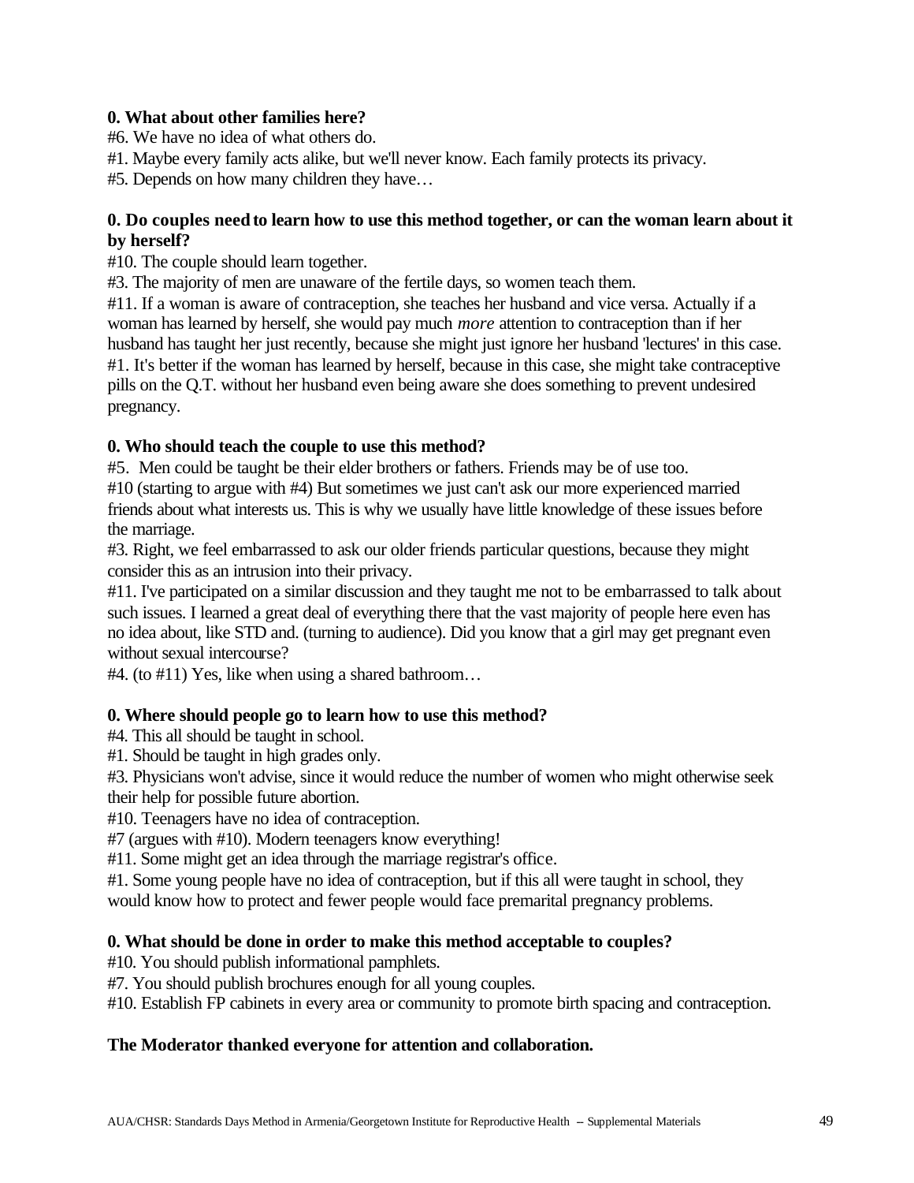**0. What about other families here?**

#6. We have no idea of what others do.

#1. Maybe every family acts alike, but we'll never know. Each family protects its privacy.

#5. Depends on how many children they have…

**0. Do couples need to learn how to use this method together, or can the woman learn about it by herself?**

#10. The couple should learn together.

#3. The majority of men are unaware of the fertile days, so women teach them.

#11. If a woman is aware of contraception, she teaches her husband and vice versa. Actually if a woman has learned by herself, she would pay much *more* attention to contraception than if her husband has taught her just recently, because she might just ignore her husband 'lectures' in this case.

#1. It's better if the woman has learned by herself, because in this case, she might take contraceptive pills on the Q.T. without her husband even being aware she does something to prevent undesired pregnancy.

**0. Who should teach the couple to use this method?**

#5. Men could be taught be their elder brothers or fathers. Friends may be of use too.

#10 (starting to argue with #4) But sometimes we just can't ask our more experienced married friends about what interests us. This is why we usually have little knowledge of these issues before the marriage.

#3. Right, we feel embarrassed to ask our older friends particular questions, because they might consider this as an intrusion into their privacy.

#11. I've participated on a similar discussion and they taught me not to be embarrassed to talk about such issues. I learned a great deal of everything there that the vast majority of people here even has no idea about, like STD and. (turning to audience). Did you know that a girl may get pregnant even without sexual intercourse?

#4. (to #11) Yes, like when using a shared bathroom…

**0. Where should people go to learn how to use this method?**

#4. This all should be taught in school.

#1. Should be taught in high grades only.

#3. Physicians won't advise, since it would reduce the number of women who might otherwise seek their help for possible future abortion.

#10. Teenagers have no idea of contraception.

#7 (argues with #10). Modern teenagers know everything!

#11. Some might get an idea through the marriage registrar's office.

#1. Some young people have no idea of contraception, but if this all were taught in school, they would know how to protect and fewer people would face premarital pregnancy problems.

**0. What should be done in order to make this method acceptable to couples?**

#10. You should publish informational pamphlets.

#7. You should publish brochures enough for all young couples.

#10. Establish FP cabinets in every area or community to promote birth spacing and contraception.

**The Moderator thanked everyone for attention and collaboration.**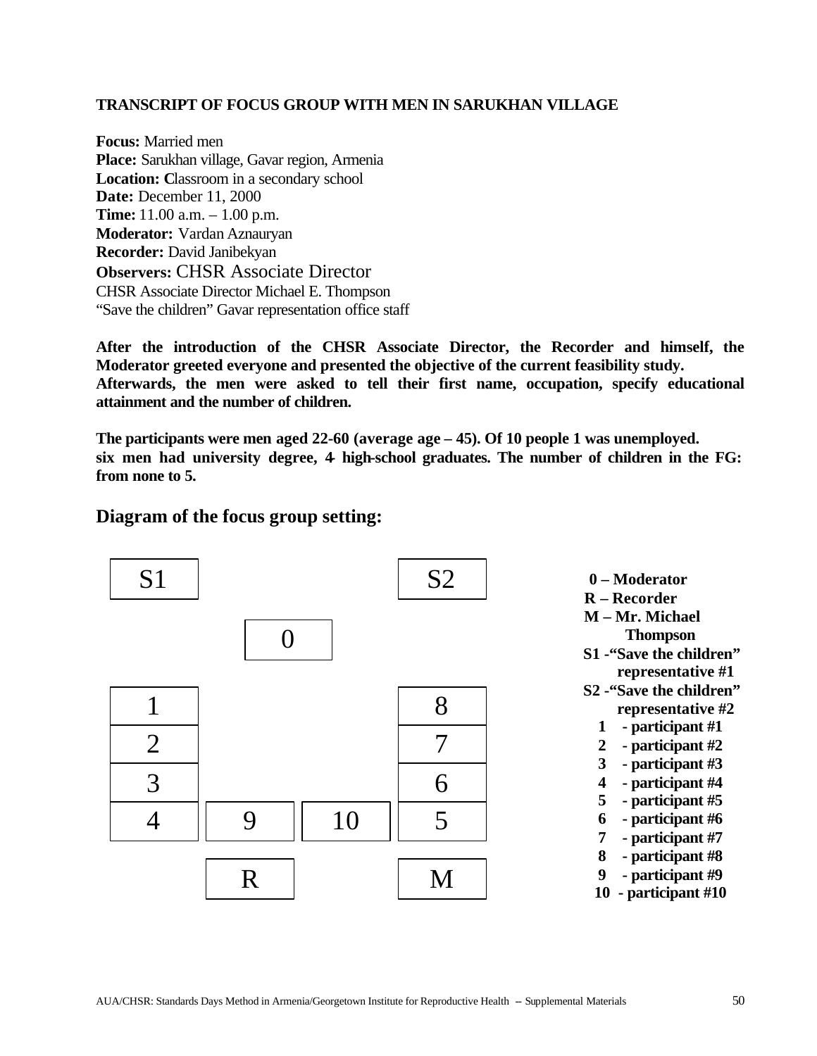**TRANSCRIPT OF FOCUS GROUP WITH MEN IN SARUKHAN VILLAGE**

**Focus:** Married men
**Place:** Sarukhan village, Gavar region, Armenia
**Location: C**lassroom in a secondary school
**Date:** December 11, 2000
**Time:** 11.00 a.m. – 1.00 p.m.
**Moderator:** Vardan Aznauryan
**Recorder:** David Janibekyan
**Observers:** CHSR Associate Director
CHSR Associate Director Michael E. Thompson
"Save the children" Gavar representation office staff

**After the introduction of the CHSR Associate Director, the Recorder and himself, the Moderator greeted everyone and presented the objective of the current feasibility study.**
**Afterwards, the men were asked to tell their first name, occupation, specify educational attainment and the number of children.**

**The participants were men aged 22-60 (average age – 45). Of 10 people 1 was unemployed.**
**six men had university degree, 4- high-school graduates. The number of children in the FG: from none to 5.**

## Diagram of the focus group setting:

| S1 | | | S2 |
|---|---|---|---|
| | 0 | | |
| 1 | | | 8 |
| 2 | | | 7 |
| 3 | | | 6 |
| 4 | 9 | 10 | 5 |
| | R | | M |

**0 – Moderator**
**R – Recorder**
**M – Mr. Michael Thompson**
**S1 -"Save the children" representative #1**
**S2 -"Save the children" representative #2**
**1 - participant #1**
**2 - participant #2**
**3 - participant #3**
**4 - participant #4**
**5 - participant #5**
**6 - participant #6**
**7 - participant #7**
**8 - participant #8**
**9 - participant #9**
**10 - participant #10**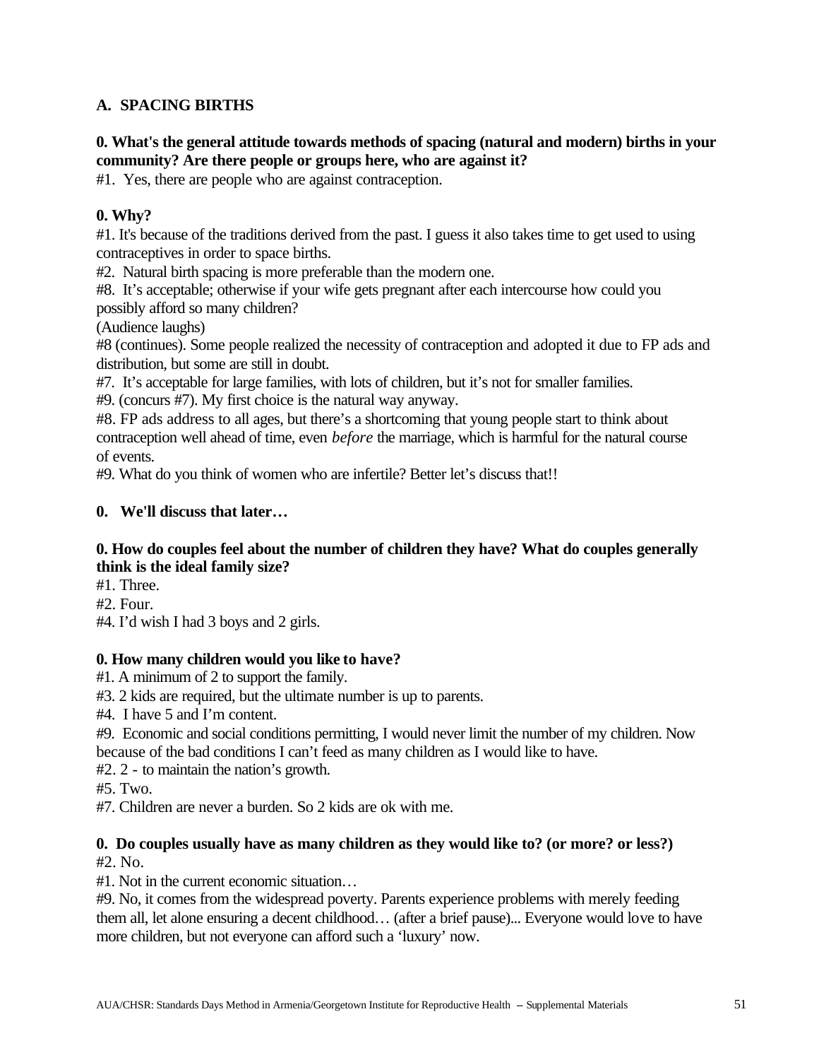## A. SPACING BIRTHS

**0. What's the general attitude towards methods of spacing (natural and modern) births in your community? Are there people or groups here, who are against it?**
#1. Yes, there are people who are against contraception.

**0. Why?**
#1. It's because of the traditions derived from the past. I guess it also takes time to get used to using contraceptives in order to space births.
#2. Natural birth spacing is more preferable than the modern one.
#8. It's acceptable; otherwise if your wife gets pregnant after each intercourse how could you possibly afford so many children?
(Audience laughs)
#8 (continues). Some people realized the necessity of contraception and adopted it due to FP ads and distribution, but some are still in doubt.
#7. It's acceptable for large families, with lots of children, but it's not for smaller families.
#9. (concurs #7). My first choice is the natural way anyway.
#8. FP ads address to all ages, but there's a shortcoming that young people start to think about contraception well ahead of time, even *before* the marriage, which is harmful for the natural course of events.
#9. What do you think of women who are infertile? Better let's discuss that!!

**0. We'll discuss that later…**

**0. How do couples feel about the number of children they have? What do couples generally think is the ideal family size?**
#1. Three.
#2. Four.
#4. I'd wish I had 3 boys and 2 girls.

**0. How many children would you like to have?**
#1. A minimum of 2 to support the family.
#3. 2 kids are required, but the ultimate number is up to parents.
#4. I have 5 and I'm content.
#9. Economic and social conditions permitting, I would never limit the number of my children. Now because of the bad conditions I can't feed as many children as I would like to have.
#2. 2 - to maintain the nation's growth.
#5. Two.
#7. Children are never a burden. So 2 kids are ok with me.

**0. Do couples usually have as many children as they would like to? (or more? or less?)**
#2. No.
#1. Not in the current economic situation…
#9. No, it comes from the widespread poverty. Parents experience problems with merely feeding them all, let alone ensuring a decent childhood… (after a brief pause)... Everyone would love to have more children, but not everyone can afford such a 'luxury' now.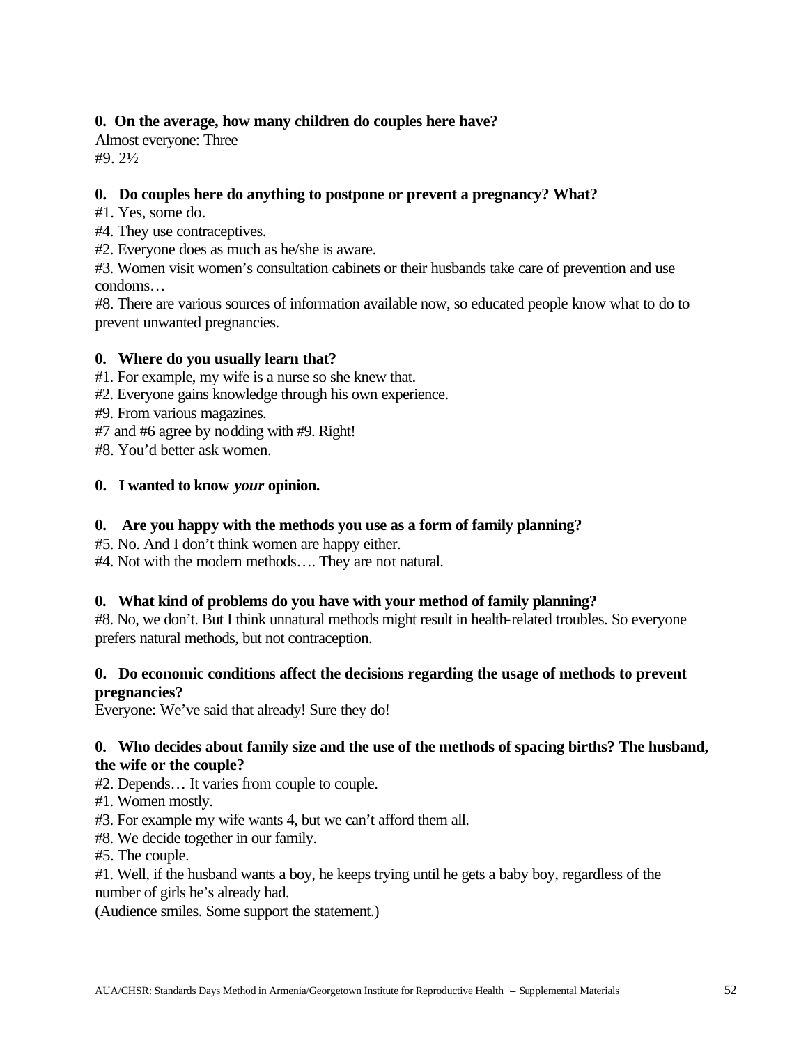**0. On the average, how many children do couples here have?**

Almost everyone: Three

#9. 2½

**0. Do couples here do anything to postpone or prevent a pregnancy? What?**

#1. Yes, some do.

#4. They use contraceptives.

#2. Everyone does as much as he/she is aware.

#3. Women visit women's consultation cabinets or their husbands take care of prevention and use condoms…

#8. There are various sources of information available now, so educated people know what to do to prevent unwanted pregnancies.

**0. Where do you usually learn that?**

#1. For example, my wife is a nurse so she knew that.

#2. Everyone gains knowledge through his own experience.

#9. From various magazines.

#7 and #6 agree by nodding with #9. Right!

#8. You'd better ask women.

**0. I wanted to know *your* opinion.**

**0. Are you happy with the methods you use as a form of family planning?**

#5. No. And I don't think women are happy either.

#4. Not with the modern methods…. They are not natural.

**0. What kind of problems do you have with your method of family planning?**

#8. No, we don't. But I think unnatural methods might result in health-related troubles. So everyone prefers natural methods, but not contraception.

**0. Do economic conditions affect the decisions regarding the usage of methods to prevent pregnancies?**

Everyone: We've said that already! Sure they do!

**0. Who decides about family size and the use of the methods of spacing births? The husband, the wife or the couple?**

#2. Depends… It varies from couple to couple.

#1. Women mostly.

#3. For example my wife wants 4, but we can't afford them all.

#8. We decide together in our family.

#5. The couple.

#1. Well, if the husband wants a boy, he keeps trying until he gets a baby boy, regardless of the number of girls he's already had.

(Audience smiles. Some support the statement.)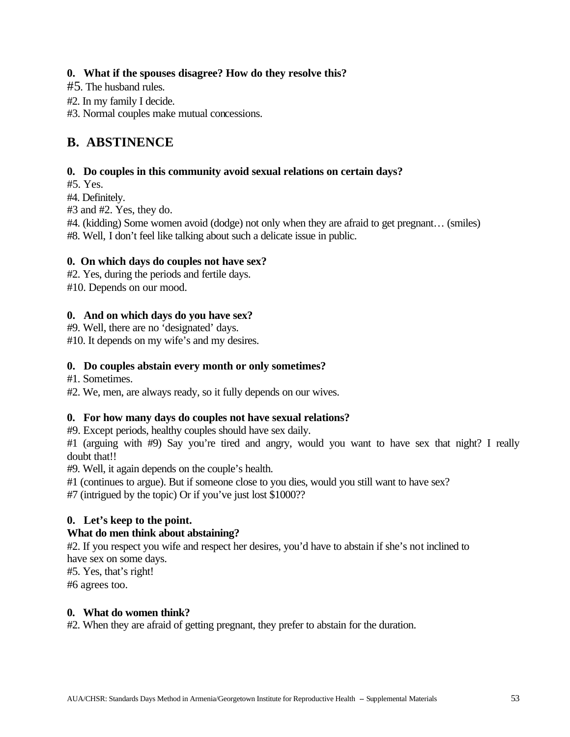**0. What if the spouses disagree? How do they resolve this?**

#5. The husband rules.

#2. In my family I decide.

#3. Normal couples make mutual concessions.

## B. ABSTINENCE

**0. Do couples in this community avoid sexual relations on certain days?**

#5. Yes.

#4. Definitely.

#3 and #2. Yes, they do.

#4. (kidding) Some women avoid (dodge) not only when they are afraid to get pregnant… (smiles)

#8. Well, I don't feel like talking about such a delicate issue in public.

**0. On which days do couples not have sex?**

#2. Yes, during the periods and fertile days.

#10. Depends on our mood.

**0. And on which days do you have sex?**

#9. Well, there are no 'designated' days.

#10. It depends on my wife's and my desires.

**0. Do couples abstain every month or only sometimes?**

#1. Sometimes.

#2. We, men, are always ready, so it fully depends on our wives.

**0. For how many days do couples not have sexual relations?**

#9. Except periods, healthy couples should have sex daily.

#1 (arguing with #9) Say you're tired and angry, would you want to have sex that night? I really doubt that!!

#9. Well, it again depends on the couple's health.

#1 (continues to argue). But if someone close to you dies, would you still want to have sex?

#7 (intrigued by the topic) Or if you've just lost $1000??

**0. Let's keep to the point.**
**What do men think about abstaining?**

#2. If you respect you wife and respect her desires, you'd have to abstain if she's not inclined to have sex on some days.

#5. Yes, that's right!

#6 agrees too.

**0. What do women think?**

#2. When they are afraid of getting pregnant, they prefer to abstain for the duration.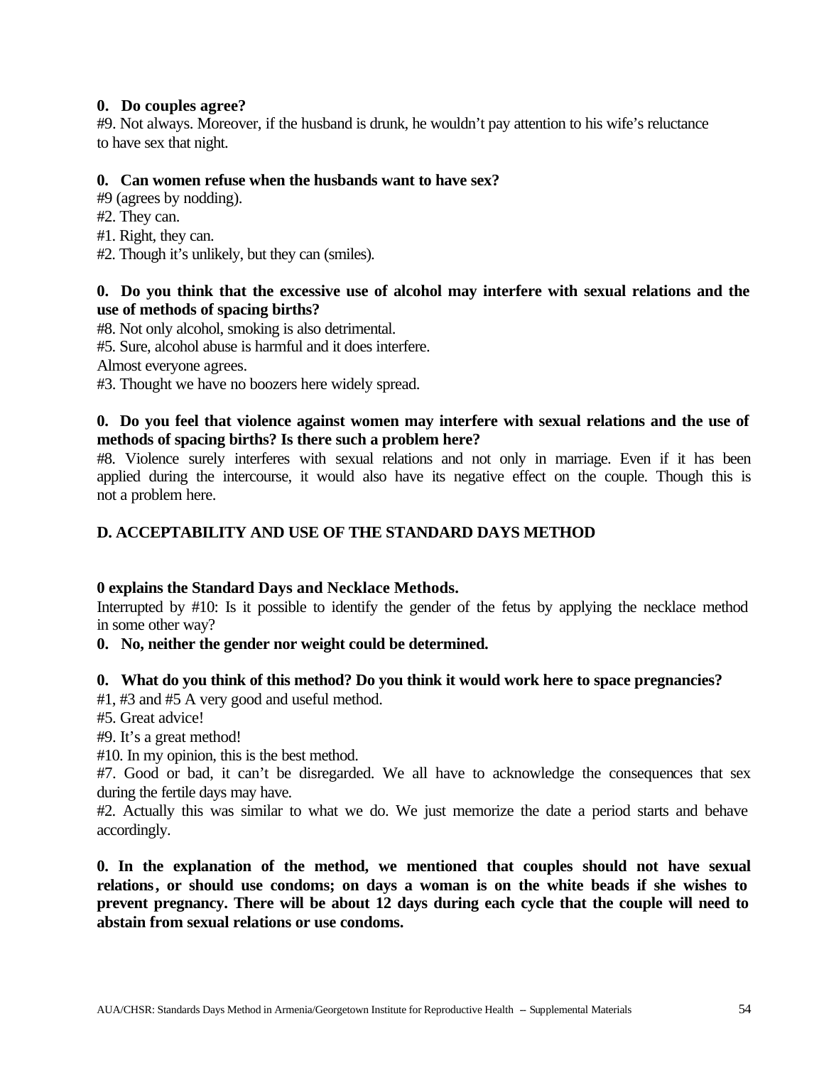**0. Do couples agree?**

#9. Not always. Moreover, if the husband is drunk, he wouldn't pay attention to his wife's reluctance to have sex that night.

**0. Can women refuse when the husbands want to have sex?**

#9 (agrees by nodding).

#2. They can.

#1. Right, they can.

#2. Though it's unlikely, but they can (smiles).

**0. Do you think that the excessive use of alcohol may interfere with sexual relations and the use of methods of spacing births?**

#8. Not only alcohol, smoking is also detrimental.

#5. Sure, alcohol abuse is harmful and it does interfere.

Almost everyone agrees.

#3. Thought we have no boozers here widely spread.

**0. Do you feel that violence against women may interfere with sexual relations and the use of methods of spacing births? Is there such a problem here?**

#8. Violence surely interferes with sexual relations and not only in marriage. Even if it has been applied during the intercourse, it would also have its negative effect on the couple. Though this is not a problem here.

## D. ACCEPTABILITY AND USE OF THE STANDARD DAYS METHOD

**0 explains the Standard Days and Necklace Methods.**

Interrupted by #10: Is it possible to identify the gender of the fetus by applying the necklace method in some other way?

**0. No, neither the gender nor weight could be determined.**

**0. What do you think of this method? Do you think it would work here to space pregnancies?**

#1, #3 and #5 A very good and useful method.

#5. Great advice!

#9. It's a great method!

#10. In my opinion, this is the best method.

#7. Good or bad, it can't be disregarded. We all have to acknowledge the consequences that sex during the fertile days may have.

#2. Actually this was similar to what we do. We just memorize the date a period starts and behave accordingly.

**0. In the explanation of the method, we mentioned that couples should not have sexual relations, or should use condoms; on days a woman is on the white beads if she wishes to prevent pregnancy. There will be about 12 days during each cycle that the couple will need to abstain from sexual relations or use condoms.**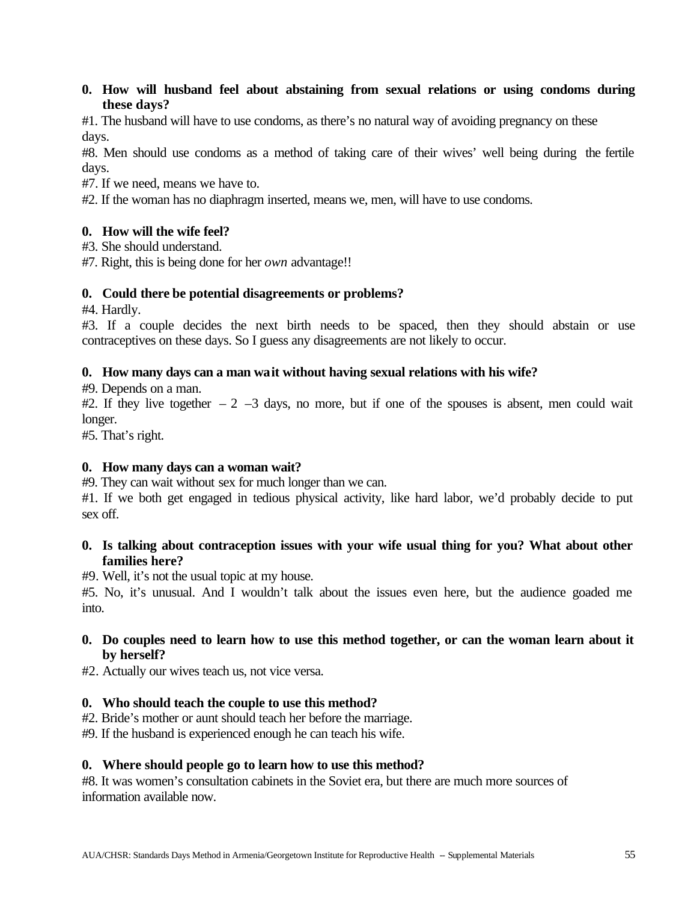**0. How will husband feel about abstaining from sexual relations or using condoms during these days?**

#1. The husband will have to use condoms, as there's no natural way of avoiding pregnancy on these days.

#8. Men should use condoms as a method of taking care of their wives' well being during the fertile days.

#7. If we need, means we have to.

#2. If the woman has no diaphragm inserted, means we, men, will have to use condoms.

**0. How will the wife feel?**

#3. She should understand.

#7. Right, this is being done for her *own* advantage!!

**0. Could there be potential disagreements or problems?**

#4. Hardly.

#3. If a couple decides the next birth needs to be spaced, then they should abstain or use contraceptives on these days. So I guess any disagreements are not likely to occur.

**0. How many days can a man wait without having sexual relations with his wife?**

#9. Depends on a man.

#2. If they live together – 2 –3 days, no more, but if one of the spouses is absent, men could wait longer.

#5. That's right.

**0. How many days can a woman wait?**

#9. They can wait without sex for much longer than we can.

#1. If we both get engaged in tedious physical activity, like hard labor, we'd probably decide to put sex off.

**0. Is talking about contraception issues with your wife usual thing for you? What about other families here?**

#9. Well, it's not the usual topic at my house.

#5. No, it's unusual. And I wouldn't talk about the issues even here, but the audience goaded me into.

**0. Do couples need to learn how to use this method together, or can the woman learn about it by herself?**

#2. Actually our wives teach us, not vice versa.

**0. Who should teach the couple to use this method?**

#2. Bride's mother or aunt should teach her before the marriage.

#9. If the husband is experienced enough he can teach his wife.

**0. Where should people go to learn how to use this method?**

#8. It was women's consultation cabinets in the Soviet era, but there are much more sources of information available now.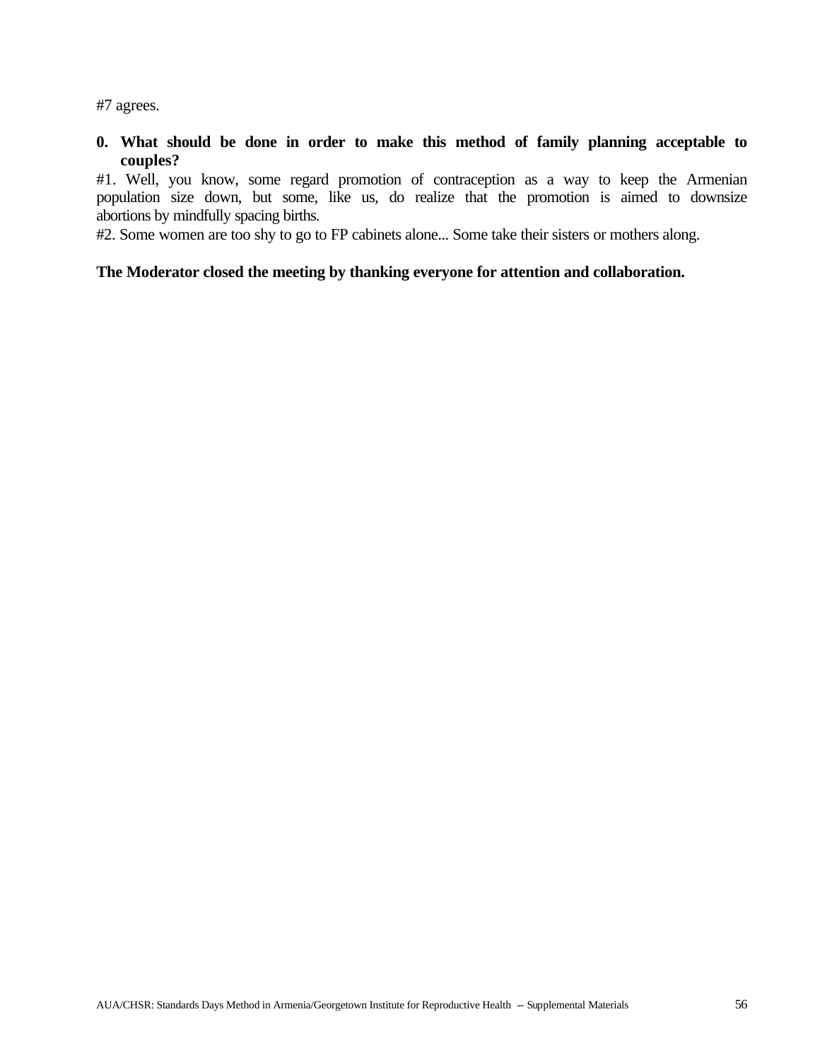#7 agrees.

**0. What should be done in order to make this method of family planning acceptable to couples?**

#1. Well, you know, some regard promotion of contraception as a way to keep the Armenian population size down, but some, like us, do realize that the promotion is aimed to downsize abortions by mindfully spacing births.

#2. Some women are too shy to go to FP cabinets alone... Some take their sisters or mothers along.

**The Moderator closed the meeting by thanking everyone for attention and collaboration.**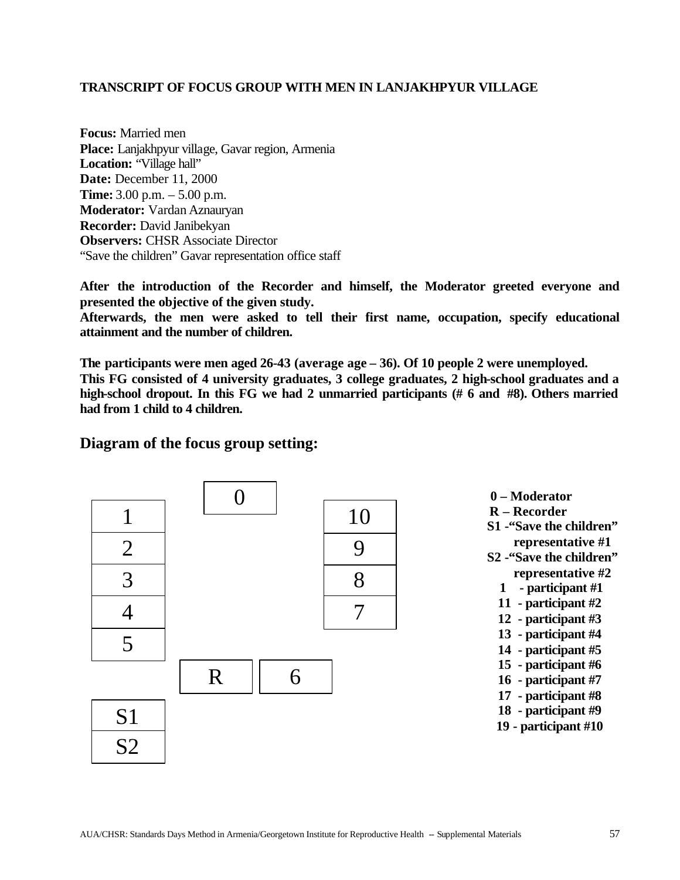**TRANSCRIPT OF FOCUS GROUP WITH MEN IN LANJAKHPYUR VILLAGE**

**Focus:** Married men
**Place:** Lanjakhpyur village, Gavar region, Armenia
**Location:** "Village hall"
**Date:** December 11, 2000
**Time:** 3.00 p.m. – 5.00 p.m.
**Moderator:** Vardan Aznauryan
**Recorder:** David Janibekyan
**Observers:** CHSR Associate Director
"Save the children" Gavar representation office staff

**After the introduction of the Recorder and himself, the Moderator greeted everyone and presented the objective of the given study.**
**Afterwards, the men were asked to tell their first name, occupation, specify educational attainment and the number of children.**

**The participants were men aged 26-43 (average age – 36). Of 10 people 2 were unemployed.**
**This FG consisted of 4 university graduates, 3 college graduates, 2 high-school graduates and a high-school dropout. In this FG we had 2 unmarried participants (# 6 and #8). Others married had from 1 child to 4 children.**

## Diagram of the focus group setting:

| | | | |
|---|---|---|---|
| | 0 | | |
| 1 | | | 10 |
| 2 | | | 9 |
| 3 | | | 8 |
| 4 | | | 7 |
| 5 | | | |
| | R | 6 | |
| S1 | | | |
| S2 | | | |

**0 – Moderator**
**R – Recorder**
**S1 -"Save the children" representative #1**
**S2 -"Save the children" representative #2**
**1 - participant #1**
**11 - participant #2**
**12 - participant #3**
**13 - participant #4**
**14 - participant #5**
**15 - participant #6**
**16 - participant #7**
**17 - participant #8**
**18 - participant #9**
**19 - participant #10**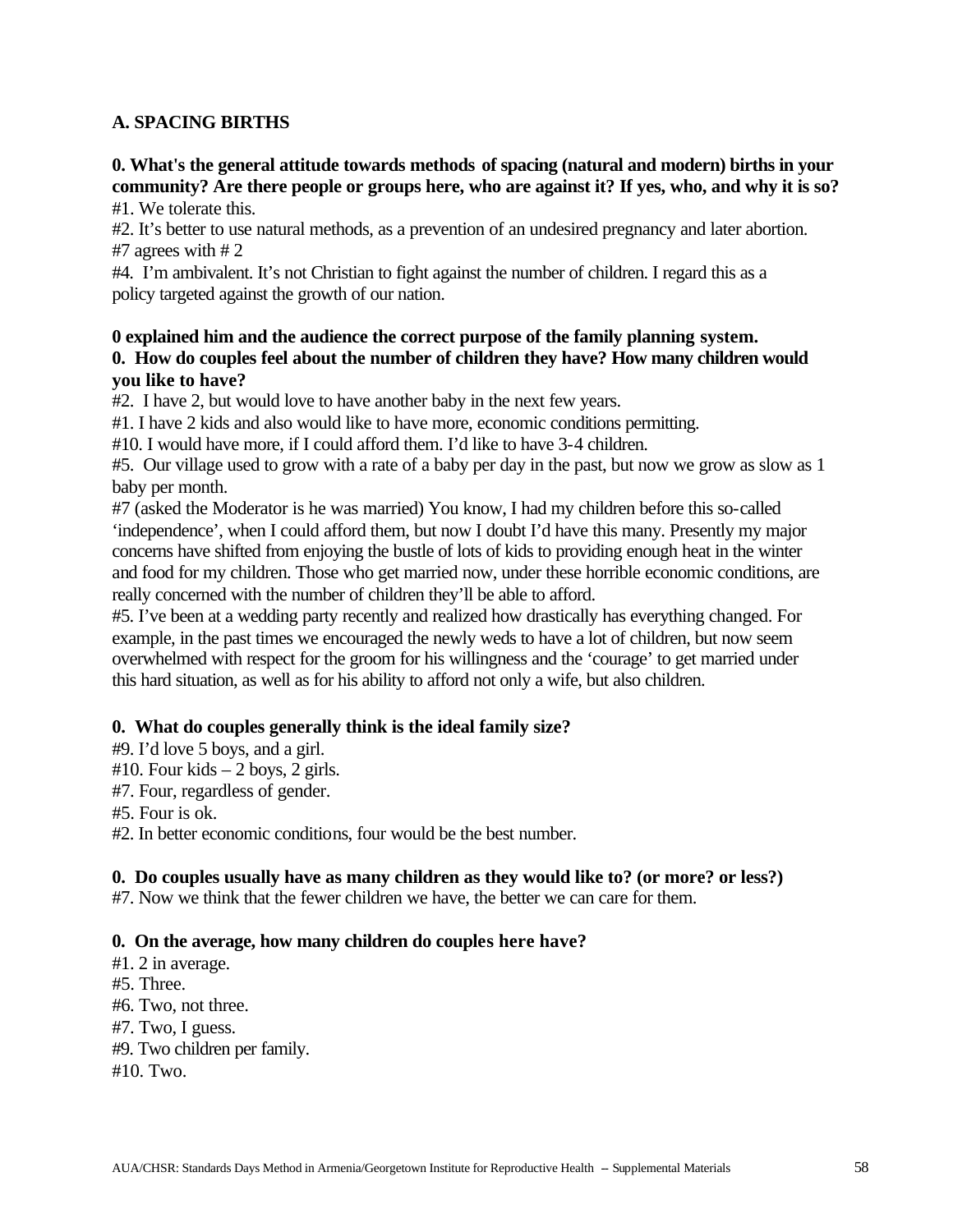## A. SPACING BIRTHS

**0. What's the general attitude towards methods of spacing (natural and modern) births in your community? Are there people or groups here, who are against it? If yes, who, and why it is so?**

#1. We tolerate this.

#2. It's better to use natural methods, as a prevention of an undesired pregnancy and later abortion.

#7 agrees with # 2

#4. I'm ambivalent. It's not Christian to fight against the number of children. I regard this as a policy targeted against the growth of our nation.

**0 explained him and the audience the correct purpose of the family planning system.**

**0. How do couples feel about the number of children they have? How many children would you like to have?**

#2. I have 2, but would love to have another baby in the next few years.

#1. I have 2 kids and also would like to have more, economic conditions permitting.

#10. I would have more, if I could afford them. I'd like to have 3-4 children.

#5. Our village used to grow with a rate of a baby per day in the past, but now we grow as slow as 1 baby per month.

#7 (asked the Moderator is he was married) You know, I had my children before this so-called 'independence', when I could afford them, but now I doubt I'd have this many. Presently my major concerns have shifted from enjoying the bustle of lots of kids to providing enough heat in the winter and food for my children. Those who get married now, under these horrible economic conditions, are really concerned with the number of children they'll be able to afford.

#5. I've been at a wedding party recently and realized how drastically has everything changed. For example, in the past times we encouraged the newly weds to have a lot of children, but now seem overwhelmed with respect for the groom for his willingness and the 'courage' to get married under this hard situation, as well as for his ability to afford not only a wife, but also children.

**0. What do couples generally think is the ideal family size?**

#9. I'd love 5 boys, and a girl.

#10. Four kids – 2 boys, 2 girls.

#7. Four, regardless of gender.

#5. Four is ok.

#2. In better economic conditions, four would be the best number.

**0. Do couples usually have as many children as they would like to? (or more? or less?)**

#7. Now we think that the fewer children we have, the better we can care for them.

**0. On the average, how many children do couples here have?**

#1. 2 in average.

#5. Three.

#6. Two, not three.

#7. Two, I guess.

#9. Two children per family.

#10. Two.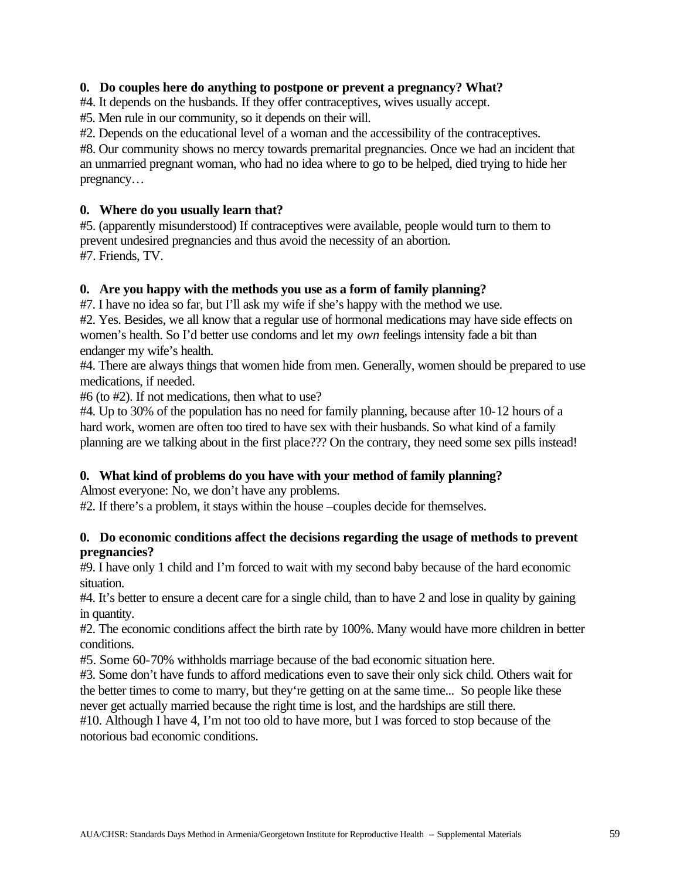**0. Do couples here do anything to postpone or prevent a pregnancy? What?**

#4. It depends on the husbands. If they offer contraceptives, wives usually accept.

#5. Men rule in our community, so it depends on their will.

#2. Depends on the educational level of a woman and the accessibility of the contraceptives.

#8. Our community shows no mercy towards premarital pregnancies. Once we had an incident that an unmarried pregnant woman, who had no idea where to go to be helped, died trying to hide her pregnancy…

**0. Where do you usually learn that?**

#5. (apparently misunderstood) If contraceptives were available, people would turn to them to prevent undesired pregnancies and thus avoid the necessity of an abortion.

#7. Friends, TV.

**0. Are you happy with the methods you use as a form of family planning?**

#7. I have no idea so far, but I'll ask my wife if she's happy with the method we use.

#2. Yes. Besides, we all know that a regular use of hormonal medications may have side effects on women's health. So I'd better use condoms and let my *own* feelings intensity fade a bit than endanger my wife's health.

#4. There are always things that women hide from men. Generally, women should be prepared to use medications, if needed.

#6 (to #2). If not medications, then what to use?

#4. Up to 30% of the population has no need for family planning, because after 10-12 hours of a hard work, women are often too tired to have sex with their husbands. So what kind of a family planning are we talking about in the first place??? On the contrary, they need some sex pills instead!

**0. What kind of problems do you have with your method of family planning?**

Almost everyone: No, we don't have any problems.

#2. If there's a problem, it stays within the house –couples decide for themselves.

**0. Do economic conditions affect the decisions regarding the usage of methods to prevent pregnancies?**

#9. I have only 1 child and I'm forced to wait with my second baby because of the hard economic situation.

#4. It's better to ensure a decent care for a single child, than to have 2 and lose in quality by gaining in quantity.

#2. The economic conditions affect the birth rate by 100%. Many would have more children in better conditions.

#5. Some 60-70% withholds marriage because of the bad economic situation here.

#3. Some don't have funds to afford medications even to save their only sick child. Others wait for the better times to come to marry, but they're getting on at the same time... So people like these never get actually married because the right time is lost, and the hardships are still there.

#10. Although I have 4, I'm not too old to have more, but I was forced to stop because of the notorious bad economic conditions.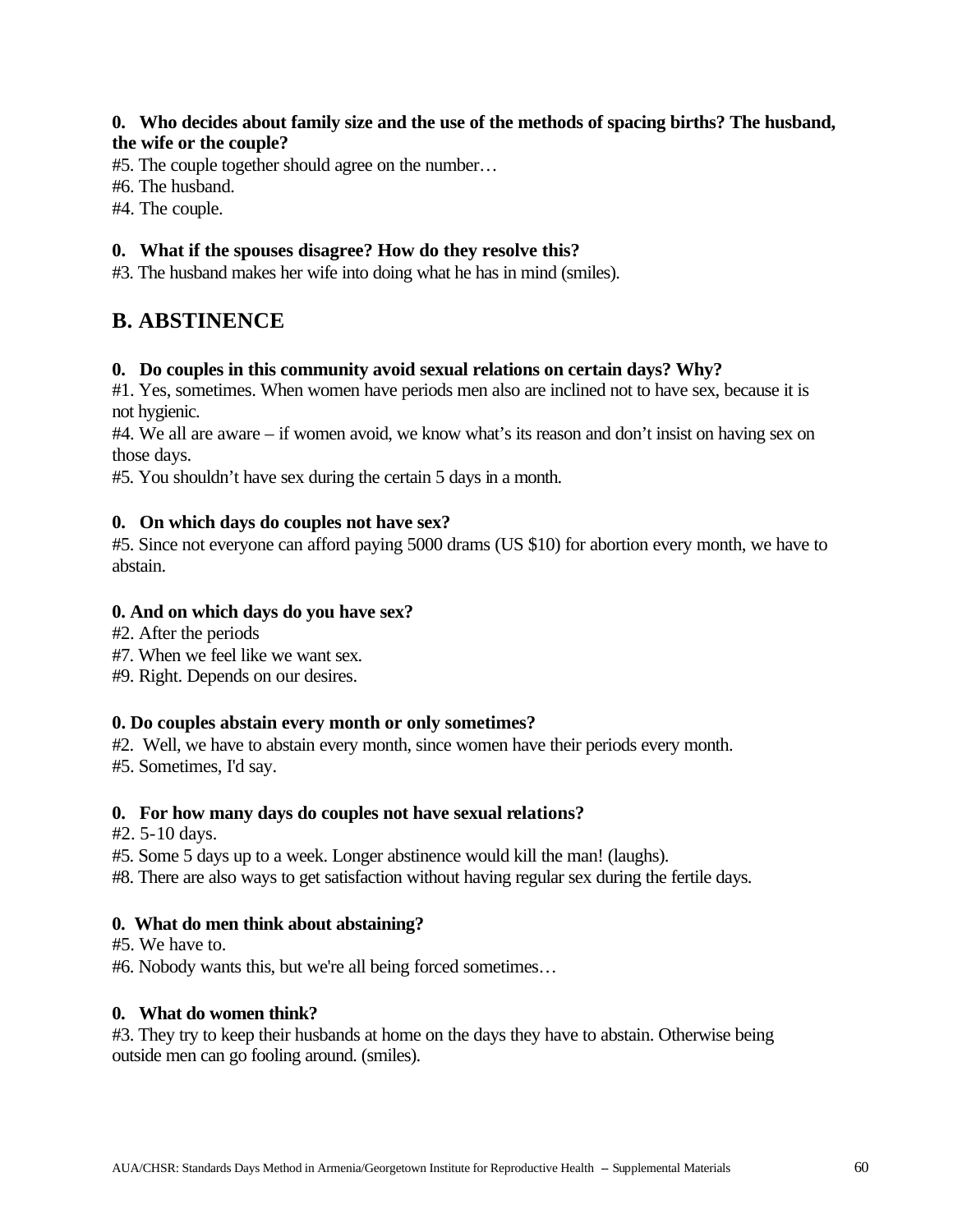**0. Who decides about family size and the use of the methods of spacing births? The husband, the wife or the couple?**

#5. The couple together should agree on the number…

#6. The husband.

#4. The couple.

**0. What if the spouses disagree? How do they resolve this?**

#3. The husband makes her wife into doing what he has in mind (smiles).

## B. ABSTINENCE

**0. Do couples in this community avoid sexual relations on certain days? Why?**

#1. Yes, sometimes. When women have periods men also are inclined not to have sex, because it is not hygienic.

#4. We all are aware – if women avoid, we know what's its reason and don't insist on having sex on those days.

#5. You shouldn't have sex during the certain 5 days in a month.

**0. On which days do couples not have sex?**

#5. Since not everyone can afford paying 5000 drams (US $10) for abortion every month, we have to abstain.

**0. And on which days do you have sex?**

#2. After the periods

#7. When we feel like we want sex.

#9. Right. Depends on our desires.

**0. Do couples abstain every month or only sometimes?**

#2. Well, we have to abstain every month, since women have their periods every month.

#5. Sometimes, I'd say.

**0. For how many days do couples not have sexual relations?**

#2. 5-10 days.

#5. Some 5 days up to a week. Longer abstinence would kill the man! (laughs).

#8. There are also ways to get satisfaction without having regular sex during the fertile days.

**0. What do men think about abstaining?**

#5. We have to.

#6. Nobody wants this, but we're all being forced sometimes…

**0. What do women think?**

#3. They try to keep their husbands at home on the days they have to abstain. Otherwise being outside men can go fooling around. (smiles).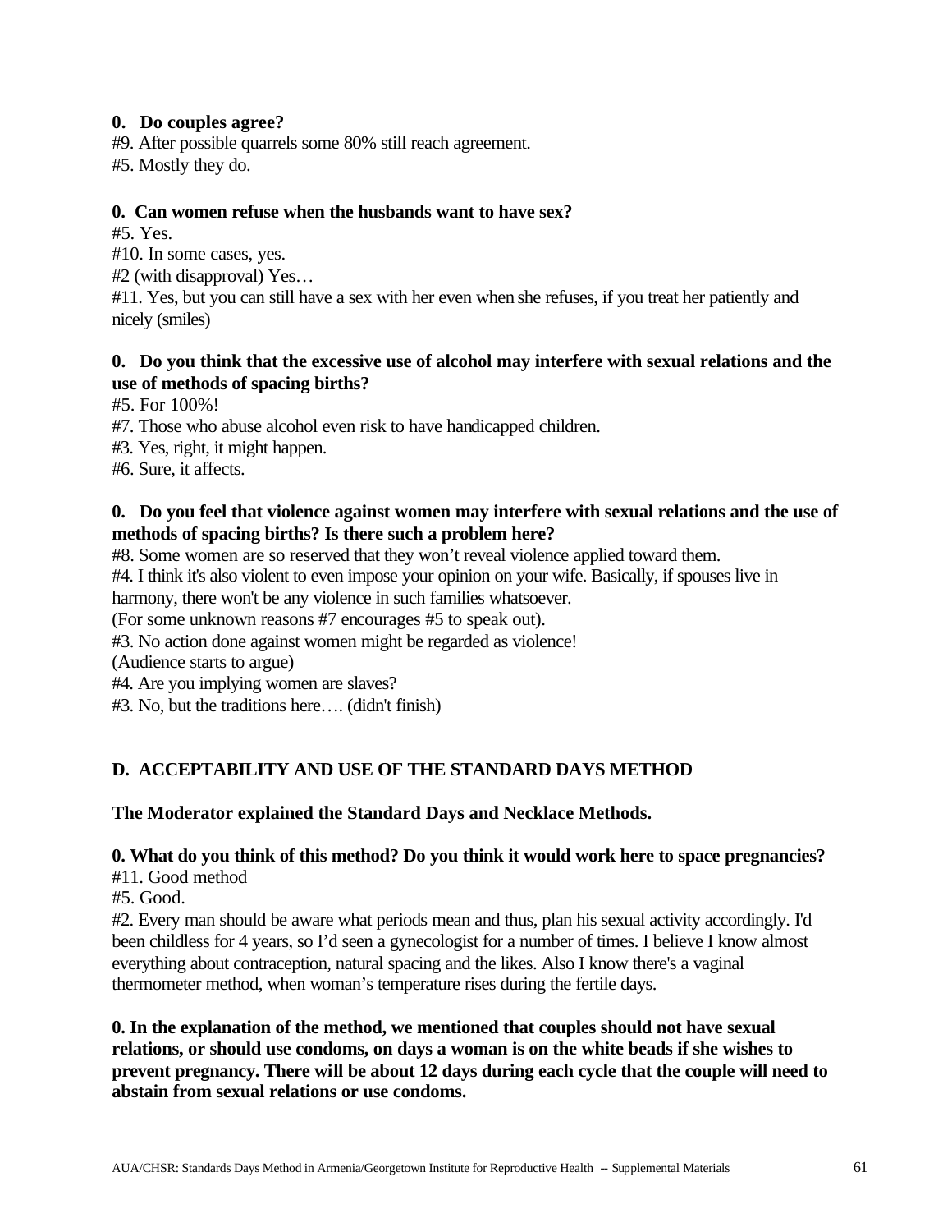**0. Do couples agree?**

#9. After possible quarrels some 80% still reach agreement.
#5. Mostly they do.

**0. Can women refuse when the husbands want to have sex?**

#5. Yes.
#10. In some cases, yes.
#2 (with disapproval) Yes…
#11. Yes, but you can still have a sex with her even when she refuses, if you treat her patiently and nicely (smiles)

**0. Do you think that the excessive use of alcohol may interfere with sexual relations and the use of methods of spacing births?**

#5. For 100%!
#7. Those who abuse alcohol even risk to have handicapped children.
#3. Yes, right, it might happen.
#6. Sure, it affects.

**0. Do you feel that violence against women may interfere with sexual relations and the use of methods of spacing births? Is there such a problem here?**

#8. Some women are so reserved that they won't reveal violence applied toward them.
#4. I think it's also violent to even impose your opinion on your wife. Basically, if spouses live in harmony, there won't be any violence in such families whatsoever.
(For some unknown reasons #7 encourages #5 to speak out).
#3. No action done against women might be regarded as violence!
(Audience starts to argue)
#4. Are you implying women are slaves?
#3. No, but the traditions here…. (didn't finish)

## D. ACCEPTABILITY AND USE OF THE STANDARD DAYS METHOD

**The Moderator explained the Standard Days and Necklace Methods.**

**0. What do you think of this method? Do you think it would work here to space pregnancies?**

#11. Good method
#5. Good.
#2. Every man should be aware what periods mean and thus, plan his sexual activity accordingly. I'd been childless for 4 years, so I'd seen a gynecologist for a number of times. I believe I know almost everything about contraception, natural spacing and the likes. Also I know there's a vaginal thermometer method, when woman's temperature rises during the fertile days.

**0. In the explanation of the method, we mentioned that couples should not have sexual relations, or should use condoms, on days a woman is on the white beads if she wishes to prevent pregnancy. There will be about 12 days during each cycle that the couple will need to abstain from sexual relations or use condoms.**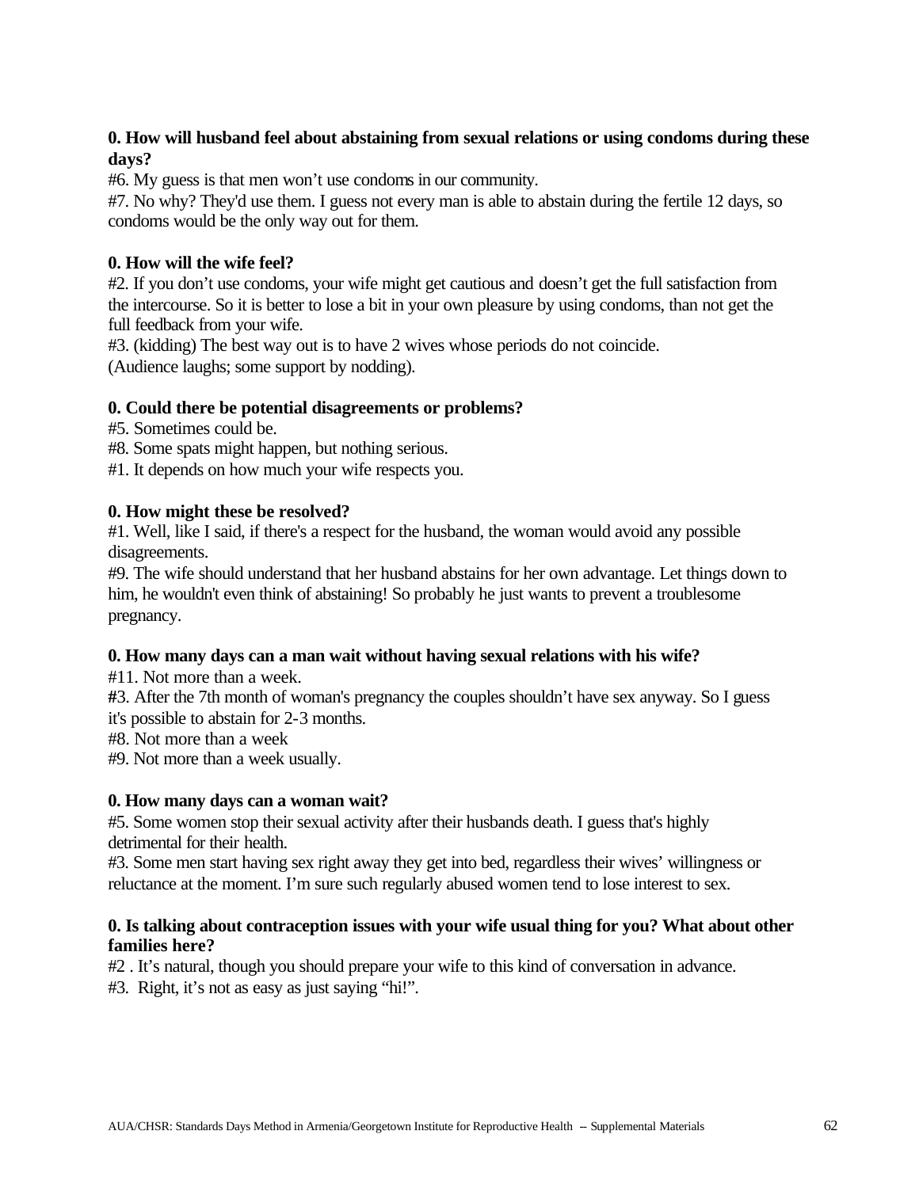**0. How will husband feel about abstaining from sexual relations or using condoms during these days?**

#6. My guess is that men won't use condoms in our community.

#7. No why? They'd use them. I guess not every man is able to abstain during the fertile 12 days, so condoms would be the only way out for them.

**0. How will the wife feel?**

#2. If you don't use condoms, your wife might get cautious and doesn't get the full satisfaction from the intercourse. So it is better to lose a bit in your own pleasure by using condoms, than not get the full feedback from your wife.

#3. (kidding) The best way out is to have 2 wives whose periods do not coincide.
(Audience laughs; some support by nodding).

**0. Could there be potential disagreements or problems?**

#5. Sometimes could be.

#8. Some spats might happen, but nothing serious.

#1. It depends on how much your wife respects you.

**0. How might these be resolved?**

#1. Well, like I said, if there's a respect for the husband, the woman would avoid any possible disagreements.

#9. The wife should understand that her husband abstains for her own advantage. Let things down to him, he wouldn't even think of abstaining! So probably he just wants to prevent a troublesome pregnancy.

**0. How many days can a man wait without having sexual relations with his wife?**

#11. Not more than a week.

#3. After the 7th month of woman's pregnancy the couples shouldn't have sex anyway. So I guess it's possible to abstain for 2-3 months.

#8. Not more than a week

#9. Not more than a week usually.

**0. How many days can a woman wait?**

#5. Some women stop their sexual activity after their husbands death. I guess that's highly detrimental for their health.

#3. Some men start having sex right away they get into bed, regardless their wives' willingness or reluctance at the moment. I'm sure such regularly abused women tend to lose interest to sex.

**0. Is talking about contraception issues with your wife usual thing for you? What about other families here?**

#2 . It's natural, though you should prepare your wife to this kind of conversation in advance.

#3. Right, it's not as easy as just saying "hi!".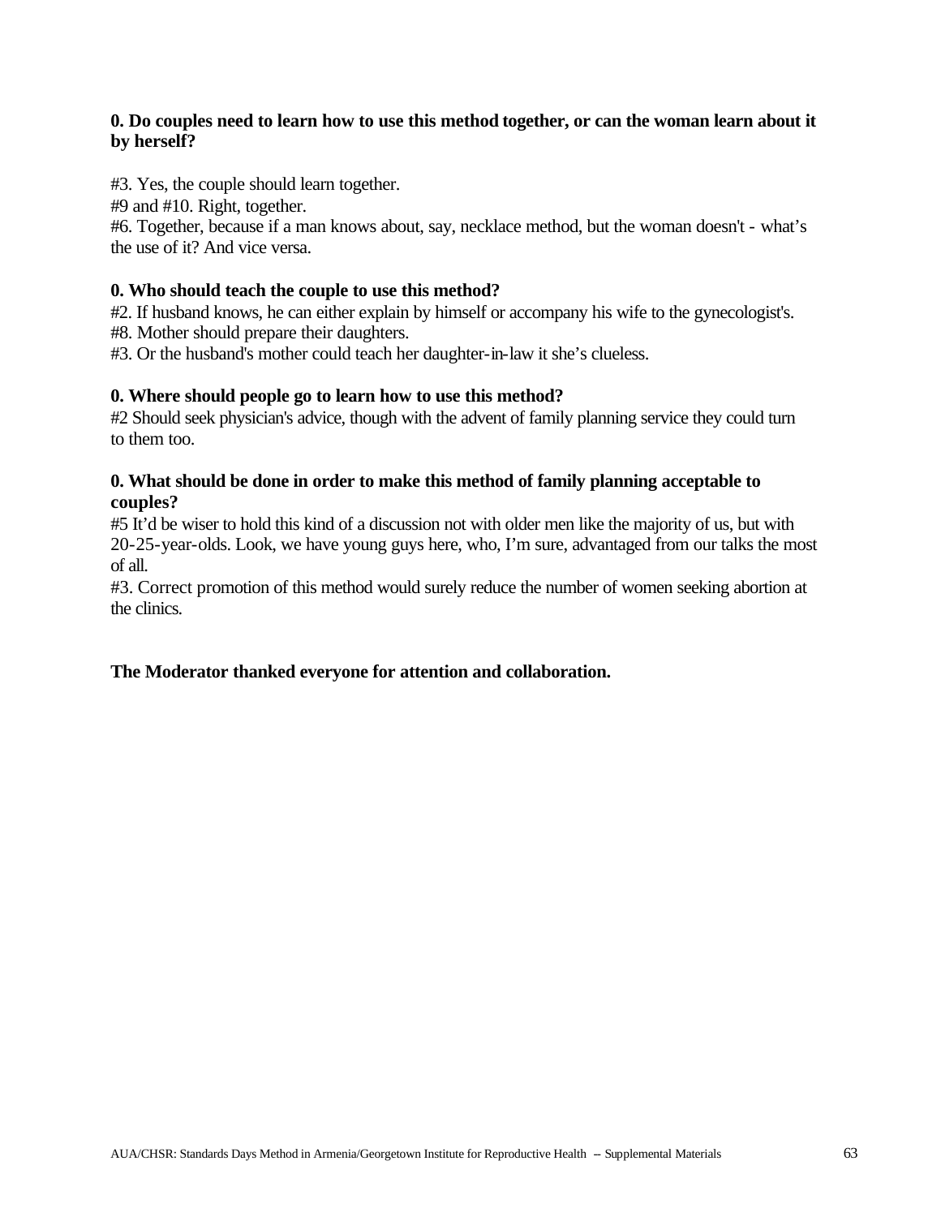**0. Do couples need to learn how to use this method together, or can the woman learn about it by herself?**

#3. Yes, the couple should learn together.

#9 and #10. Right, together.

#6. Together, because if a man knows about, say, necklace method, but the woman doesn't - what's the use of it? And vice versa.

**0. Who should teach the couple to use this method?**

#2. If husband knows, he can either explain by himself or accompany his wife to the gynecologist's.

#8. Mother should prepare their daughters.

#3. Or the husband's mother could teach her daughter-in-law it she's clueless.

**0. Where should people go to learn how to use this method?**

#2 Should seek physician's advice, though with the advent of family planning service they could turn to them too.

**0. What should be done in order to make this method of family planning acceptable to couples?**

#5 It'd be wiser to hold this kind of a discussion not with older men like the majority of us, but with 20-25-year-olds. Look, we have young guys here, who, I'm sure, advantaged from our talks the most of all.

#3. Correct promotion of this method would surely reduce the number of women seeking abortion at the clinics.

**The Moderator thanked everyone for attention and collaboration.**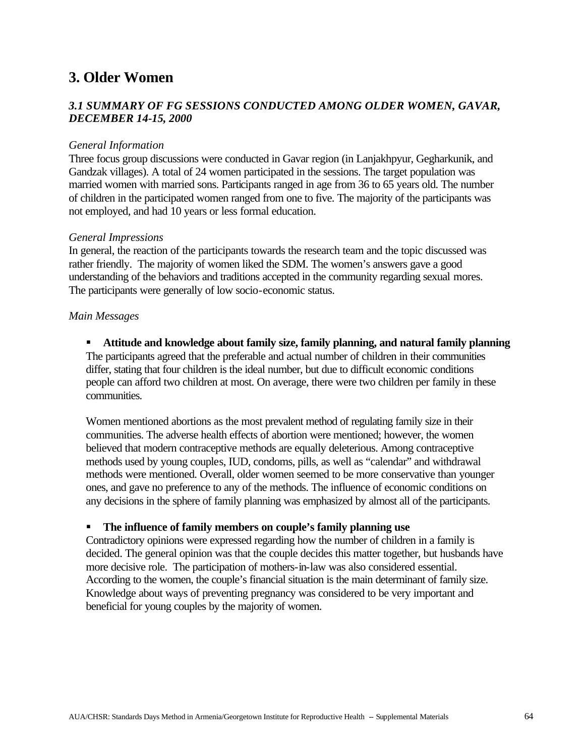# 3. Older Women

### *3.1 SUMMARY OF FG SESSIONS CONDUCTED AMONG OLDER WOMEN, GAVAR, DECEMBER 14-15, 2000*

*General Information*

Three focus group discussions were conducted in Gavar region (in Lanjakhpyur, Gegharkunik, and Gandzak villages). A total of 24 women participated in the sessions. The target population was married women with married sons. Participants ranged in age from 36 to 65 years old. The number of children in the participated women ranged from one to five. The majority of the participants was not employed, and had 10 years or less formal education.

*General Impressions*

In general, the reaction of the participants towards the research team and the topic discussed was rather friendly. The majority of women liked the SDM. The women's answers gave a good understanding of the behaviors and traditions accepted in the community regarding sexual mores. The participants were generally of low socio-economic status.

*Main Messages*

- **Attitude and knowledge about family size, family planning, and natural family planning**

  The participants agreed that the preferable and actual number of children in their communities differ, stating that four children is the ideal number, but due to difficult economic conditions people can afford two children at most. On average, there were two children per family in these communities.

  Women mentioned abortions as the most prevalent method of regulating family size in their communities. The adverse health effects of abortion were mentioned; however, the women believed that modern contraceptive methods are equally deleterious. Among contraceptive methods used by young couples, IUD, condoms, pills, as well as "calendar" and withdrawal methods were mentioned. Overall, older women seemed to be more conservative than younger ones, and gave no preference to any of the methods. The influence of economic conditions on any decisions in the sphere of family planning was emphasized by almost all of the participants.

- **The influence of family members on couple's family planning use**

  Contradictory opinions were expressed regarding how the number of children in a family is decided. The general opinion was that the couple decides this matter together, but husbands have more decisive role. The participation of mothers-in-law was also considered essential. According to the women, the couple's financial situation is the main determinant of family size. Knowledge about ways of preventing pregnancy was considered to be very important and beneficial for young couples by the majority of women.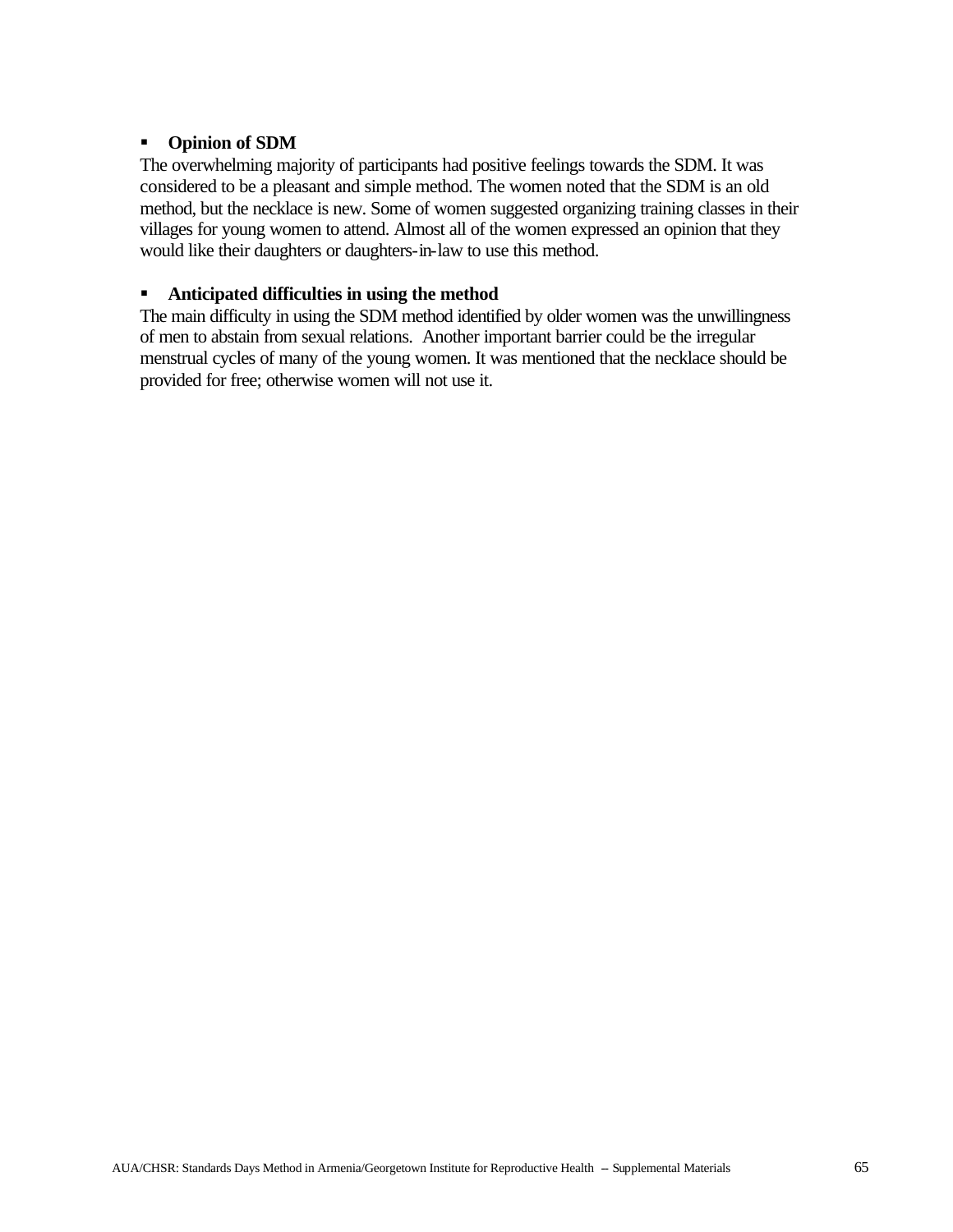- **Opinion of SDM**

The overwhelming majority of participants had positive feelings towards the SDM. It was considered to be a pleasant and simple method. The women noted that the SDM is an old method, but the necklace is new. Some of women suggested organizing training classes in their villages for young women to attend. Almost all of the women expressed an opinion that they would like their daughters or daughters-in-law to use this method.

- **Anticipated difficulties in using the method**

The main difficulty in using the SDM method identified by older women was the unwillingness of men to abstain from sexual relations. Another important barrier could be the irregular menstrual cycles of many of the young women. It was mentioned that the necklace should be provided for free; otherwise women will not use it.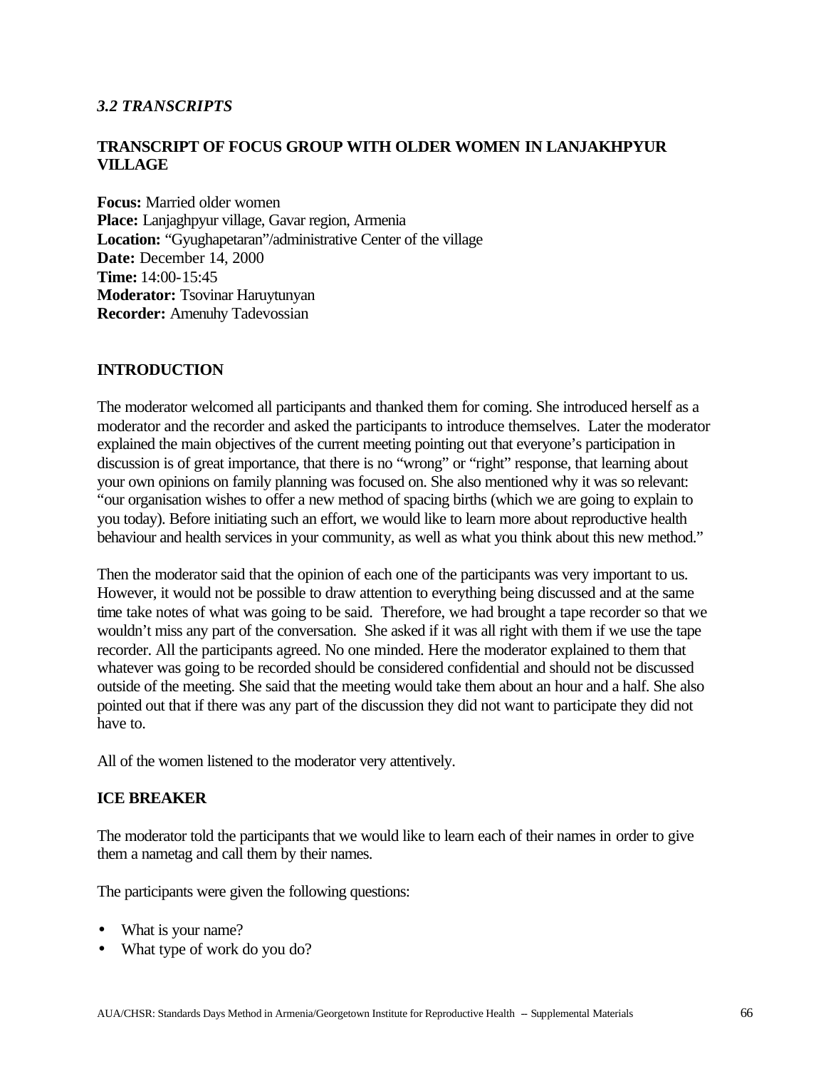### *3.2 TRANSCRIPTS*

**TRANSCRIPT OF FOCUS GROUP WITH OLDER WOMEN IN LANJAKHPYUR VILLAGE**

**Focus:** Married older women
**Place:** Lanjaghpyur village, Gavar region, Armenia
**Location:** "Gyughapetaran"/administrative Center of the village
**Date:** December 14, 2000
**Time:** 14:00-15:45
**Moderator:** Tsovinar Haruytunyan
**Recorder:** Amenuhy Tadevossian

**INTRODUCTION**

The moderator welcomed all participants and thanked them for coming. She introduced herself as a moderator and the recorder and asked the participants to introduce themselves. Later the moderator explained the main objectives of the current meeting pointing out that everyone's participation in discussion is of great importance, that there is no "wrong" or "right" response, that learning about your own opinions on family planning was focused on. She also mentioned why it was so relevant: "our organisation wishes to offer a new method of spacing births (which we are going to explain to you today). Before initiating such an effort, we would like to learn more about reproductive health behaviour and health services in your community, as well as what you think about this new method."

Then the moderator said that the opinion of each one of the participants was very important to us. However, it would not be possible to draw attention to everything being discussed and at the same time take notes of what was going to be said. Therefore, we had brought a tape recorder so that we wouldn't miss any part of the conversation. She asked if it was all right with them if we use the tape recorder. All the participants agreed. No one minded. Here the moderator explained to them that whatever was going to be recorded should be considered confidential and should not be discussed outside of the meeting. She said that the meeting would take them about an hour and a half. She also pointed out that if there was any part of the discussion they did not want to participate they did not have to.

All of the women listened to the moderator very attentively.

**ICE BREAKER**

The moderator told the participants that we would like to learn each of their names in order to give them a nametag and call them by their names.

The participants were given the following questions:

- What is your name?
- What type of work do you do?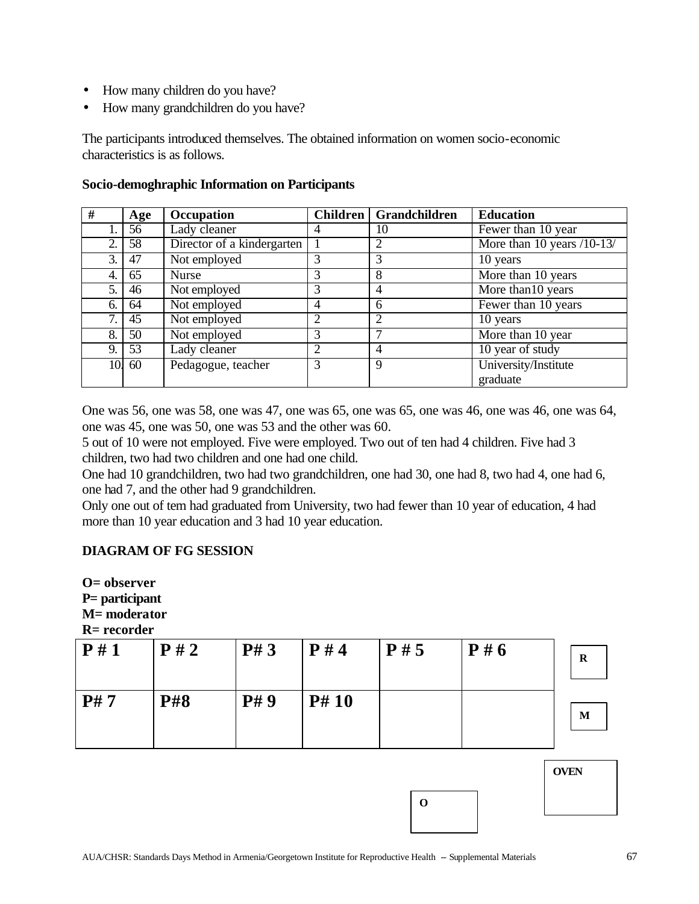- How many children do you have?
- How many grandchildren do you have?

The participants introduced themselves. The obtained information on women socio-economic characteristics is as follows.

**Socio-demoghraphic Information on Participants**

| # | Age | Occupation | Children | Grandchildren | Education |
|---|---|---|---|---|---|
| 1. | 56 | Lady cleaner | 4 | 10 | Fewer than 10 year |
| 2. | 58 | Director of a kindergarten | 1 | 2 | More than 10 years /10-13/ |
| 3. | 47 | Not employed | 3 | 3 | 10 years |
| 4. | 65 | Nurse | 3 | 8 | More than 10 years |
| 5. | 46 | Not employed | 3 | 4 | More than10 years |
| 6. | 64 | Not employed | 4 | 6 | Fewer than 10 years |
| 7. | 45 | Not employed | 2 | 2 | 10 years |
| 8. | 50 | Not employed | 3 | 7 | More than 10 year |
| 9. | 53 | Lady cleaner | 2 | 4 | 10 year of study |
| 10. | 60 | Pedagogue, teacher | 3 | 9 | University/Institute graduate |

One was 56, one was 58, one was 47, one was 65, one was 65, one was 46, one was 46, one was 64, one was 45, one was 50, one was 53 and the other was 60.
5 out of 10 were not employed. Five were employed. Two out of ten had 4 children. Five had 3 children, two had two children and one had one child.
One had 10 grandchildren, two had two grandchildren, one had 30, one had 8, two had 4, one had 6, one had 7, and the other had 9 grandchildren.
Only one out of tem had graduated from University, two had fewer than 10 year of education, 4 had more than 10 year education and 3 had 10 year education.

**DIAGRAM OF FG SESSION**

**O= observer**
**P= participant**
**M= moderator**
**R= recorder**

| P # 1 | P # 2 | P# 3 | P # 4 | P # 5 | P # 6 |
|---|---|---|---|---|---|
| P# 7 | P#8 | P# 9 | P# 10 | | |

R

M

OVEN

O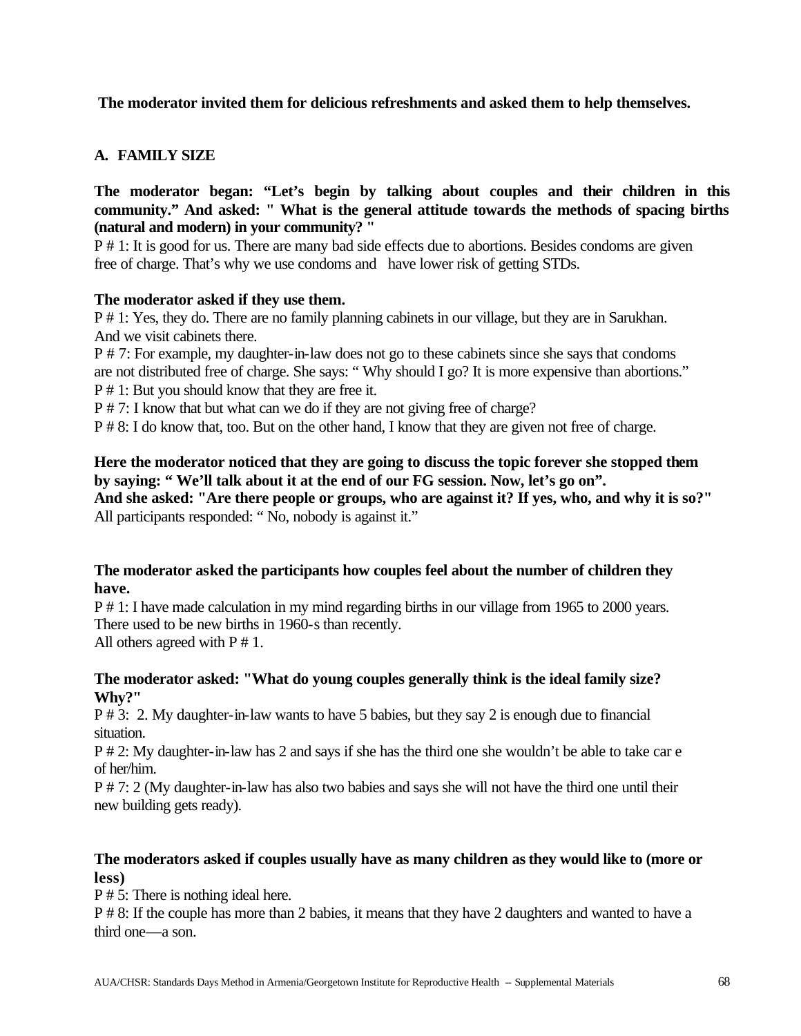**The moderator invited them for delicious refreshments and asked them to help themselves.**

## A. FAMILY SIZE

**The moderator began: "Let's begin by talking about couples and their children in this community." And asked: " What is the general attitude towards the methods of spacing births (natural and modern) in your community? "**

P # 1: It is good for us. There are many bad side effects due to abortions. Besides condoms are given free of charge. That's why we use condoms and have lower risk of getting STDs.

**The moderator asked if they use them.**

P # 1: Yes, they do. There are no family planning cabinets in our village, but they are in Sarukhan. And we visit cabinets there.

P # 7: For example, my daughter-in-law does not go to these cabinets since she says that condoms are not distributed free of charge. She says: " Why should I go? It is more expensive than abortions."

P # 1: But you should know that they are free it.

P # 7: I know that but what can we do if they are not giving free of charge?

P # 8: I do know that, too. But on the other hand, I know that they are given not free of charge.

**Here the moderator noticed that they are going to discuss the topic forever she stopped them by saying: " We'll talk about it at the end of our FG session. Now, let's go on".**

**And she asked: "Are there people or groups, who are against it? If yes, who, and why it is so?"**

All participants responded: " No, nobody is against it."

**The moderator asked the participants how couples feel about the number of children they have.**

P # 1: I have made calculation in my mind regarding births in our village from 1965 to 2000 years. There used to be new births in 1960-s than recently.

All others agreed with P # 1.

**The moderator asked: "What do young couples generally think is the ideal family size? Why?"**

P # 3: 2. My daughter-in-law wants to have 5 babies, but they say 2 is enough due to financial situation.

P # 2: My daughter-in-law has 2 and says if she has the third one she wouldn't be able to take car e of her/him.

P # 7: 2 (My daughter-in-law has also two babies and says she will not have the third one until their new building gets ready).

**The moderators asked if couples usually have as many children as they would like to (more or less)**

P # 5: There is nothing ideal here.

P # 8: If the couple has more than 2 babies, it means that they have 2 daughters and wanted to have a third one—a son.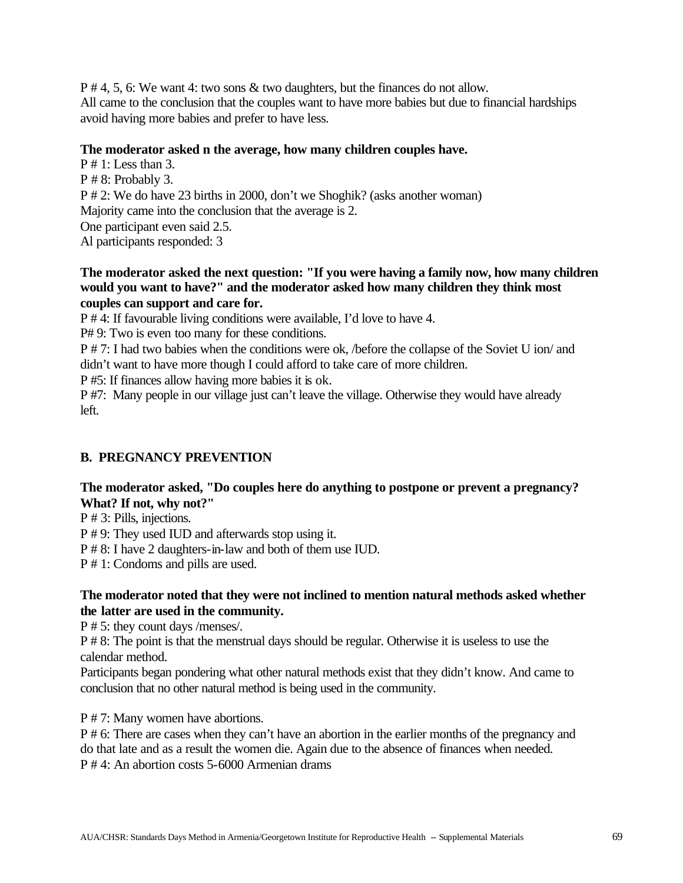P # 4, 5, 6: We want 4: two sons & two daughters, but the finances do not allow.
All came to the conclusion that the couples want to have more babies but due to financial hardships avoid having more babies and prefer to have less.

**The moderator asked n the average, how many children couples have.**

P # 1: Less than 3.
P # 8: Probably 3.
P # 2: We do have 23 births in 2000, don't we Shoghik? (asks another woman)
Majority came into the conclusion that the average is 2.
One participant even said 2.5.
Al participants responded: 3

**The moderator asked the next question: "If you were having a family now, how many children would you want to have?" and the moderator asked how many children they think most couples can support and care for.**

P # 4: If favourable living conditions were available, I'd love to have 4.
P# 9: Two is even too many for these conditions.
P # 7: I had two babies when the conditions were ok, /before the collapse of the Soviet U ion/ and didn't want to have more though I could afford to take care of more children.
P #5: If finances allow having more babies it is ok.
P #7: Many people in our village just can't leave the village. Otherwise they would have already left.

## B. PREGNANCY PREVENTION

**The moderator asked, "Do couples here do anything to postpone or prevent a pregnancy? What? If not, why not?"**

P # 3: Pills, injections.
P # 9: They used IUD and afterwards stop using it.
P # 8: I have 2 daughters-in-law and both of them use IUD.
P # 1: Condoms and pills are used.

**The moderator noted that they were not inclined to mention natural methods asked whether the latter are used in the community.**

P # 5: they count days /menses/.
P # 8: The point is that the menstrual days should be regular. Otherwise it is useless to use the calendar method.
Participants began pondering what other natural methods exist that they didn't know. And came to conclusion that no other natural method is being used in the community.

P # 7: Many women have abortions.
P # 6: There are cases when they can't have an abortion in the earlier months of the pregnancy and do that late and as a result the women die. Again due to the absence of finances when needed.
P # 4: An abortion costs 5-6000 Armenian drams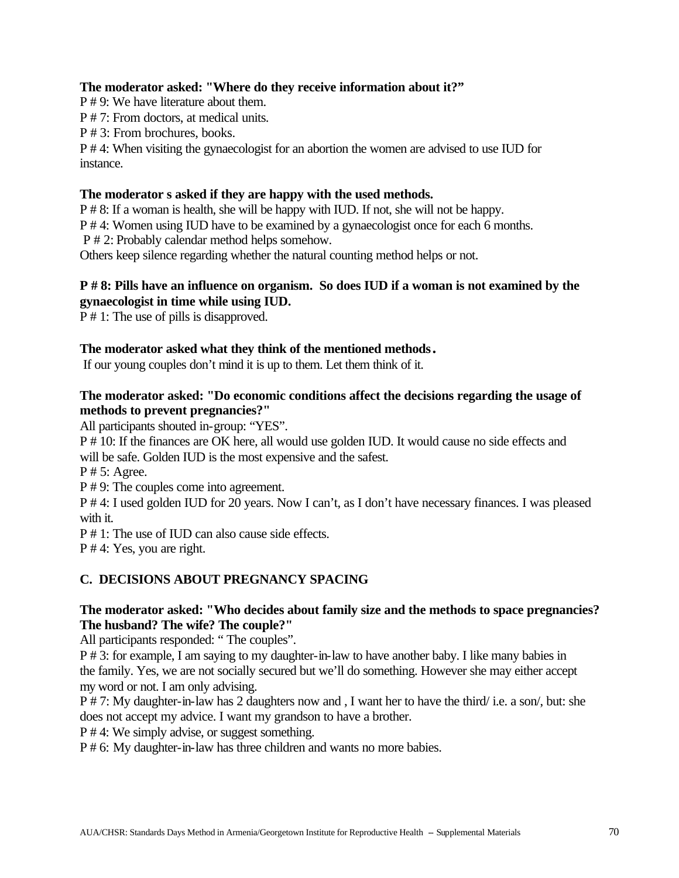**The moderator asked: "Where do they receive information about it?"**

P # 9: We have literature about them.

P # 7: From doctors, at medical units.

P # 3: From brochures, books.

P # 4: When visiting the gynaecologist for an abortion the women are advised to use IUD for instance.

**The moderator s asked if they are happy with the used methods.**

P # 8: If a woman is health, she will be happy with IUD. If not, she will not be happy.

P # 4: Women using IUD have to be examined by a gynaecologist once for each 6 months.

P # 2: Probably calendar method helps somehow.

Others keep silence regarding whether the natural counting method helps or not.

**P # 8: Pills have an influence on organism. So does IUD if a woman is not examined by the gynaecologist in time while using IUD.**

P # 1: The use of pills is disapproved.

**The moderator asked what they think of the mentioned methods.**

If our young couples don't mind it is up to them. Let them think of it.

**The moderator asked: "Do economic conditions affect the decisions regarding the usage of methods to prevent pregnancies?"**

All participants shouted in-group: "YES".

P # 10: If the finances are OK here, all would use golden IUD. It would cause no side effects and will be safe. Golden IUD is the most expensive and the safest.

P # 5: Agree.

P # 9: The couples come into agreement.

P # 4: I used golden IUD for 20 years. Now I can't, as I don't have necessary finances. I was pleased with it.

P # 1: The use of IUD can also cause side effects.

P # 4: Yes, you are right.

## C. DECISIONS ABOUT PREGNANCY SPACING

**The moderator asked: "Who decides about family size and the methods to space pregnancies? The husband? The wife? The couple?"**

All participants responded: " The couples".

P # 3: for example, I am saying to my daughter-in-law to have another baby. I like many babies in the family. Yes, we are not socially secured but we'll do something. However she may either accept my word or not. I am only advising.

P # 7: My daughter-in-law has 2 daughters now and , I want her to have the third/ i.e. a son/, but: she does not accept my advice. I want my grandson to have a brother.

P # 4: We simply advise, or suggest something.

P # 6: My daughter-in-law has three children and wants no more babies.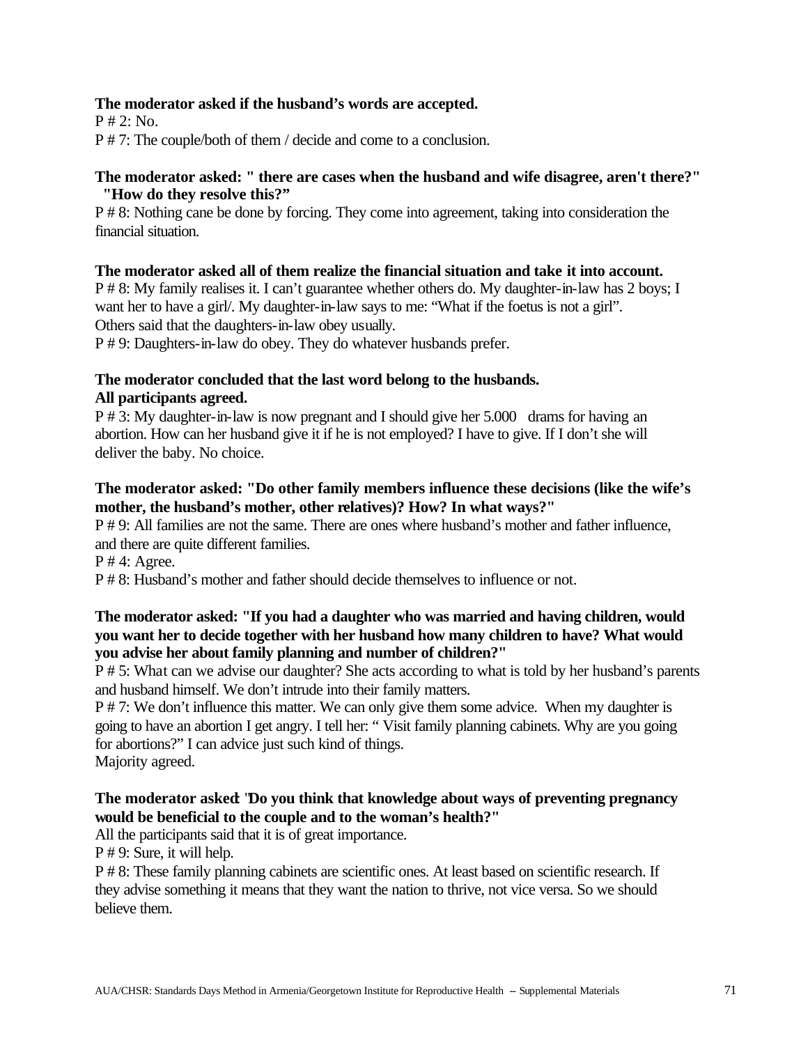**The moderator asked if the husband's words are accepted.**

P # 2: No.

P # 7: The couple/both of them / decide and come to a conclusion.

**The moderator asked: " there are cases when the husband and wife disagree, aren't there?" "How do they resolve this?"**

P # 8: Nothing cane be done by forcing. They come into agreement, taking into consideration the financial situation.

**The moderator asked all of them realize the financial situation and take it into account.**

P # 8: My family realises it. I can't guarantee whether others do. My daughter-in-law has 2 boys; I want her to have a girl/. My daughter-in-law says to me: "What if the foetus is not a girl".

Others said that the daughters-in-law obey usually.

P # 9: Daughters-in-law do obey. They do whatever husbands prefer.

**The moderator concluded that the last word belong to the husbands.**
**All participants agreed.**

P # 3: My daughter-in-law is now pregnant and I should give her 5.000 drams for having an abortion. How can her husband give it if he is not employed? I have to give. If I don't she will deliver the baby. No choice.

**The moderator asked: "Do other family members influence these decisions (like the wife's mother, the husband's mother, other relatives)? How? In what ways?"**

P # 9: All families are not the same. There are ones where husband's mother and father influence, and there are quite different families.

P # 4: Agree.

P # 8: Husband's mother and father should decide themselves to influence or not.

**The moderator asked: "If you had a daughter who was married and having children, would you want her to decide together with her husband how many children to have? What would you advise her about family planning and number of children?"**

P # 5: What can we advise our daughter? She acts according to what is told by her husband's parents and husband himself. We don't intrude into their family matters.

P # 7: We don't influence this matter. We can only give them some advice. When my daughter is going to have an abortion I get angry. I tell her: " Visit family planning cabinets. Why are you going for abortions?" I can advice just such kind of things.

Majority agreed.

**The moderator asked: "Do you think that knowledge about ways of preventing pregnancy would be beneficial to the couple and to the woman's health?"**

All the participants said that it is of great importance.

P # 9: Sure, it will help.

P # 8: These family planning cabinets are scientific ones. At least based on scientific research. If they advise something it means that they want the nation to thrive, not vice versa. So we should believe them.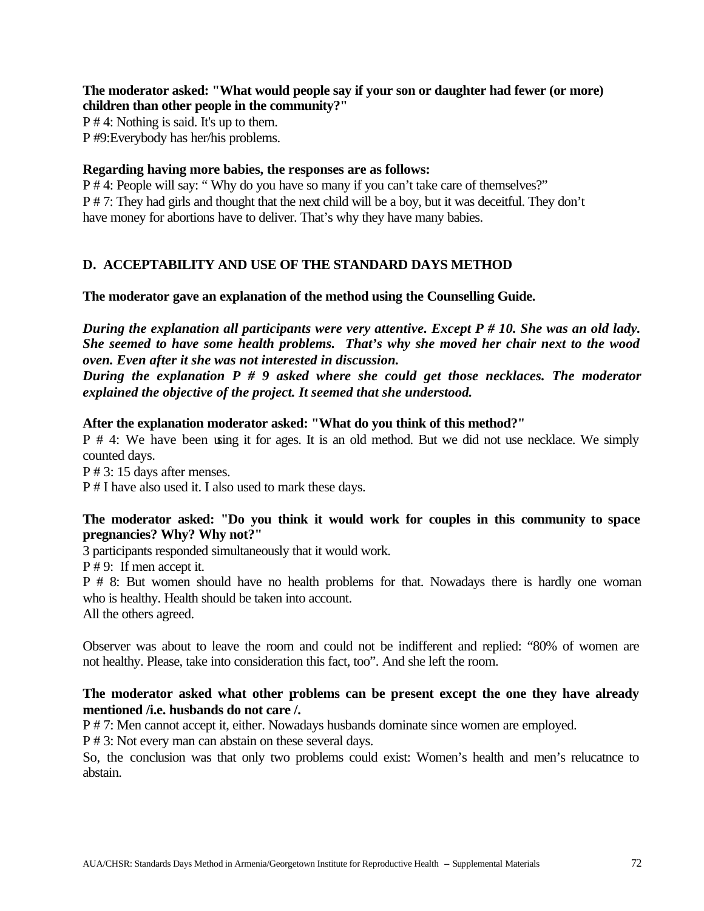**The moderator asked: "What would people say if your son or daughter had fewer (or more) children than other people in the community?"**

P # 4: Nothing is said. It's up to them.

P #9:Everybody has her/his problems.

**Regarding having more babies, the responses are as follows:**

P # 4: People will say: " Why do you have so many if you can't take care of themselves?"

P # 7: They had girls and thought that the next child will be a boy, but it was deceitful. They don't have money for abortions have to deliver. That's why they have many babies.

## D. ACCEPTABILITY AND USE OF THE STANDARD DAYS METHOD

**The moderator gave an explanation of the method using the Counselling Guide.**

***During the explanation all participants were very attentive. Except P # 10. She was an old lady. She seemed to have some health problems. That's why she moved her chair next to the wood oven. Even after it she was not interested in discussion.***

***During the explanation P # 9 asked where she could get those necklaces. The moderator explained the objective of the project. It seemed that she understood.***

**After the explanation moderator asked: "What do you think of this method?"**

P # 4: We have been using it for ages. It is an old method. But we did not use necklace. We simply counted days.

P # 3: 15 days after menses.

P # I have also used it. I also used to mark these days.

**The moderator asked: "Do you think it would work for couples in this community to space pregnancies? Why? Why not?"**

3 participants responded simultaneously that it would work.

P # 9: If men accept it.

P # 8: But women should have no health problems for that. Nowadays there is hardly one woman who is healthy. Health should be taken into account.

All the others agreed.

Observer was about to leave the room and could not be indifferent and replied: "80% of women are not healthy. Please, take into consideration this fact, too". And she left the room.

**The moderator asked what other problems can be present except the one they have already mentioned /i.e. husbands do not care /.**

P # 7: Men cannot accept it, either. Nowadays husbands dominate since women are employed.

P # 3: Not every man can abstain on these several days.

So, the conclusion was that only two problems could exist: Women's health and men's relucatnce to abstain.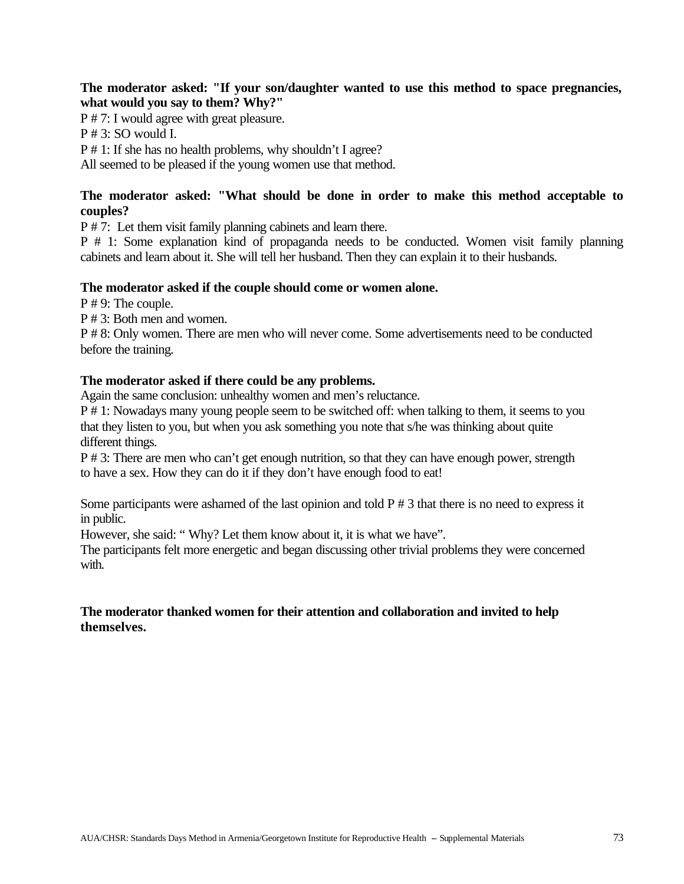**The moderator asked: "If your son/daughter wanted to use this method to space pregnancies, what would you say to them? Why?"**

P # 7: I would agree with great pleasure.

P # 3: SO would I.

P # 1: If she has no health problems, why shouldn't I agree?

All seemed to be pleased if the young women use that method.

**The moderator asked: "What should be done in order to make this method acceptable to couples?**

P # 7: Let them visit family planning cabinets and learn there.

P # 1: Some explanation kind of propaganda needs to be conducted. Women visit family planning cabinets and learn about it. She will tell her husband. Then they can explain it to their husbands.

**The moderator asked if the couple should come or women alone.**

P # 9: The couple.

P # 3: Both men and women.

P # 8: Only women. There are men who will never come. Some advertisements need to be conducted before the training.

**The moderator asked if there could be any problems.**

Again the same conclusion: unhealthy women and men's reluctance.

P # 1: Nowadays many young people seem to be switched off: when talking to them, it seems to you that they listen to you, but when you ask something you note that s/he was thinking about quite different things.

P # 3: There are men who can't get enough nutrition, so that they can have enough power, strength to have a sex. How they can do it if they don't have enough food to eat!

Some participants were ashamed of the last opinion and told P # 3 that there is no need to express it in public.

However, she said: " Why? Let them know about it, it is what we have".

The participants felt more energetic and began discussing other trivial problems they were concerned with.

**The moderator thanked women for their attention and collaboration and invited to help themselves.**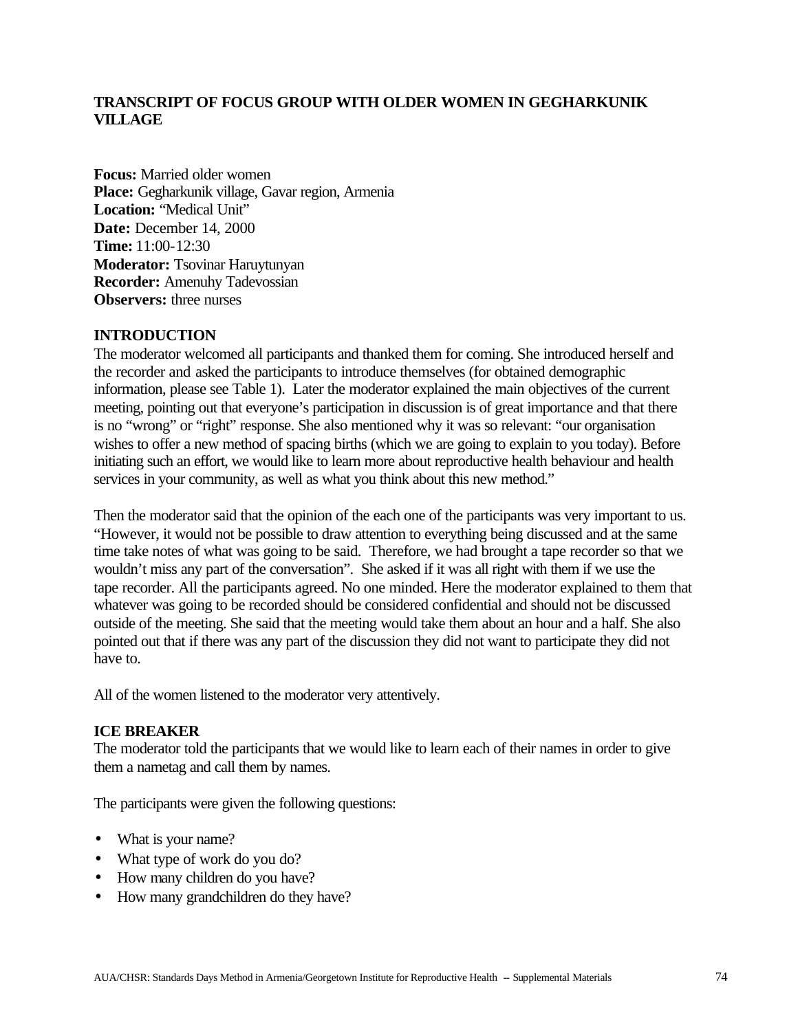# TRANSCRIPT OF FOCUS GROUP WITH OLDER WOMEN IN GEGHARKUNIK VILLAGE

**Focus:** Married older women
**Place:** Gegharkunik village, Gavar region, Armenia
**Location:** "Medical Unit"
**Date:** December 14, 2000
**Time:** 11:00-12:30
**Moderator:** Tsovinar Haruytunyan
**Recorder:** Amenuhy Tadevossian
**Observers:** three nurses

## INTRODUCTION

The moderator welcomed all participants and thanked them for coming. She introduced herself and the recorder and asked the participants to introduce themselves (for obtained demographic information, please see Table 1). Later the moderator explained the main objectives of the current meeting, pointing out that everyone's participation in discussion is of great importance and that there is no "wrong" or "right" response. She also mentioned why it was so relevant: "our organisation wishes to offer a new method of spacing births (which we are going to explain to you today). Before initiating such an effort, we would like to learn more about reproductive health behaviour and health services in your community, as well as what you think about this new method."

Then the moderator said that the opinion of the each one of the participants was very important to us. "However, it would not be possible to draw attention to everything being discussed and at the same time take notes of what was going to be said. Therefore, we had brought a tape recorder so that we wouldn't miss any part of the conversation". She asked if it was all right with them if we use the tape recorder. All the participants agreed. No one minded. Here the moderator explained to them that whatever was going to be recorded should be considered confidential and should not be discussed outside of the meeting. She said that the meeting would take them about an hour and a half. She also pointed out that if there was any part of the discussion they did not want to participate they did not have to.

All of the women listened to the moderator very attentively.

## ICE BREAKER

The moderator told the participants that we would like to learn each of their names in order to give them a nametag and call them by names.

The participants were given the following questions:

- What is your name?
- What type of work do you do?
- How many children do you have?
- How many grandchildren do they have?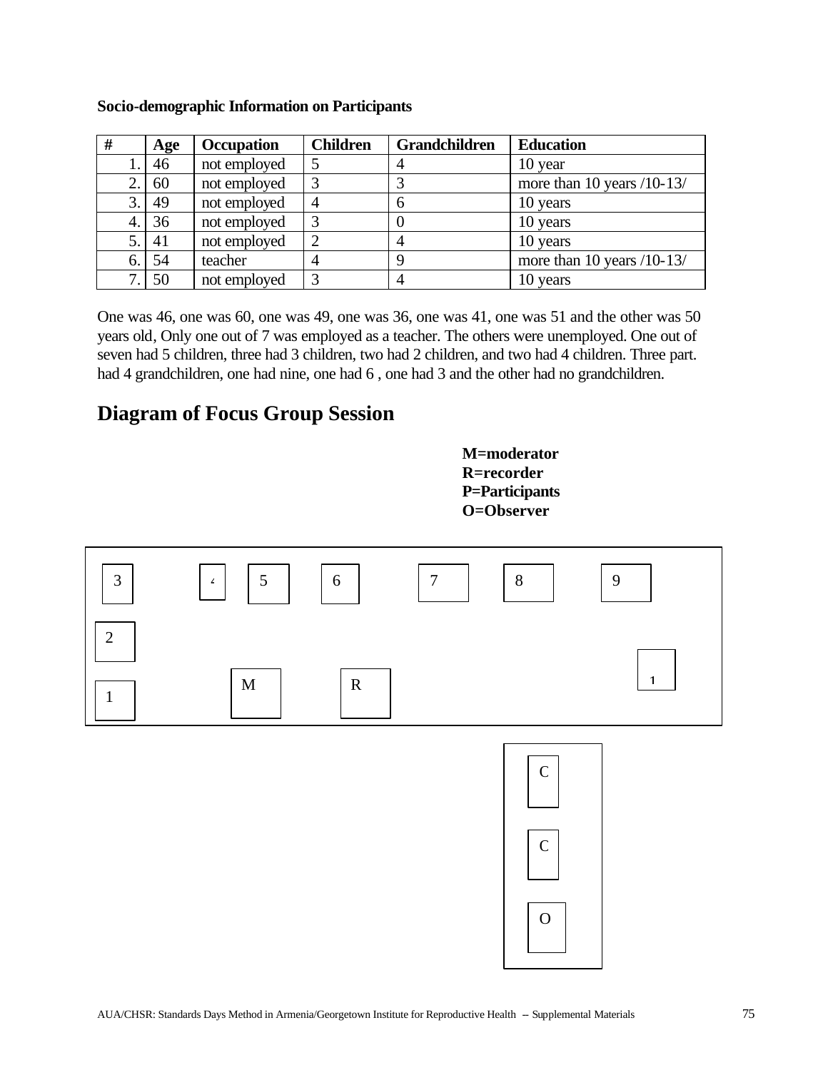**Socio-demographic Information on Participants**

| # | Age | Occupation | Children | Grandchildren | Education |
|---|---|---|---|---|---|
| 1. | 46 | not employed | 5 | 4 | 10 year |
| 2. | 60 | not employed | 3 | 3 | more than 10 years /10-13/ |
| 3. | 49 | not employed | 4 | 6 | 10 years |
| 4. | 36 | not employed | 3 | 0 | 10 years |
| 5. | 41 | not employed | 2 | 4 | 10 years |
| 6. | 54 | teacher | 4 | 9 | more than 10 years /10-13/ |
| 7. | 50 | not employed | 3 | 4 | 10 years |

One was 46, one was 60, one was 49, one was 36, one was 41, one was 51 and the other was 50 years old, Only one out of 7 was employed as a teacher. The others were unemployed. One out of seven had 5 children, three had 3 children, two had 2 children, and two had 4 children. Three part. had 4 grandchildren, one had nine, one had 6 , one had 3 and the other had no grandchildren.

## Diagram of Focus Group Session

**M=moderator**
**R=recorder**
**P=Participants**
**O=Observer**

3 4 5 6 7 8 9

2

1 M R 1

C

C

O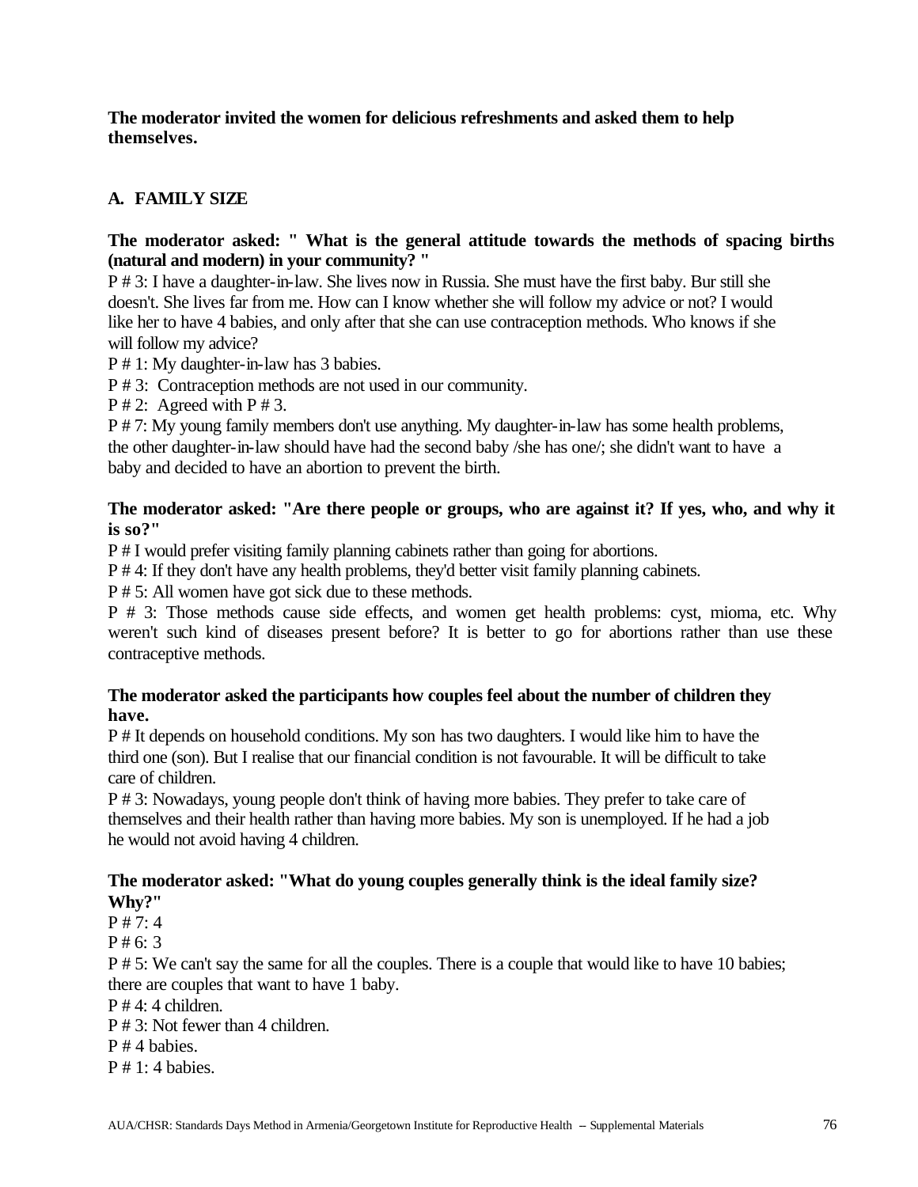**The moderator invited the women for delicious refreshments and asked them to help themselves.**

## A. FAMILY SIZE

**The moderator asked: " What is the general attitude towards the methods of spacing births (natural and modern) in your community? "**

P # 3: I have a daughter-in-law. She lives now in Russia. She must have the first baby. Bur still she doesn't. She lives far from me. How can I know whether she will follow my advice or not? I would like her to have 4 babies, and only after that she can use contraception methods. Who knows if she will follow my advice?

P # 1: My daughter-in-law has 3 babies.

P # 3: Contraception methods are not used in our community.

P # 2: Agreed with P # 3.

P # 7: My young family members don't use anything. My daughter-in-law has some health problems, the other daughter-in-law should have had the second baby /she has one/; she didn't want to have a baby and decided to have an abortion to prevent the birth.

**The moderator asked: "Are there people or groups, who are against it? If yes, who, and why it is so?"**

P # I would prefer visiting family planning cabinets rather than going for abortions.

P # 4: If they don't have any health problems, they'd better visit family planning cabinets.

P # 5: All women have got sick due to these methods.

P # 3: Those methods cause side effects, and women get health problems: cyst, mioma, etc. Why weren't such kind of diseases present before? It is better to go for abortions rather than use these contraceptive methods.

**The moderator asked the participants how couples feel about the number of children they have.**

P # It depends on household conditions. My son has two daughters. I would like him to have the third one (son). But I realise that our financial condition is not favourable. It will be difficult to take care of children.

P # 3: Nowadays, young people don't think of having more babies. They prefer to take care of themselves and their health rather than having more babies. My son is unemployed. If he had a job he would not avoid having 4 children.

**The moderator asked: "What do young couples generally think is the ideal family size? Why?"**

P # 7: 4

P # 6: 3

P # 5: We can't say the same for all the couples. There is a couple that would like to have 10 babies; there are couples that want to have 1 baby.

P # 4: 4 children.

P # 3: Not fewer than 4 children.

P # 4 babies.

P # 1: 4 babies.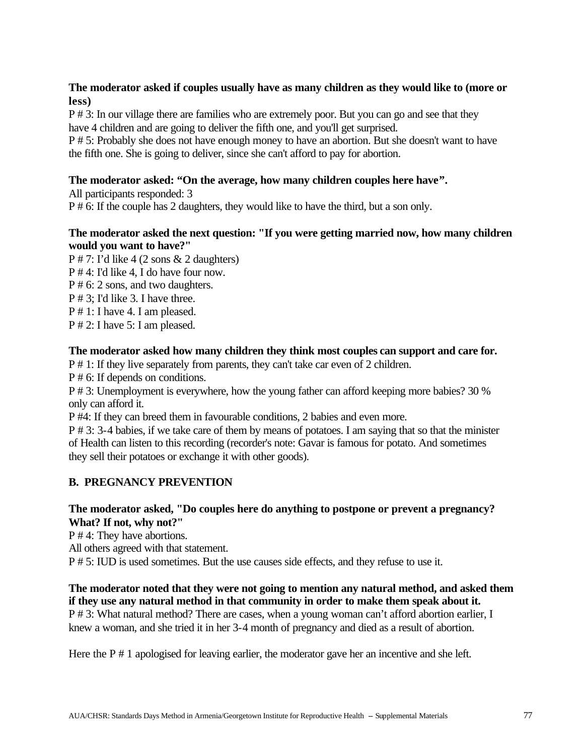**The moderator asked if couples usually have as many children as they would like to (more or less)**

P # 3: In our village there are families who are extremely poor. But you can go and see that they have 4 children and are going to deliver the fifth one, and you'll get surprised.

P # 5: Probably she does not have enough money to have an abortion. But she doesn't want to have the fifth one. She is going to deliver, since she can't afford to pay for abortion.

**The moderator asked: "On the average, how many children couples here have".**

All participants responded: 3

P # 6: If the couple has 2 daughters, they would like to have the third, but a son only.

**The moderator asked the next question: "If you were getting married now, how many children would you want to have?"**

P # 7: I'd like 4 (2 sons & 2 daughters)

P # 4: I'd like 4, I do have four now.

P # 6: 2 sons, and two daughters.

P # 3; I'd like 3. I have three.

P # 1: I have 4. I am pleased.

P # 2: I have 5: I am pleased.

**The moderator asked how many children they think most couples can support and care for.**

P # 1: If they live separately from parents, they can't take car even of 2 children.

P # 6: If depends on conditions.

P # 3: Unemployment is everywhere, how the young father can afford keeping more babies? 30 % only can afford it.

P #4: If they can breed them in favourable conditions, 2 babies and even more.

P # 3: 3-4 babies, if we take care of them by means of potatoes. I am saying that so that the minister of Health can listen to this recording (recorder's note: Gavar is famous for potato. And sometimes they sell their potatoes or exchange it with other goods).

## B. PREGNANCY PREVENTION

**The moderator asked, "Do couples here do anything to postpone or prevent a pregnancy? What? If not, why not?"**

P # 4: They have abortions.

All others agreed with that statement.

P # 5: IUD is used sometimes. But the use causes side effects, and they refuse to use it.

**The moderator noted that they were not going to mention any natural method, and asked them if they use any natural method in that community in order to make them speak about it.**

P # 3: What natural method? There are cases, when a young woman can't afford abortion earlier, I knew a woman, and she tried it in her 3-4 month of pregnancy and died as a result of abortion.

Here the P # 1 apologised for leaving earlier, the moderator gave her an incentive and she left.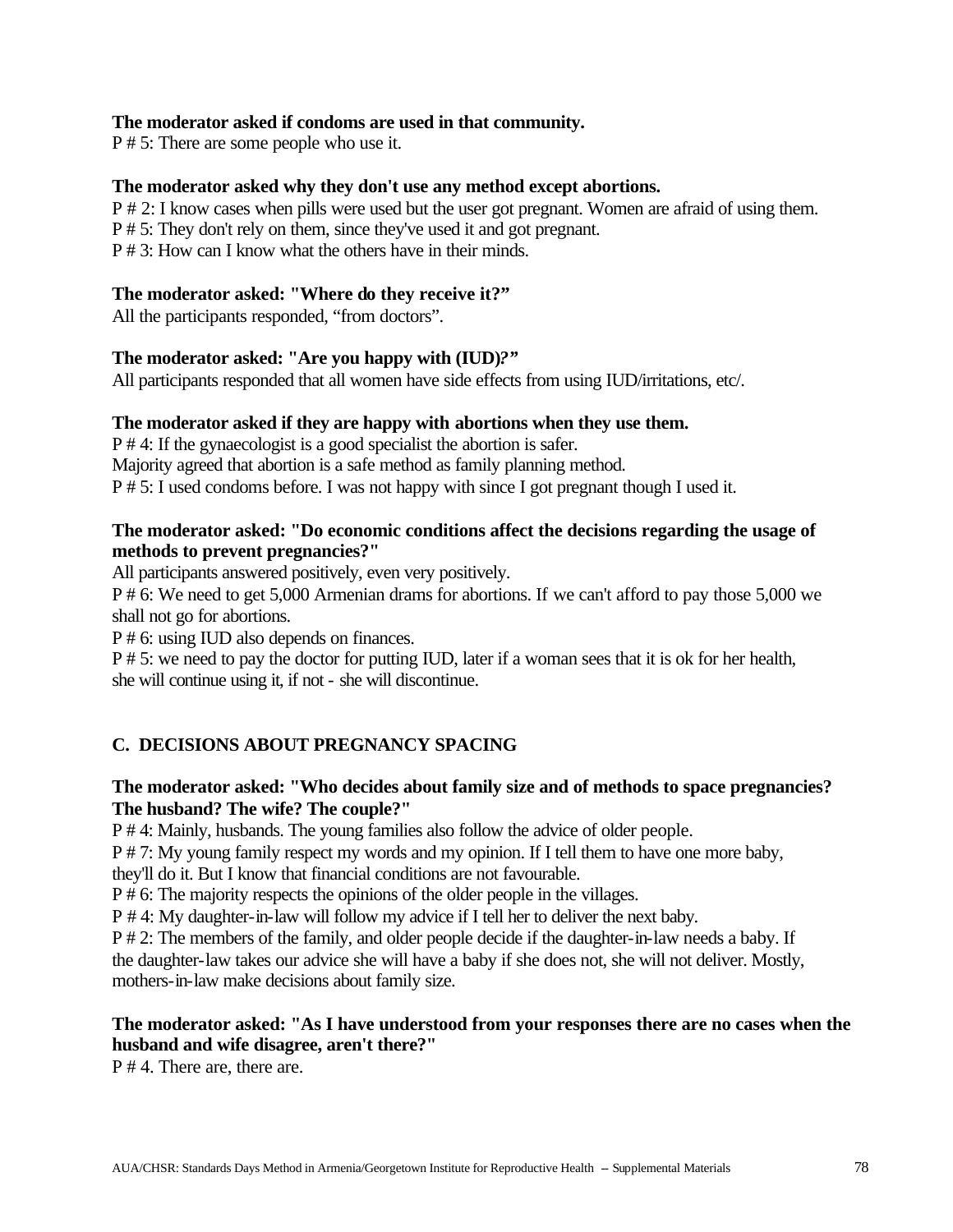**The moderator asked if condoms are used in that community.**
P # 5: There are some people who use it.

**The moderator asked why they don't use any method except abortions.**
P # 2: I know cases when pills were used but the user got pregnant. Women are afraid of using them.
P # 5: They don't rely on them, since they've used it and got pregnant.
P # 3: How can I know what the others have in their minds.

**The moderator asked: "Where do they receive it?"**
All the participants responded, "from doctors".

**The moderator asked: "Are you happy with (IUD)?"**
All participants responded that all women have side effects from using IUD/irritations, etc/.

**The moderator asked if they are happy with abortions when they use them.**
P # 4: If the gynaecologist is a good specialist the abortion is safer.
Majority agreed that abortion is a safe method as family planning method.
P # 5: I used condoms before. I was not happy with since I got pregnant though I used it.

**The moderator asked: "Do economic conditions affect the decisions regarding the usage of methods to prevent pregnancies?"**
All participants answered positively, even very positively.
P # 6: We need to get 5,000 Armenian drams for abortions. If we can't afford to pay those 5,000 we shall not go for abortions.
P # 6: using IUD also depends on finances.
P # 5: we need to pay the doctor for putting IUD, later if a woman sees that it is ok for her health, she will continue using it, if not - she will discontinue.

## C. DECISIONS ABOUT PREGNANCY SPACING

**The moderator asked: "Who decides about family size and of methods to space pregnancies? The husband? The wife? The couple?"**
P # 4: Mainly, husbands. The young families also follow the advice of older people.
P # 7: My young family respect my words and my opinion. If I tell them to have one more baby, they'll do it. But I know that financial conditions are not favourable.
P # 6: The majority respects the opinions of the older people in the villages.
P # 4: My daughter-in-law will follow my advice if I tell her to deliver the next baby.
P # 2: The members of the family, and older people decide if the daughter-in-law needs a baby. If the daughter-law takes our advice she will have a baby if she does not, she will not deliver. Mostly, mothers-in-law make decisions about family size.

**The moderator asked: "As I have understood from your responses there are no cases when the husband and wife disagree, aren't there?"**
P # 4. There are, there are.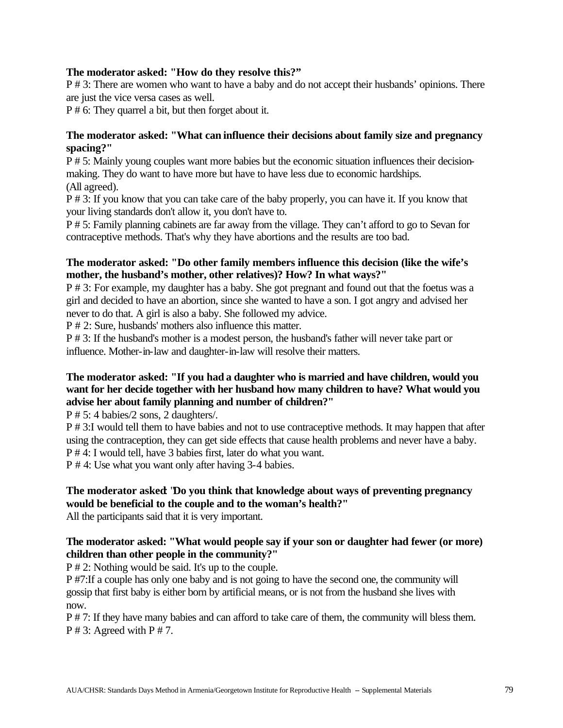**The moderator asked: "How do they resolve this?”**

P # 3: There are women who want to have a baby and do not accept their husbands' opinions. There are just the vice versa cases as well.

P # 6: They quarrel a bit, but then forget about it.

**The moderator asked: "What can influence their decisions about family size and pregnancy spacing?"**

P # 5: Mainly young couples want more babies but the economic situation influences their decision-making. They do want to have more but have to have less due to economic hardships.
(All agreed).

P # 3: If you know that you can take care of the baby properly, you can have it. If you know that your living standards don't allow it, you don't have to.

P # 5: Family planning cabinets are far away from the village. They can't afford to go to Sevan for contraceptive methods. That's why they have abortions and the results are too bad.

**The moderator asked: "Do other family members influence this decision (like the wife's mother, the husband's mother, other relatives)? How? In what ways?"**

P # 3: For example, my daughter has a baby. She got pregnant and found out that the foetus was a girl and decided to have an abortion, since she wanted to have a son. I got angry and advised her never to do that. A girl is also a baby. She followed my advice.

P # 2: Sure, husbands' mothers also influence this matter.

P # 3: If the husband's mother is a modest person, the husband's father will never take part or influence. Mother-in-law and daughter-in-law will resolve their matters.

**The moderator asked: "If you had a daughter who is married and have children, would you want for her decide together with her husband how many children to have? What would you advise her about family planning and number of children?"**

P # 5: 4 babies/2 sons, 2 daughters/.

P # 3:I would tell them to have babies and not to use contraceptive methods. It may happen that after using the contraception, they can get side effects that cause health problems and never have a baby.

P # 4: I would tell, have 3 babies first, later do what you want.

P # 4: Use what you want only after having 3-4 babies.

**The moderator asked: "Do you think that knowledge about ways of preventing pregnancy would be beneficial to the couple and to the woman's health?"**

All the participants said that it is very important.

**The moderator asked: "What would people say if your son or daughter had fewer (or more) children than other people in the community?"**

P # 2: Nothing would be said. It's up to the couple.

P #7:If a couple has only one baby and is not going to have the second one, the community will gossip that first baby is either born by artificial means, or is not from the husband she lives with now.

P # 7: If they have many babies and can afford to take care of them, the community will bless them.

P # 3: Agreed with P # 7.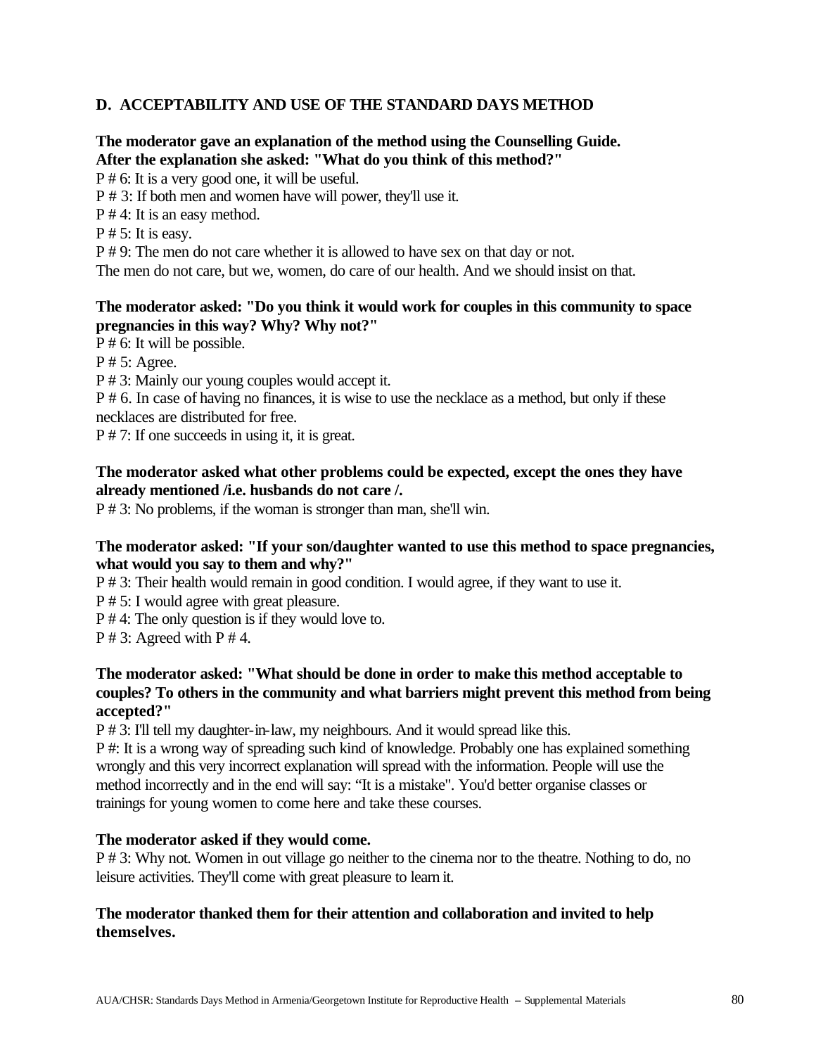## D. ACCEPTABILITY AND USE OF THE STANDARD DAYS METHOD

**The moderator gave an explanation of the method using the Counselling Guide. After the explanation she asked: "What do you think of this method?"**

P # 6: It is a very good one, it will be useful.

P # 3: If both men and women have will power, they'll use it.

P # 4: It is an easy method.

P # 5: It is easy.

P # 9: The men do not care whether it is allowed to have sex on that day or not.

The men do not care, but we, women, do care of our health. And we should insist on that.

**The moderator asked: "Do you think it would work for couples in this community to space pregnancies in this way? Why? Why not?"**

P # 6: It will be possible.

P # 5: Agree.

P # 3: Mainly our young couples would accept it.

P # 6. In case of having no finances, it is wise to use the necklace as a method, but only if these necklaces are distributed for free.

P # 7: If one succeeds in using it, it is great.

**The moderator asked what other problems could be expected, except the ones they have already mentioned /i.e. husbands do not care /.**

P # 3: No problems, if the woman is stronger than man, she'll win.

**The moderator asked: "If your son/daughter wanted to use this method to space pregnancies, what would you say to them and why?"**

P # 3: Their health would remain in good condition. I would agree, if they want to use it.

P # 5: I would agree with great pleasure.

P # 4: The only question is if they would love to.

P # 3: Agreed with P # 4.

**The moderator asked: "What should be done in order to make this method acceptable to couples? To others in the community and what barriers might prevent this method from being accepted?"**

P # 3: I'll tell my daughter-in-law, my neighbours. And it would spread like this.

P #: It is a wrong way of spreading such kind of knowledge. Probably one has explained something wrongly and this very incorrect explanation will spread with the information. People will use the method incorrectly and in the end will say: "It is a mistake". You'd better organise classes or trainings for young women to come here and take these courses.

**The moderator asked if they would come.**

P # 3: Why not. Women in out village go neither to the cinema nor to the theatre. Nothing to do, no leisure activities. They'll come with great pleasure to learn it.

**The moderator thanked them for their attention and collaboration and invited to help themselves.**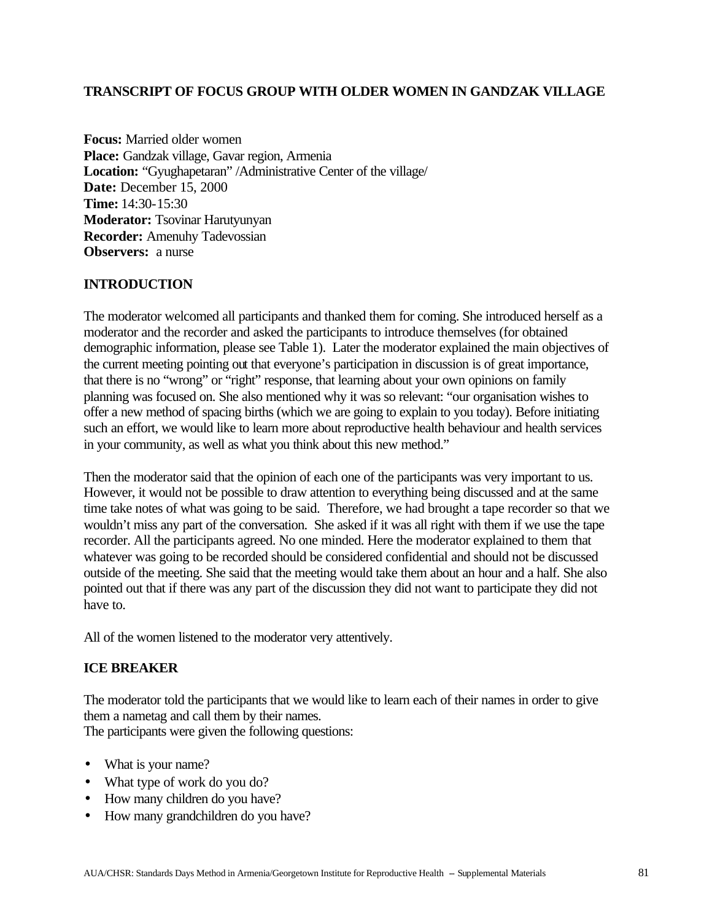# TRANSCRIPT OF FOCUS GROUP WITH OLDER WOMEN IN GANDZAK VILLAGE

**Focus:** Married older women
**Place:** Gandzak village, Gavar region, Armenia
**Location:** "Gyughapetaran" /Administrative Center of the village/
**Date:** December 15, 2000
**Time:** 14:30-15:30
**Moderator:** Tsovinar Harutyunyan
**Recorder:** Amenuhy Tadevossian
**Observers:** a nurse

## INTRODUCTION

The moderator welcomed all participants and thanked them for coming. She introduced herself as a moderator and the recorder and asked the participants to introduce themselves (for obtained demographic information, please see Table 1). Later the moderator explained the main objectives of the current meeting pointing out that everyone's participation in discussion is of great importance, that there is no "wrong" or "right" response, that learning about your own opinions on family planning was focused on. She also mentioned why it was so relevant: "our organisation wishes to offer a new method of spacing births (which we are going to explain to you today). Before initiating such an effort, we would like to learn more about reproductive health behaviour and health services in your community, as well as what you think about this new method."

Then the moderator said that the opinion of each one of the participants was very important to us. However, it would not be possible to draw attention to everything being discussed and at the same time take notes of what was going to be said. Therefore, we had brought a tape recorder so that we wouldn't miss any part of the conversation. She asked if it was all right with them if we use the tape recorder. All the participants agreed. No one minded. Here the moderator explained to them that whatever was going to be recorded should be considered confidential and should not be discussed outside of the meeting. She said that the meeting would take them about an hour and a half. She also pointed out that if there was any part of the discussion they did not want to participate they did not have to.

All of the women listened to the moderator very attentively.

## ICE BREAKER

The moderator told the participants that we would like to learn each of their names in order to give them a nametag and call them by their names.
The participants were given the following questions:

- What is your name?
- What type of work do you do?
- How many children do you have?
- How many grandchildren do you have?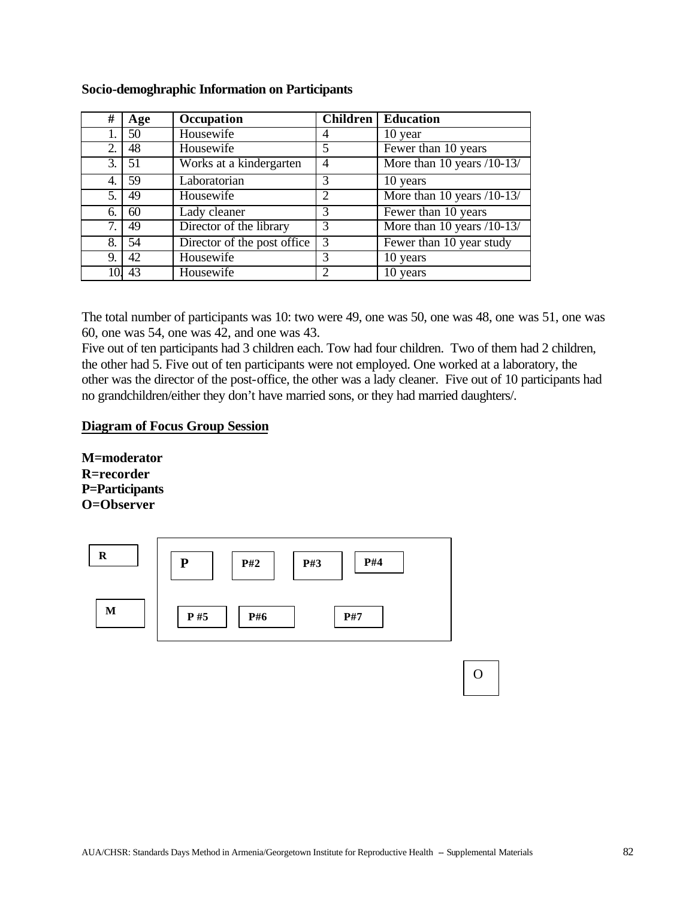**Socio-demoghraphic Information on Participants**

| # | Age | Occupation | Children | Education |
|---|---|---|---|---|
| 1. | 50 | Housewife | 4 | 10 year |
| 2. | 48 | Housewife | 5 | Fewer than 10 years |
| 3. | 51 | Works at a kindergarten | 4 | More than 10 years /10-13/ |
| 4. | 59 | Laboratorian | 3 | 10 years |
| 5. | 49 | Housewife | 2 | More than 10 years /10-13/ |
| 6. | 60 | Lady cleaner | 3 | Fewer than 10 years |
| 7. | 49 | Director of the library | 3 | More than 10 years /10-13/ |
| 8. | 54 | Director of the post office | 3 | Fewer than 10 year study |
| 9. | 42 | Housewife | 3 | 10 years |
| 10. | 43 | Housewife | 2 | 10 years |

The total number of participants was 10: two were 49, one was 50, one was 48, one was 51, one was 60, one was 54, one was 42, and one was 43.
Five out of ten participants had 3 children each. Tow had four children. Two of them had 2 children, the other had 5. Five out of ten participants were not employed. One worked at a laboratory, the other was the director of the post-office, the other was a lady cleaner. Five out of 10 participants had no grandchildren/either they don't have married sons, or they had married daughters/.

**Diagram of Focus Group Session**

**M=moderator**
**R=recorder**
**P=Participants**
**O=Observer**

R

M

P P#2 P#3 P#4

P #5 P#6 P#7

O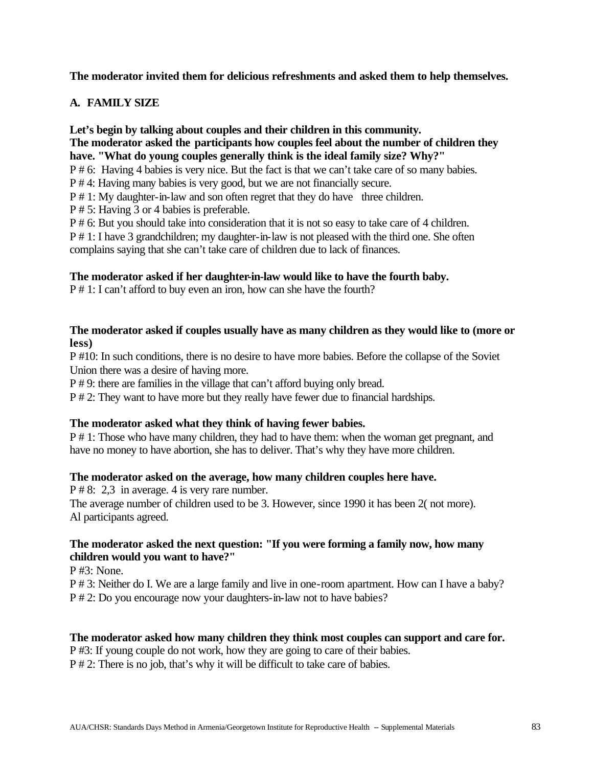**The moderator invited them for delicious refreshments and asked them to help themselves.**

## A. FAMILY SIZE

**Let's begin by talking about couples and their children in this community.**
**The moderator asked the participants how couples feel about the number of children they have. "What do young couples generally think is the ideal family size? Why?"**

P # 6: Having 4 babies is very nice. But the fact is that we can't take care of so many babies.
P # 4: Having many babies is very good, but we are not financially secure.
P # 1: My daughter-in-law and son often regret that they do have three children.
P # 5: Having 3 or 4 babies is preferable.
P # 6: But you should take into consideration that it is not so easy to take care of 4 children.
P # 1: I have 3 grandchildren; my daughter-in-law is not pleased with the third one. She often complains saying that she can't take care of children due to lack of finances.

**The moderator asked if her daughter-in-law would like to have the fourth baby.**
P # 1: I can't afford to buy even an iron, how can she have the fourth?

**The moderator asked if couples usually have as many children as they would like to (more or less)**
P #10: In such conditions, there is no desire to have more babies. Before the collapse of the Soviet Union there was a desire of having more.
P # 9: there are families in the village that can't afford buying only bread.
P # 2: They want to have more but they really have fewer due to financial hardships.

**The moderator asked what they think of having fewer babies.**
P # 1: Those who have many children, they had to have them: when the woman get pregnant, and have no money to have abortion, she has to deliver. That's why they have more children.

**The moderator asked on the average, how many children couples here have.**
P # 8: 2,3 in average. 4 is very rare number.
The average number of children used to be 3. However, since 1990 it has been 2( not more).
Al participants agreed.

**The moderator asked the next question: "If you were forming a family now, how many children would you want to have?"**
P #3: None.
P # 3: Neither do I. We are a large family and live in one-room apartment. How can I have a baby?
P # 2: Do you encourage now your daughters-in-law not to have babies?

**The moderator asked how many children they think most couples can support and care for.**
P #3: If young couple do not work, how they are going to care of their babies.
P # 2: There is no job, that's why it will be difficult to take care of babies.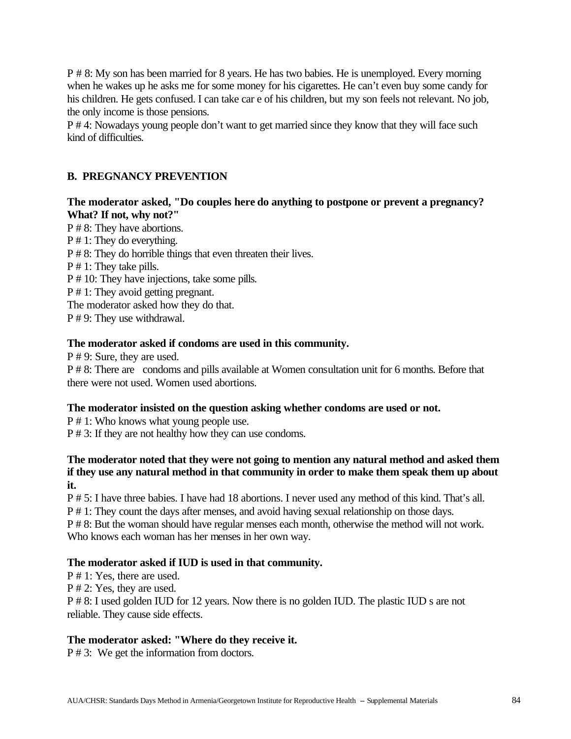P # 8: My son has been married for 8 years. He has two babies. He is unemployed. Every morning when he wakes up he asks me for some money for his cigarettes. He can't even buy some candy for his children. He gets confused. I can take car e of his children, but my son feels not relevant. No job, the only income is those pensions.

P # 4: Nowadays young people don't want to get married since they know that they will face such kind of difficulties.

## B. PREGNANCY PREVENTION

**The moderator asked, "Do couples here do anything to postpone or prevent a pregnancy? What? If not, why not?"**

P # 8: They have abortions.

P # 1: They do everything.

P # 8: They do horrible things that even threaten their lives.

P # 1: They take pills.

P # 10: They have injections, take some pills.

P # 1: They avoid getting pregnant.

The moderator asked how they do that.

P # 9: They use withdrawal.

**The moderator asked if condoms are used in this community.**

P # 9: Sure, they are used.

P # 8: There are condoms and pills available at Women consultation unit for 6 months. Before that there were not used. Women used abortions.

**The moderator insisted on the question asking whether condoms are used or not.**

P # 1: Who knows what young people use.

P # 3: If they are not healthy how they can use condoms.

**The moderator noted that they were not going to mention any natural method and asked them if they use any natural method in that community in order to make them speak them up about it.**

P # 5: I have three babies. I have had 18 abortions. I never used any method of this kind. That's all.

P # 1: They count the days after menses, and avoid having sexual relationship on those days.

P # 8: But the woman should have regular menses each month, otherwise the method will not work. Who knows each woman has her menses in her own way.

**The moderator asked if IUD is used in that community.**

P # 1: Yes, there are used.

P # 2: Yes, they are used.

P # 8: I used golden IUD for 12 years. Now there is no golden IUD. The plastic IUD s are not reliable. They cause side effects.

**The moderator asked: "Where do they receive it.**

P # 3: We get the information from doctors.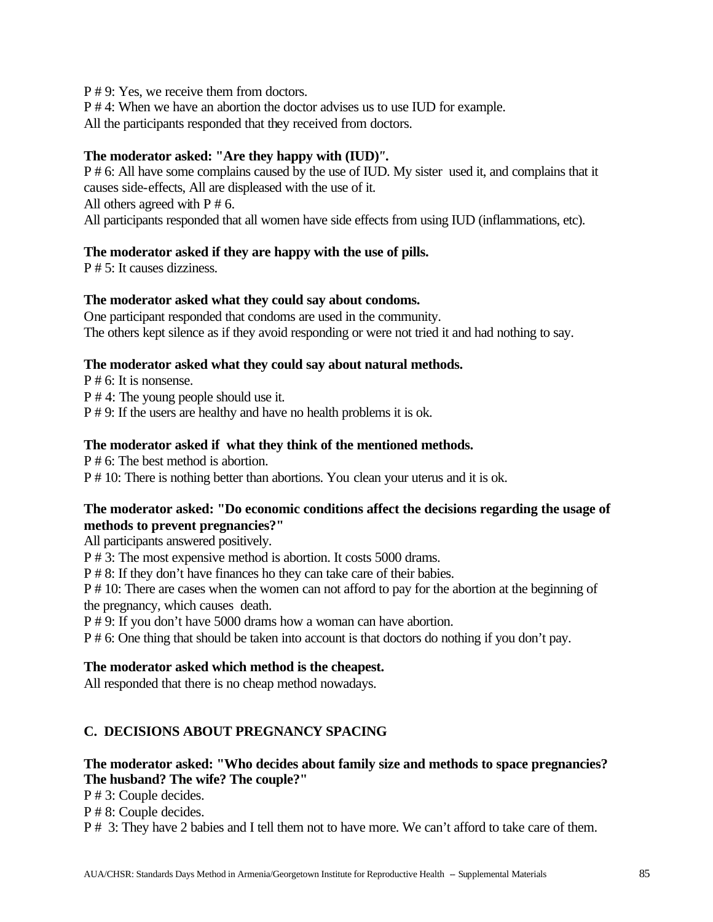P # 9: Yes, we receive them from doctors.

P # 4: When we have an abortion the doctor advises us to use IUD for example.

All the participants responded that they received from doctors.

**The moderator asked: "Are they happy with (IUD)".**

P # 6: All have some complains caused by the use of IUD. My sister used it, and complains that it causes side-effects, All are displeased with the use of it.

All others agreed with P # 6.

All participants responded that all women have side effects from using IUD (inflammations, etc).

**The moderator asked if they are happy with the use of pills.**

P # 5: It causes dizziness.

**The moderator asked what they could say about condoms.**

One participant responded that condoms are used in the community.

The others kept silence as if they avoid responding or were not tried it and had nothing to say.

**The moderator asked what they could say about natural methods.**

P # 6: It is nonsense.

P # 4: The young people should use it.

P # 9: If the users are healthy and have no health problems it is ok.

**The moderator asked if what they think of the mentioned methods.**

P # 6: The best method is abortion.

P # 10: There is nothing better than abortions. You clean your uterus and it is ok.

**The moderator asked: "Do economic conditions affect the decisions regarding the usage of methods to prevent pregnancies?"**

All participants answered positively.

P # 3: The most expensive method is abortion. It costs 5000 drams.

P # 8: If they don't have finances ho they can take care of their babies.

P # 10: There are cases when the women can not afford to pay for the abortion at the beginning of the pregnancy, which causes death.

P # 9: If you don't have 5000 drams how a woman can have abortion.

P # 6: One thing that should be taken into account is that doctors do nothing if you don't pay.

**The moderator asked which method is the cheapest.**

All responded that there is no cheap method nowadays.

## C. DECISIONS ABOUT PREGNANCY SPACING

**The moderator asked: "Who decides about family size and methods to space pregnancies? The husband? The wife? The couple?"**

P # 3: Couple decides.

P # 8: Couple decides.

P # 3: They have 2 babies and I tell them not to have more. We can't afford to take care of them.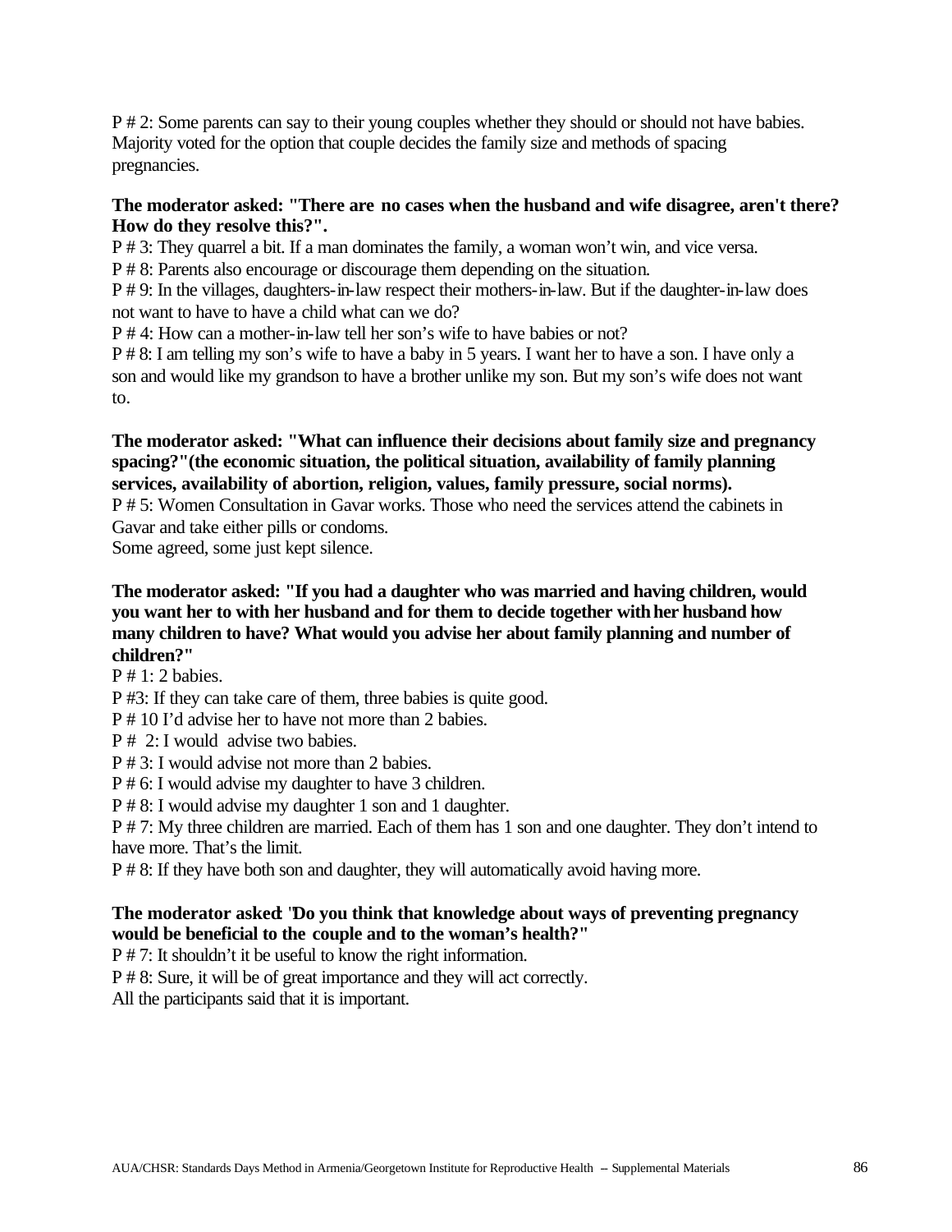P # 2: Some parents can say to their young couples whether they should or should not have babies. Majority voted for the option that couple decides the family size and methods of spacing pregnancies.

**The moderator asked: "There are no cases when the husband and wife disagree, aren't there? How do they resolve this?".**

P # 3: They quarrel a bit. If a man dominates the family, a woman won't win, and vice versa.

P # 8: Parents also encourage or discourage them depending on the situation.

P # 9: In the villages, daughters-in-law respect their mothers-in-law. But if the daughter-in-law does not want to have to have a child what can we do?

P # 4: How can a mother-in-law tell her son's wife to have babies or not?

P # 8: I am telling my son's wife to have a baby in 5 years. I want her to have a son. I have only a son and would like my grandson to have a brother unlike my son. But my son's wife does not want to.

**The moderator asked: "What can influence their decisions about family size and pregnancy spacing?"(the economic situation, the political situation, availability of family planning services, availability of abortion, religion, values, family pressure, social norms).**

P # 5: Women Consultation in Gavar works. Those who need the services attend the cabinets in Gavar and take either pills or condoms.

Some agreed, some just kept silence.

**The moderator asked: "If you had a daughter who was married and having children, would you want her to with her husband and for them to decide together with her husband how many children to have? What would you advise her about family planning and number of children?"**

P # 1: 2 babies.

P #3: If they can take care of them, three babies is quite good.

P # 10 I'd advise her to have not more than 2 babies.

P # 2: I would advise two babies.

P # 3: I would advise not more than 2 babies.

P # 6: I would advise my daughter to have 3 children.

P # 8: I would advise my daughter 1 son and 1 daughter.

P # 7: My three children are married. Each of them has 1 son and one daughter. They don't intend to have more. That's the limit.

P # 8: If they have both son and daughter, they will automatically avoid having more.

**The moderator asked: "Do you think that knowledge about ways of preventing pregnancy would be beneficial to the couple and to the woman's health?"**

P # 7: It shouldn't it be useful to know the right information.

P # 8: Sure, it will be of great importance and they will act correctly.

All the participants said that it is important.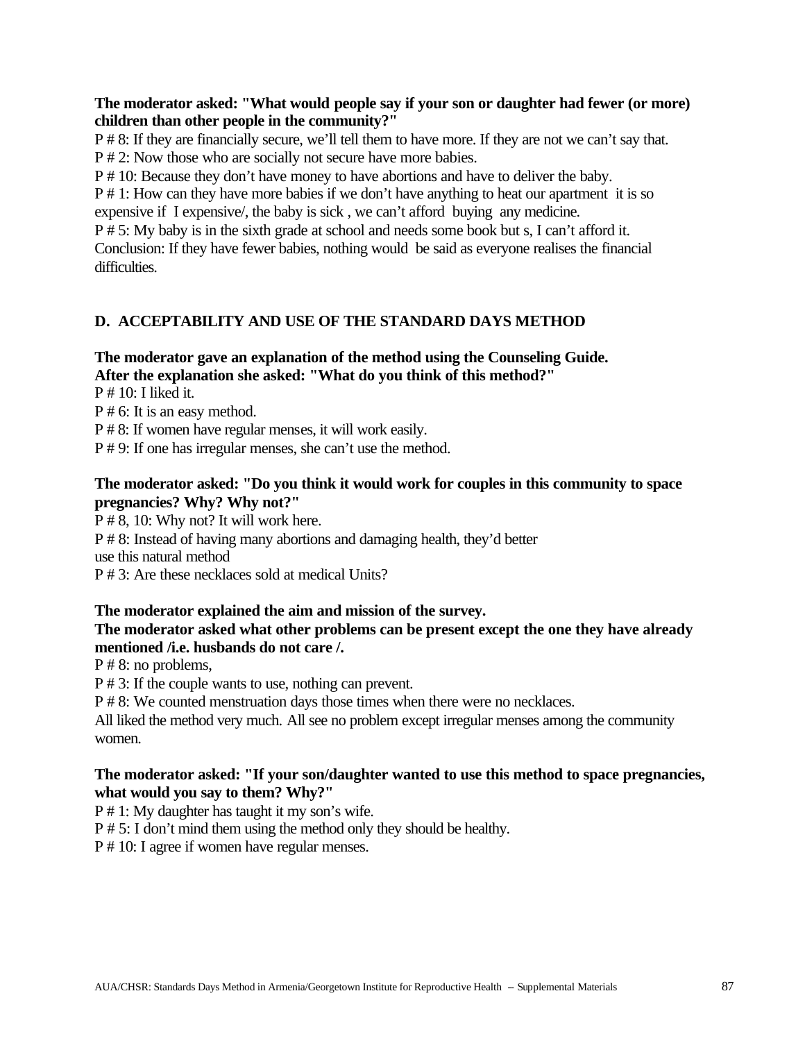**The moderator asked: "What would people say if your son or daughter had fewer (or more) children than other people in the community?"**

P # 8: If they are financially secure, we'll tell them to have more. If they are not we can't say that.
P # 2: Now those who are socially not secure have more babies.
P # 10: Because they don't have money to have abortions and have to deliver the baby.
P # 1: How can they have more babies if we don't have anything to heat our apartment it is so expensive if I expensive/, the baby is sick , we can't afford buying any medicine.
P # 5: My baby is in the sixth grade at school and needs some book but s, I can't afford it.
Conclusion: If they have fewer babies, nothing would be said as everyone realises the financial difficulties.

## D. ACCEPTABILITY AND USE OF THE STANDARD DAYS METHOD

**The moderator gave an explanation of the method using the Counseling Guide.**
**After the explanation she asked: "What do you think of this method?"**

P # 10: I liked it.
P # 6: It is an easy method.
P # 8: If women have regular menses, it will work easily.
P # 9: If one has irregular menses, she can't use the method.

**The moderator asked: "Do you think it would work for couples in this community to space pregnancies? Why? Why not?"**

P # 8, 10: Why not? It will work here.
P # 8: Instead of having many abortions and damaging health, they'd better use this natural method
P # 3: Are these necklaces sold at medical Units?

**The moderator explained the aim and mission of the survey.**
**The moderator asked what other problems can be present except the one they have already mentioned /i.e. husbands do not care /.**

P # 8: no problems,
P # 3: If the couple wants to use, nothing can prevent.
P # 8: We counted menstruation days those times when there were no necklaces.
All liked the method very much. All see no problem except irregular menses among the community women.

**The moderator asked: "If your son/daughter wanted to use this method to space pregnancies, what would you say to them? Why?"**

P # 1: My daughter has taught it my son's wife.
P # 5: I don't mind them using the method only they should be healthy.
P # 10: I agree if women have regular menses.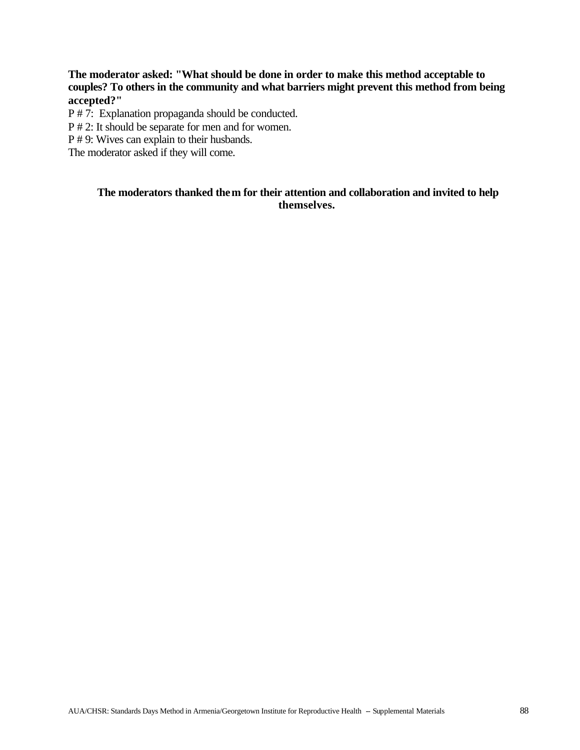**The moderator asked: "What should be done in order to make this method acceptable to couples? To others in the community and what barriers might prevent this method from being accepted?"**

P # 7: Explanation propaganda should be conducted.
P # 2: It should be separate for men and for women.
P # 9: Wives can explain to their husbands.
The moderator asked if they will come.

**The moderators thanked them for their attention and collaboration and invited to help themselves.**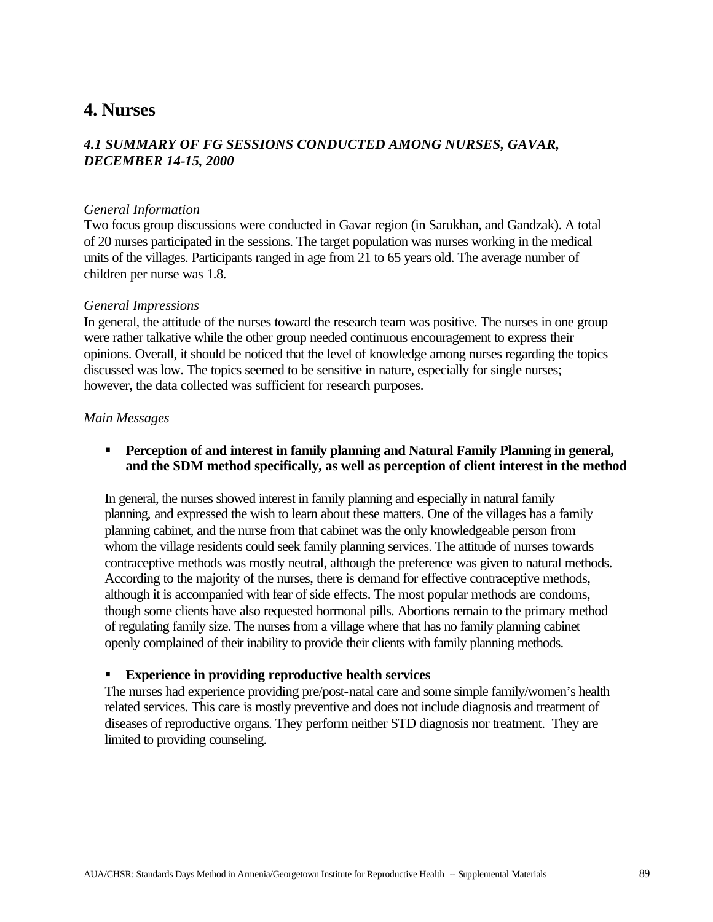# 4. Nurses

## *4.1 SUMMARY OF FG SESSIONS CONDUCTED AMONG NURSES, GAVAR, DECEMBER 14-15, 2000*

*General Information*

Two focus group discussions were conducted in Gavar region (in Sarukhan, and Gandzak). A total of 20 nurses participated in the sessions. The target population was nurses working in the medical units of the villages. Participants ranged in age from 21 to 65 years old. The average number of children per nurse was 1.8.

*General Impressions*

In general, the attitude of the nurses toward the research team was positive. The nurses in one group were rather talkative while the other group needed continuous encouragement to express their opinions. Overall, it should be noticed that the level of knowledge among nurses regarding the topics discussed was low. The topics seemed to be sensitive in nature, especially for single nurses; however, the data collected was sufficient for research purposes.

*Main Messages*

- **Perception of and interest in family planning and Natural Family Planning in general, and the SDM method specifically, as well as perception of client interest in the method**

In general, the nurses showed interest in family planning and especially in natural family planning, and expressed the wish to learn about these matters. One of the villages has a family planning cabinet, and the nurse from that cabinet was the only knowledgeable person from whom the village residents could seek family planning services. The attitude of nurses towards contraceptive methods was mostly neutral, although the preference was given to natural methods. According to the majority of the nurses, there is demand for effective contraceptive methods, although it is accompanied with fear of side effects. The most popular methods are condoms, though some clients have also requested hormonal pills. Abortions remain to the primary method of regulating family size. The nurses from a village where that has no family planning cabinet openly complained of their inability to provide their clients with family planning methods.

- **Experience in providing reproductive health services**

The nurses had experience providing pre/post-natal care and some simple family/women's health related services. This care is mostly preventive and does not include diagnosis and treatment of diseases of reproductive organs. They perform neither STD diagnosis nor treatment. They are limited to providing counseling.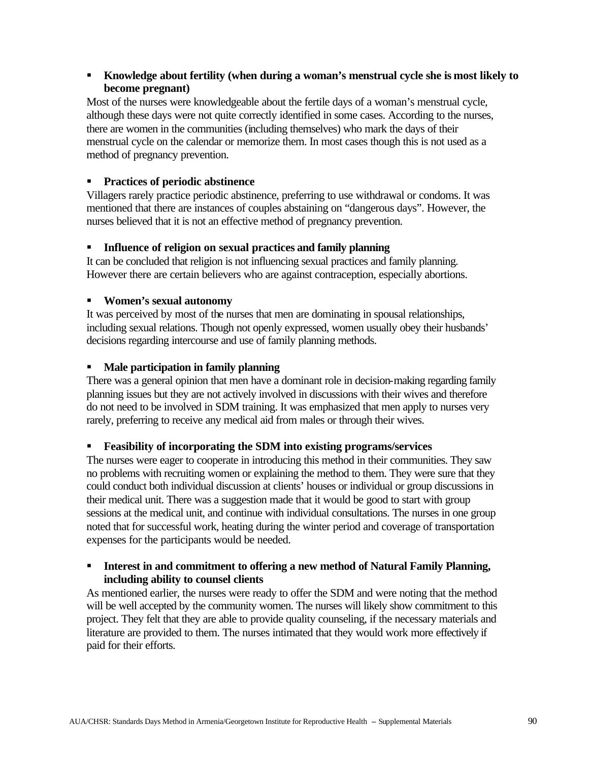- **Knowledge about fertility (when during a woman's menstrual cycle she is most likely to become pregnant)**

Most of the nurses were knowledgeable about the fertile days of a woman's menstrual cycle, although these days were not quite correctly identified in some cases. According to the nurses, there are women in the communities (including themselves) who mark the days of their menstrual cycle on the calendar or memorize them. In most cases though this is not used as a method of pregnancy prevention.

- **Practices of periodic abstinence**

Villagers rarely practice periodic abstinence, preferring to use withdrawal or condoms. It was mentioned that there are instances of couples abstaining on "dangerous days". However, the nurses believed that it is not an effective method of pregnancy prevention.

- **Influence of religion on sexual practices and family planning**

It can be concluded that religion is not influencing sexual practices and family planning. However there are certain believers who are against contraception, especially abortions.

- **Women's sexual autonomy**

It was perceived by most of the nurses that men are dominating in spousal relationships, including sexual relations. Though not openly expressed, women usually obey their husbands' decisions regarding intercourse and use of family planning methods.

- **Male participation in family planning**

There was a general opinion that men have a dominant role in decision-making regarding family planning issues but they are not actively involved in discussions with their wives and therefore do not need to be involved in SDM training. It was emphasized that men apply to nurses very rarely, preferring to receive any medical aid from males or through their wives.

- **Feasibility of incorporating the SDM into existing programs/services**

The nurses were eager to cooperate in introducing this method in their communities. They saw no problems with recruiting women or explaining the method to them. They were sure that they could conduct both individual discussion at clients' houses or individual or group discussions in their medical unit. There was a suggestion made that it would be good to start with group sessions at the medical unit, and continue with individual consultations. The nurses in one group noted that for successful work, heating during the winter period and coverage of transportation expenses for the participants would be needed.

- **Interest in and commitment to offering a new method of Natural Family Planning, including ability to counsel clients**

As mentioned earlier, the nurses were ready to offer the SDM and were noting that the method will be well accepted by the community women. The nurses will likely show commitment to this project. They felt that they are able to provide quality counseling, if the necessary materials and literature are provided to them. The nurses intimated that they would work more effectively if paid for their efforts.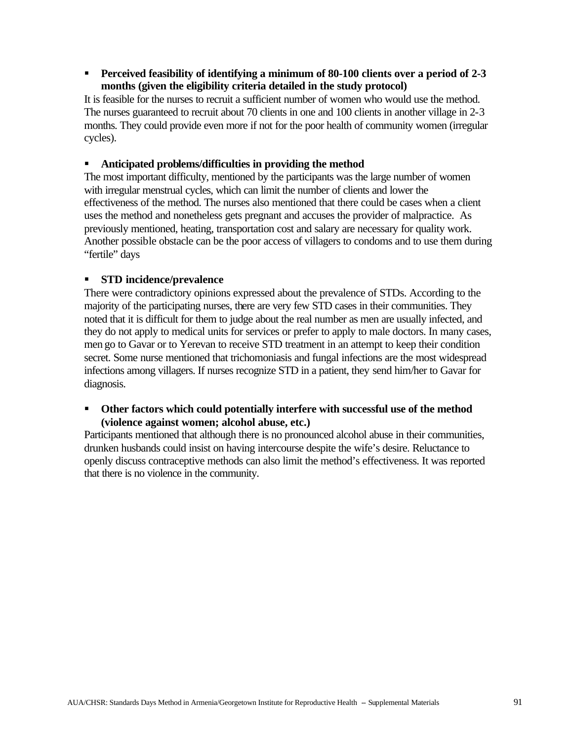- **Perceived feasibility of identifying a minimum of 80-100 clients over a period of 2-3 months (given the eligibility criteria detailed in the study protocol)**

It is feasible for the nurses to recruit a sufficient number of women who would use the method. The nurses guaranteed to recruit about 70 clients in one and 100 clients in another village in 2-3 months. They could provide even more if not for the poor health of community women (irregular cycles).

- **Anticipated problems/difficulties in providing the method**

The most important difficulty, mentioned by the participants was the large number of women with irregular menstrual cycles, which can limit the number of clients and lower the effectiveness of the method. The nurses also mentioned that there could be cases when a client uses the method and nonetheless gets pregnant and accuses the provider of malpractice. As previously mentioned, heating, transportation cost and salary are necessary for quality work. Another possible obstacle can be the poor access of villagers to condoms and to use them during "fertile" days

- **STD incidence/prevalence**

There were contradictory opinions expressed about the prevalence of STDs. According to the majority of the participating nurses, there are very few STD cases in their communities. They noted that it is difficult for them to judge about the real number as men are usually infected, and they do not apply to medical units for services or prefer to apply to male doctors. In many cases, men go to Gavar or to Yerevan to receive STD treatment in an attempt to keep their condition secret. Some nurse mentioned that trichomoniasis and fungal infections are the most widespread infections among villagers. If nurses recognize STD in a patient, they send him/her to Gavar for diagnosis.

- **Other factors which could potentially interfere with successful use of the method (violence against women; alcohol abuse, etc.)**

Participants mentioned that although there is no pronounced alcohol abuse in their communities, drunken husbands could insist on having intercourse despite the wife's desire. Reluctance to openly discuss contraceptive methods can also limit the method's effectiveness. It was reported that there is no violence in the community.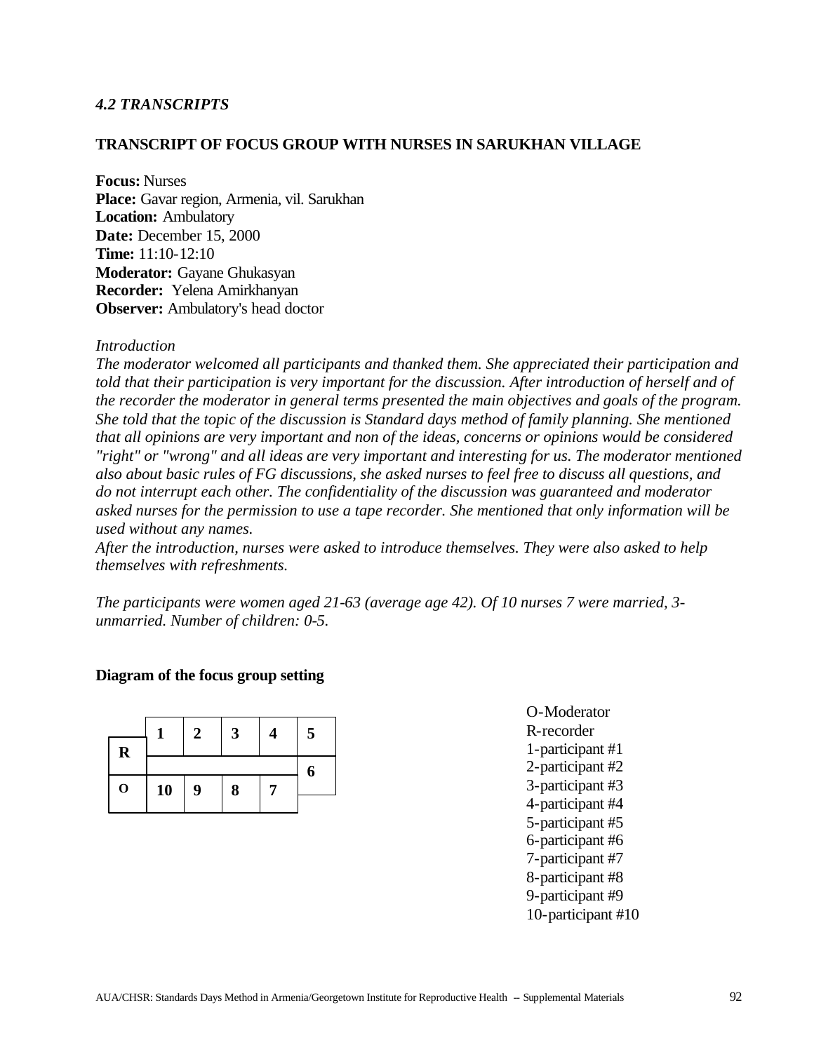### *4.2 TRANSCRIPTS*

**TRANSCRIPT OF FOCUS GROUP WITH NURSES IN SARUKHAN VILLAGE**

**Focus:** Nurses
**Place:** Gavar region, Armenia, vil. Sarukhan
**Location:** Ambulatory
**Date:** December 15, 2000
**Time:** 11:10-12:10
**Moderator:** Gayane Ghukasyan
**Recorder:** Yelena Amirkhanyan
**Observer:** Ambulatory's head doctor

*Introduction*
*The moderator welcomed all participants and thanked them. She appreciated their participation and told that their participation is very important for the discussion. After introduction of herself and of the recorder the moderator in general terms presented the main objectives and goals of the program. She told that the topic of the discussion is Standard days method of family planning. She mentioned that all opinions are very important and non of the ideas, concerns or opinions would be considered "right" or "wrong" and all ideas are very important and interesting for us. The moderator mentioned also about basic rules of FG discussions, she asked nurses to feel free to discuss all questions, and do not interrupt each other. The confidentiality of the discussion was guaranteed and moderator asked nurses for the permission to use a tape recorder. She mentioned that only information will be used without any names.*
*After the introduction, nurses were asked to introduce themselves. They were also asked to help themselves with refreshments.*

*The participants were women aged 21-63 (average age 42). Of 10 nurses 7 were married, 3-unmarried. Number of children: 0-5.*

**Diagram of the focus group setting**

| | 1 | 2 | 3 | 4 | 5 |
|---|---|---|---|---|---|
| R | | | | | 6 |
| O | 10 | 9 | 8 | 7 | |

O-Moderator
R-recorder
1-participant #1
2-participant #2
3-participant #3
4-participant #4
5-participant #5
6-participant #6
7-participant #7
8-participant #8
9-participant #9
10-participant #10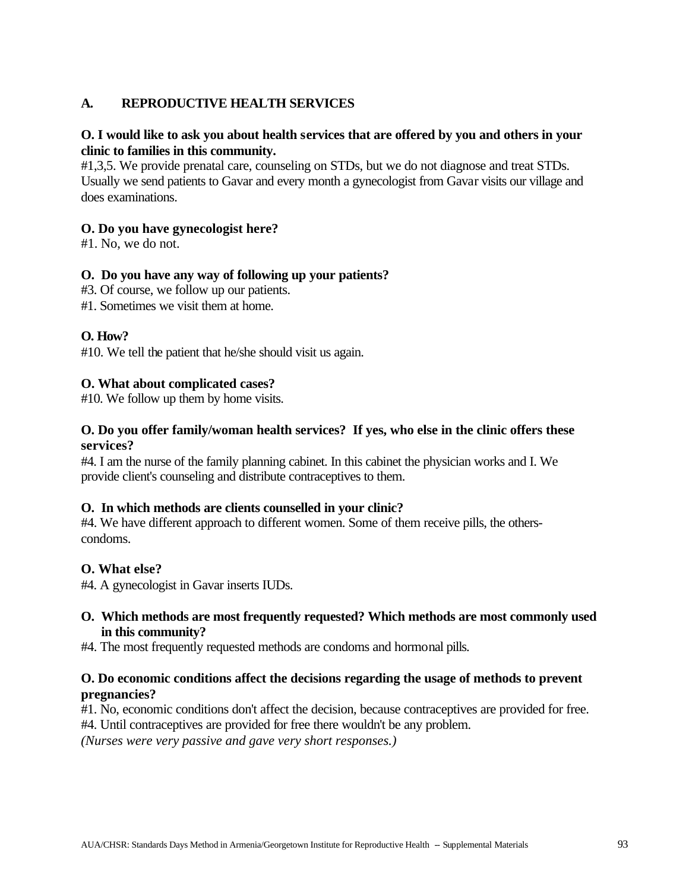## A. REPRODUCTIVE HEALTH SERVICES

**O. I would like to ask you about health services that are offered by you and others in your clinic to families in this community.**

#1,3,5. We provide prenatal care, counseling on STDs, but we do not diagnose and treat STDs. Usually we send patients to Gavar and every month a gynecologist from Gavar visits our village and does examinations.

**O. Do you have gynecologist here?**

#1. No, we do not.

**O. Do you have any way of following up your patients?**

#3. Of course, we follow up our patients.

#1. Sometimes we visit them at home.

**O. How?**

#10. We tell the patient that he/she should visit us again.

**O. What about complicated cases?**

#10. We follow up them by home visits.

**O. Do you offer family/woman health services? If yes, who else in the clinic offers these services?**

#4. I am the nurse of the family planning cabinet. In this cabinet the physician works and I. We provide client's counseling and distribute contraceptives to them.

**O. In which methods are clients counselled in your clinic?**

#4. We have different approach to different women. Some of them receive pills, the others-condoms.

**O. What else?**

#4. A gynecologist in Gavar inserts IUDs.

**O. Which methods are most frequently requested? Which methods are most commonly used in this community?**

#4. The most frequently requested methods are condoms and hormonal pills.

**O. Do economic conditions affect the decisions regarding the usage of methods to prevent pregnancies?**

#1. No, economic conditions don't affect the decision, because contraceptives are provided for free.

#4. Until contraceptives are provided for free there wouldn't be any problem.

*(Nurses were very passive and gave very short responses.)*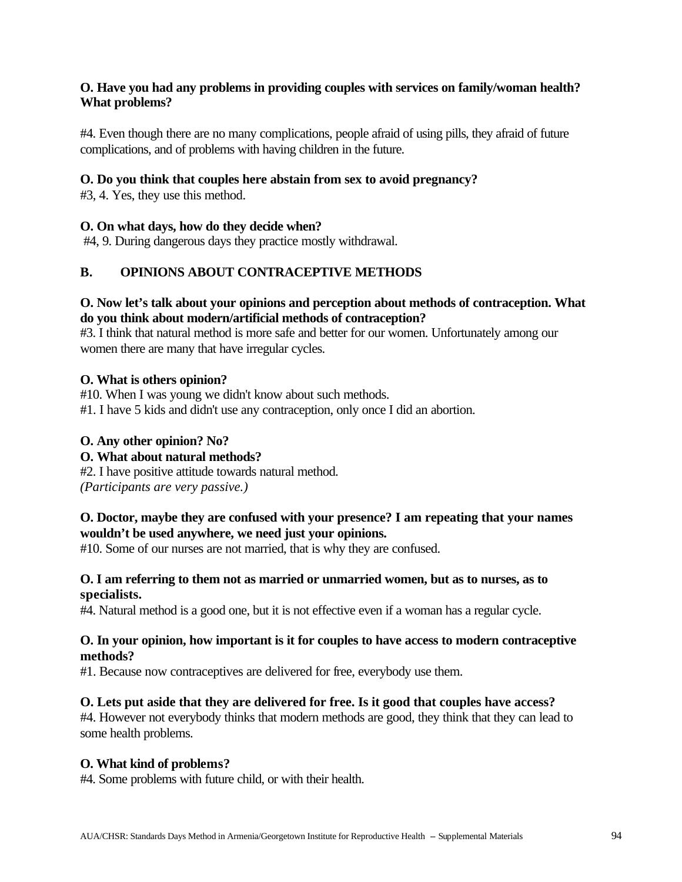**O. Have you had any problems in providing couples with services on family/woman health? What problems?**

#4. Even though there are no many complications, people afraid of using pills, they afraid of future complications, and of problems with having children in the future.

**O. Do you think that couples here abstain from sex to avoid pregnancy?**
#3, 4. Yes, they use this method.

**O. On what days, how do they decide when?**
#4, 9. During dangerous days they practice mostly withdrawal.

## B. OPINIONS ABOUT CONTRACEPTIVE METHODS

**O. Now let's talk about your opinions and perception about methods of contraception. What do you think about modern/artificial methods of contraception?**
#3. I think that natural method is more safe and better for our women. Unfortunately among our women there are many that have irregular cycles.

**O. What is others opinion?**
#10. When I was young we didn't know about such methods.
#1. I have 5 kids and didn't use any contraception, only once I did an abortion.

**O. Any other opinion? No?**
**O. What about natural methods?**
#2. I have positive attitude towards natural method.
*(Participants are very passive.)*

**O. Doctor, maybe they are confused with your presence? I am repeating that your names wouldn't be used anywhere, we need just your opinions.**
#10. Some of our nurses are not married, that is why they are confused.

**O. I am referring to them not as married or unmarried women, but as to nurses, as to specialists.**
#4. Natural method is a good one, but it is not effective even if a woman has a regular cycle.

**O. In your opinion, how important is it for couples to have access to modern contraceptive methods?**
#1. Because now contraceptives are delivered for free, everybody use them.

**O. Lets put aside that they are delivered for free. Is it good that couples have access?**
#4. However not everybody thinks that modern methods are good, they think that they can lead to some health problems.

**O. What kind of problems?**
#4. Some problems with future child, or with their health.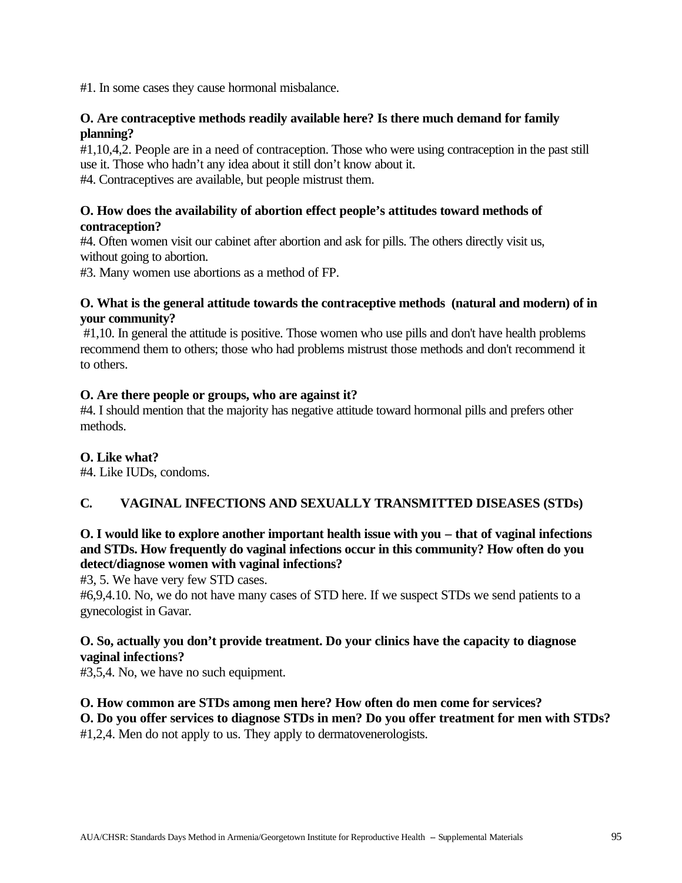#1. In some cases they cause hormonal misbalance.

**O. Are contraceptive methods readily available here? Is there much demand for family planning?**

#1,10,4,2. People are in a need of contraception. Those who were using contraception in the past still use it. Those who hadn't any idea about it still don't know about it.

#4. Contraceptives are available, but people mistrust them.

**O. How does the availability of abortion effect people's attitudes toward methods of contraception?**

#4. Often women visit our cabinet after abortion and ask for pills. The others directly visit us, without going to abortion.

#3. Many women use abortions as a method of FP.

**O. What is the general attitude towards the contraceptive methods (natural and modern) of in your community?**

#1,10. In general the attitude is positive. Those women who use pills and don't have health problems recommend them to others; those who had problems mistrust those methods and don't recommend it to others.

**O. Are there people or groups, who are against it?**

#4. I should mention that the majority has negative attitude toward hormonal pills and prefers other methods.

**O. Like what?**

#4. Like IUDs, condoms.

## C. VAGINAL INFECTIONS AND SEXUALLY TRANSMITTED DISEASES (STDs)

**O. I would like to explore another important health issue with you – that of vaginal infections and STDs. How frequently do vaginal infections occur in this community? How often do you detect/diagnose women with vaginal infections?**

#3, 5. We have very few STD cases.

#6,9,4.10. No, we do not have many cases of STD here. If we suspect STDs we send patients to a gynecologist in Gavar.

**O. So, actually you don't provide treatment. Do your clinics have the capacity to diagnose vaginal infections?**

#3,5,4. No, we have no such equipment.

**O. How common are STDs among men here? How often do men come for services?**

**O. Do you offer services to diagnose STDs in men? Do you offer treatment for men with STDs?**

#1,2,4. Men do not apply to us. They apply to dermatovenerologists.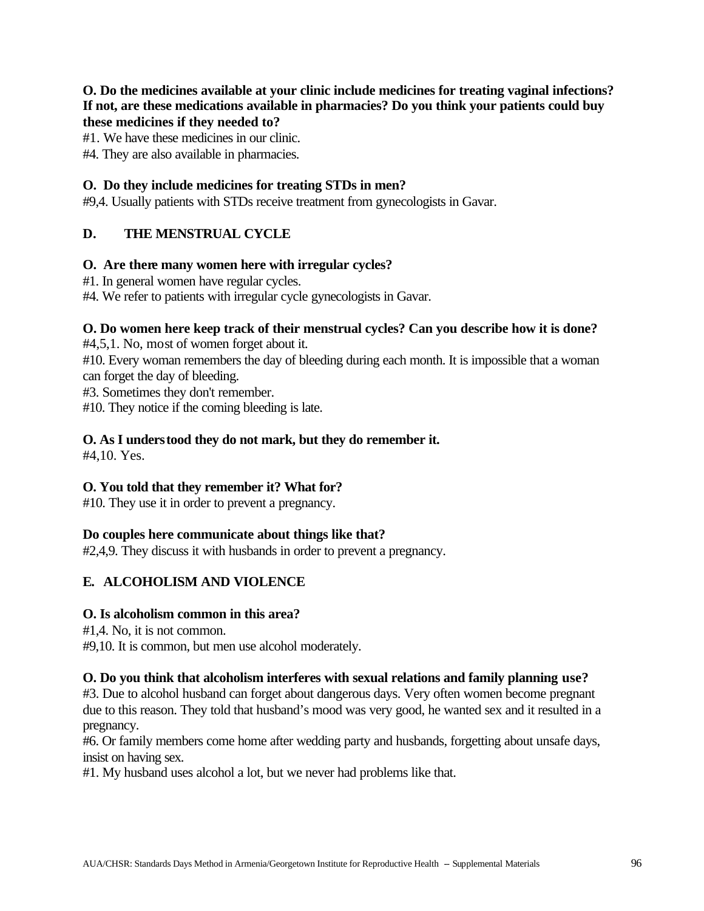**O. Do the medicines available at your clinic include medicines for treating vaginal infections? If not, are these medications available in pharmacies? Do you think your patients could buy these medicines if they needed to?**

#1. We have these medicines in our clinic.

#4. They are also available in pharmacies.

**O. Do they include medicines for treating STDs in men?**

#9,4. Usually patients with STDs receive treatment from gynecologists in Gavar.

## D. THE MENSTRUAL CYCLE

**O. Are there many women here with irregular cycles?**

#1. In general women have regular cycles.

#4. We refer to patients with irregular cycle gynecologists in Gavar.

**O. Do women here keep track of their menstrual cycles? Can you describe how it is done?**

#4,5,1. No, most of women forget about it.

#10. Every woman remembers the day of bleeding during each month. It is impossible that a woman can forget the day of bleeding.

#3. Sometimes they don't remember.

#10. They notice if the coming bleeding is late.

**O. As I understood they do not mark, but they do remember it.**

#4,10. Yes.

**O. You told that they remember it? What for?**

#10. They use it in order to prevent a pregnancy.

**Do couples here communicate about things like that?**

#2,4,9. They discuss it with husbands in order to prevent a pregnancy.

## E. ALCOHOLISM AND VIOLENCE

**O. Is alcoholism common in this area?**

#1,4. No, it is not common.

#9,10. It is common, but men use alcohol moderately.

**O. Do you think that alcoholism interferes with sexual relations and family planning use?**

#3. Due to alcohol husband can forget about dangerous days. Very often women become pregnant due to this reason. They told that husband's mood was very good, he wanted sex and it resulted in a pregnancy.

#6. Or family members come home after wedding party and husbands, forgetting about unsafe days, insist on having sex.

#1. My husband uses alcohol a lot, but we never had problems like that.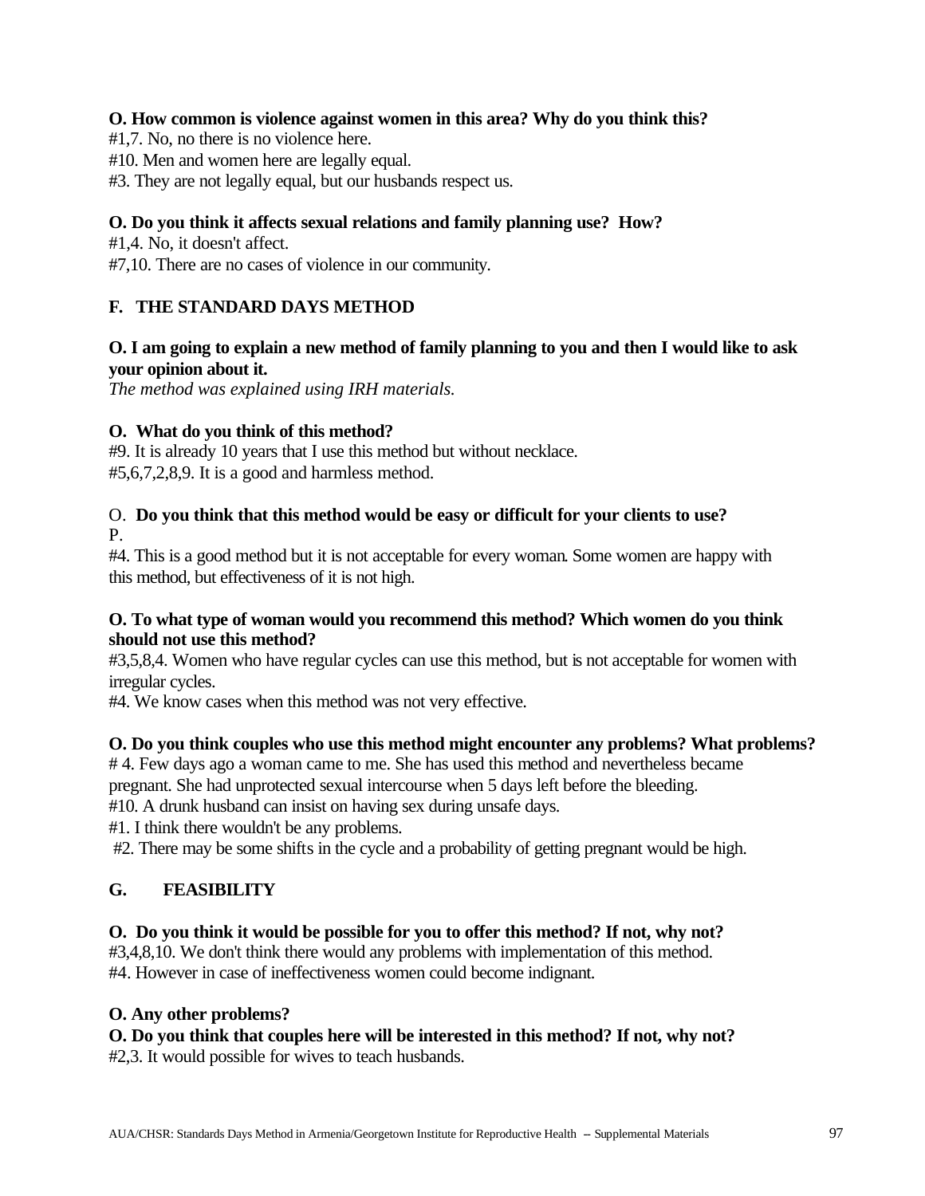**O. How common is violence against women in this area? Why do you think this?**
#1,7. No, no there is no violence here.
#10. Men and women here are legally equal.
#3. They are not legally equal, but our husbands respect us.

**O. Do you think it affects sexual relations and family planning use? How?**
#1,4. No, it doesn't affect.
#7,10. There are no cases of violence in our community.

## F. THE STANDARD DAYS METHOD

**O. I am going to explain a new method of family planning to you and then I would like to ask your opinion about it.**
*The method was explained using IRH materials.*

**O. What do you think of this method?**
#9. It is already 10 years that I use this method but without necklace.
#5,6,7,2,8,9. It is a good and harmless method.

O. **Do you think that this method would be easy or difficult for your clients to use?**
P.
#4. This is a good method but it is not acceptable for every woman. Some women are happy with this method, but effectiveness of it is not high.

**O. To what type of woman would you recommend this method? Which women do you think should not use this method?**
#3,5,8,4. Women who have regular cycles can use this method, but is not acceptable for women with irregular cycles.
#4. We know cases when this method was not very effective.

**O. Do you think couples who use this method might encounter any problems? What problems?**
# 4. Few days ago a woman came to me. She has used this method and nevertheless became pregnant. She had unprotected sexual intercourse when 5 days left before the bleeding.
#10. A drunk husband can insist on having sex during unsafe days.
#1. I think there wouldn't be any problems.
#2. There may be some shifts in the cycle and a probability of getting pregnant would be high.

## G. FEASIBILITY

**O. Do you think it would be possible for you to offer this method? If not, why not?**
#3,4,8,10. We don't think there would any problems with implementation of this method.
#4. However in case of ineffectiveness women could become indignant.

**O. Any other problems?**
**O. Do you think that couples here will be interested in this method? If not, why not?**
#2,3. It would possible for wives to teach husbands.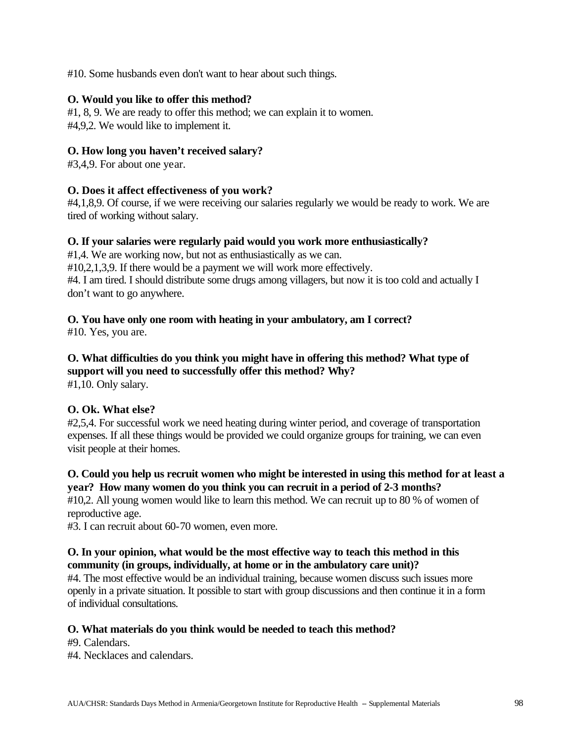#10. Some husbands even don't want to hear about such things.

**O. Would you like to offer this method?**
#1, 8, 9. We are ready to offer this method; we can explain it to women.
#4,9,2. We would like to implement it.

**O. How long you haven't received salary?**
#3,4,9. For about one year.

**O. Does it affect effectiveness of you work?**
#4,1,8,9. Of course, if we were receiving our salaries regularly we would be ready to work. We are tired of working without salary.

**O. If your salaries were regularly paid would you work more enthusiastically?**
#1,4. We are working now, but not as enthusiastically as we can.
#10,2,1,3,9. If there would be a payment we will work more effectively.
#4. I am tired. I should distribute some drugs among villagers, but now it is too cold and actually I don't want to go anywhere.

**O. You have only one room with heating in your ambulatory, am I correct?**
#10. Yes, you are.

**O. What difficulties do you think you might have in offering this method? What type of support will you need to successfully offer this method? Why?**
#1,10. Only salary.

**O. Ok. What else?**
#2,5,4. For successful work we need heating during winter period, and coverage of transportation expenses. If all these things would be provided we could organize groups for training, we can even visit people at their homes.

**O. Could you help us recruit women who might be interested in using this method for at least a year? How many women do you think you can recruit in a period of 2-3 months?**
#10,2. All young women would like to learn this method. We can recruit up to 80 % of women of reproductive age.
#3. I can recruit about 60-70 women, even more.

**O. In your opinion, what would be the most effective way to teach this method in this community (in groups, individually, at home or in the ambulatory care unit)?**
#4. The most effective would be an individual training, because women discuss such issues more openly in a private situation. It possible to start with group discussions and then continue it in a form of individual consultations.

**O. What materials do you think would be needed to teach this method?**
#9. Calendars.
#4. Necklaces and calendars.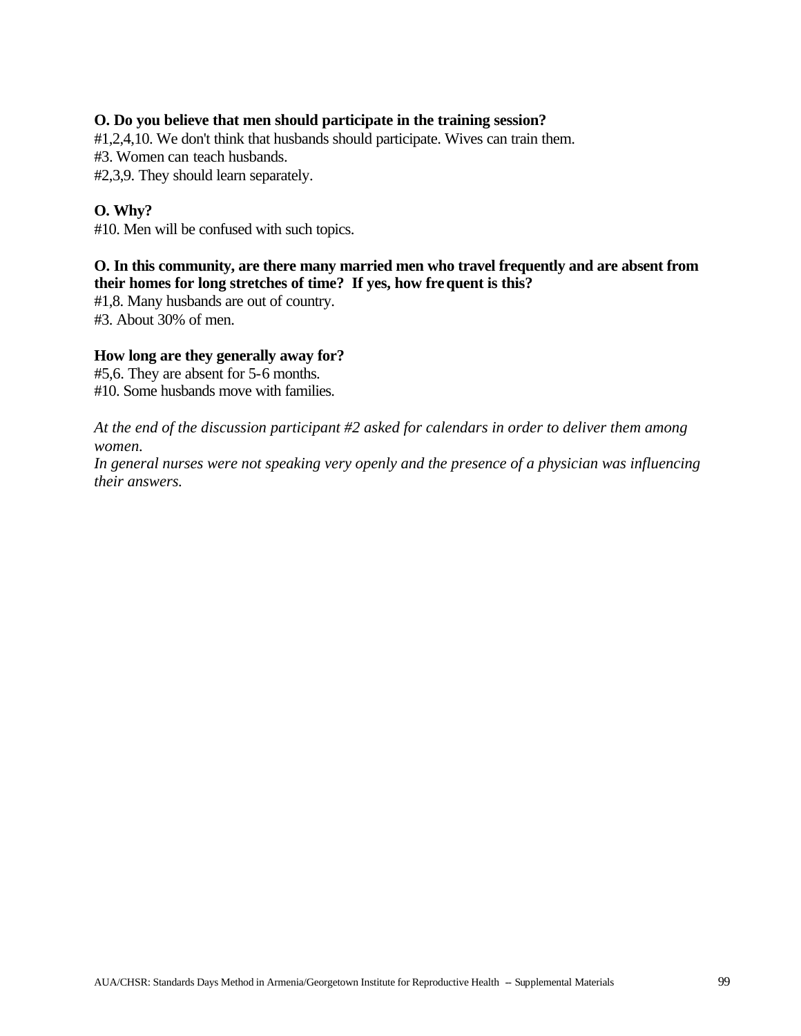**O. Do you believe that men should participate in the training session?**
#1,2,4,10. We don't think that husbands should participate. Wives can train them.
#3. Women can teach husbands.
#2,3,9. They should learn separately.

**O. Why?**
#10. Men will be confused with such topics.

**O. In this community, are there many married men who travel frequently and are absent from their homes for long stretches of time? If yes, how frequent is this?**
#1,8. Many husbands are out of country.
#3. About 30% of men.

**How long are they generally away for?**
#5,6. They are absent for 5-6 months.
#10. Some husbands move with families.

*At the end of the discussion participant #2 asked for calendars in order to deliver them among women.*
*In general nurses were not speaking very openly and the presence of a physician was influencing their answers.*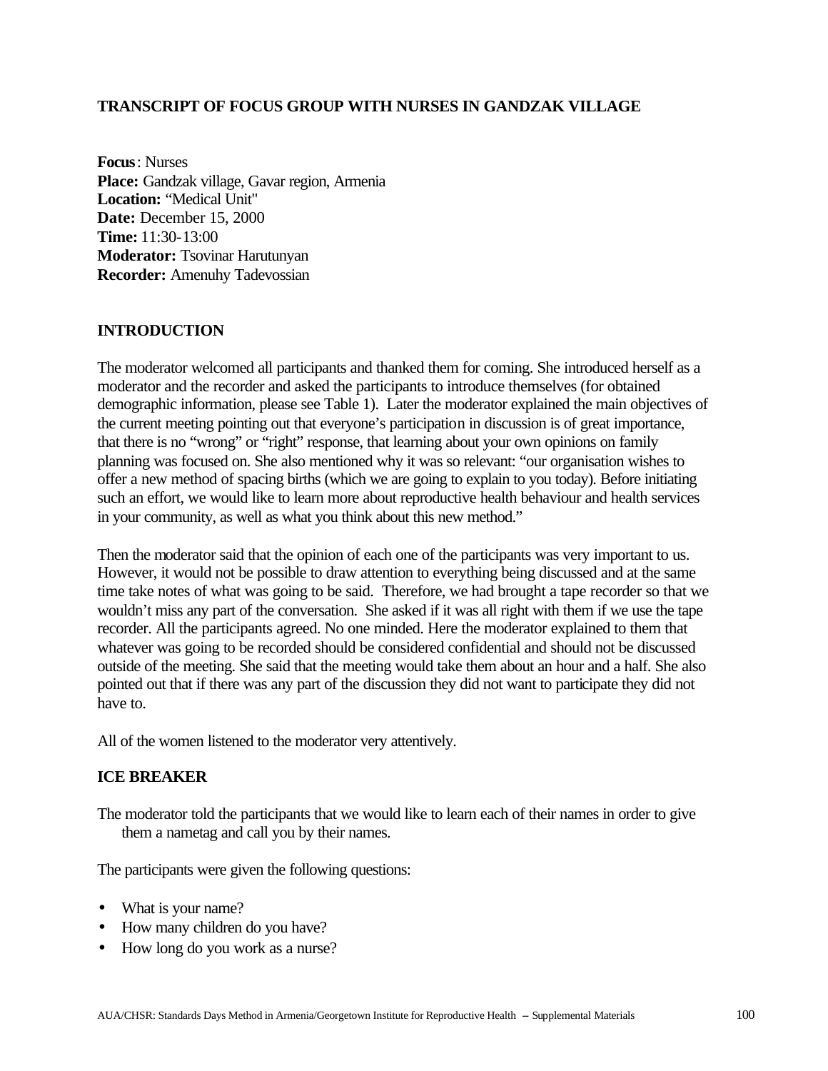## TRANSCRIPT OF FOCUS GROUP WITH NURSES IN GANDZAK VILLAGE

**Focus**: Nurses
**Place:** Gandzak village, Gavar region, Armenia
**Location:** "Medical Unit"
**Date:** December 15, 2000
**Time:** 11:30-13:00
**Moderator:** Tsovinar Harutunyan
**Recorder:** Amenuhy Tadevossian

### INTRODUCTION

The moderator welcomed all participants and thanked them for coming. She introduced herself as a moderator and the recorder and asked the participants to introduce themselves (for obtained demographic information, please see Table 1). Later the moderator explained the main objectives of the current meeting pointing out that everyone's participation in discussion is of great importance, that there is no "wrong" or "right" response, that learning about your own opinions on family planning was focused on. She also mentioned why it was so relevant: "our organisation wishes to offer a new method of spacing births (which we are going to explain to you today). Before initiating such an effort, we would like to learn more about reproductive health behaviour and health services in your community, as well as what you think about this new method."

Then the moderator said that the opinion of each one of the participants was very important to us. However, it would not be possible to draw attention to everything being discussed and at the same time take notes of what was going to be said. Therefore, we had brought a tape recorder so that we wouldn't miss any part of the conversation. She asked if it was all right with them if we use the tape recorder. All the participants agreed. No one minded. Here the moderator explained to them that whatever was going to be recorded should be considered confidential and should not be discussed outside of the meeting. She said that the meeting would take them about an hour and a half. She also pointed out that if there was any part of the discussion they did not want to participate they did not have to.

All of the women listened to the moderator very attentively.

### ICE BREAKER

The moderator told the participants that we would like to learn each of their names in order to give them a nametag and call you by their names.

The participants were given the following questions:

- What is your name?
- How many children do you have?
- How long do you work as a nurse?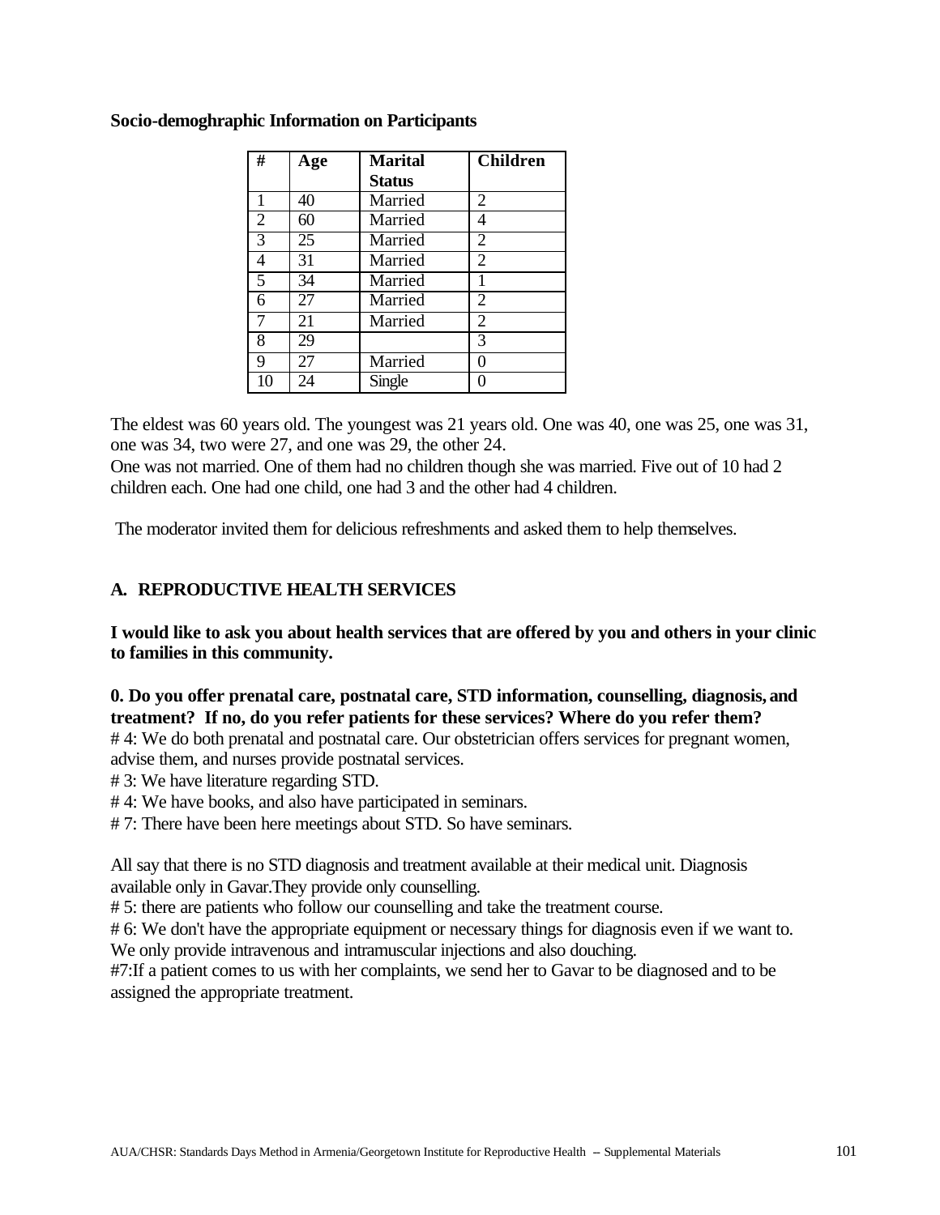**Socio-demoghraphic Information on Participants**

| # | Age | Marital Status | Children |
|---|---|---|---|
| 1 | 40 | Married | 2 |
| 2 | 60 | Married | 4 |
| 3 | 25 | Married | 2 |
| 4 | 31 | Married | 2 |
| 5 | 34 | Married | 1 |
| 6 | 27 | Married | 2 |
| 7 | 21 | Married | 2 |
| 8 | 29 | | 3 |
| 9 | 27 | Married | 0 |
| 10 | 24 | Single | 0 |

The eldest was 60 years old. The youngest was 21 years old. One was 40, one was 25, one was 31, one was 34, two were 27, and one was 29, the other 24.
One was not married. One of them had no children though she was married. Five out of 10 had 2 children each. One had one child, one had 3 and the other had 4 children.

The moderator invited them for delicious refreshments and asked them to help themselves.

## A. REPRODUCTIVE HEALTH SERVICES

**I would like to ask you about health services that are offered by you and others in your clinic to families in this community.**

**0. Do you offer prenatal care, postnatal care, STD information, counselling, diagnosis, and treatment? If no, do you refer patients for these services? Where do you refer them?**
# 4: We do both prenatal and postnatal care. Our obstetrician offers services for pregnant women, advise them, and nurses provide postnatal services.
# 3: We have literature regarding STD.
# 4: We have books, and also have participated in seminars.
# 7: There have been here meetings about STD. So have seminars.

All say that there is no STD diagnosis and treatment available at their medical unit. Diagnosis available only in Gavar.They provide only counselling.
# 5: there are patients who follow our counselling and take the treatment course.
# 6: We don't have the appropriate equipment or necessary things for diagnosis even if we want to. We only provide intravenous and intramuscular injections and also douching.
#7:If a patient comes to us with her complaints, we send her to Gavar to be diagnosed and to be assigned the appropriate treatment.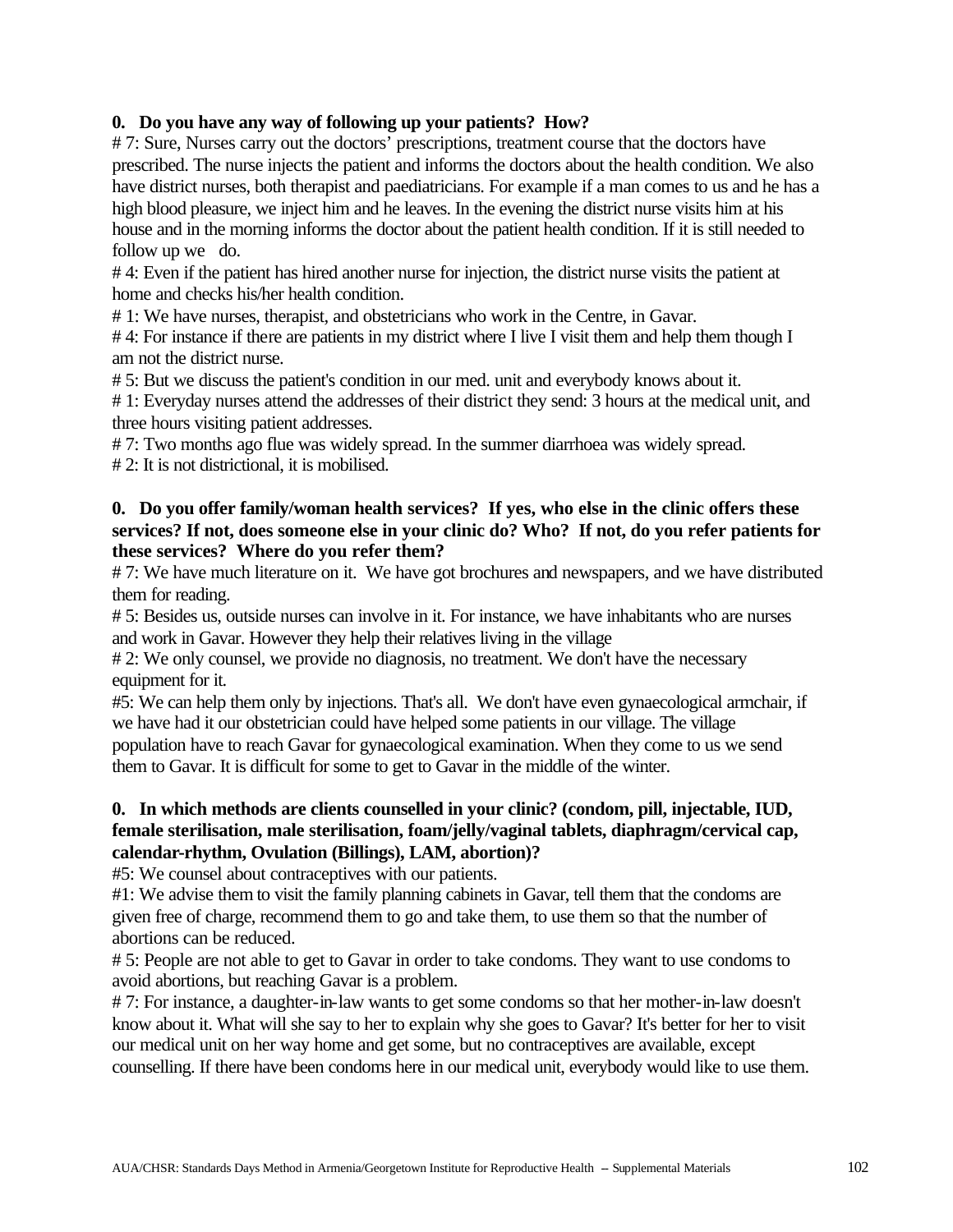**0. Do you have any way of following up your patients? How?**

# 7: Sure, Nurses carry out the doctors' prescriptions, treatment course that the doctors have prescribed. The nurse injects the patient and informs the doctors about the health condition. We also have district nurses, both therapist and paediatricians. For example if a man comes to us and he has a high blood pleasure, we inject him and he leaves. In the evening the district nurse visits him at his house and in the morning informs the doctor about the patient health condition. If it is still needed to follow up we do.

# 4: Even if the patient has hired another nurse for injection, the district nurse visits the patient at home and checks his/her health condition.

# 1: We have nurses, therapist, and obstetricians who work in the Centre, in Gavar.

# 4: For instance if there are patients in my district where I live I visit them and help them though I am not the district nurse.

# 5: But we discuss the patient's condition in our med. unit and everybody knows about it.

# 1: Everyday nurses attend the addresses of their district they send: 3 hours at the medical unit, and three hours visiting patient addresses.

# 7: Two months ago flue was widely spread. In the summer diarrhoea was widely spread.

# 2: It is not districtional, it is mobilised.

**0. Do you offer family/woman health services? If yes, who else in the clinic offers these services? If not, does someone else in your clinic do? Who? If not, do you refer patients for these services? Where do you refer them?**

# 7: We have much literature on it. We have got brochures and newspapers, and we have distributed them for reading.

# 5: Besides us, outside nurses can involve in it. For instance, we have inhabitants who are nurses and work in Gavar. However they help their relatives living in the village

# 2: We only counsel, we provide no diagnosis, no treatment. We don't have the necessary equipment for it.

#5: We can help them only by injections. That's all. We don't have even gynaecological armchair, if we have had it our obstetrician could have helped some patients in our village. The village population have to reach Gavar for gynaecological examination. When they come to us we send them to Gavar. It is difficult for some to get to Gavar in the middle of the winter.

**0. In which methods are clients counselled in your clinic? (condom, pill, injectable, IUD, female sterilisation, male sterilisation, foam/jelly/vaginal tablets, diaphragm/cervical cap, calendar-rhythm, Ovulation (Billings), LAM, abortion)?**

#5: We counsel about contraceptives with our patients.

#1: We advise them to visit the family planning cabinets in Gavar, tell them that the condoms are given free of charge, recommend them to go and take them, to use them so that the number of abortions can be reduced.

# 5: People are not able to get to Gavar in order to take condoms. They want to use condoms to avoid abortions, but reaching Gavar is a problem.

# 7: For instance, a daughter-in-law wants to get some condoms so that her mother-in-law doesn't know about it. What will she say to her to explain why she goes to Gavar? It's better for her to visit our medical unit on her way home and get some, but no contraceptives are available, except counselling. If there have been condoms here in our medical unit, everybody would like to use them.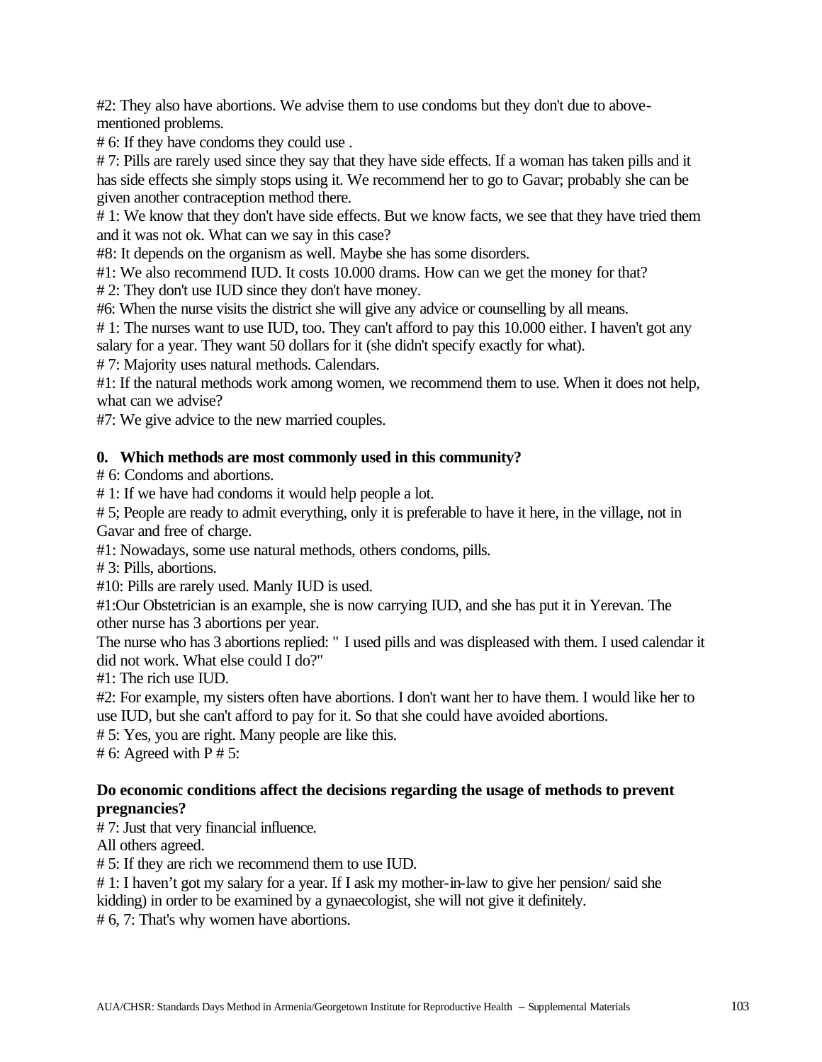#2: They also have abortions. We advise them to use condoms but they don't due to above-mentioned problems.

# 6: If they have condoms they could use .

# 7: Pills are rarely used since they say that they have side effects. If a woman has taken pills and it has side effects she simply stops using it. We recommend her to go to Gavar; probably she can be given another contraception method there.

# 1: We know that they don't have side effects. But we know facts, we see that they have tried them and it was not ok. What can we say in this case?

#8: It depends on the organism as well. Maybe she has some disorders.

#1: We also recommend IUD. It costs 10.000 drams. How can we get the money for that?

# 2: They don't use IUD since they don't have money.

#6: When the nurse visits the district she will give any advice or counselling by all means.

# 1: The nurses want to use IUD, too. They can't afford to pay this 10.000 either. I haven't got any salary for a year. They want 50 dollars for it (she didn't specify exactly for what).

# 7: Majority uses natural methods. Calendars.

#1: If the natural methods work among women, we recommend them to use. When it does not help, what can we advise?

#7: We give advice to the new married couples.

**0. Which methods are most commonly used in this community?**

# 6: Condoms and abortions.

# 1: If we have had condoms it would help people a lot.

# 5; People are ready to admit everything, only it is preferable to have it here, in the village, not in Gavar and free of charge.

#1: Nowadays, some use natural methods, others condoms, pills.

# 3: Pills, abortions.

#10: Pills are rarely used. Manly IUD is used.

#1:Our Obstetrician is an example, she is now carrying IUD, and she has put it in Yerevan. The other nurse has 3 abortions per year.

The nurse who has 3 abortions replied: " I used pills and was displeased with them. I used calendar it did not work. What else could I do?"

#1: The rich use IUD.

#2: For example, my sisters often have abortions. I don't want her to have them. I would like her to use IUD, but she can't afford to pay for it. So that she could have avoided abortions.

# 5: Yes, you are right. Many people are like this.

# 6: Agreed with P # 5:

**Do economic conditions affect the decisions regarding the usage of methods to prevent pregnancies?**

# 7: Just that very financial influence.

All others agreed.

# 5: If they are rich we recommend them to use IUD.

# 1: I haven't got my salary for a year. If I ask my mother-in-law to give her pension/ said she kidding) in order to be examined by a gynaecologist, she will not give it definitely.

# 6, 7: That's why women have abortions.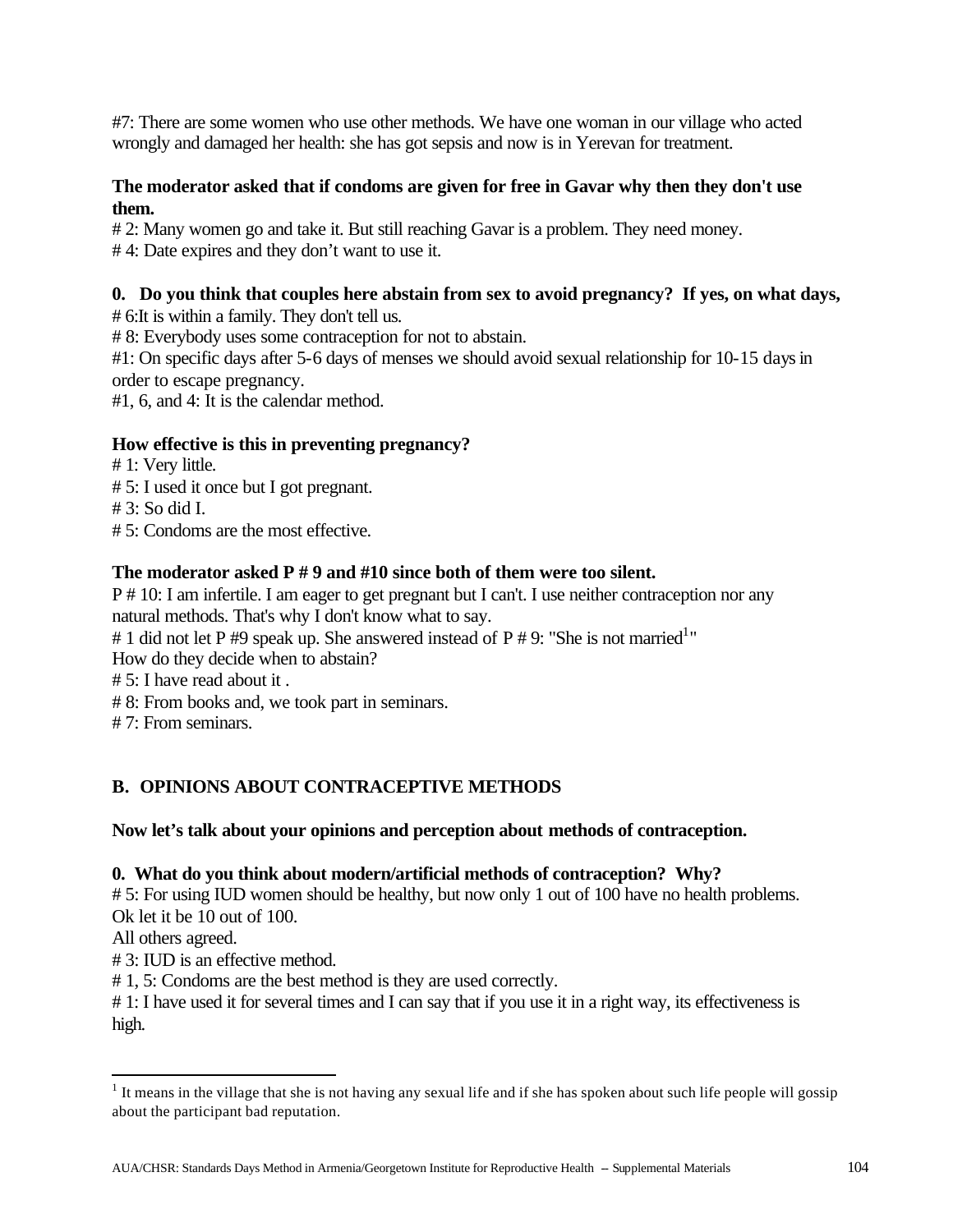#7: There are some women who use other methods. We have one woman in our village who acted wrongly and damaged her health: she has got sepsis and now is in Yerevan for treatment.

**The moderator asked that if condoms are given for free in Gavar why then they don't use them.**

# 2: Many women go and take it. But still reaching Gavar is a problem. They need money.

# 4: Date expires and they don't want to use it.

**0. Do you think that couples here abstain from sex to avoid pregnancy? If yes, on what days,**

# 6:It is within a family. They don't tell us.

# 8: Everybody uses some contraception for not to abstain.

#1: On specific days after 5-6 days of menses we should avoid sexual relationship for 10-15 days in order to escape pregnancy.

#1, 6, and 4: It is the calendar method.

**How effective is this in preventing pregnancy?**

# 1: Very little.

# 5: I used it once but I got pregnant.

# 3: So did I.

# 5: Condoms are the most effective.

**The moderator asked P # 9 and #10 since both of them were too silent.**

P # 10: I am infertile. I am eager to get pregnant but I can't. I use neither contraception nor any natural methods. That's why I don't know what to say.

# 1 did not let P #9 speak up. She answered instead of P # 9: "She is not married[1]"

How do they decide when to abstain?

# 5: I have read about it .

# 8: From books and, we took part in seminars.

# 7: From seminars.

## B. OPINIONS ABOUT CONTRACEPTIVE METHODS

**Now let's talk about your opinions and perception about methods of contraception.**

**0. What do you think about modern/artificial methods of contraception? Why?**

# 5: For using IUD women should be healthy, but now only 1 out of 100 have no health problems. Ok let it be 10 out of 100.

All others agreed.

# 3: IUD is an effective method.

# 1, 5: Condoms are the best method is they are used correctly.

# 1: I have used it for several times and I can say that if you use it in a right way, its effectiveness is high.

---

[1] It means in the village that she is not having any sexual life and if she has spoken about such life people will gossip about the participant bad reputation.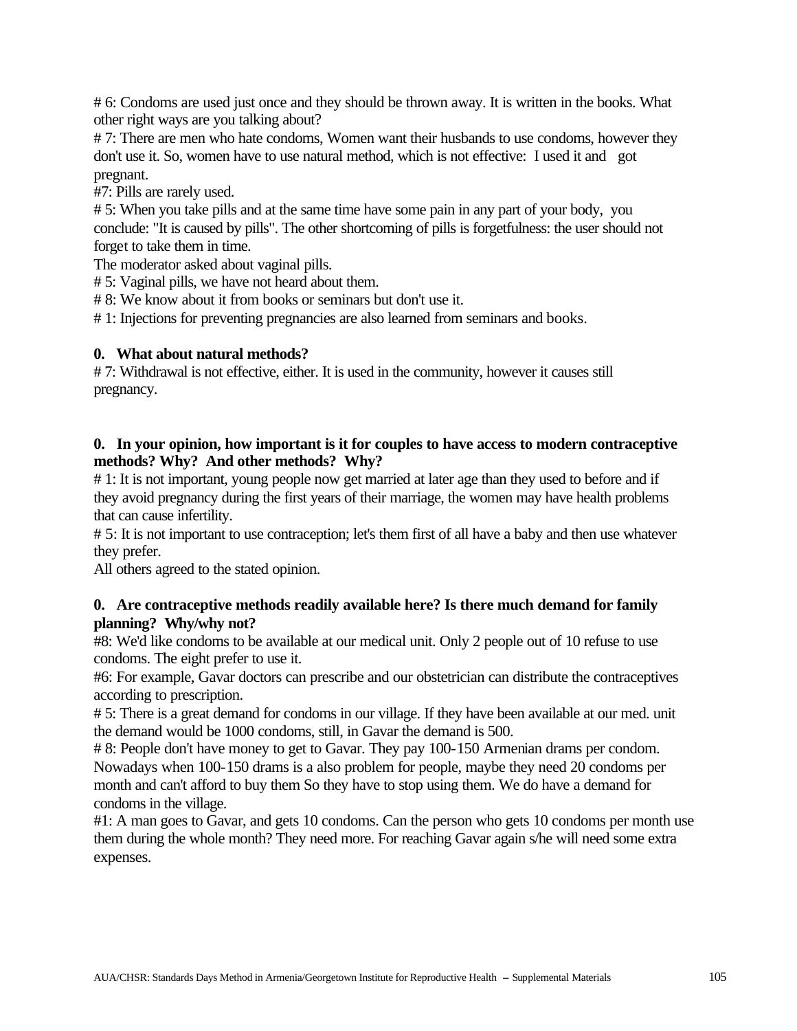# 6: Condoms are used just once and they should be thrown away. It is written in the books. What other right ways are you talking about?
# 7: There are men who hate condoms, Women want their husbands to use condoms, however they don't use it. So, women have to use natural method, which is not effective: I used it and got pregnant.
#7: Pills are rarely used.
# 5: When you take pills and at the same time have some pain in any part of your body, you conclude: "It is caused by pills". The other shortcoming of pills is forgetfulness: the user should not forget to take them in time.
The moderator asked about vaginal pills.
# 5: Vaginal pills, we have not heard about them.
# 8: We know about it from books or seminars but don't use it.
# 1: Injections for preventing pregnancies are also learned from seminars and books.

**0. What about natural methods?**
# 7: Withdrawal is not effective, either. It is used in the community, however it causes still pregnancy.

**0. In your opinion, how important is it for couples to have access to modern contraceptive methods? Why? And other methods? Why?**
# 1: It is not important, young people now get married at later age than they used to before and if they avoid pregnancy during the first years of their marriage, the women may have health problems that can cause infertility.
# 5: It is not important to use contraception; let's them first of all have a baby and then use whatever they prefer.
All others agreed to the stated opinion.

**0. Are contraceptive methods readily available here? Is there much demand for family planning? Why/why not?**
#8: We'd like condoms to be available at our medical unit. Only 2 people out of 10 refuse to use condoms. The eight prefer to use it.
#6: For example, Gavar doctors can prescribe and our obstetrician can distribute the contraceptives according to prescription.
# 5: There is a great demand for condoms in our village. If they have been available at our med. unit the demand would be 1000 condoms, still, in Gavar the demand is 500.
# 8: People don't have money to get to Gavar. They pay 100-150 Armenian drams per condom. Nowadays when 100-150 drams is a also problem for people, maybe they need 20 condoms per month and can't afford to buy them So they have to stop using them. We do have a demand for condoms in the village.
#1: A man goes to Gavar, and gets 10 condoms. Can the person who gets 10 condoms per month use them during the whole month? They need more. For reaching Gavar again s/he will need some extra expenses.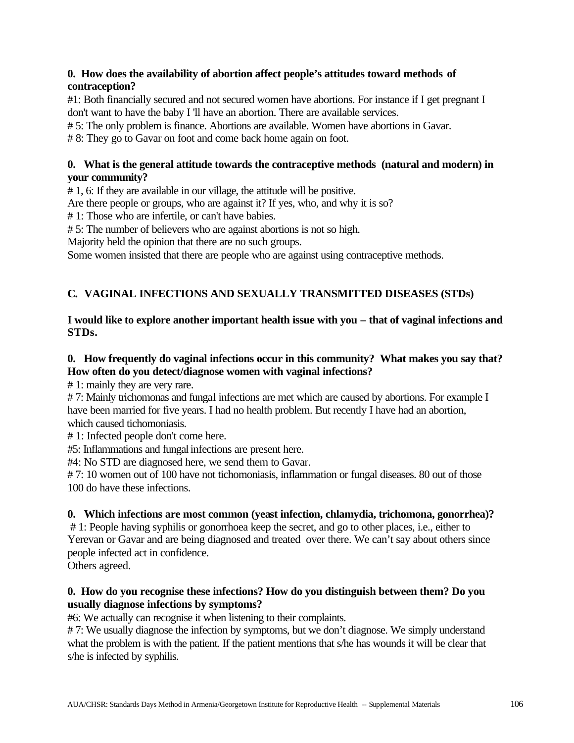**0. How does the availability of abortion affect people's attitudes toward methods of contraception?**

#1: Both financially secured and not secured women have abortions. For instance if I get pregnant I don't want to have the baby I 'll have an abortion. There are available services.

# 5: The only problem is finance. Abortions are available. Women have abortions in Gavar.

# 8: They go to Gavar on foot and come back home again on foot.

**0. What is the general attitude towards the contraceptive methods (natural and modern) in your community?**

# 1, 6: If they are available in our village, the attitude will be positive.

Are there people or groups, who are against it? If yes, who, and why it is so?

# 1: Those who are infertile, or can't have babies.

# 5: The number of believers who are against abortions is not so high.

Majority held the opinion that there are no such groups.

Some women insisted that there are people who are against using contraceptive methods.

## C. VAGINAL INFECTIONS AND SEXUALLY TRANSMITTED DISEASES (STDs)

**I would like to explore another important health issue with you – that of vaginal infections and STDs.**

**0. How frequently do vaginal infections occur in this community? What makes you say that? How often do you detect/diagnose women with vaginal infections?**

# 1: mainly they are very rare.

# 7: Mainly trichomonas and fungal infections are met which are caused by abortions. For example I have been married for five years. I had no health problem. But recently I have had an abortion, which caused tichomoniasis.

# 1: Infected people don't come here.

#5: Inflammations and fungal infections are present here.

#4: No STD are diagnosed here, we send them to Gavar.

# 7: 10 women out of 100 have not tichomoniasis, inflammation or fungal diseases. 80 out of those 100 do have these infections.

**0. Which infections are most common (yeast infection, chlamydia, trichomona, gonorrhea)?**

# 1: People having syphilis or gonorrhoea keep the secret, and go to other places, i.e., either to Yerevan or Gavar and are being diagnosed and treated over there. We can't say about others since people infected act in confidence.

Others agreed.

**0. How do you recognise these infections? How do you distinguish between them? Do you usually diagnose infections by symptoms?**

#6: We actually can recognise it when listening to their complaints.

# 7: We usually diagnose the infection by symptoms, but we don't diagnose. We simply understand what the problem is with the patient. If the patient mentions that s/he has wounds it will be clear that s/he is infected by syphilis.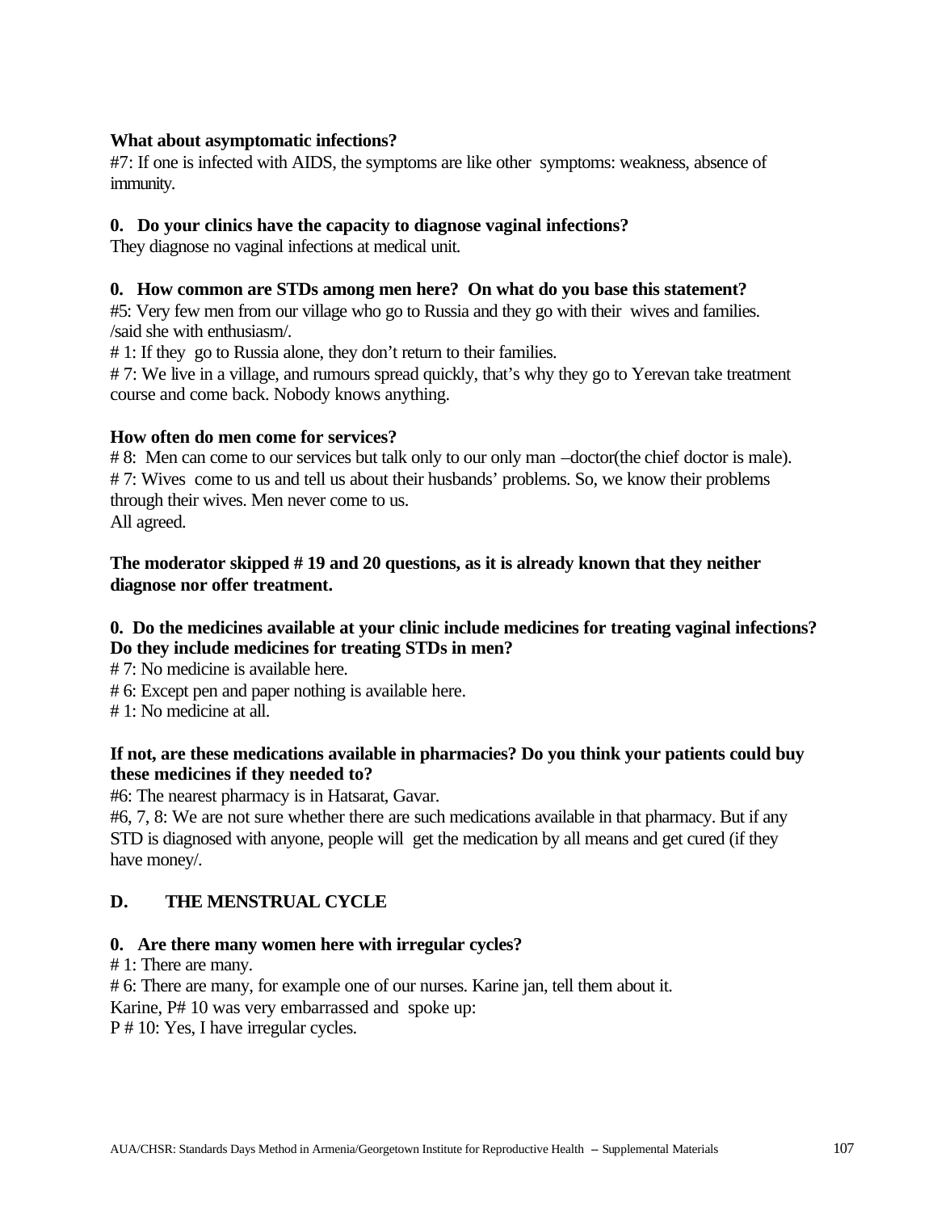**What about asymptomatic infections?**

#7: If one is infected with AIDS, the symptoms are like other symptoms: weakness, absence of immunity.

**0. Do your clinics have the capacity to diagnose vaginal infections?**

They diagnose no vaginal infections at medical unit.

**0. How common are STDs among men here? On what do you base this statement?**

#5: Very few men from our village who go to Russia and they go with their wives and families. /said she with enthusiasm/.

# 1: If they go to Russia alone, they don't return to their families.

# 7: We live in a village, and rumours spread quickly, that's why they go to Yerevan take treatment course and come back. Nobody knows anything.

**How often do men come for services?**

# 8: Men can come to our services but talk only to our only man –doctor(the chief doctor is male).

# 7: Wives come to us and tell us about their husbands' problems. So, we know their problems through their wives. Men never come to us.

All agreed.

**The moderator skipped # 19 and 20 questions, as it is already known that they neither diagnose nor offer treatment.**

**0. Do the medicines available at your clinic include medicines for treating vaginal infections? Do they include medicines for treating STDs in men?**

# 7: No medicine is available here.

# 6: Except pen and paper nothing is available here.

# 1: No medicine at all.

**If not, are these medications available in pharmacies? Do you think your patients could buy these medicines if they needed to?**

#6: The nearest pharmacy is in Hatsarat, Gavar.

#6, 7, 8: We are not sure whether there are such medications available in that pharmacy. But if any STD is diagnosed with anyone, people will get the medication by all means and get cured (if they have money/.

## D. THE MENSTRUAL CYCLE

**0. Are there many women here with irregular cycles?**

# 1: There are many.

# 6: There are many, for example one of our nurses. Karine jan, tell them about it.

Karine, P# 10 was very embarrassed and spoke up:

P # 10: Yes, I have irregular cycles.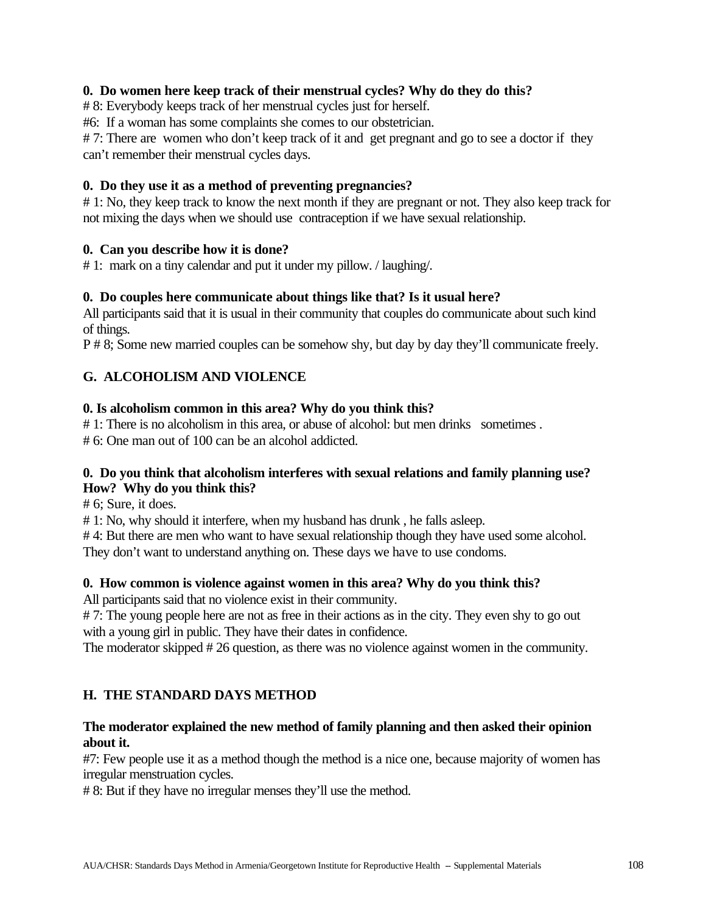**0. Do women here keep track of their menstrual cycles? Why do they do this?**

# 8: Everybody keeps track of her menstrual cycles just for herself.

#6: If a woman has some complaints she comes to our obstetrician.

# 7: There are women who don't keep track of it and get pregnant and go to see a doctor if they can't remember their menstrual cycles days.

**0. Do they use it as a method of preventing pregnancies?**

# 1: No, they keep track to know the next month if they are pregnant or not. They also keep track for not mixing the days when we should use contraception if we have sexual relationship.

**0. Can you describe how it is done?**

# 1: mark on a tiny calendar and put it under my pillow. / laughing/.

**0. Do couples here communicate about things like that? Is it usual here?**

All participants said that it is usual in their community that couples do communicate about such kind of things.

P # 8; Some new married couples can be somehow shy, but day by day they'll communicate freely.

## G. ALCOHOLISM AND VIOLENCE

**0. Is alcoholism common in this area? Why do you think this?**

# 1: There is no alcoholism in this area, or abuse of alcohol: but men drinks sometimes .

# 6: One man out of 100 can be an alcohol addicted.

**0. Do you think that alcoholism interferes with sexual relations and family planning use? How? Why do you think this?**

# 6; Sure, it does.

# 1: No, why should it interfere, when my husband has drunk , he falls asleep.

# 4: But there are men who want to have sexual relationship though they have used some alcohol. They don't want to understand anything on. These days we have to use condoms.

**0. How common is violence against women in this area? Why do you think this?**

All participants said that no violence exist in their community.

# 7: The young people here are not as free in their actions as in the city. They even shy to go out with a young girl in public. They have their dates in confidence.

The moderator skipped # 26 question, as there was no violence against women in the community.

## H. THE STANDARD DAYS METHOD

**The moderator explained the new method of family planning and then asked their opinion about it.**

#7: Few people use it as a method though the method is a nice one, because majority of women has irregular menstruation cycles.

# 8: But if they have no irregular menses they'll use the method.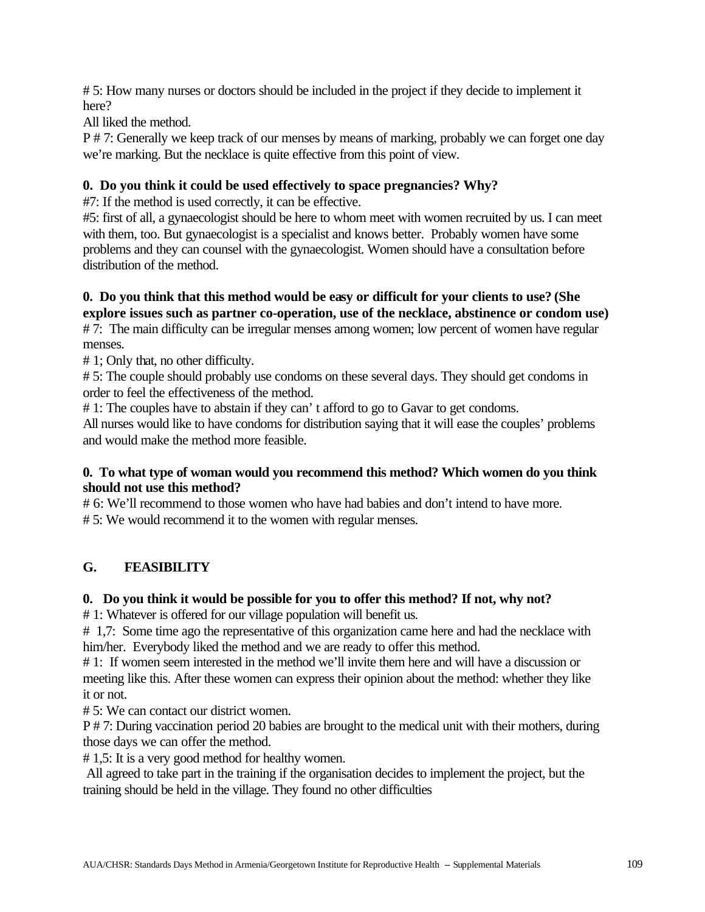# 5: How many nurses or doctors should be included in the project if they decide to implement it here?

All liked the method.

P # 7: Generally we keep track of our menses by means of marking, probably we can forget one day we're marking. But the necklace is quite effective from this point of view.

**0. Do you think it could be used effectively to space pregnancies? Why?**

#7: If the method is used correctly, it can be effective.

#5: first of all, a gynaecologist should be here to whom meet with women recruited by us. I can meet with them, too. But gynaecologist is a specialist and knows better. Probably women have some problems and they can counsel with the gynaecologist. Women should have a consultation before distribution of the method.

**0. Do you think that this method would be easy or difficult for your clients to use? (She explore issues such as partner co-operation, use of the necklace, abstinence or condom use)**

# 7: The main difficulty can be irregular menses among women; low percent of women have regular menses.

# 1; Only that, no other difficulty.

# 5: The couple should probably use condoms on these several days. They should get condoms in order to feel the effectiveness of the method.

# 1: The couples have to abstain if they can' t afford to go to Gavar to get condoms.

All nurses would like to have condoms for distribution saying that it will ease the couples' problems and would make the method more feasible.

**0. To what type of woman would you recommend this method? Which women do you think should not use this method?**

# 6: We'll recommend to those women who have had babies and don't intend to have more.

# 5: We would recommend it to the women with regular menses.

## G. FEASIBILITY

**0. Do you think it would be possible for you to offer this method? If not, why not?**

# 1: Whatever is offered for our village population will benefit us.

# 1,7: Some time ago the representative of this organization came here and had the necklace with him/her. Everybody liked the method and we are ready to offer this method.

# 1: If women seem interested in the method we'll invite them here and will have a discussion or meeting like this. After these women can express their opinion about the method: whether they like it or not.

# 5: We can contact our district women.

P # 7: During vaccination period 20 babies are brought to the medical unit with their mothers, during those days we can offer the method.

# 1,5: It is a very good method for healthy women.

All agreed to take part in the training if the organisation decides to implement the project, but the training should be held in the village. They found no other difficulties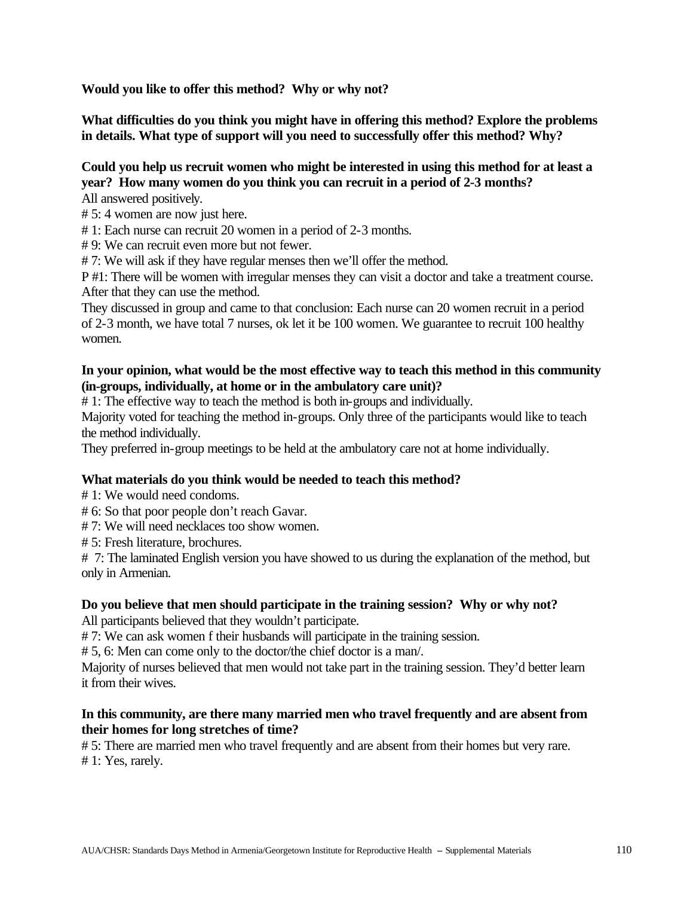**Would you like to offer this method? Why or why not?**

**What difficulties do you think you might have in offering this method? Explore the problems in details. What type of support will you need to successfully offer this method? Why?**

**Could you help us recruit women who might be interested in using this method for at least a year? How many women do you think you can recruit in a period of 2-3 months?**

All answered positively.

# 5: 4 women are now just here.

# 1: Each nurse can recruit 20 women in a period of 2-3 months.

# 9: We can recruit even more but not fewer.

# 7: We will ask if they have regular menses then we'll offer the method.

P #1: There will be women with irregular menses they can visit a doctor and take a treatment course. After that they can use the method.

They discussed in group and came to that conclusion: Each nurse can 20 women recruit in a period of 2-3 month, we have total 7 nurses, ok let it be 100 women. We guarantee to recruit 100 healthy women.

**In your opinion, what would be the most effective way to teach this method in this community (in-groups, individually, at home or in the ambulatory care unit)?**

# 1: The effective way to teach the method is both in-groups and individually.

Majority voted for teaching the method in-groups. Only three of the participants would like to teach the method individually.

They preferred in-group meetings to be held at the ambulatory care not at home individually.

**What materials do you think would be needed to teach this method?**

# 1: We would need condoms.

# 6: So that poor people don't reach Gavar.

# 7: We will need necklaces too show women.

# 5: Fresh literature, brochures.

# 7: The laminated English version you have showed to us during the explanation of the method, but only in Armenian.

**Do you believe that men should participate in the training session? Why or why not?**

All participants believed that they wouldn't participate.

# 7: We can ask women f their husbands will participate in the training session.

# 5, 6: Men can come only to the doctor/the chief doctor is a man/.

Majority of nurses believed that men would not take part in the training session. They'd better learn it from their wives.

**In this community, are there many married men who travel frequently and are absent from their homes for long stretches of time?**

# 5: There are married men who travel frequently and are absent from their homes but very rare.

# 1: Yes, rarely.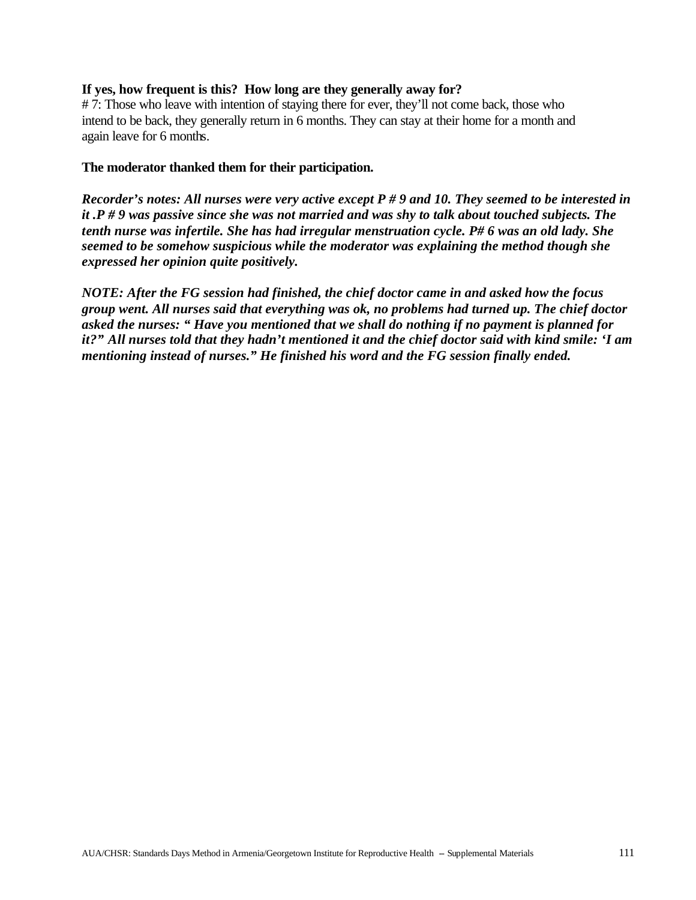**If yes, how frequent is this?  How long are they generally away for?**

# 7: Those who leave with intention of staying there for ever, they'll not come back, those who intend to be back, they generally return in 6 months. They can stay at their home for a month and again leave for 6 months.

**The moderator thanked them for their participation.**

***Recorder's notes: All nurses were very active except P # 9 and 10. They seemed to be interested in it .P # 9 was passive since she was not married and was shy to talk about touched subjects. The tenth nurse was infertile. She has had irregular menstruation cycle. P# 6 was an old lady. She seemed to be somehow suspicious while the moderator was explaining the method though she expressed her opinion quite positively.***

***NOTE: After the FG session had finished, the chief doctor came in and asked how the focus group went. All nurses said that everything was ok, no problems had turned up. The chief doctor asked the nurses: " Have you mentioned that we shall do nothing if no payment is planned for it?" All nurses told that they hadn't mentioned it and the chief doctor said with kind smile: 'I am mentioning instead of nurses." He finished his word and the FG session finally ended.***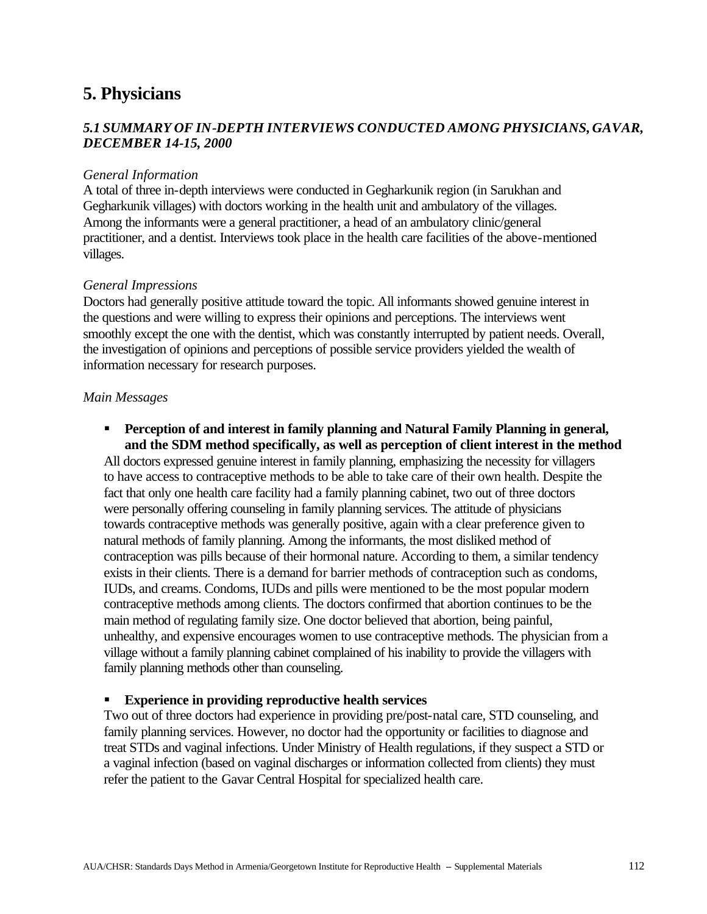# 5. Physicians

### *5.1 SUMMARY OF IN-DEPTH INTERVIEWS CONDUCTED AMONG PHYSICIANS, GAVAR, DECEMBER 14-15, 2000*

*General Information*

A total of three in-depth interviews were conducted in Gegharkunik region (in Sarukhan and Gegharkunik villages) with doctors working in the health unit and ambulatory of the villages. Among the informants were a general practitioner, a head of an ambulatory clinic/general practitioner, and a dentist. Interviews took place in the health care facilities of the above-mentioned villages.

*General Impressions*

Doctors had generally positive attitude toward the topic. All informants showed genuine interest in the questions and were willing to express their opinions and perceptions. The interviews went smoothly except the one with the dentist, which was constantly interrupted by patient needs. Overall, the investigation of opinions and perceptions of possible service providers yielded the wealth of information necessary for research purposes.

*Main Messages*

- **Perception of and interest in family planning and Natural Family Planning in general, and the SDM method specifically, as well as perception of client interest in the method**

  All doctors expressed genuine interest in family planning, emphasizing the necessity for villagers to have access to contraceptive methods to be able to take care of their own health. Despite the fact that only one health care facility had a family planning cabinet, two out of three doctors were personally offering counseling in family planning services. The attitude of physicians towards contraceptive methods was generally positive, again with a clear preference given to natural methods of family planning. Among the informants, the most disliked method of contraception was pills because of their hormonal nature. According to them, a similar tendency exists in their clients. There is a demand for barrier methods of contraception such as condoms, IUDs, and creams. Condoms, IUDs and pills were mentioned to be the most popular modern contraceptive methods among clients. The doctors confirmed that abortion continues to be the main method of regulating family size. One doctor believed that abortion, being painful, unhealthy, and expensive encourages women to use contraceptive methods. The physician from a village without a family planning cabinet complained of his inability to provide the villagers with family planning methods other than counseling.

- **Experience in providing reproductive health services**

  Two out of three doctors had experience in providing pre/post-natal care, STD counseling, and family planning services. However, no doctor had the opportunity or facilities to diagnose and treat STDs and vaginal infections. Under Ministry of Health regulations, if they suspect a STD or a vaginal infection (based on vaginal discharges or information collected from clients) they must refer the patient to the Gavar Central Hospital for specialized health care.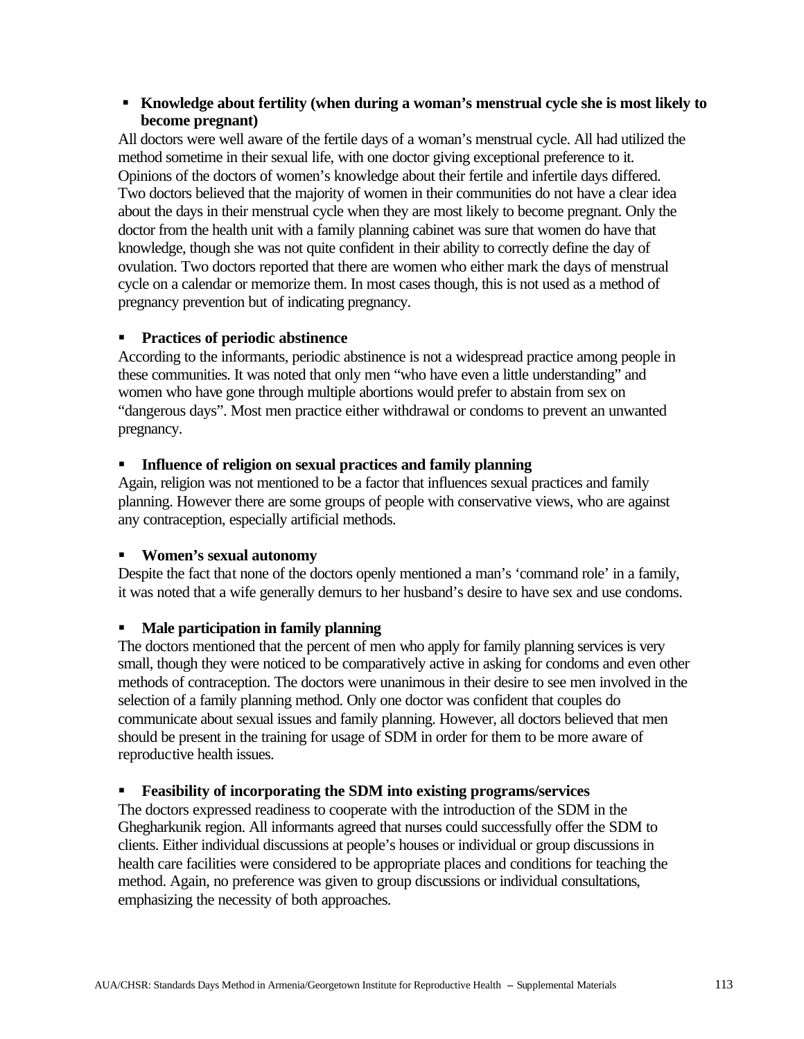- **Knowledge about fertility (when during a woman's menstrual cycle she is most likely to become pregnant)**

All doctors were well aware of the fertile days of a woman's menstrual cycle. All had utilized the method sometime in their sexual life, with one doctor giving exceptional preference to it. Opinions of the doctors of women's knowledge about their fertile and infertile days differed. Two doctors believed that the majority of women in their communities do not have a clear idea about the days in their menstrual cycle when they are most likely to become pregnant. Only the doctor from the health unit with a family planning cabinet was sure that women do have that knowledge, though she was not quite confident in their ability to correctly define the day of ovulation. Two doctors reported that there are women who either mark the days of menstrual cycle on a calendar or memorize them. In most cases though, this is not used as a method of pregnancy prevention but of indicating pregnancy.

- **Practices of periodic abstinence**

According to the informants, periodic abstinence is not a widespread practice among people in these communities. It was noted that only men "who have even a little understanding" and women who have gone through multiple abortions would prefer to abstain from sex on "dangerous days". Most men practice either withdrawal or condoms to prevent an unwanted pregnancy.

- **Influence of religion on sexual practices and family planning**

Again, religion was not mentioned to be a factor that influences sexual practices and family planning. However there are some groups of people with conservative views, who are against any contraception, especially artificial methods.

- **Women's sexual autonomy**

Despite the fact that none of the doctors openly mentioned a man's 'command role' in a family, it was noted that a wife generally demurs to her husband's desire to have sex and use condoms.

- **Male participation in family planning**

The doctors mentioned that the percent of men who apply for family planning services is very small, though they were noticed to be comparatively active in asking for condoms and even other methods of contraception. The doctors were unanimous in their desire to see men involved in the selection of a family planning method. Only one doctor was confident that couples do communicate about sexual issues and family planning. However, all doctors believed that men should be present in the training for usage of SDM in order for them to be more aware of reproductive health issues.

- **Feasibility of incorporating the SDM into existing programs/services**

The doctors expressed readiness to cooperate with the introduction of the SDM in the Ghegharkunik region. All informants agreed that nurses could successfully offer the SDM to clients. Either individual discussions at people's houses or individual or group discussions in health care facilities were considered to be appropriate places and conditions for teaching the method. Again, no preference was given to group discussions or individual consultations, emphasizing the necessity of both approaches.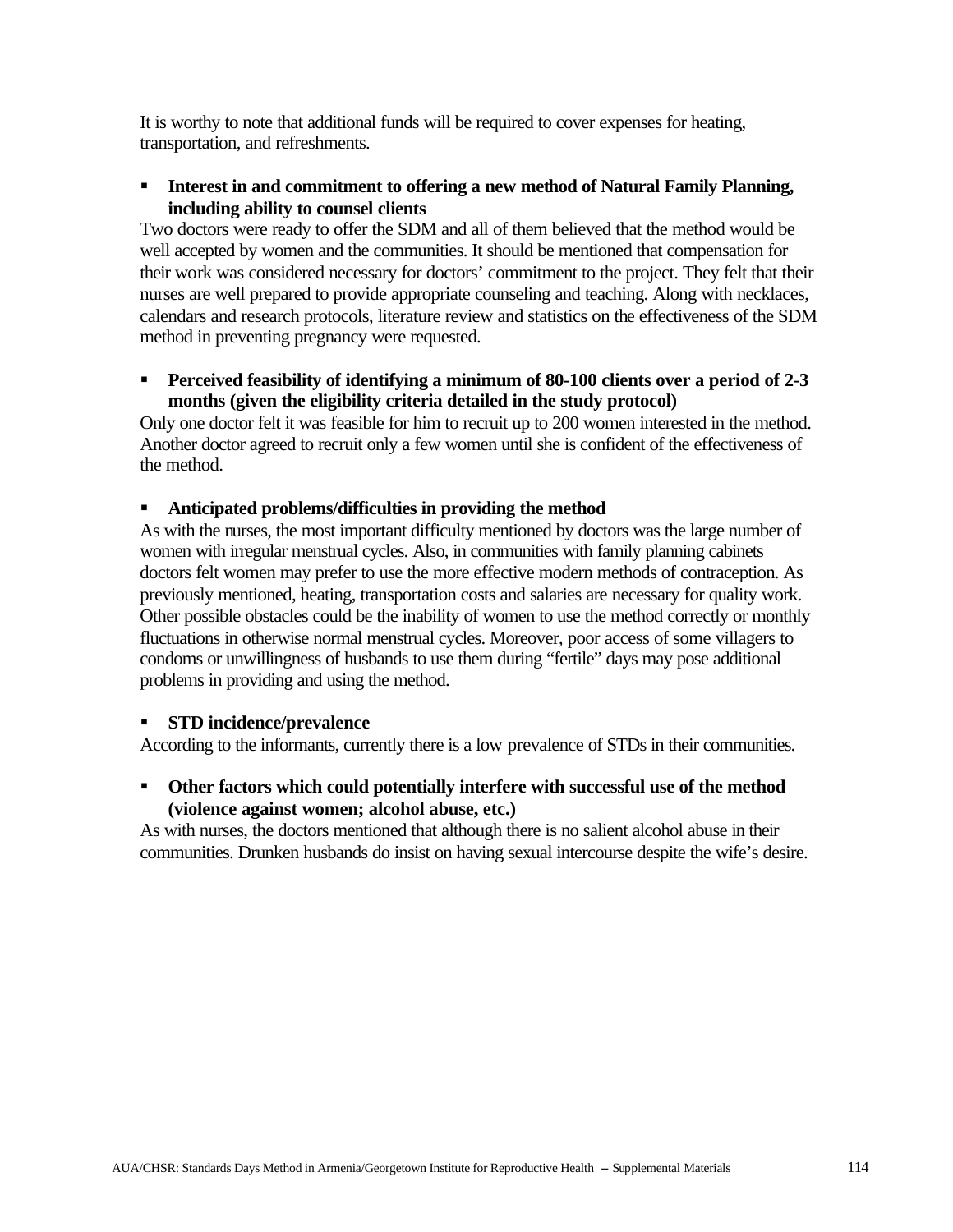It is worthy to note that additional funds will be required to cover expenses for heating, transportation, and refreshments.

- **Interest in and commitment to offering a new method of Natural Family Planning, including ability to counsel clients**

Two doctors were ready to offer the SDM and all of them believed that the method would be well accepted by women and the communities. It should be mentioned that compensation for their work was considered necessary for doctors' commitment to the project. They felt that their nurses are well prepared to provide appropriate counseling and teaching. Along with necklaces, calendars and research protocols, literature review and statistics on the effectiveness of the SDM method in preventing pregnancy were requested.

- **Perceived feasibility of identifying a minimum of 80-100 clients over a period of 2-3 months (given the eligibility criteria detailed in the study protocol)**

Only one doctor felt it was feasible for him to recruit up to 200 women interested in the method. Another doctor agreed to recruit only a few women until she is confident of the effectiveness of the method.

- **Anticipated problems/difficulties in providing the method**

As with the nurses, the most important difficulty mentioned by doctors was the large number of women with irregular menstrual cycles. Also, in communities with family planning cabinets doctors felt women may prefer to use the more effective modern methods of contraception. As previously mentioned, heating, transportation costs and salaries are necessary for quality work. Other possible obstacles could be the inability of women to use the method correctly or monthly fluctuations in otherwise normal menstrual cycles. Moreover, poor access of some villagers to condoms or unwillingness of husbands to use them during "fertile" days may pose additional problems in providing and using the method.

- **STD incidence/prevalence**

According to the informants, currently there is a low prevalence of STDs in their communities.

- **Other factors which could potentially interfere with successful use of the method (violence against women; alcohol abuse, etc.)**

As with nurses, the doctors mentioned that although there is no salient alcohol abuse in their communities. Drunken husbands do insist on having sexual intercourse despite the wife's desire.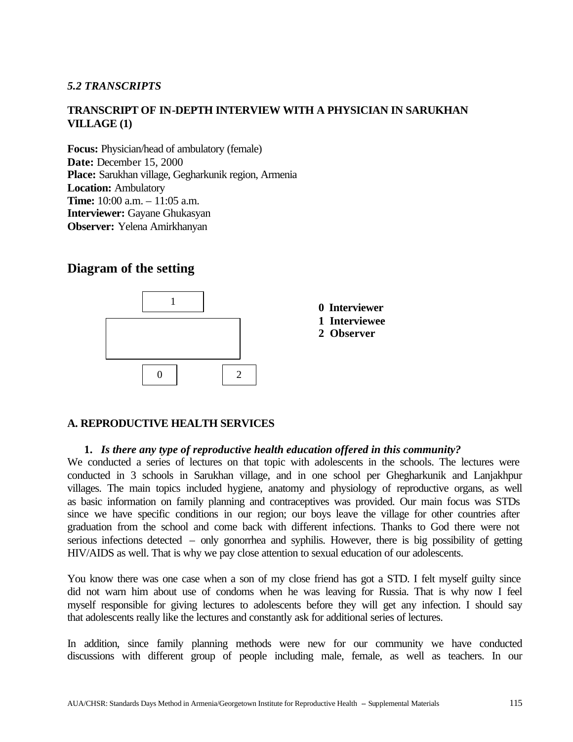*5.2 TRANSCRIPTS*

## TRANSCRIPT OF IN-DEPTH INTERVIEW WITH A PHYSICIAN IN SARUKHAN VILLAGE (1)

**Focus:** Physician/head of ambulatory (female)
**Date:** December 15, 2000
**Place:** Sarukhan village, Gegharkunik region, Armenia
**Location:** Ambulatory
**Time:** 10:00 a.m. – 11:05 a.m.
**Interviewer:** Gayane Ghukasyan
**Observer:** Yelena Amirkhanyan

## Diagram of the setting

1

0 2

**0 Interviewer**
**1 Interviewee**
**2 Observer**

### A. REPRODUCTIVE HEALTH SERVICES

**1.** ***Is there any type of reproductive health education offered in this community?***

We conducted a series of lectures on that topic with adolescents in the schools. The lectures were conducted in 3 schools in Sarukhan village, and in one school per Ghegharkunik and Lanjakhpur villages. The main topics included hygiene, anatomy and physiology of reproductive organs, as well as basic information on family planning and contraceptives was provided. Our main focus was STDs since we have specific conditions in our region; our boys leave the village for other countries after graduation from the school and come back with different infections. Thanks to God there were not serious infections detected – only gonorrhea and syphilis. However, there is big possibility of getting HIV/AIDS as well. That is why we pay close attention to sexual education of our adolescents.

You know there was one case when a son of my close friend has got a STD. I felt myself guilty since did not warn him about use of condoms when he was leaving for Russia. That is why now I feel myself responsible for giving lectures to adolescents before they will get any infection. I should say that adolescents really like the lectures and constantly ask for additional series of lectures.

In addition, since family planning methods were new for our community we have conducted discussions with different group of people including male, female, as well as teachers. In our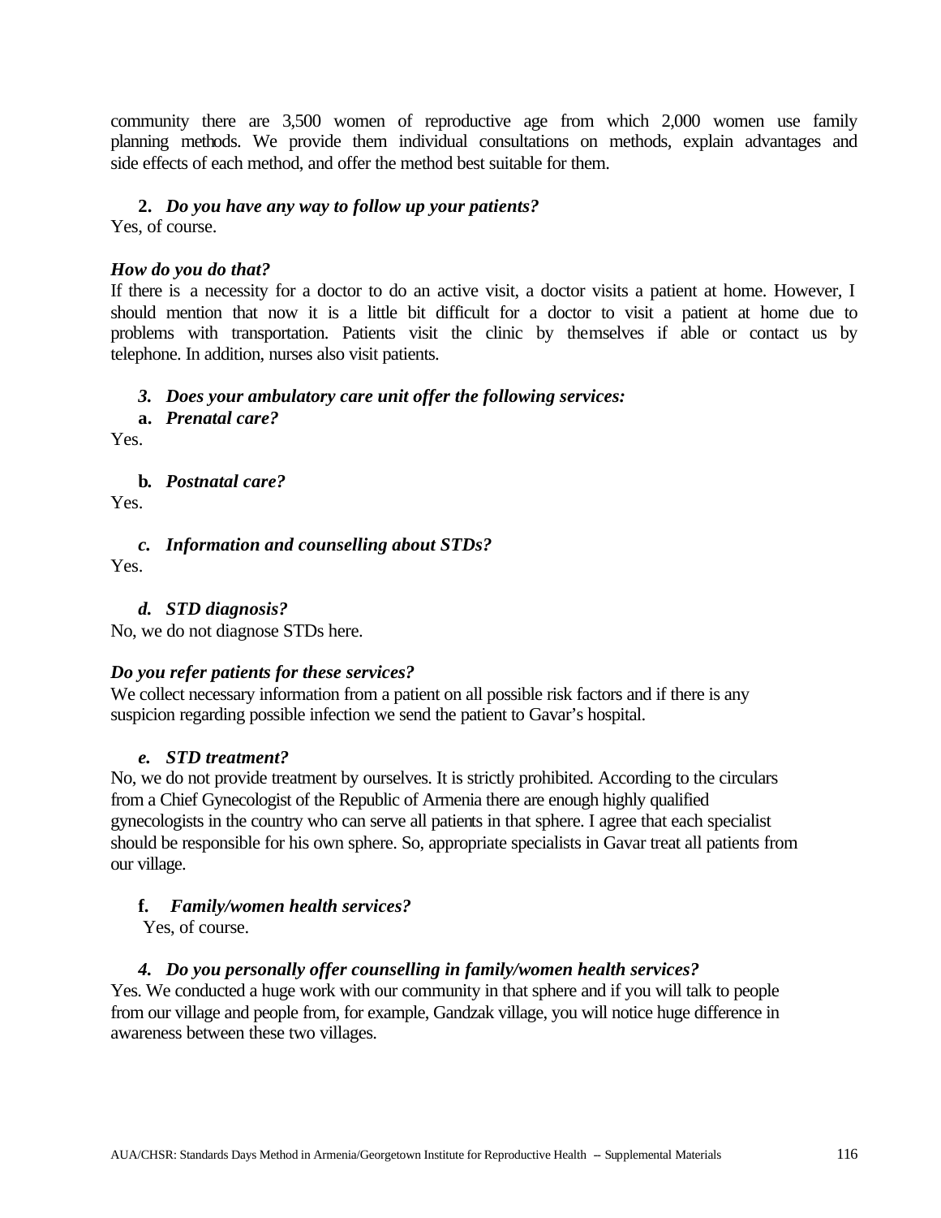community there are 3,500 women of reproductive age from which 2,000 women use family planning methods. We provide them individual consultations on methods, explain advantages and side effects of each method, and offer the method best suitable for them.

**2.** ***Do you have any way to follow up your patients?***

Yes, of course.

***How do you do that?***

If there is a necessity for a doctor to do an active visit, a doctor visits a patient at home. However, I should mention that now it is a little bit difficult for a doctor to visit a patient at home due to problems with transportation. Patients visit the clinic by themselves if able or contact us by telephone. In addition, nurses also visit patients.

***3. Does your ambulatory care unit offer the following services:***

**a.** ***Prenatal care?***

Yes.

**b.** ***Postnatal care?***

Yes.

***c. Information and counselling about STDs?***

Yes.

***d. STD diagnosis?***

No, we do not diagnose STDs here.

***Do you refer patients for these services?***

We collect necessary information from a patient on all possible risk factors and if there is any suspicion regarding possible infection we send the patient to Gavar's hospital.

***e. STD treatment?***

No, we do not provide treatment by ourselves. It is strictly prohibited. According to the circulars from a Chief Gynecologist of the Republic of Armenia there are enough highly qualified gynecologists in the country who can serve all patients in that sphere. I agree that each specialist should be responsible for his own sphere. So, appropriate specialists in Gavar treat all patients from our village.

**f.** ***Family/women health services?***

Yes, of course.

***4. Do you personally offer counselling in family/women health services?***

Yes. We conducted a huge work with our community in that sphere and if you will talk to people from our village and people from, for example, Gandzak village, you will notice huge difference in awareness between these two villages.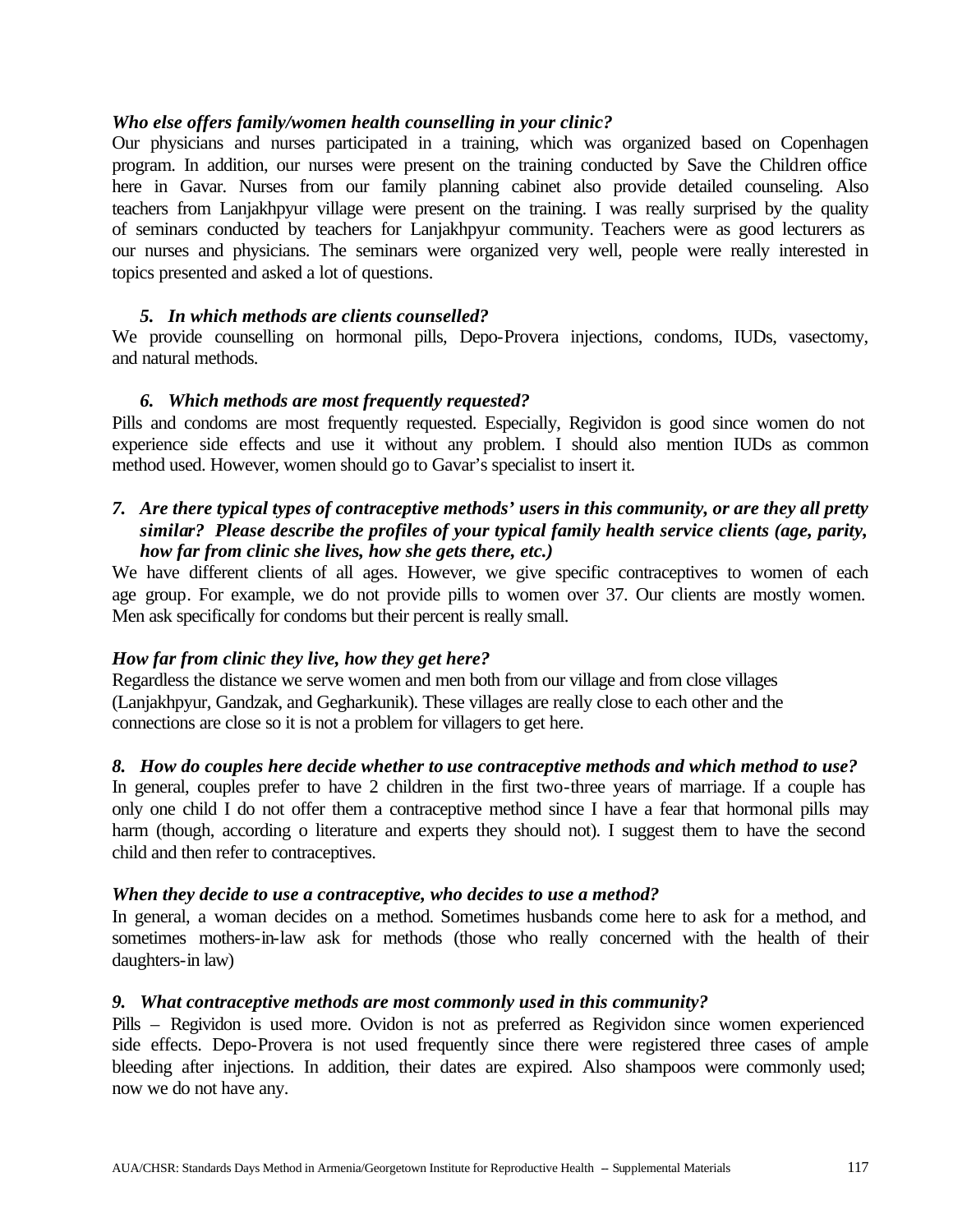***Who else offers family/women health counselling in your clinic?***

Our physicians and nurses participated in a training, which was organized based on Copenhagen program. In addition, our nurses were present on the training conducted by Save the Children office here in Gavar. Nurses from our family planning cabinet also provide detailed counseling. Also teachers from Lanjakhpyur village were present on the training. I was really surprised by the quality of seminars conducted by teachers for Lanjakhpyur community. Teachers were as good lecturers as our nurses and physicians. The seminars were organized very well, people were really interested in topics presented and asked a lot of questions.

5. ***In which methods are clients counselled?***

We provide counselling on hormonal pills, Depo-Provera injections, condoms, IUDs, vasectomy, and natural methods.

6. ***Which methods are most frequently requested?***

Pills and condoms are most frequently requested. Especially, Regividon is good since women do not experience side effects and use it without any problem. I should also mention IUDs as common method used. However, women should go to Gavar's specialist to insert it.

7. ***Are there typical types of contraceptive methods' users in this community, or are they all pretty similar? Please describe the profiles of your typical family health service clients (age, parity, how far from clinic she lives, how she gets there, etc.)***

We have different clients of all ages. However, we give specific contraceptives to women of each age group. For example, we do not provide pills to women over 37. Our clients are mostly women. Men ask specifically for condoms but their percent is really small.

***How far from clinic they live, how they get here?***

Regardless the distance we serve women and men both from our village and from close villages (Lanjakhpyur, Gandzak, and Gegharkunik). These villages are really close to each other and the connections are close so it is not a problem for villagers to get here.

8. ***How do couples here decide whether to use contraceptive methods and which method to use?***

In general, couples prefer to have 2 children in the first two-three years of marriage. If a couple has only one child I do not offer them a contraceptive method since I have a fear that hormonal pills may harm (though, according o literature and experts they should not). I suggest them to have the second child and then refer to contraceptives.

***When they decide to use a contraceptive, who decides to use a method?***

In general, a woman decides on a method. Sometimes husbands come here to ask for a method, and sometimes mothers-in-law ask for methods (those who really concerned with the health of their daughters-in law)

9. ***What contraceptive methods are most commonly used in this community?***

Pills – Regividon is used more. Ovidon is not as preferred as Regividon since women experienced side effects. Depo-Provera is not used frequently since there were registered three cases of ample bleeding after injections. In addition, their dates are expired. Also shampoos were commonly used; now we do not have any.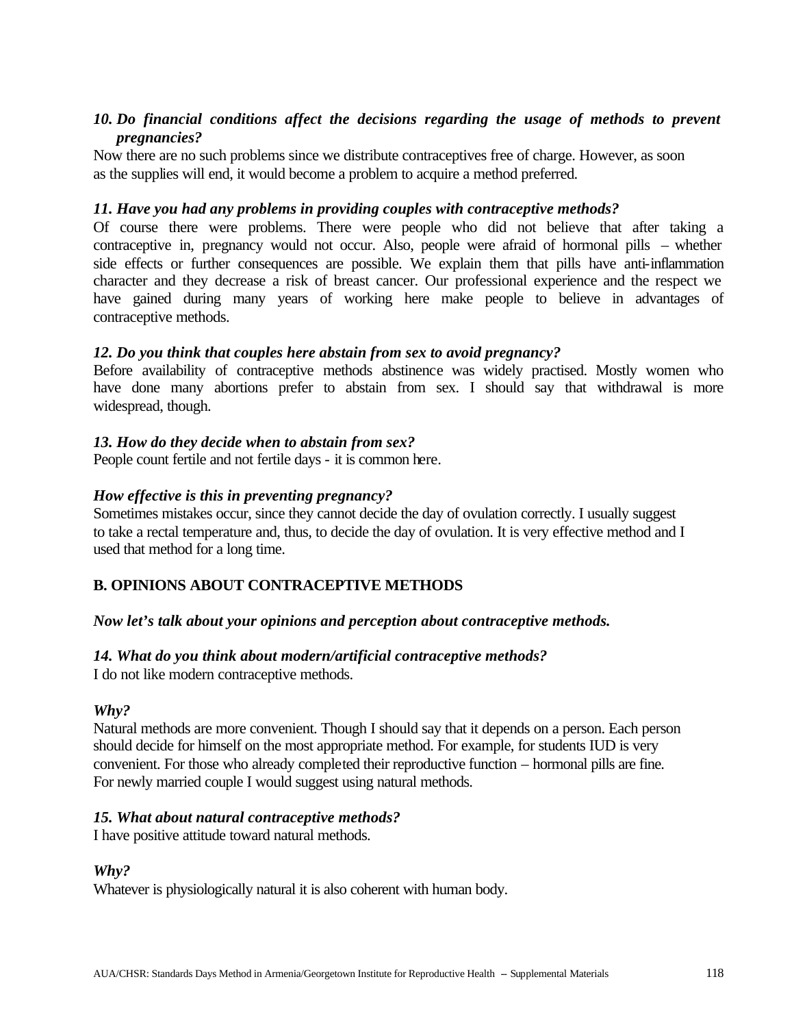*10. Do financial conditions affect the decisions regarding the usage of methods to prevent pregnancies?*

Now there are no such problems since we distribute contraceptives free of charge. However, as soon as the supplies will end, it would become a problem to acquire a method preferred.

***11. Have you had any problems in providing couples with contraceptive methods?***

Of course there were problems. There were people who did not believe that after taking a contraceptive in, pregnancy would not occur. Also, people were afraid of hormonal pills – whether side effects or further consequences are possible. We explain them that pills have anti-inflammation character and they decrease a risk of breast cancer. Our professional experience and the respect we have gained during many years of working here make people to believe in advantages of contraceptive methods.

***12. Do you think that couples here abstain from sex to avoid pregnancy?***

Before availability of contraceptive methods abstinence was widely practised. Mostly women who have done many abortions prefer to abstain from sex. I should say that withdrawal is more widespread, though.

***13. How do they decide when to abstain from sex?***

People count fertile and not fertile days - it is common here.

***How effective is this in preventing pregnancy?***

Sometimes mistakes occur, since they cannot decide the day of ovulation correctly. I usually suggest to take a rectal temperature and, thus, to decide the day of ovulation. It is very effective method and I used that method for a long time.

**B. OPINIONS ABOUT CONTRACEPTIVE METHODS**

***Now let's talk about your opinions and perception about contraceptive methods.***

***14. What do you think about modern/artificial contraceptive methods?***

I do not like modern contraceptive methods.

***Why?***

Natural methods are more convenient. Though I should say that it depends on a person. Each person should decide for himself on the most appropriate method. For example, for students IUD is very convenient. For those who already completed their reproductive function – hormonal pills are fine. For newly married couple I would suggest using natural methods.

***15. What about natural contraceptive methods?***

I have positive attitude toward natural methods.

***Why?***

Whatever is physiologically natural it is also coherent with human body.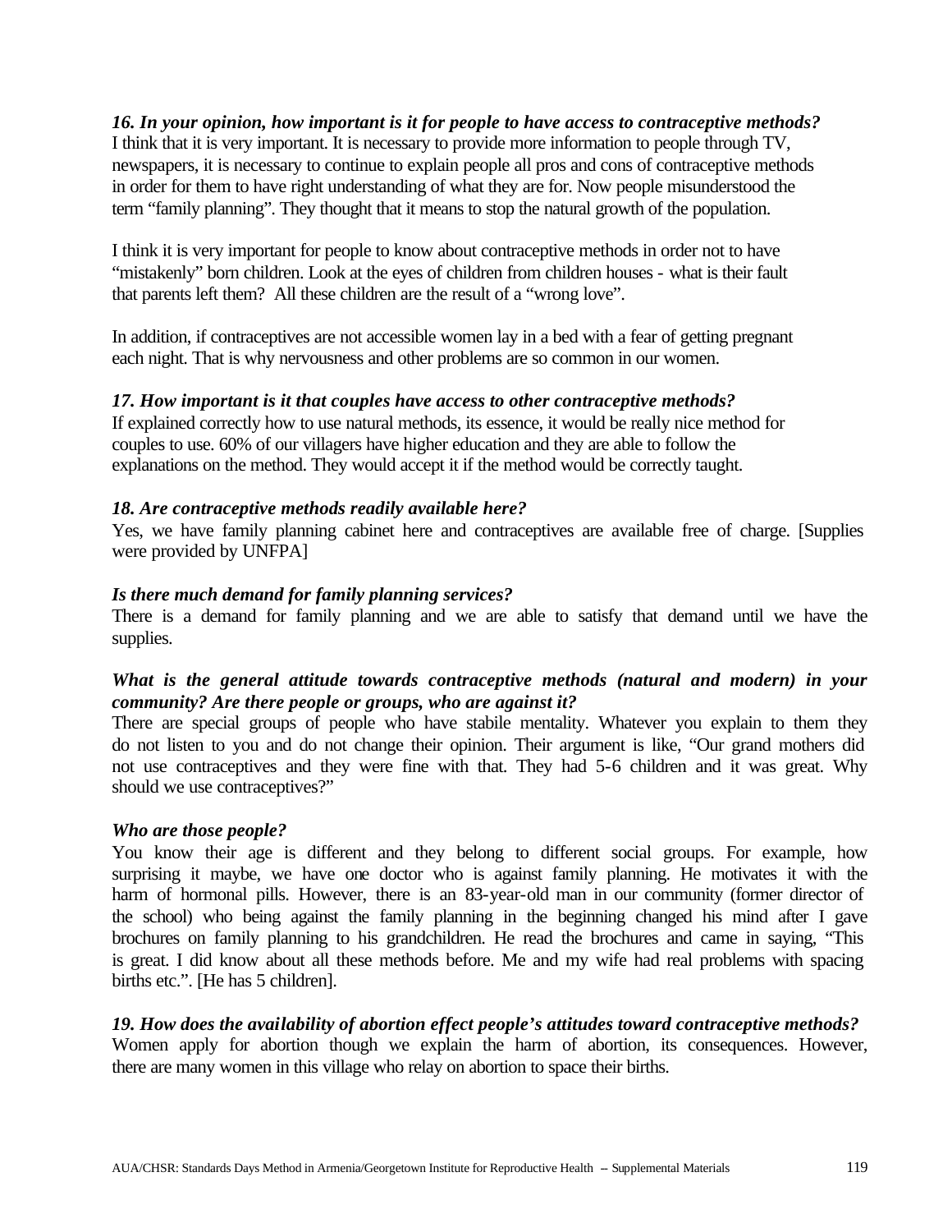***16. In your opinion, how important is it for people to have access to contraceptive methods?***
I think that it is very important. It is necessary to provide more information to people through TV, newspapers, it is necessary to continue to explain people all pros and cons of contraceptive methods in order for them to have right understanding of what they are for. Now people misunderstood the term "family planning". They thought that it means to stop the natural growth of the population.

I think it is very important for people to know about contraceptive methods in order not to have "mistakenly" born children. Look at the eyes of children from children houses - what is their fault that parents left them? All these children are the result of a "wrong love".

In addition, if contraceptives are not accessible women lay in a bed with a fear of getting pregnant each night. That is why nervousness and other problems are so common in our women.

***17. How important is it that couples have access to other contraceptive methods?***
If explained correctly how to use natural methods, its essence, it would be really nice method for couples to use. 60% of our villagers have higher education and they are able to follow the explanations on the method. They would accept it if the method would be correctly taught.

***18. Are contraceptive methods readily available here?***
Yes, we have family planning cabinet here and contraceptives are available free of charge. [Supplies were provided by UNFPA]

***Is there much demand for family planning services?***
There is a demand for family planning and we are able to satisfy that demand until we have the supplies.

***What is the general attitude towards contraceptive methods (natural and modern) in your community? Are there people or groups, who are against it?***
There are special groups of people who have stabile mentality. Whatever you explain to them they do not listen to you and do not change their opinion. Their argument is like, "Our grand mothers did not use contraceptives and they were fine with that. They had 5-6 children and it was great. Why should we use contraceptives?"

***Who are those people?***
You know their age is different and they belong to different social groups. For example, how surprising it maybe, we have one doctor who is against family planning. He motivates it with the harm of hormonal pills. However, there is an 83-year-old man in our community (former director of the school) who being against the family planning in the beginning changed his mind after I gave brochures on family planning to his grandchildren. He read the brochures and came in saying, "This is great. I did know about all these methods before. Me and my wife had real problems with spacing births etc.". [He has 5 children].

***19. How does the availability of abortion effect people's attitudes toward contraceptive methods?***
Women apply for abortion though we explain the harm of abortion, its consequences. However, there are many women in this village who relay on abortion to space their births.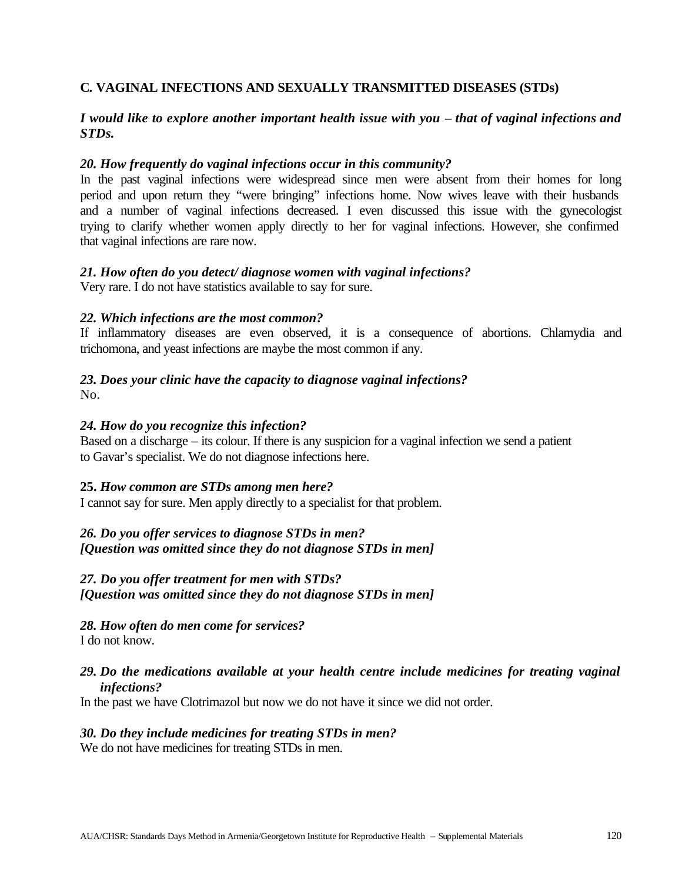**C. VAGINAL INFECTIONS AND SEXUALLY TRANSMITTED DISEASES (STDs)**

***I would like to explore another important health issue with you – that of vaginal infections and STDs.***

***20. How frequently do vaginal infections occur in this community?***

In the past vaginal infections were widespread since men were absent from their homes for long period and upon return they "were bringing" infections home. Now wives leave with their husbands and a number of vaginal infections decreased. I even discussed this issue with the gynecologist trying to clarify whether women apply directly to her for vaginal infections. However, she confirmed that vaginal infections are rare now.

***21. How often do you detect/ diagnose women with vaginal infections?***

Very rare. I do not have statistics available to say for sure.

***22. Which infections are the most common?***

If inflammatory diseases are even observed, it is a consequence of abortions. Chlamydia and trichomona, and yeast infections are maybe the most common if any.

***23. Does your clinic have the capacity to diagnose vaginal infections?***

No.

***24. How do you recognize this infection?***

Based on a discharge – its colour. If there is any suspicion for a vaginal infection we send a patient to Gavar's specialist. We do not diagnose infections here.

**25.** ***How common are STDs among men here?***

I cannot say for sure. Men apply directly to a specialist for that problem.

***26. Do you offer services to diagnose STDs in men?***
***[Question was omitted since they do not diagnose STDs in men]***

***27. Do you offer treatment for men with STDs?***
***[Question was omitted since they do not diagnose STDs in men]***

***28. How often do men come for services?***

I do not know.

***29. Do the medications available at your health centre include medicines for treating vaginal infections?***

In the past we have Clotrimazol but now we do not have it since we did not order.

***30. Do they include medicines for treating STDs in men?***

We do not have medicines for treating STDs in men.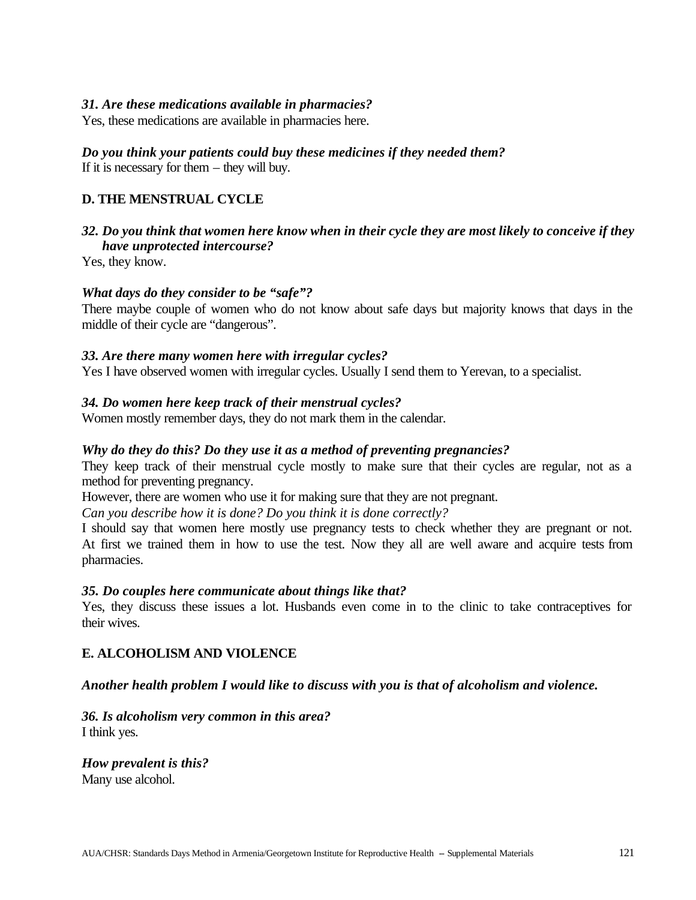***31. Are these medications available in pharmacies?***
Yes, these medications are available in pharmacies here.

***Do you think your patients could buy these medicines if they needed them?***
If it is necessary for them – they will buy.

**D. THE MENSTRUAL CYCLE**

***32. Do you think that women here know when in their cycle they are most likely to conceive if they have unprotected intercourse?***
Yes, they know.

***What days do they consider to be "safe"?***
There maybe couple of women who do not know about safe days but majority knows that days in the middle of their cycle are "dangerous".

***33. Are there many women here with irregular cycles?***
Yes I have observed women with irregular cycles. Usually I send them to Yerevan, to a specialist.

***34. Do women here keep track of their menstrual cycles?***
Women mostly remember days, they do not mark them in the calendar.

***Why do they do this? Do they use it as a method of preventing pregnancies?***
They keep track of their menstrual cycle mostly to make sure that their cycles are regular, not as a method for preventing pregnancy.
However, there are women who use it for making sure that they are not pregnant.
*Can you describe how it is done? Do you think it is done correctly?*
I should say that women here mostly use pregnancy tests to check whether they are pregnant or not. At first we trained them in how to use the test. Now they all are well aware and acquire tests from pharmacies.

***35. Do couples here communicate about things like that?***
Yes, they discuss these issues a lot. Husbands even come in to the clinic to take contraceptives for their wives.

**E. ALCOHOLISM AND VIOLENCE**

***Another health problem I would like to discuss with you is that of alcoholism and violence.***

***36. Is alcoholism very common in this area?***
I think yes.

***How prevalent is this?***
Many use alcohol.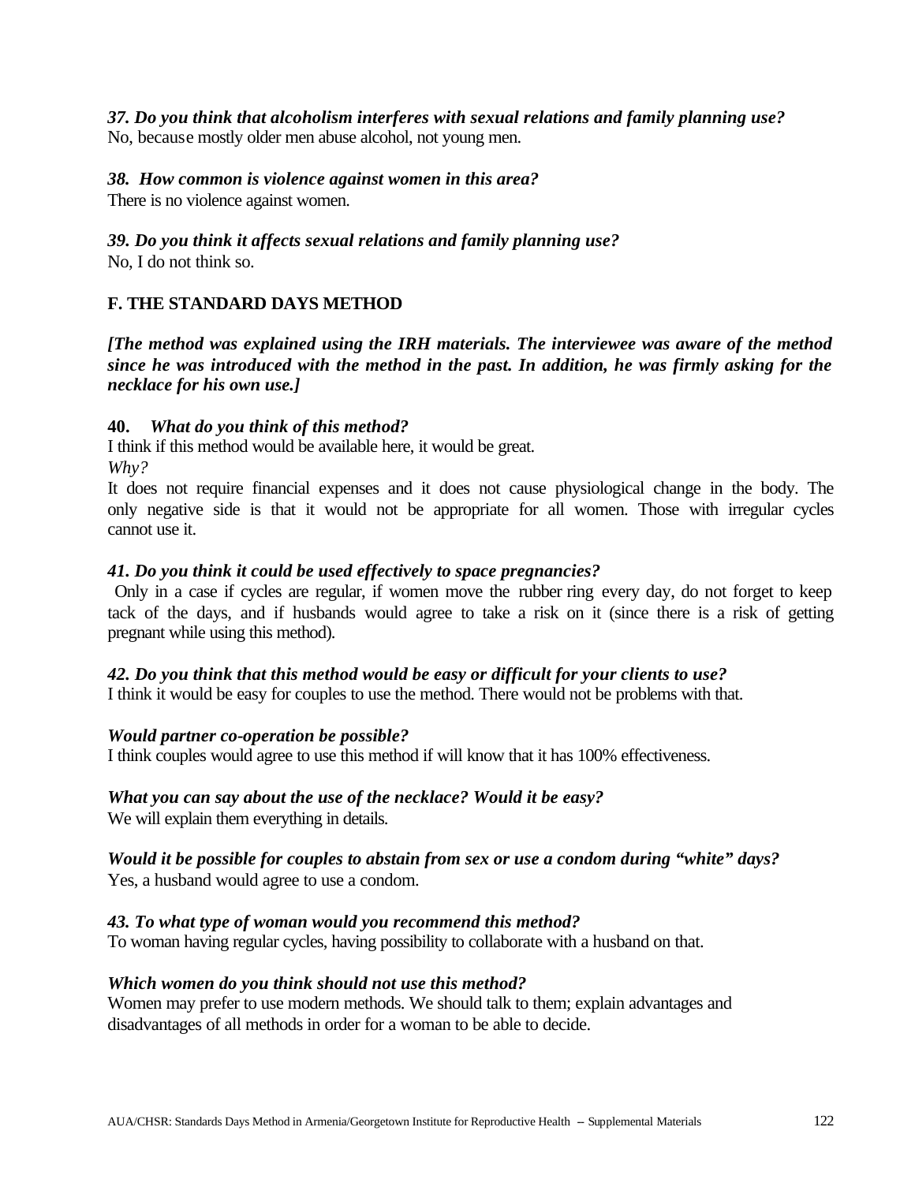***37. Do you think that alcoholism interferes with sexual relations and family planning use?***
No, because mostly older men abuse alcohol, not young men.

***38. How common is violence against women in this area?***
There is no violence against women.

***39. Do you think it affects sexual relations and family planning use?***
No, I do not think so.

## F. THE STANDARD DAYS METHOD

***[The method was explained using the IRH materials. The interviewee was aware of the method since he was introduced with the method in the past. In addition, he was firmly asking for the necklace for his own use.]***

**40.** ***What do you think of this method?***
I think if this method would be available here, it would be great.
*Why?*
It does not require financial expenses and it does not cause physiological change in the body. The only negative side is that it would not be appropriate for all women. Those with irregular cycles cannot use it.

***41. Do you think it could be used effectively to space pregnancies?***
Only in a case if cycles are regular, if women move the rubber ring every day, do not forget to keep tack of the days, and if husbands would agree to take a risk on it (since there is a risk of getting pregnant while using this method).

***42. Do you think that this method would be easy or difficult for your clients to use?***
I think it would be easy for couples to use the method. There would not be problems with that.

***Would partner co-operation be possible?***
I think couples would agree to use this method if will know that it has 100% effectiveness.

***What you can say about the use of the necklace? Would it be easy?***
We will explain them everything in details.

***Would it be possible for couples to abstain from sex or use a condom during "white" days?***
Yes, a husband would agree to use a condom.

***43. To what type of woman would you recommend this method?***
To woman having regular cycles, having possibility to collaborate with a husband on that.

***Which women do you think should not use this method?***
Women may prefer to use modern methods. We should talk to them; explain advantages and disadvantages of all methods in order for a woman to be able to decide.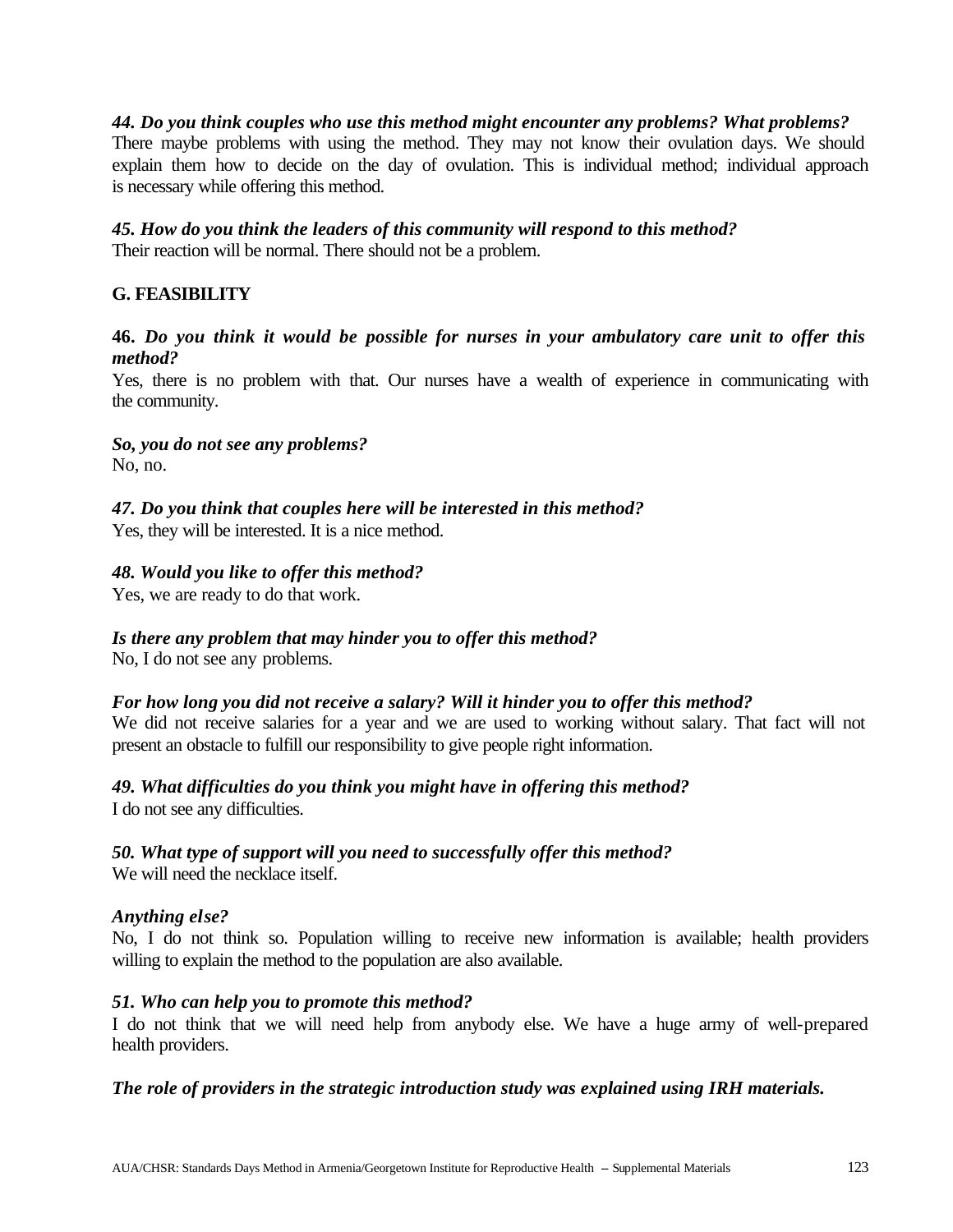***44. Do you think couples who use this method might encounter any problems? What problems?***
There maybe problems with using the method. They may not know their ovulation days. We should explain them how to decide on the day of ovulation. This is individual method; individual approach is necessary while offering this method.

***45. How do you think the leaders of this community will respond to this method?***
Their reaction will be normal. There should not be a problem.

**G. FEASIBILITY**

**46.** ***Do you think it would be possible for nurses in your ambulatory care unit to offer this method?***
Yes, there is no problem with that. Our nurses have a wealth of experience in communicating with the community.

***So, you do not see any problems?***
No, no.

***47. Do you think that couples here will be interested in this method?***
Yes, they will be interested. It is a nice method.

***48. Would you like to offer this method?***
Yes, we are ready to do that work.

***Is there any problem that may hinder you to offer this method?***
No, I do not see any problems.

***For how long you did not receive a salary? Will it hinder you to offer this method?***
We did not receive salaries for a year and we are used to working without salary. That fact will not present an obstacle to fulfill our responsibility to give people right information.

***49. What difficulties do you think you might have in offering this method?***
I do not see any difficulties.

***50. What type of support will you need to successfully offer this method?***
We will need the necklace itself.

***Anything else?***
No, I do not think so. Population willing to receive new information is available; health providers willing to explain the method to the population are also available.

***51. Who can help you to promote this method?***
I do not think that we will need help from anybody else. We have a huge army of well-prepared health providers.

***The role of providers in the strategic introduction study was explained using IRH materials.***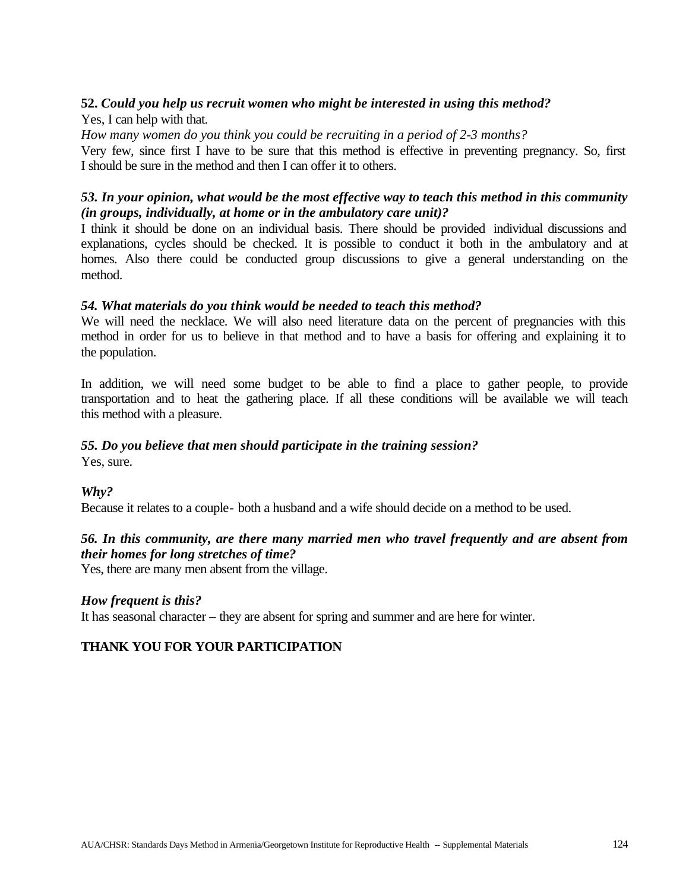**52.** ***Could you help us recruit women who might be interested in using this method?***

Yes, I can help with that.

*How many women do you think you could be recruiting in a period of 2-3 months?*

Very few, since first I have to be sure that this method is effective in preventing pregnancy. So, first I should be sure in the method and then I can offer it to others.

***53. In your opinion, what would be the most effective way to teach this method in this community (in groups, individually, at home or in the ambulatory care unit)?***

I think it should be done on an individual basis. There should be provided individual discussions and explanations, cycles should be checked. It is possible to conduct it both in the ambulatory and at homes. Also there could be conducted group discussions to give a general understanding on the method.

***54. What materials do you think would be needed to teach this method?***

We will need the necklace. We will also need literature data on the percent of pregnancies with this method in order for us to believe in that method and to have a basis for offering and explaining it to the population.

In addition, we will need some budget to be able to find a place to gather people, to provide transportation and to heat the gathering place. If all these conditions will be available we will teach this method with a pleasure.

***55. Do you believe that men should participate in the training session?***

Yes, sure.

***Why?***

Because it relates to a couple- both a husband and a wife should decide on a method to be used.

***56. In this community, are there many married men who travel frequently and are absent from their homes for long stretches of time?***

Yes, there are many men absent from the village.

***How frequent is this?***

It has seasonal character – they are absent for spring and summer and are here for winter.

**THANK YOU FOR YOUR PARTICIPATION**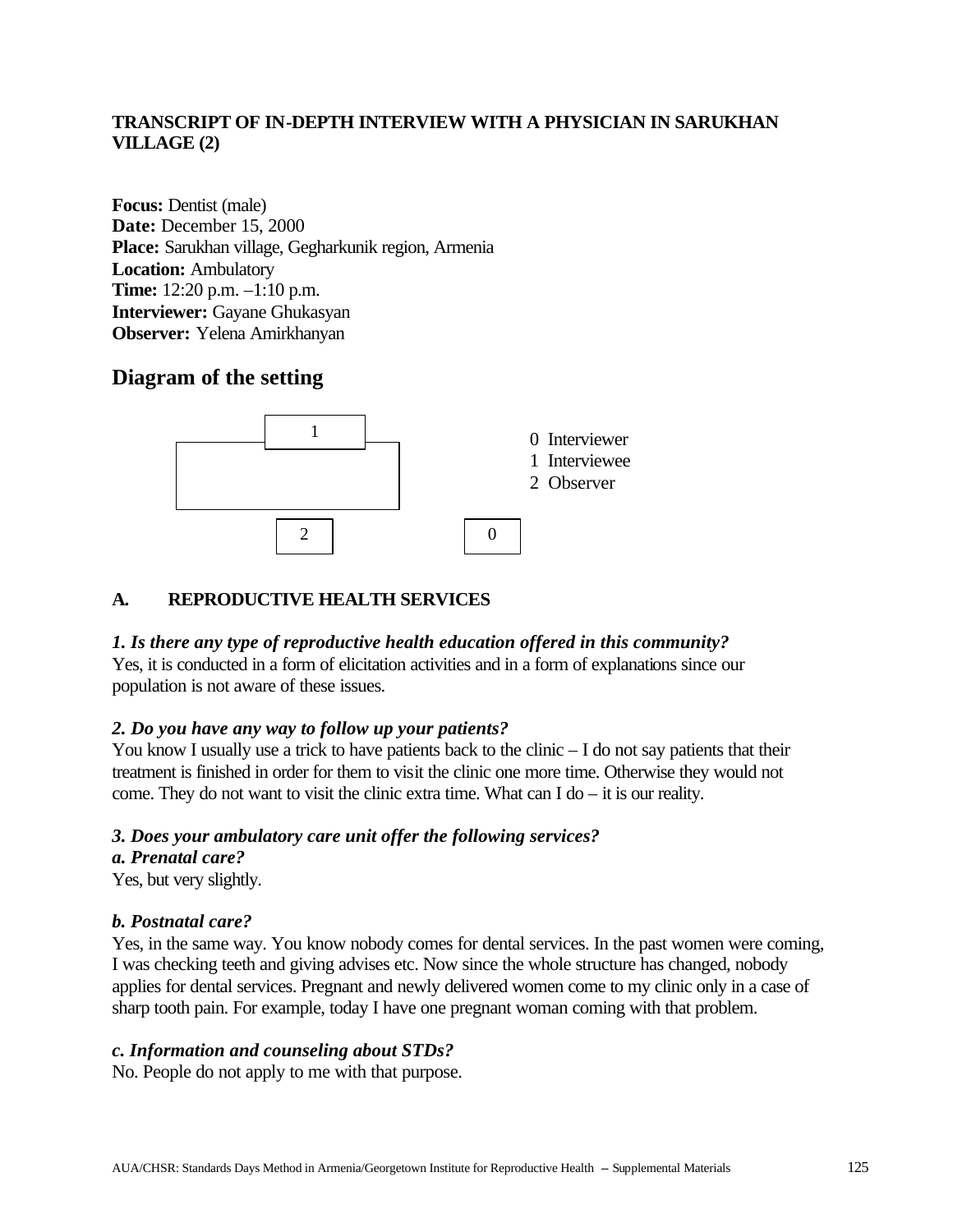**TRANSCRIPT OF IN-DEPTH INTERVIEW WITH A PHYSICIAN IN SARUKHAN VILLAGE (2)**

**Focus:** Dentist (male)
**Date:** December 15, 2000
**Place:** Sarukhan village, Gegharkunik region, Armenia
**Location:** Ambulatory
**Time:** 12:20 p.m. –1:10 p.m.
**Interviewer:** Gayane Ghukasyan
**Observer:** Yelena Amirkhanyan

## Diagram of the setting

0 Interviewer
1 Interviewee
2 Observer

### A. REPRODUCTIVE HEALTH SERVICES

***1. Is there any type of reproductive health education offered in this community?***
Yes, it is conducted in a form of elicitation activities and in a form of explanations since our population is not aware of these issues.

***2. Do you have any way to follow up your patients?***
You know I usually use a trick to have patients back to the clinic – I do not say patients that their treatment is finished in order for them to visit the clinic one more time. Otherwise they would not come. They do not want to visit the clinic extra time. What can I do – it is our reality.

***3. Does your ambulatory care unit offer the following services?***
***a. Prenatal care?***
Yes, but very slightly.

***b. Postnatal care?***
Yes, in the same way. You know nobody comes for dental services. In the past women were coming, I was checking teeth and giving advises etc. Now since the whole structure has changed, nobody applies for dental services. Pregnant and newly delivered women come to my clinic only in a case of sharp tooth pain. For example, today I have one pregnant woman coming with that problem.

***c. Information and counseling about STDs?***
No. People do not apply to me with that purpose.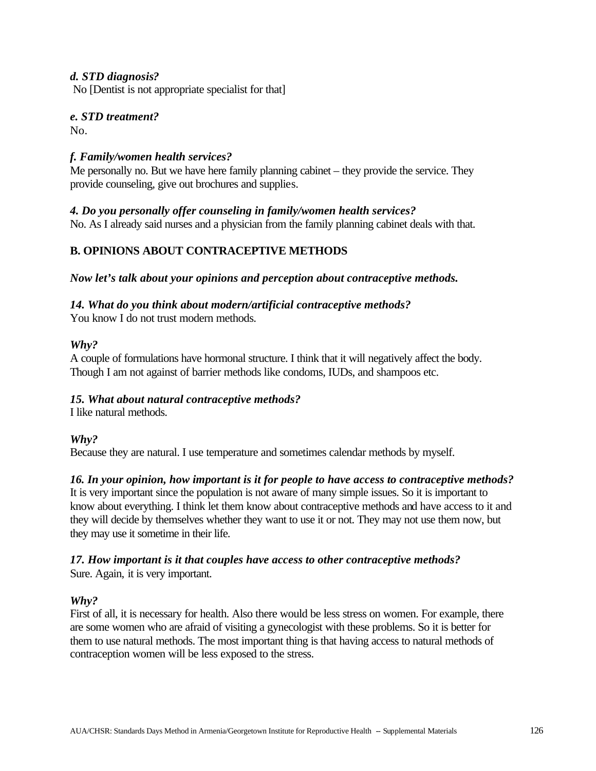***d. STD diagnosis?***
No [Dentist is not appropriate specialist for that]

***e. STD treatment?***
No.

***f. Family/women health services?***
Me personally no. But we have here family planning cabinet – they provide the service. They provide counseling, give out brochures and supplies.

***4. Do you personally offer counseling in family/women health services?***
No. As I already said nurses and a physician from the family planning cabinet deals with that.

**B. OPINIONS ABOUT CONTRACEPTIVE METHODS**

***Now let's talk about your opinions and perception about contraceptive methods.***

***14. What do you think about modern/artificial contraceptive methods?***
You know I do not trust modern methods.

***Why?***
A couple of formulations have hormonal structure. I think that it will negatively affect the body. Though I am not against of barrier methods like condoms, IUDs, and shampoos etc.

***15. What about natural contraceptive methods?***
I like natural methods.

***Why?***
Because they are natural. I use temperature and sometimes calendar methods by myself.

***16. In your opinion, how important is it for people to have access to contraceptive methods?***
It is very important since the population is not aware of many simple issues. So it is important to know about everything. I think let them know about contraceptive methods and have access to it and they will decide by themselves whether they want to use it or not. They may not use them now, but they may use it sometime in their life.

***17. How important is it that couples have access to other contraceptive methods?***
Sure. Again, it is very important.

***Why?***
First of all, it is necessary for health. Also there would be less stress on women. For example, there are some women who are afraid of visiting a gynecologist with these problems. So it is better for them to use natural methods. The most important thing is that having access to natural methods of contraception women will be less exposed to the stress.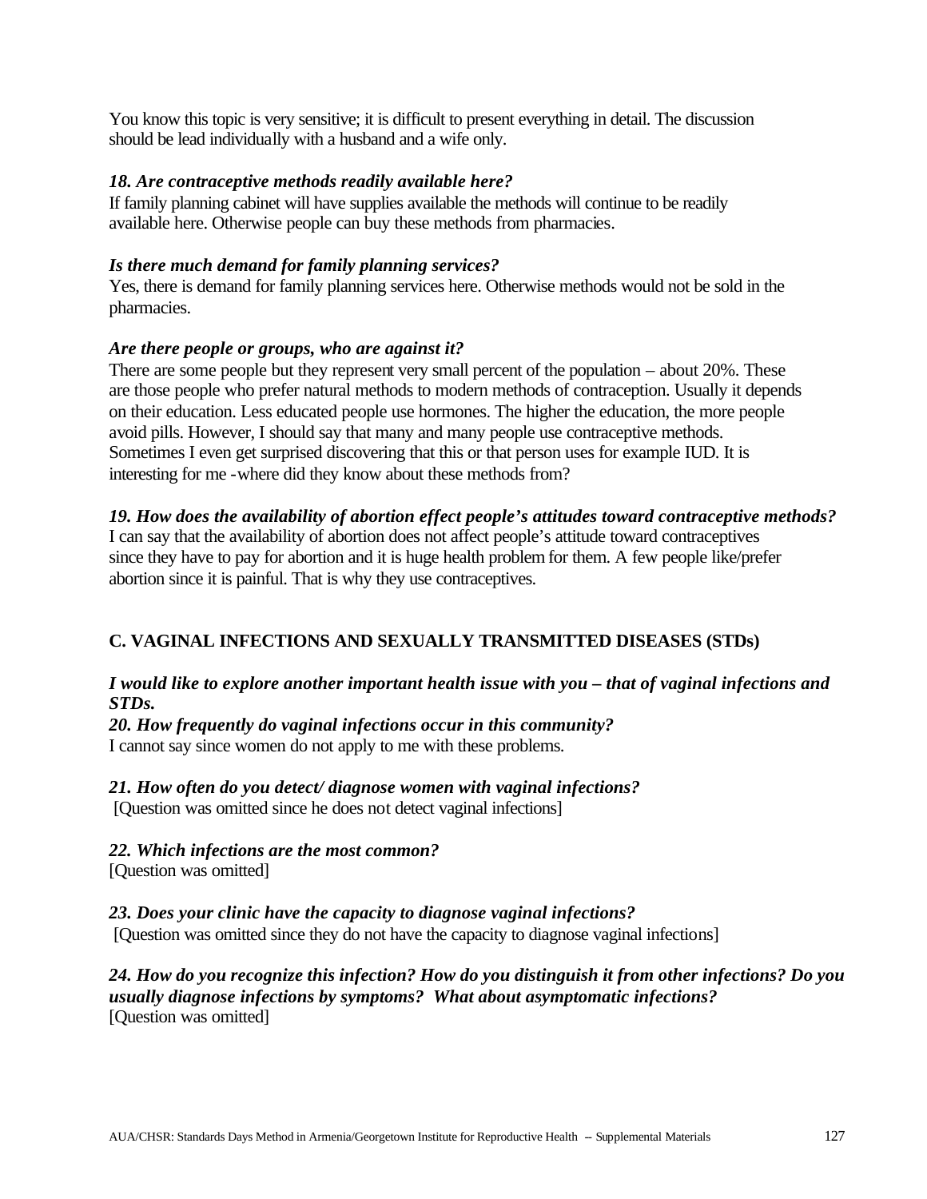You know this topic is very sensitive; it is difficult to present everything in detail. The discussion should be lead individually with a husband and a wife only.

***18. Are contraceptive methods readily available here?***
If family planning cabinet will have supplies available the methods will continue to be readily available here. Otherwise people can buy these methods from pharmacies.

***Is there much demand for family planning services?***
Yes, there is demand for family planning services here. Otherwise methods would not be sold in the pharmacies.

***Are there people or groups, who are against it?***
There are some people but they represent very small percent of the population – about 20%. These are those people who prefer natural methods to modern methods of contraception. Usually it depends on their education. Less educated people use hormones. The higher the education, the more people avoid pills. However, I should say that many and many people use contraceptive methods. Sometimes I even get surprised discovering that this or that person uses for example IUD. It is interesting for me -where did they know about these methods from?

***19. How does the availability of abortion effect people's attitudes toward contraceptive methods?***
I can say that the availability of abortion does not affect people's attitude toward contraceptives since they have to pay for abortion and it is huge health problem for them. A few people like/prefer abortion since it is painful. That is why they use contraceptives.

## C. VAGINAL INFECTIONS AND SEXUALLY TRANSMITTED DISEASES (STDs)

***I would like to explore another important health issue with you – that of vaginal infections and STDs.***
***20. How frequently do vaginal infections occur in this community?***
I cannot say since women do not apply to me with these problems.

***21. How often do you detect/ diagnose women with vaginal infections?***
[Question was omitted since he does not detect vaginal infections]

***22. Which infections are the most common?***
[Question was omitted]

***23. Does your clinic have the capacity to diagnose vaginal infections?***
[Question was omitted since they do not have the capacity to diagnose vaginal infections]

***24. How do you recognize this infection? How do you distinguish it from other infections? Do you usually diagnose infections by symptoms? What about asymptomatic infections?***
[Question was omitted]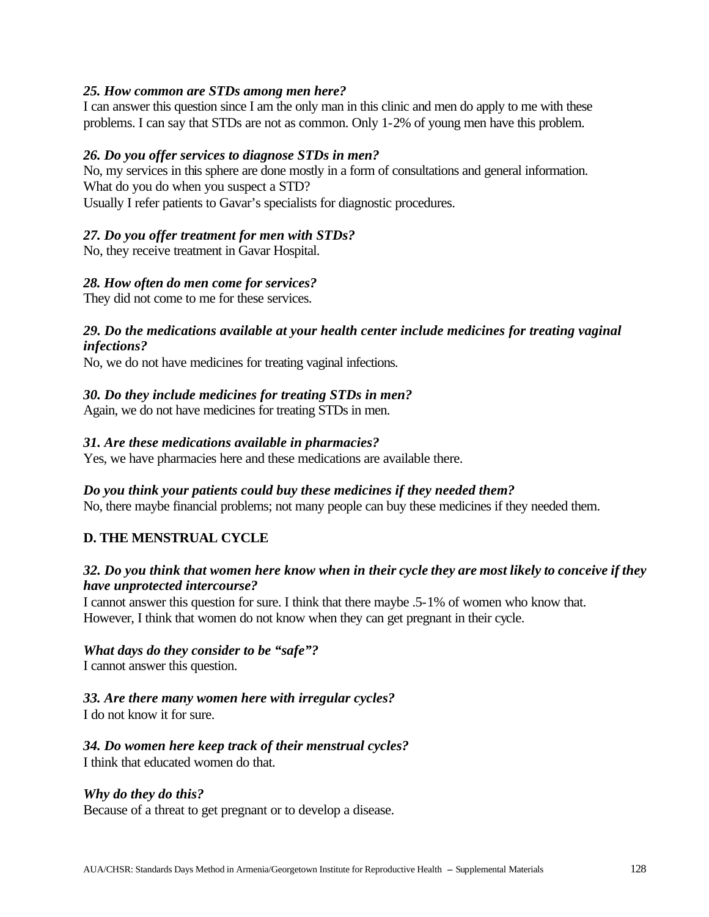***25. How common are STDs among men here?***
I can answer this question since I am the only man in this clinic and men do apply to me with these problems. I can say that STDs are not as common. Only 1-2% of young men have this problem.

***26. Do you offer services to diagnose STDs in men?***
No, my services in this sphere are done mostly in a form of consultations and general information.
What do you do when you suspect a STD?
Usually I refer patients to Gavar's specialists for diagnostic procedures.

***27. Do you offer treatment for men with STDs?***
No, they receive treatment in Gavar Hospital.

***28. How often do men come for services?***
They did not come to me for these services.

***29. Do the medications available at your health center include medicines for treating vaginal infections?***
No, we do not have medicines for treating vaginal infections.

***30. Do they include medicines for treating STDs in men?***
Again, we do not have medicines for treating STDs in men.

***31. Are these medications available in pharmacies?***
Yes, we have pharmacies here and these medications are available there.

***Do you think your patients could buy these medicines if they needed them?***
No, there maybe financial problems; not many people can buy these medicines if they needed them.

**D. THE MENSTRUAL CYCLE**

***32. Do you think that women here know when in their cycle they are most likely to conceive if they have unprotected intercourse?***
I cannot answer this question for sure. I think that there maybe .5-1% of women who know that. However, I think that women do not know when they can get pregnant in their cycle.

***What days do they consider to be "safe"?***
I cannot answer this question.

***33. Are there many women here with irregular cycles?***
I do not know it for sure.

***34. Do women here keep track of their menstrual cycles?***
I think that educated women do that.

***Why do they do this?***
Because of a threat to get pregnant or to develop a disease.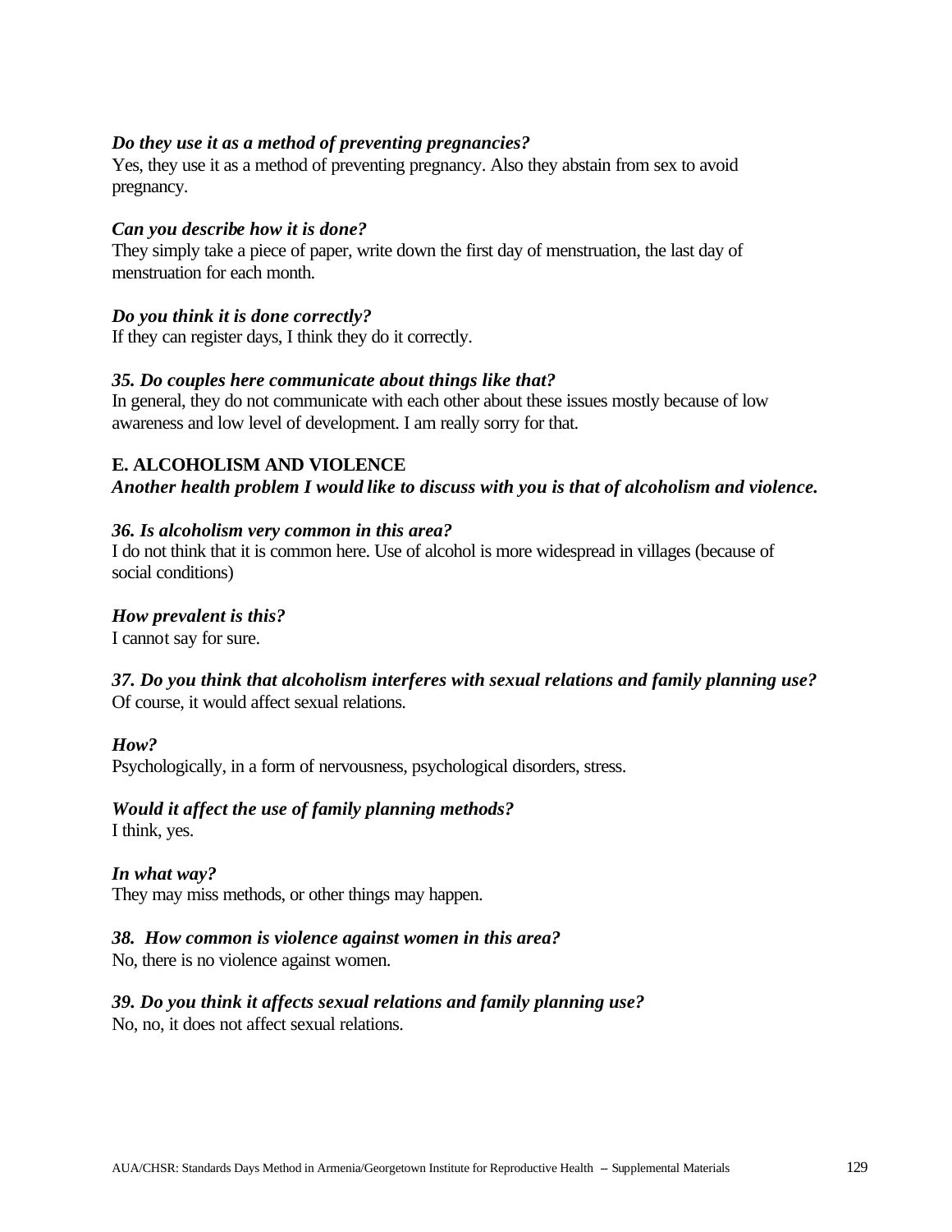***Do they use it as a method of preventing pregnancies?***
Yes, they use it as a method of preventing pregnancy. Also they abstain from sex to avoid pregnancy.

***Can you describe how it is done?***
They simply take a piece of paper, write down the first day of menstruation, the last day of menstruation for each month.

***Do you think it is done correctly?***
If they can register days, I think they do it correctly.

***35. Do couples here communicate about things like that?***
In general, they do not communicate with each other about these issues mostly because of low awareness and low level of development. I am really sorry for that.

**E. ALCOHOLISM AND VIOLENCE**
***Another health problem I would like to discuss with you is that of alcoholism and violence.***

***36. Is alcoholism very common in this area?***
I do not think that it is common here. Use of alcohol is more widespread in villages (because of social conditions)

***How prevalent is this?***
I cannot say for sure.

***37. Do you think that alcoholism interferes with sexual relations and family planning use?***
Of course, it would affect sexual relations.

***How?***
Psychologically, in a form of nervousness, psychological disorders, stress.

***Would it affect the use of family planning methods?***
I think, yes.

***In what way?***
They may miss methods, or other things may happen.

***38. How common is violence against women in this area?***
No, there is no violence against women.

***39. Do you think it affects sexual relations and family planning use?***
No, no, it does not affect sexual relations.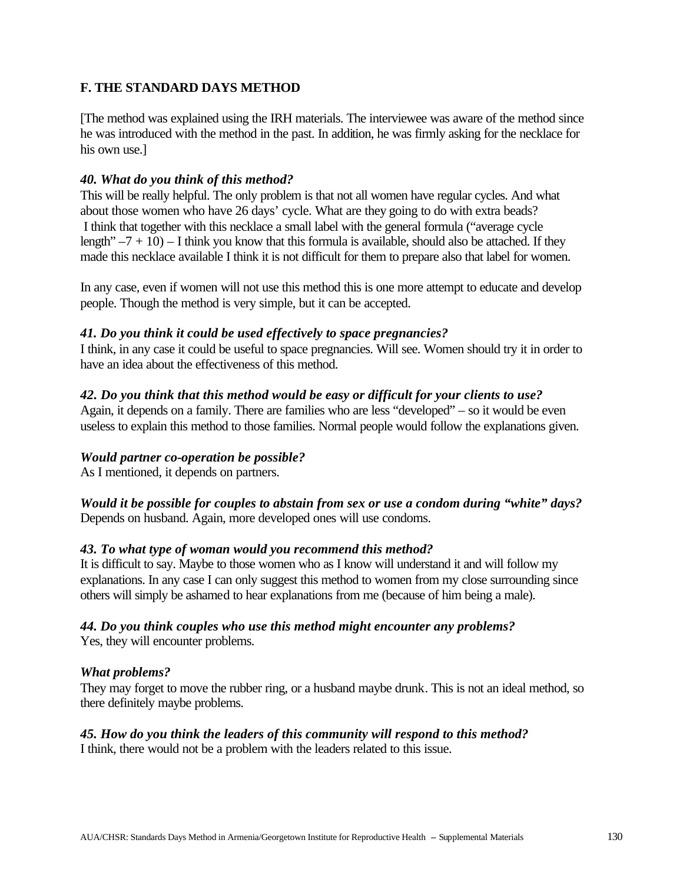## F. THE STANDARD DAYS METHOD

[The method was explained using the IRH materials. The interviewee was aware of the method since he was introduced with the method in the past. In addition, he was firmly asking for the necklace for his own use.]

***40. What do you think of this method?***
This will be really helpful. The only problem is that not all women have regular cycles. And what about those women who have 26 days' cycle. What are they going to do with extra beads?
I think that together with this necklace a small label with the general formula ("average cycle length" –7 + 10) – I think you know that this formula is available, should also be attached. If they made this necklace available I think it is not difficult for them to prepare also that label for women.

In any case, even if women will not use this method this is one more attempt to educate and develop people. Though the method is very simple, but it can be accepted.

***41. Do you think it could be used effectively to space pregnancies?***
I think, in any case it could be useful to space pregnancies. Will see. Women should try it in order to have an idea about the effectiveness of this method.

***42. Do you think that this method would be easy or difficult for your clients to use?***
Again, it depends on a family. There are families who are less "developed" – so it would be even useless to explain this method to those families. Normal people would follow the explanations given.

***Would partner co-operation be possible?***
As I mentioned, it depends on partners.

***Would it be possible for couples to abstain from sex or use a condom during "white" days?***
Depends on husband. Again, more developed ones will use condoms.

***43. To what type of woman would you recommend this method?***
It is difficult to say. Maybe to those women who as I know will understand it and will follow my explanations. In any case I can only suggest this method to women from my close surrounding since others will simply be ashamed to hear explanations from me (because of him being a male).

***44. Do you think couples who use this method might encounter any problems?***
Yes, they will encounter problems.

***What problems?***
They may forget to move the rubber ring, or a husband maybe drunk. This is not an ideal method, so there definitely maybe problems.

***45. How do you think the leaders of this community will respond to this method?***
I think, there would not be a problem with the leaders related to this issue.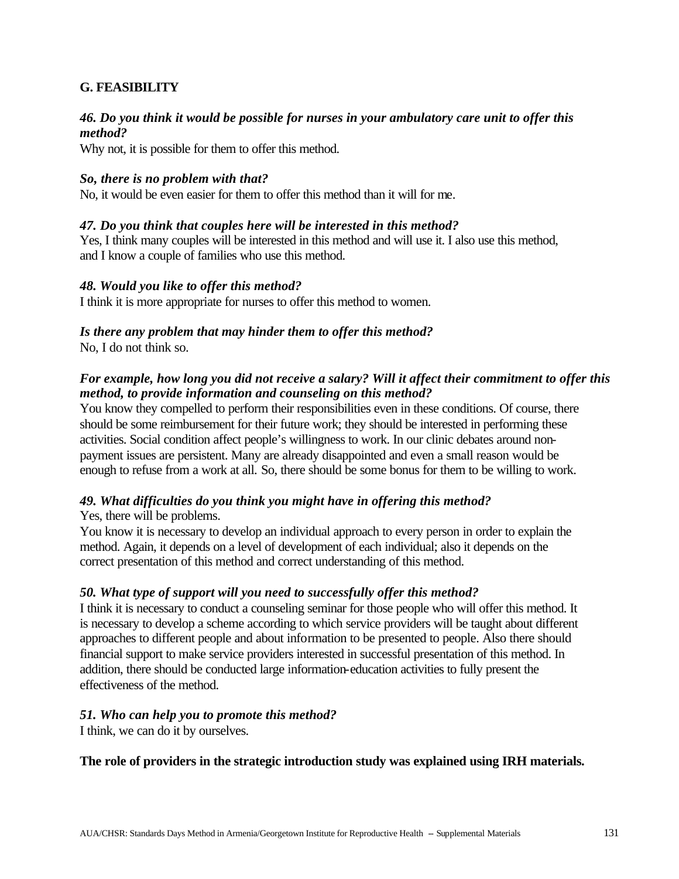### G. FEASIBILITY

***46. Do you think it would be possible for nurses in your ambulatory care unit to offer this method?***
Why not, it is possible for them to offer this method.

***So, there is no problem with that?***
No, it would be even easier for them to offer this method than it will for me.

***47. Do you think that couples here will be interested in this method?***
Yes, I think many couples will be interested in this method and will use it. I also use this method, and I know a couple of families who use this method.

***48. Would you like to offer this method?***
I think it is more appropriate for nurses to offer this method to women.

***Is there any problem that may hinder them to offer this method?***
No, I do not think so.

***For example, how long you did not receive a salary? Will it affect their commitment to offer this method, to provide information and counseling on this method?***
You know they compelled to perform their responsibilities even in these conditions. Of course, there should be some reimbursement for their future work; they should be interested in performing these activities. Social condition affect people's willingness to work. In our clinic debates around non-payment issues are persistent. Many are already disappointed and even a small reason would be enough to refuse from a work at all. So, there should be some bonus for them to be willing to work.

***49. What difficulties do you think you might have in offering this method?***
Yes, there will be problems.
You know it is necessary to develop an individual approach to every person in order to explain the method. Again, it depends on a level of development of each individual; also it depends on the correct presentation of this method and correct understanding of this method.

***50. What type of support will you need to successfully offer this method?***
I think it is necessary to conduct a counseling seminar for those people who will offer this method. It is necessary to develop a scheme according to which service providers will be taught about different approaches to different people and about information to be presented to people. Also there should financial support to make service providers interested in successful presentation of this method. In addition, there should be conducted large information-education activities to fully present the effectiveness of the method.

***51. Who can help you to promote this method?***
I think, we can do it by ourselves.

**The role of providers in the strategic introduction study was explained using IRH materials.**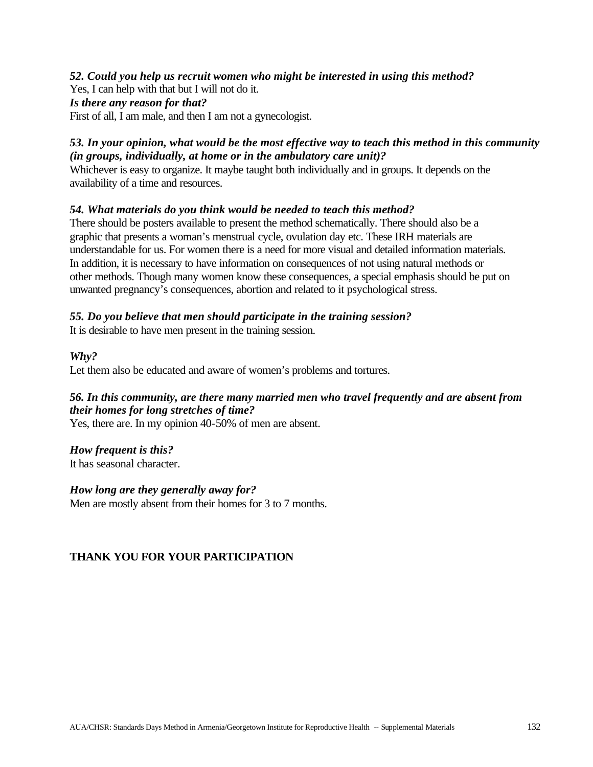***52. Could you help us recruit women who might be interested in using this method?***
Yes, I can help with that but I will not do it.
***Is there any reason for that?***
First of all, I am male, and then I am not a gynecologist.

***53. In your opinion, what would be the most effective way to teach this method in this community (in groups, individually, at home or in the ambulatory care unit)?***
Whichever is easy to organize. It maybe taught both individually and in groups. It depends on the availability of a time and resources.

***54. What materials do you think would be needed to teach this method?***
There should be posters available to present the method schematically. There should also be a graphic that presents a woman's menstrual cycle, ovulation day etc. These IRH materials are understandable for us. For women there is a need for more visual and detailed information materials. In addition, it is necessary to have information on consequences of not using natural methods or other methods. Though many women know these consequences, a special emphasis should be put on unwanted pregnancy's consequences, abortion and related to it psychological stress.

***55. Do you believe that men should participate in the training session?***
It is desirable to have men present in the training session.

***Why?***
Let them also be educated and aware of women's problems and tortures.

***56. In this community, are there many married men who travel frequently and are absent from their homes for long stretches of time?***
Yes, there are. In my opinion 40-50% of men are absent.

***How frequent is this?***
It has seasonal character.

***How long are they generally away for?***
Men are mostly absent from their homes for 3 to 7 months.

**THANK YOU FOR YOUR PARTICIPATION**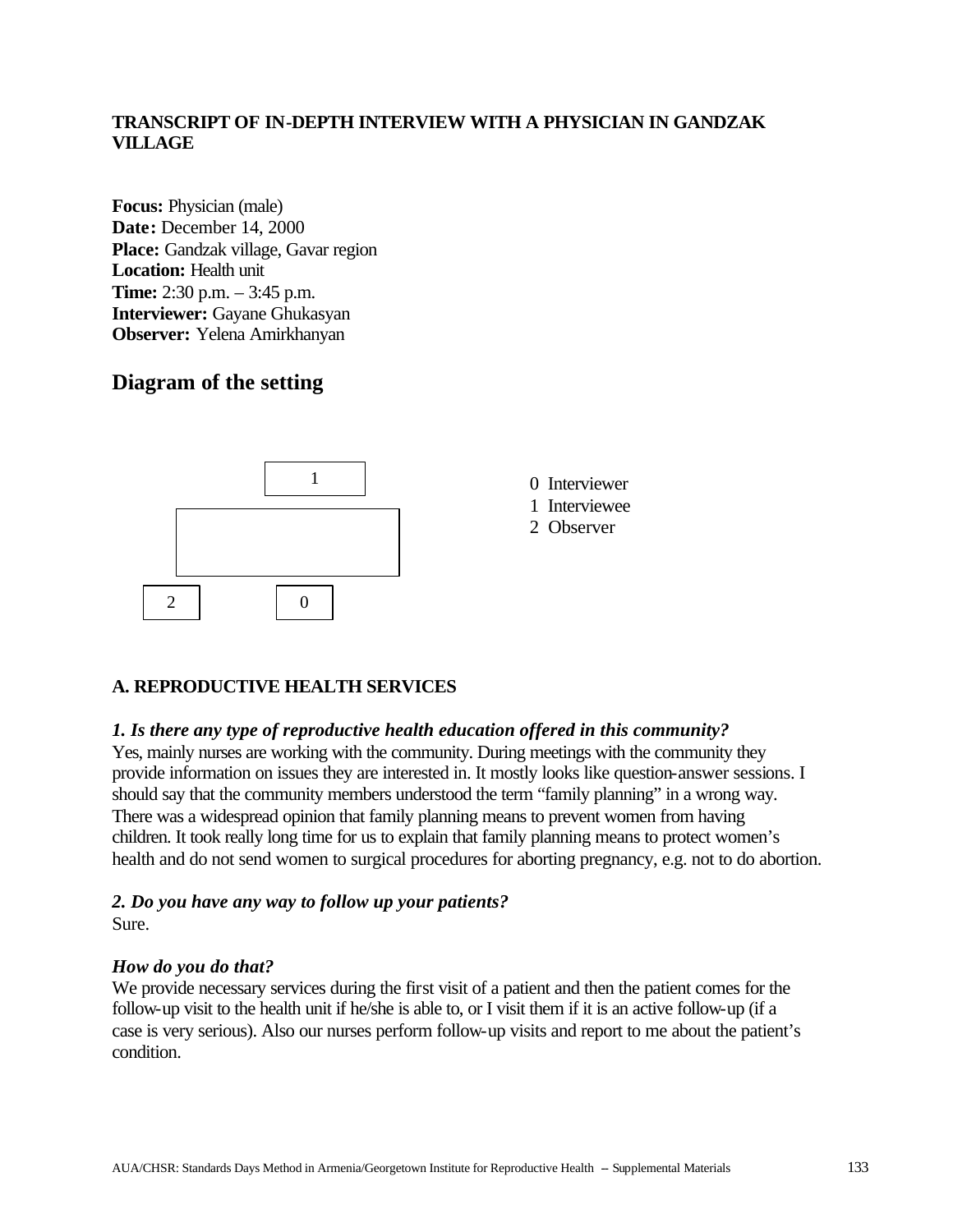**TRANSCRIPT OF IN-DEPTH INTERVIEW WITH A PHYSICIAN IN GANDZAK VILLAGE**

**Focus:** Physician (male)
**Date:** December 14, 2000
**Place:** Gandzak village, Gavar region
**Location:** Health unit
**Time:** 2:30 p.m. – 3:45 p.m.
**Interviewer:** Gayane Ghukasyan
**Observer:** Yelena Amirkhanyan

## Diagram of the setting

0 Interviewer
1 Interviewee
2 Observer

### A. REPRODUCTIVE HEALTH SERVICES

***1. Is there any type of reproductive health education offered in this community?***

Yes, mainly nurses are working with the community. During meetings with the community they provide information on issues they are interested in. It mostly looks like question-answer sessions. I should say that the community members understood the term "family planning" in a wrong way. There was a widespread opinion that family planning means to prevent women from having children. It took really long time for us to explain that family planning means to protect women's health and do not send women to surgical procedures for aborting pregnancy, e.g. not to do abortion.

***2. Do you have any way to follow up your patients?***

Sure.

***How do you do that?***

We provide necessary services during the first visit of a patient and then the patient comes for the follow-up visit to the health unit if he/she is able to, or I visit them if it is an active follow-up (if a case is very serious). Also our nurses perform follow-up visits and report to me about the patient's condition.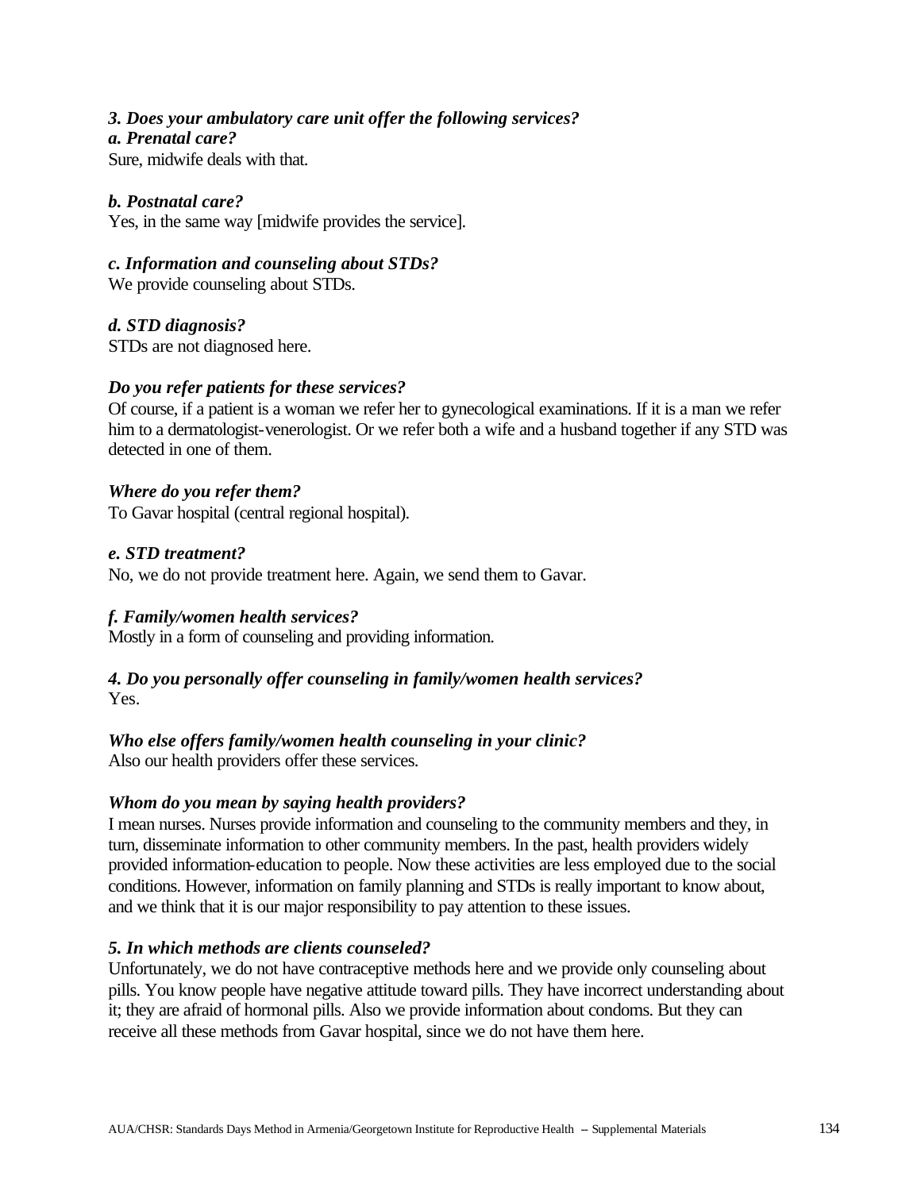***3. Does your ambulatory care unit offer the following services?***
***a. Prenatal care?***
Sure, midwife deals with that.

***b. Postnatal care?***
Yes, in the same way [midwife provides the service].

***c. Information and counseling about STDs?***
We provide counseling about STDs.

***d. STD diagnosis?***
STDs are not diagnosed here.

***Do you refer patients for these services?***
Of course, if a patient is a woman we refer her to gynecological examinations. If it is a man we refer him to a dermatologist-venerologist. Or we refer both a wife and a husband together if any STD was detected in one of them.

***Where do you refer them?***
To Gavar hospital (central regional hospital).

***e. STD treatment?***
No, we do not provide treatment here. Again, we send them to Gavar.

***f. Family/women health services?***
Mostly in a form of counseling and providing information.

***4. Do you personally offer counseling in family/women health services?***
Yes.

***Who else offers family/women health counseling in your clinic?***
Also our health providers offer these services.

***Whom do you mean by saying health providers?***
I mean nurses. Nurses provide information and counseling to the community members and they, in turn, disseminate information to other community members. In the past, health providers widely provided information-education to people. Now these activities are less employed due to the social conditions. However, information on family planning and STDs is really important to know about, and we think that it is our major responsibility to pay attention to these issues.

***5. In which methods are clients counseled?***
Unfortunately, we do not have contraceptive methods here and we provide only counseling about pills. You know people have negative attitude toward pills. They have incorrect understanding about it; they are afraid of hormonal pills. Also we provide information about condoms. But they can receive all these methods from Gavar hospital, since we do not have them here.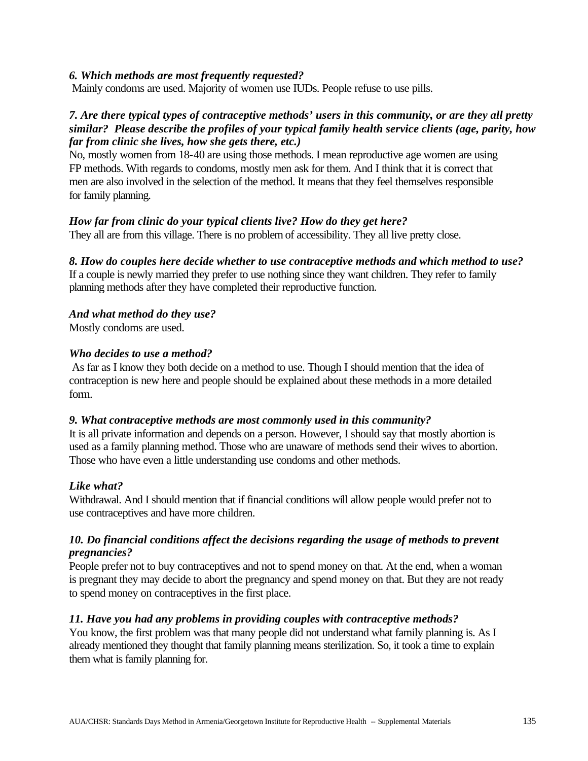***6. Which methods are most frequently requested?***

Mainly condoms are used. Majority of women use IUDs. People refuse to use pills.

***7. Are there typical types of contraceptive methods' users in this community, or are they all pretty similar? Please describe the profiles of your typical family health service clients (age, parity, how far from clinic she lives, how she gets there, etc.)***

No, mostly women from 18-40 are using those methods. I mean reproductive age women are using FP methods. With regards to condoms, mostly men ask for them. And I think that it is correct that men are also involved in the selection of the method. It means that they feel themselves responsible for family planning.

***How far from clinic do your typical clients live? How do they get here?***

They all are from this village. There is no problem of accessibility. They all live pretty close.

***8. How do couples here decide whether to use contraceptive methods and which method to use?***

If a couple is newly married they prefer to use nothing since they want children. They refer to family planning methods after they have completed their reproductive function.

***And what method do they use?***

Mostly condoms are used.

***Who decides to use a method?***

As far as I know they both decide on a method to use. Though I should mention that the idea of contraception is new here and people should be explained about these methods in a more detailed form.

***9. What contraceptive methods are most commonly used in this community?***

It is all private information and depends on a person. However, I should say that mostly abortion is used as a family planning method. Those who are unaware of methods send their wives to abortion. Those who have even a little understanding use condoms and other methods.

***Like what?***

Withdrawal. And I should mention that if financial conditions will allow people would prefer not to use contraceptives and have more children.

***10. Do financial conditions affect the decisions regarding the usage of methods to prevent pregnancies?***

People prefer not to buy contraceptives and not to spend money on that. At the end, when a woman is pregnant they may decide to abort the pregnancy and spend money on that. But they are not ready to spend money on contraceptives in the first place.

***11. Have you had any problems in providing couples with contraceptive methods?***

You know, the first problem was that many people did not understand what family planning is. As I already mentioned they thought that family planning means sterilization. So, it took a time to explain them what is family planning for.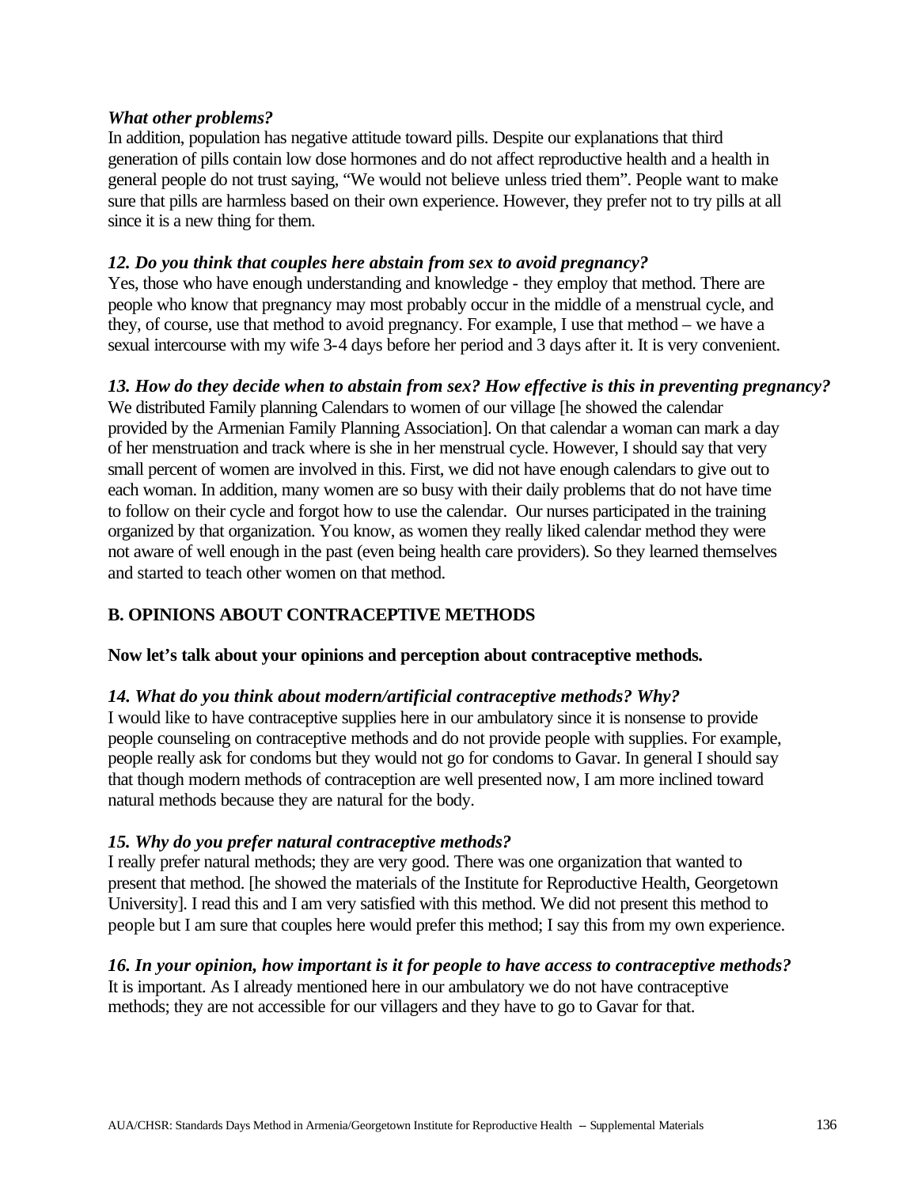***What other problems?***

In addition, population has negative attitude toward pills. Despite our explanations that third generation of pills contain low dose hormones and do not affect reproductive health and a health in general people do not trust saying, "We would not believe unless tried them". People want to make sure that pills are harmless based on their own experience. However, they prefer not to try pills at all since it is a new thing for them.

***12. Do you think that couples here abstain from sex to avoid pregnancy?***

Yes, those who have enough understanding and knowledge - they employ that method. There are people who know that pregnancy may most probably occur in the middle of a menstrual cycle, and they, of course, use that method to avoid pregnancy. For example, I use that method – we have a sexual intercourse with my wife 3-4 days before her period and 3 days after it. It is very convenient.

***13. How do they decide when to abstain from sex? How effective is this in preventing pregnancy?***

We distributed Family planning Calendars to women of our village [he showed the calendar provided by the Armenian Family Planning Association]. On that calendar a woman can mark a day of her menstruation and track where is she in her menstrual cycle. However, I should say that very small percent of women are involved in this. First, we did not have enough calendars to give out to each woman. In addition, many women are so busy with their daily problems that do not have time to follow on their cycle and forgot how to use the calendar. Our nurses participated in the training organized by that organization. You know, as women they really liked calendar method they were not aware of well enough in the past (even being health care providers). So they learned themselves and started to teach other women on that method.

**B. OPINIONS ABOUT CONTRACEPTIVE METHODS**

**Now let's talk about your opinions and perception about contraceptive methods.**

***14. What do you think about modern/artificial contraceptive methods? Why?***

I would like to have contraceptive supplies here in our ambulatory since it is nonsense to provide people counseling on contraceptive methods and do not provide people with supplies. For example, people really ask for condoms but they would not go for condoms to Gavar. In general I should say that though modern methods of contraception are well presented now, I am more inclined toward natural methods because they are natural for the body.

***15. Why do you prefer natural contraceptive methods?***

I really prefer natural methods; they are very good. There was one organization that wanted to present that method. [he showed the materials of the Institute for Reproductive Health, Georgetown University]. I read this and I am very satisfied with this method. We did not present this method to people but I am sure that couples here would prefer this method; I say this from my own experience.

***16. In your opinion, how important is it for people to have access to contraceptive methods?***

It is important. As I already mentioned here in our ambulatory we do not have contraceptive methods; they are not accessible for our villagers and they have to go to Gavar for that.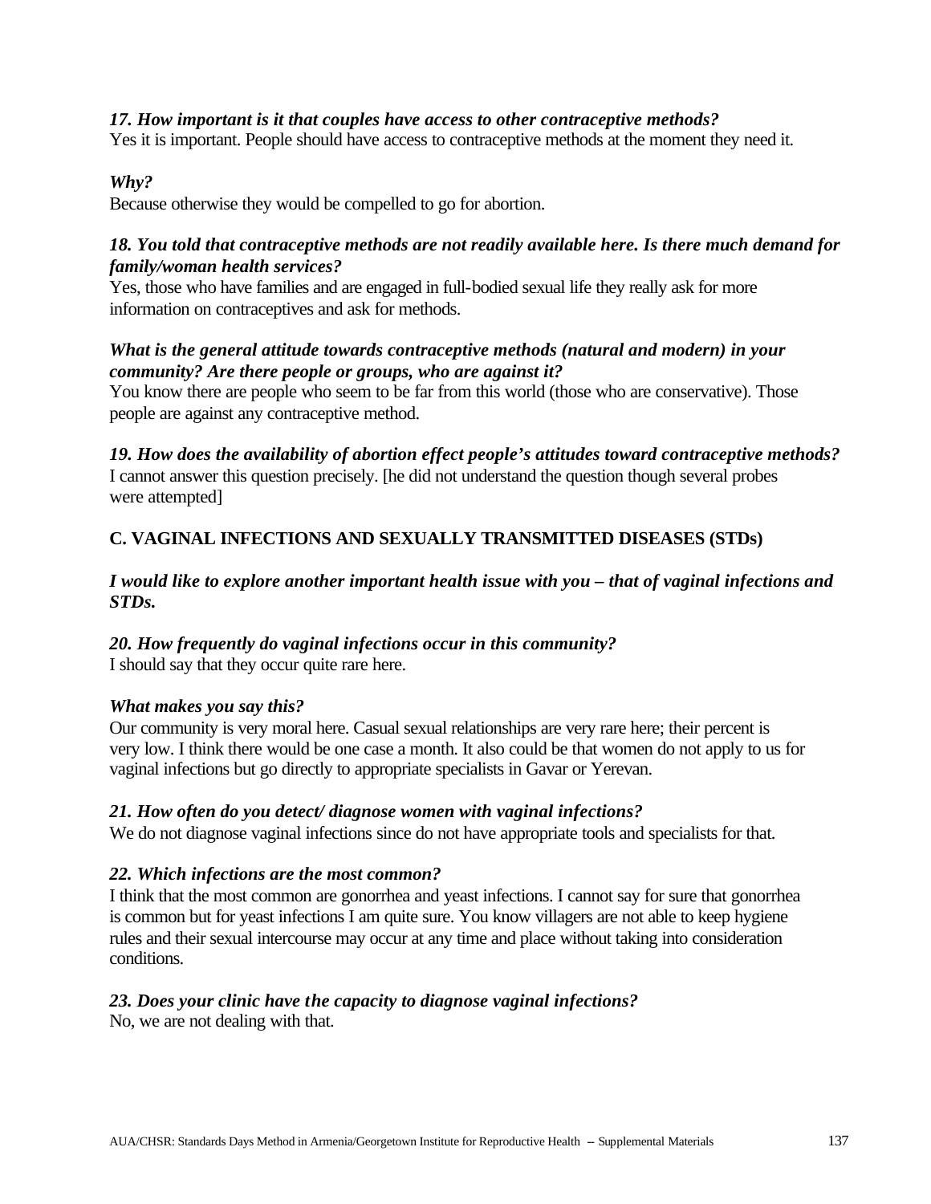***17. How important is it that couples have access to other contraceptive methods?***
Yes it is important. People should have access to contraceptive methods at the moment they need it.

***Why?***
Because otherwise they would be compelled to go for abortion.

***18. You told that contraceptive methods are not readily available here. Is there much demand for family/woman health services?***
Yes, those who have families and are engaged in full-bodied sexual life they really ask for more information on contraceptives and ask for methods.

***What is the general attitude towards contraceptive methods (natural and modern) in your community? Are there people or groups, who are against it?***
You know there are people who seem to be far from this world (those who are conservative). Those people are against any contraceptive method.

***19. How does the availability of abortion effect people's attitudes toward contraceptive methods?***
I cannot answer this question precisely. [he did not understand the question though several probes were attempted]

## C. VAGINAL INFECTIONS AND SEXUALLY TRANSMITTED DISEASES (STDs)

***I would like to explore another important health issue with you – that of vaginal infections and STDs.***

***20. How frequently do vaginal infections occur in this community?***
I should say that they occur quite rare here.

***What makes you say this?***
Our community is very moral here. Casual sexual relationships are very rare here; their percent is very low. I think there would be one case a month. It also could be that women do not apply to us for vaginal infections but go directly to appropriate specialists in Gavar or Yerevan.

***21. How often do you detect/ diagnose women with vaginal infections?***
We do not diagnose vaginal infections since do not have appropriate tools and specialists for that.

***22. Which infections are the most common?***
I think that the most common are gonorrhea and yeast infections. I cannot say for sure that gonorrhea is common but for yeast infections I am quite sure. You know villagers are not able to keep hygiene rules and their sexual intercourse may occur at any time and place without taking into consideration conditions.

***23. Does your clinic have the capacity to diagnose vaginal infections?***
No, we are not dealing with that.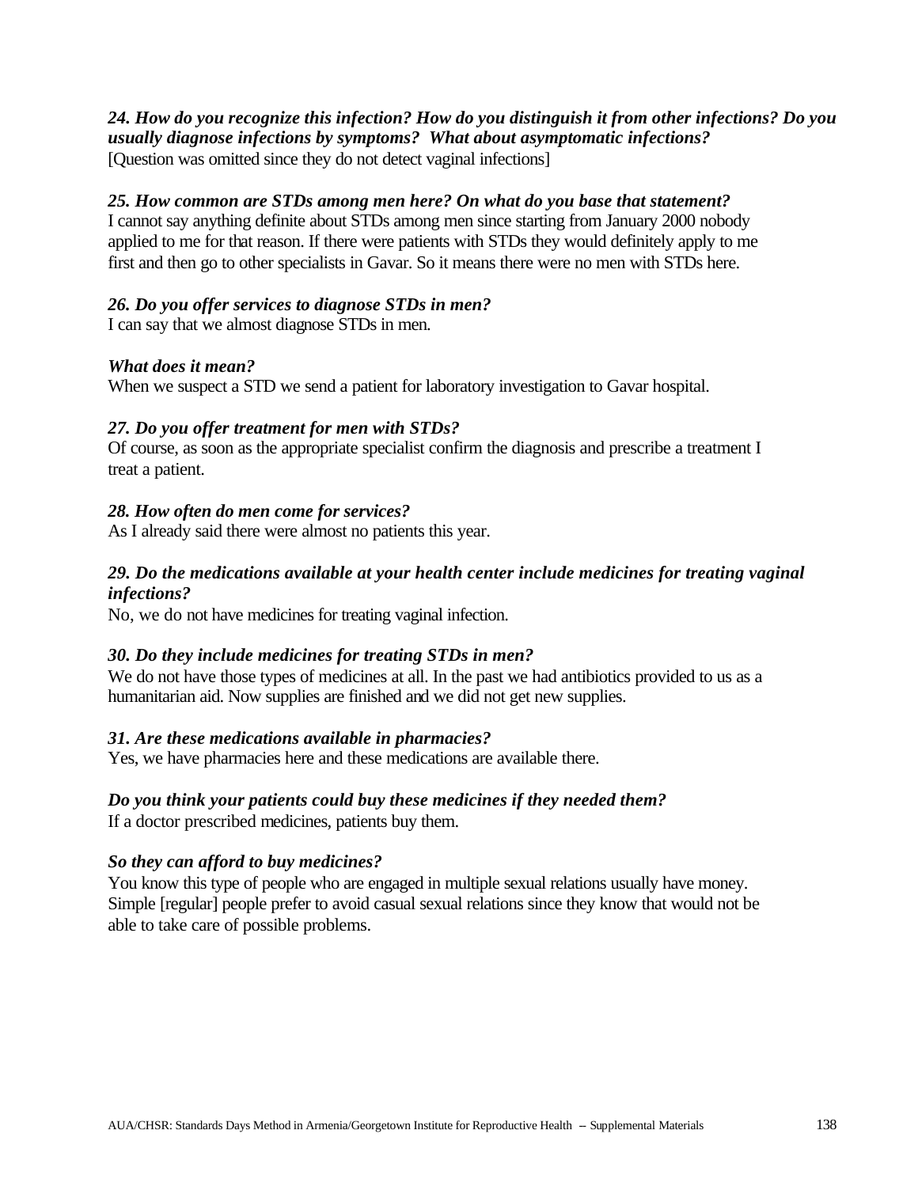***24. How do you recognize this infection? How do you distinguish it from other infections? Do you usually diagnose infections by symptoms?  What about asymptomatic infections?***
[Question was omitted since they do not detect vaginal infections]

***25. How common are STDs among men here? On what do you base that statement?***
I cannot say anything definite about STDs among men since starting from January 2000 nobody applied to me for that reason. If there were patients with STDs they would definitely apply to me first and then go to other specialists in Gavar. So it means there were no men with STDs here.

***26. Do you offer services to diagnose STDs in men?***
I can say that we almost diagnose STDs in men.

***What does it mean?***
When we suspect a STD we send a patient for laboratory investigation to Gavar hospital.

***27. Do you offer treatment for men with STDs?***
Of course, as soon as the appropriate specialist confirm the diagnosis and prescribe a treatment I treat a patient.

***28. How often do men come for services?***
As I already said there were almost no patients this year.

***29. Do the medications available at your health center include medicines for treating vaginal infections?***
No, we do not have medicines for treating vaginal infection.

***30. Do they include medicines for treating STDs in men?***
We do not have those types of medicines at all. In the past we had antibiotics provided to us as a humanitarian aid. Now supplies are finished and we did not get new supplies.

***31. Are these medications available in pharmacies?***
Yes, we have pharmacies here and these medications are available there.

***Do you think your patients could buy these medicines if they needed them?***
If a doctor prescribed medicines, patients buy them.

***So they can afford to buy medicines?***
You know this type of people who are engaged in multiple sexual relations usually have money. Simple [regular] people prefer to avoid casual sexual relations since they know that would not be able to take care of possible problems.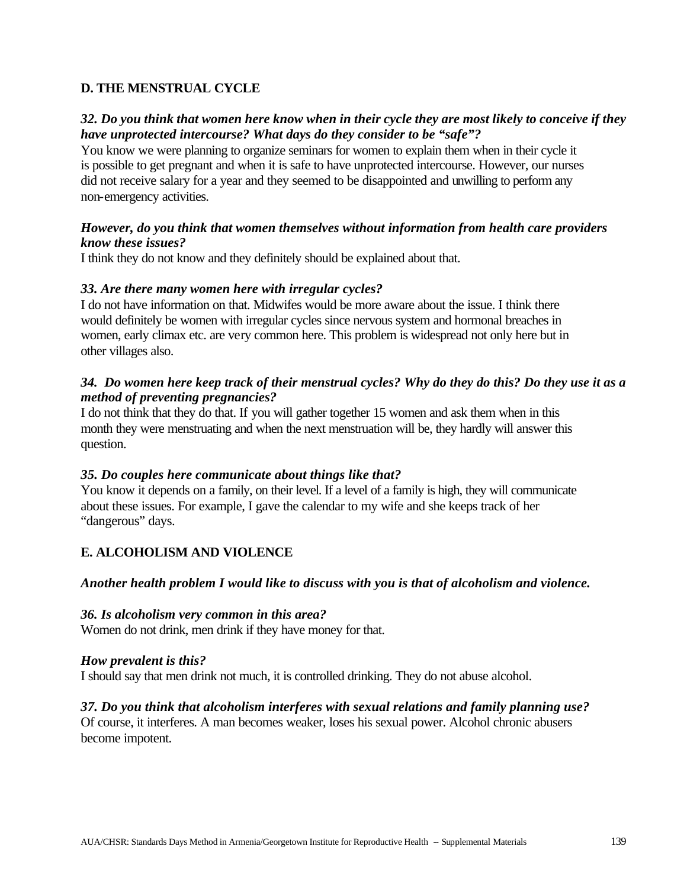## D. THE MENSTRUAL CYCLE

***32. Do you think that women here know when in their cycle they are most likely to conceive if they have unprotected intercourse? What days do they consider to be "safe"?***

You know we were planning to organize seminars for women to explain them when in their cycle it is possible to get pregnant and when it is safe to have unprotected intercourse. However, our nurses did not receive salary for a year and they seemed to be disappointed and unwilling to perform any non-emergency activities.

***However, do you think that women themselves without information from health care providers know these issues?***

I think they do not know and they definitely should be explained about that.

***33. Are there many women here with irregular cycles?***

I do not have information on that. Midwifes would be more aware about the issue. I think there would definitely be women with irregular cycles since nervous system and hormonal breaches in women, early climax etc. are very common here. This problem is widespread not only here but in other villages also.

***34. Do women here keep track of their menstrual cycles? Why do they do this? Do they use it as a method of preventing pregnancies?***

I do not think that they do that. If you will gather together 15 women and ask them when in this month they were menstruating and when the next menstruation will be, they hardly will answer this question.

***35. Do couples here communicate about things like that?***

You know it depends on a family, on their level. If a level of a family is high, they will communicate about these issues. For example, I gave the calendar to my wife and she keeps track of her "dangerous" days.

## E. ALCOHOLISM AND VIOLENCE

***Another health problem I would like to discuss with you is that of alcoholism and violence.***

***36. Is alcoholism very common in this area?***

Women do not drink, men drink if they have money for that.

***How prevalent is this?***

I should say that men drink not much, it is controlled drinking. They do not abuse alcohol.

***37. Do you think that alcoholism interferes with sexual relations and family planning use?***

Of course, it interferes. A man becomes weaker, loses his sexual power. Alcohol chronic abusers become impotent.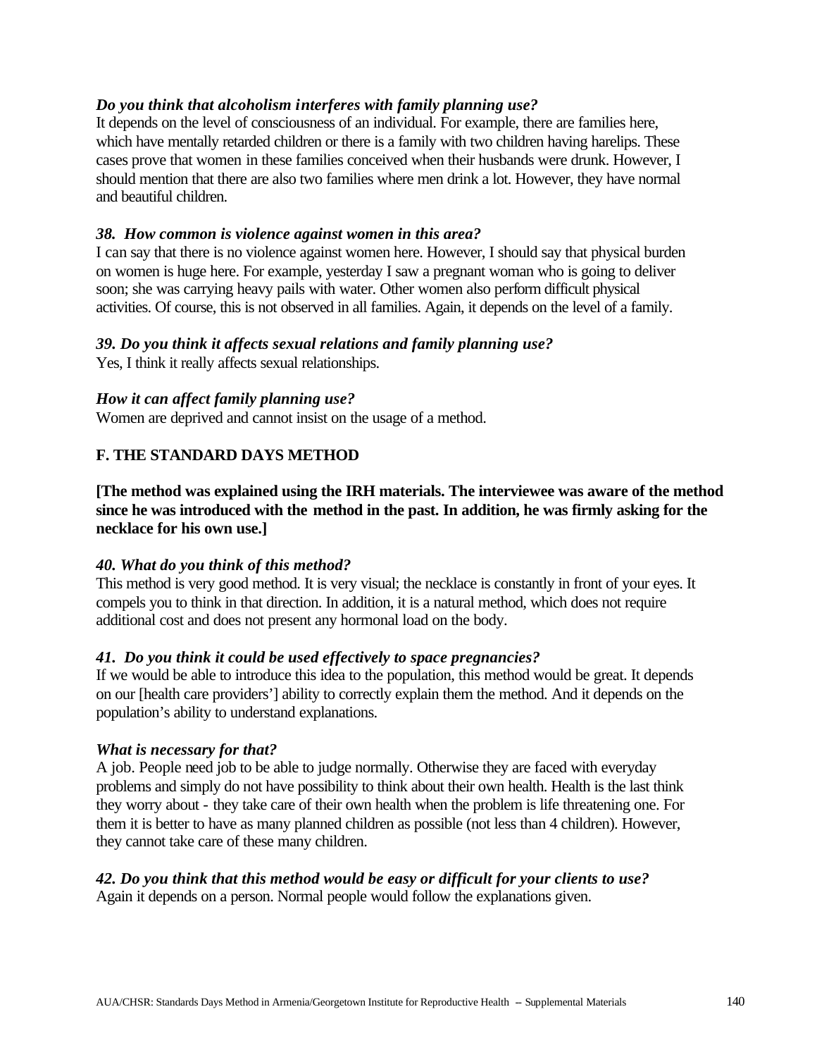***Do you think that alcoholism interferes with family planning use?***
It depends on the level of consciousness of an individual. For example, there are families here, which have mentally retarded children or there is a family with two children having harelips. These cases prove that women in these families conceived when their husbands were drunk. However, I should mention that there are also two families where men drink a lot. However, they have normal and beautiful children.

***38. How common is violence against women in this area?***
I can say that there is no violence against women here. However, I should say that physical burden on women is huge here. For example, yesterday I saw a pregnant woman who is going to deliver soon; she was carrying heavy pails with water. Other women also perform difficult physical activities. Of course, this is not observed in all families. Again, it depends on the level of a family.

***39. Do you think it affects sexual relations and family planning use?***
Yes, I think it really affects sexual relationships.

***How it can affect family planning use?***
Women are deprived and cannot insist on the usage of a method.

**F. THE STANDARD DAYS METHOD**

**[The method was explained using the IRH materials. The interviewee was aware of the method since he was introduced with the method in the past. In addition, he was firmly asking for the necklace for his own use.]**

***40. What do you think of this method?***
This method is very good method. It is very visual; the necklace is constantly in front of your eyes. It compels you to think in that direction. In addition, it is a natural method, which does not require additional cost and does not present any hormonal load on the body.

***41. Do you think it could be used effectively to space pregnancies?***
If we would be able to introduce this idea to the population, this method would be great. It depends on our [health care providers'] ability to correctly explain them the method. And it depends on the population's ability to understand explanations.

***What is necessary for that?***
A job. People need job to be able to judge normally. Otherwise they are faced with everyday problems and simply do not have possibility to think about their own health. Health is the last think they worry about - they take care of their own health when the problem is life threatening one. For them it is better to have as many planned children as possible (not less than 4 children). However, they cannot take care of these many children.

***42. Do you think that this method would be easy or difficult for your clients to use?***
Again it depends on a person. Normal people would follow the explanations given.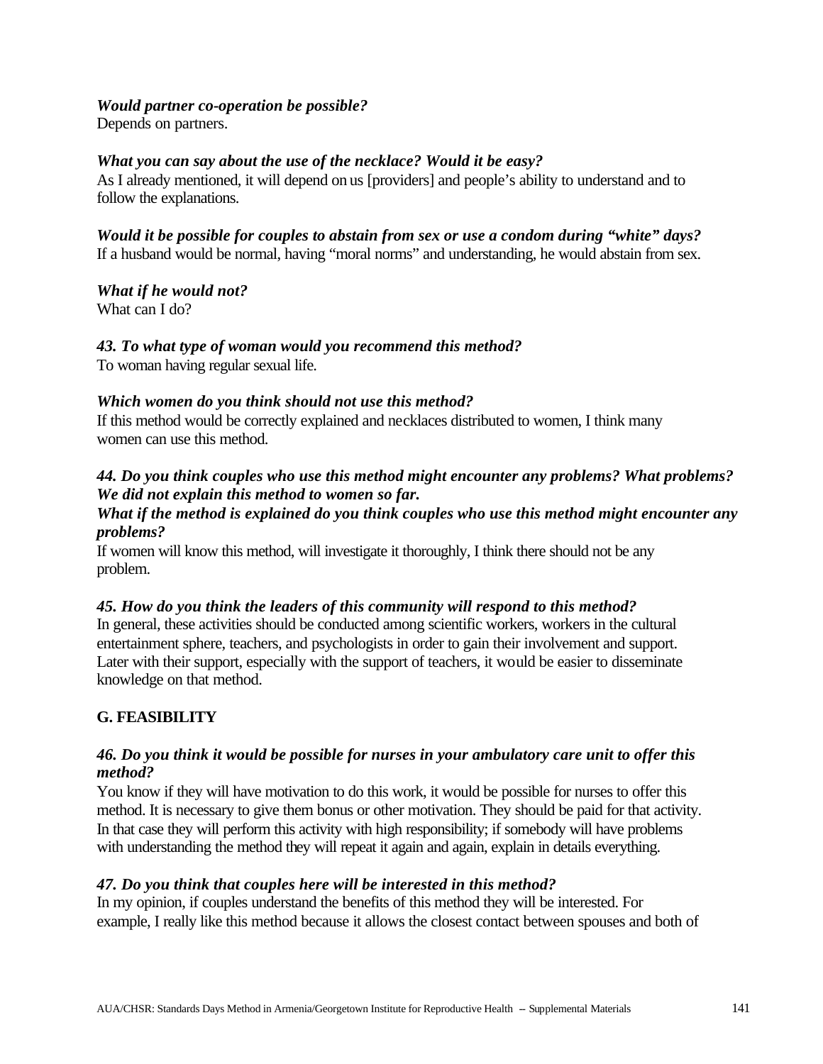***Would partner co-operation be possible?***
Depends on partners.

***What you can say about the use of the necklace? Would it be easy?***
As I already mentioned, it will depend on us [providers] and people's ability to understand and to follow the explanations.

***Would it be possible for couples to abstain from sex or use a condom during "white" days?***
If a husband would be normal, having "moral norms" and understanding, he would abstain from sex.

***What if he would not?***
What can I do?

***43. To what type of woman would you recommend this method?***
To woman having regular sexual life.

***Which women do you think should not use this method?***
If this method would be correctly explained and necklaces distributed to women, I think many women can use this method.

***44. Do you think couples who use this method might encounter any problems? What problems? We did not explain this method to women so far.***
***What if the method is explained do you think couples who use this method might encounter any problems?***
If women will know this method, will investigate it thoroughly, I think there should not be any problem.

***45. How do you think the leaders of this community will respond to this method?***
In general, these activities should be conducted among scientific workers, workers in the cultural entertainment sphere, teachers, and psychologists in order to gain their involvement and support. Later with their support, especially with the support of teachers, it would be easier to disseminate knowledge on that method.

## G. FEASIBILITY

***46. Do you think it would be possible for nurses in your ambulatory care unit to offer this method?***
You know if they will have motivation to do this work, it would be possible for nurses to offer this method. It is necessary to give them bonus or other motivation. They should be paid for that activity. In that case they will perform this activity with high responsibility; if somebody will have problems with understanding the method they will repeat it again and again, explain in details everything.

***47. Do you think that couples here will be interested in this method?***
In my opinion, if couples understand the benefits of this method they will be interested. For example, I really like this method because it allows the closest contact between spouses and both of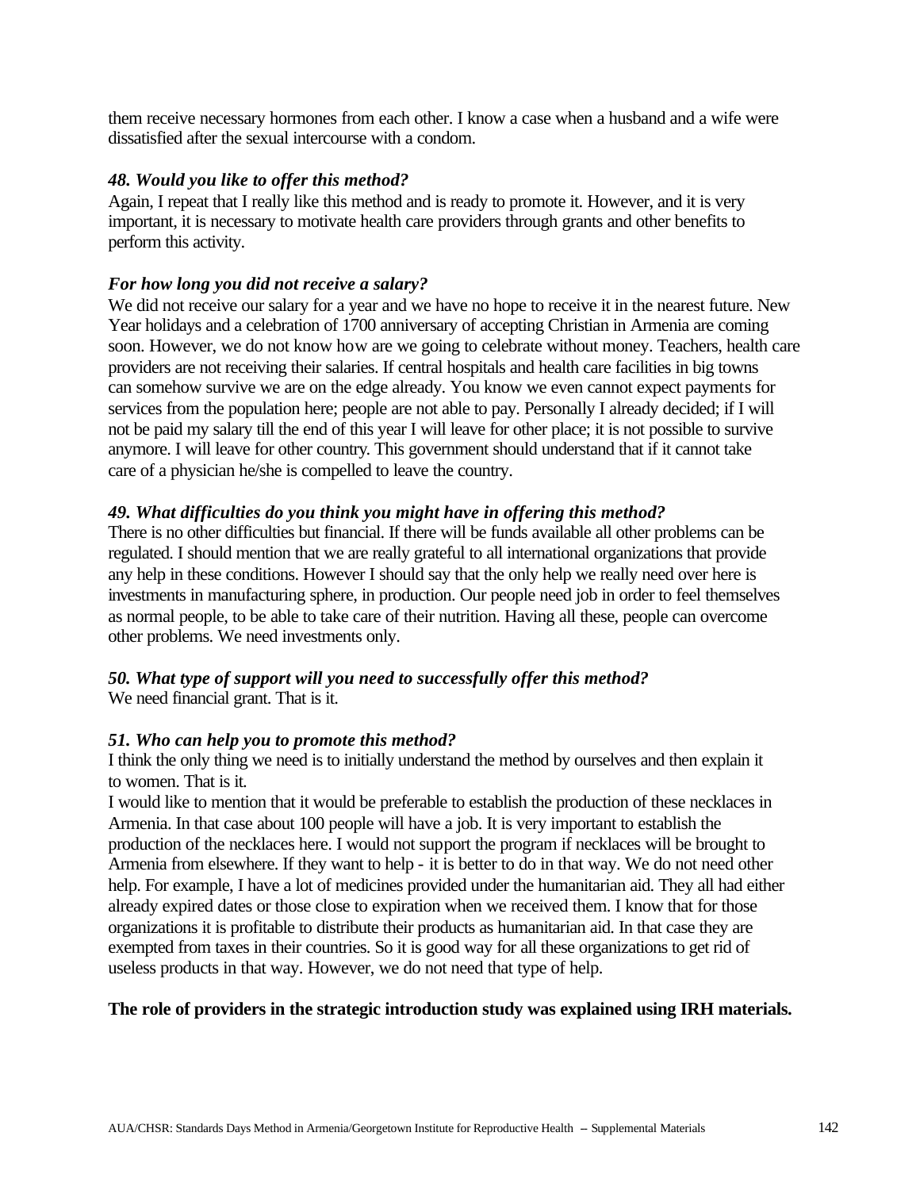them receive necessary hormones from each other. I know a case when a husband and a wife were dissatisfied after the sexual intercourse with a condom.

***48. Would you like to offer this method?***

Again, I repeat that I really like this method and is ready to promote it. However, and it is very important, it is necessary to motivate health care providers through grants and other benefits to perform this activity.

***For how long you did not receive a salary?***

We did not receive our salary for a year and we have no hope to receive it in the nearest future. New Year holidays and a celebration of 1700 anniversary of accepting Christian in Armenia are coming soon. However, we do not know how are we going to celebrate without money. Teachers, health care providers are not receiving their salaries. If central hospitals and health care facilities in big towns can somehow survive we are on the edge already. You know we even cannot expect payments for services from the population here; people are not able to pay. Personally I already decided; if I will not be paid my salary till the end of this year I will leave for other place; it is not possible to survive anymore. I will leave for other country. This government should understand that if it cannot take care of a physician he/she is compelled to leave the country.

***49. What difficulties do you think you might have in offering this method?***

There is no other difficulties but financial. If there will be funds available all other problems can be regulated. I should mention that we are really grateful to all international organizations that provide any help in these conditions. However I should say that the only help we really need over here is investments in manufacturing sphere, in production. Our people need job in order to feel themselves as normal people, to be able to take care of their nutrition. Having all these, people can overcome other problems. We need investments only.

***50. What type of support will you need to successfully offer this method?***

We need financial grant. That is it.

***51. Who can help you to promote this method?***

I think the only thing we need is to initially understand the method by ourselves and then explain it to women. That is it.

I would like to mention that it would be preferable to establish the production of these necklaces in Armenia. In that case about 100 people will have a job. It is very important to establish the production of the necklaces here. I would not support the program if necklaces will be brought to Armenia from elsewhere. If they want to help - it is better to do in that way. We do not need other help. For example, I have a lot of medicines provided under the humanitarian aid. They all had either already expired dates or those close to expiration when we received them. I know that for those organizations it is profitable to distribute their products as humanitarian aid. In that case they are exempted from taxes in their countries. So it is good way for all these organizations to get rid of useless products in that way. However, we do not need that type of help.

**The role of providers in the strategic introduction study was explained using IRH materials.**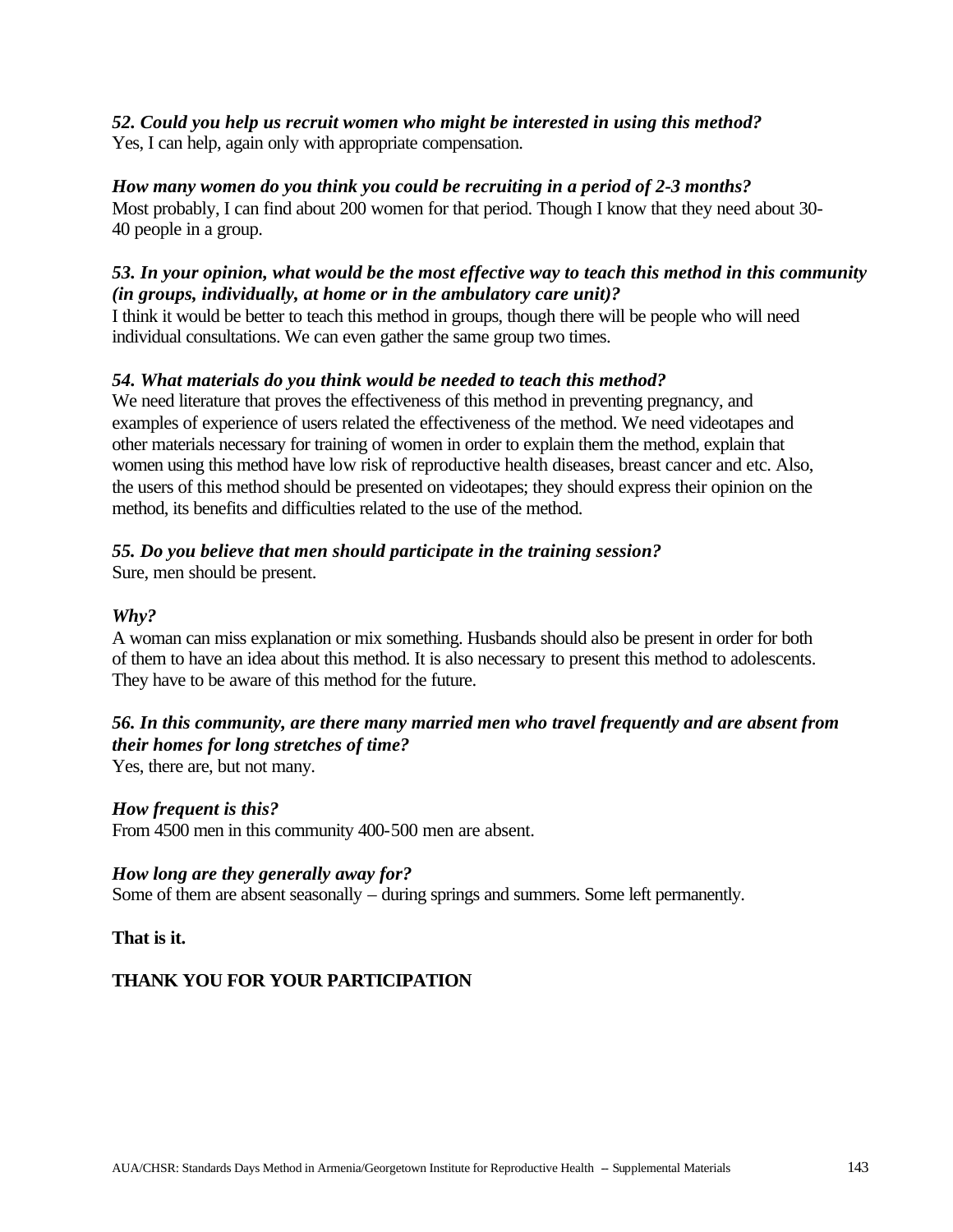***52. Could you help us recruit women who might be interested in using this method?***
Yes, I can help, again only with appropriate compensation.

***How many women do you think you could be recruiting in a period of 2-3 months?***
Most probably, I can find about 200 women for that period. Though I know that they need about 30-40 people in a group.

***53. In your opinion, what would be the most effective way to teach this method in this community (in groups, individually, at home or in the ambulatory care unit)?***
I think it would be better to teach this method in groups, though there will be people who will need individual consultations. We can even gather the same group two times.

***54. What materials do you think would be needed to teach this method?***
We need literature that proves the effectiveness of this method in preventing pregnancy, and examples of experience of users related the effectiveness of the method. We need videotapes and other materials necessary for training of women in order to explain them the method, explain that women using this method have low risk of reproductive health diseases, breast cancer and etc. Also, the users of this method should be presented on videotapes; they should express their opinion on the method, its benefits and difficulties related to the use of the method.

***55. Do you believe that men should participate in the training session?***
Sure, men should be present.

***Why?***
A woman can miss explanation or mix something. Husbands should also be present in order for both of them to have an idea about this method. It is also necessary to present this method to adolescents. They have to be aware of this method for the future.

***56. In this community, are there many married men who travel frequently and are absent from their homes for long stretches of time?***
Yes, there are, but not many.

***How frequent is this?***
From 4500 men in this community 400-500 men are absent.

***How long are they generally away for?***
Some of them are absent seasonally – during springs and summers. Some left permanently.

**That is it.**

**THANK YOU FOR YOUR PARTICIPATION**